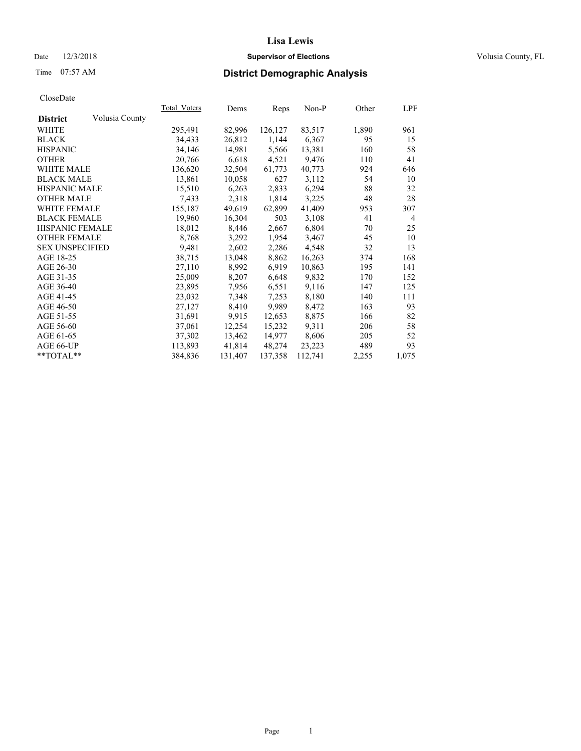# Lisa Lewis

Date 12/3/2018 **Supervisor of Elections** Volusia County, FL

Time 07:57 AM **District Demographic Analysis**

CloseDate

| District | Volusia County | Total_Voters | Dems | Reps | Non-P | Other | LPF |
|---|---|---|---|---|---|---|---|
| WHITE | | 295,491 | 82,996 | 126,127 | 83,517 | 1,890 | 961 |
| BLACK | | 34,433 | 26,812 | 1,144 | 6,367 | 95 | 15 |
| HISPANIC | | 34,146 | 14,981 | 5,566 | 13,381 | 160 | 58 |
| OTHER | | 20,766 | 6,618 | 4,521 | 9,476 | 110 | 41 |
| WHITE MALE | | 136,620 | 32,504 | 61,773 | 40,773 | 924 | 646 |
| BLACK MALE | | 13,861 | 10,058 | 627 | 3,112 | 54 | 10 |
| HISPANIC MALE | | 15,510 | 6,263 | 2,833 | 6,294 | 88 | 32 |
| OTHER MALE | | 7,433 | 2,318 | 1,814 | 3,225 | 48 | 28 |
| WHITE FEMALE | | 155,187 | 49,619 | 62,899 | 41,409 | 953 | 307 |
| BLACK FEMALE | | 19,960 | 16,304 | 503 | 3,108 | 41 | 4 |
| HISPANIC FEMALE | | 18,012 | 8,446 | 2,667 | 6,804 | 70 | 25 |
| OTHER FEMALE | | 8,768 | 3,292 | 1,954 | 3,467 | 45 | 10 |
| SEX UNSPECIFIED | | 9,481 | 2,602 | 2,286 | 4,548 | 32 | 13 |
| AGE 18-25 | | 38,715 | 13,048 | 8,862 | 16,263 | 374 | 168 |
| AGE 26-30 | | 27,110 | 8,992 | 6,919 | 10,863 | 195 | 141 |
| AGE 31-35 | | 25,009 | 8,207 | 6,648 | 9,832 | 170 | 152 |
| AGE 36-40 | | 23,895 | 7,956 | 6,551 | 9,116 | 147 | 125 |
| AGE 41-45 | | 23,032 | 7,348 | 7,253 | 8,180 | 140 | 111 |
| AGE 46-50 | | 27,127 | 8,410 | 9,989 | 8,472 | 163 | 93 |
| AGE 51-55 | | 31,691 | 9,915 | 12,653 | 8,875 | 166 | 82 |
| AGE 56-60 | | 37,061 | 12,254 | 15,232 | 9,311 | 206 | 58 |
| AGE 61-65 | | 37,302 | 13,462 | 14,977 | 8,606 | 205 | 52 |
| AGE 66-UP | | 113,893 | 41,814 | 48,274 | 23,223 | 489 | 93 |
| **TOTAL** | | 384,836 | 131,407 | 137,358 | 112,741 | 2,255 | 1,075 |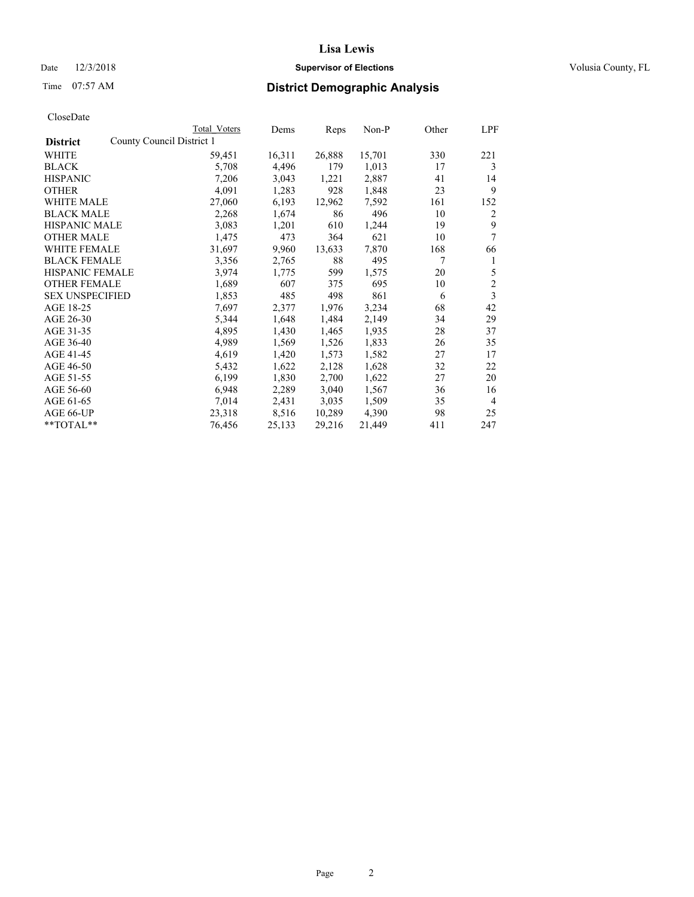# Lisa Lewis

Date 12/3/2018 **Supervisor of Elections** Volusia County, FL

Time 07:57 AM **District Demographic Analysis**

CloseDate

| District | County Council District 1 Total Voters | Dems | Reps | Non-P | Other | LPF |
|---|---|---|---|---|---|---|
| WHITE | 59,451 | 16,311 | 26,888 | 15,701 | 330 | 221 |
| BLACK | 5,708 | 4,496 | 179 | 1,013 | 17 | 3 |
| HISPANIC | 7,206 | 3,043 | 1,221 | 2,887 | 41 | 14 |
| OTHER | 4,091 | 1,283 | 928 | 1,848 | 23 | 9 |
| WHITE MALE | 27,060 | 6,193 | 12,962 | 7,592 | 161 | 152 |
| BLACK MALE | 2,268 | 1,674 | 86 | 496 | 10 | 2 |
| HISPANIC MALE | 3,083 | 1,201 | 610 | 1,244 | 19 | 9 |
| OTHER MALE | 1,475 | 473 | 364 | 621 | 10 | 7 |
| WHITE FEMALE | 31,697 | 9,960 | 13,633 | 7,870 | 168 | 66 |
| BLACK FEMALE | 3,356 | 2,765 | 88 | 495 | 7 | 1 |
| HISPANIC FEMALE | 3,974 | 1,775 | 599 | 1,575 | 20 | 5 |
| OTHER FEMALE | 1,689 | 607 | 375 | 695 | 10 | 2 |
| SEX UNSPECIFIED | 1,853 | 485 | 498 | 861 | 6 | 3 |
| AGE 18-25 | 7,697 | 2,377 | 1,976 | 3,234 | 68 | 42 |
| AGE 26-30 | 5,344 | 1,648 | 1,484 | 2,149 | 34 | 29 |
| AGE 31-35 | 4,895 | 1,430 | 1,465 | 1,935 | 28 | 37 |
| AGE 36-40 | 4,989 | 1,569 | 1,526 | 1,833 | 26 | 35 |
| AGE 41-45 | 4,619 | 1,420 | 1,573 | 1,582 | 27 | 17 |
| AGE 46-50 | 5,432 | 1,622 | 2,128 | 1,628 | 32 | 22 |
| AGE 51-55 | 6,199 | 1,830 | 2,700 | 1,622 | 27 | 20 |
| AGE 56-60 | 6,948 | 2,289 | 3,040 | 1,567 | 36 | 16 |
| AGE 61-65 | 7,014 | 2,431 | 3,035 | 1,509 | 35 | 4 |
| AGE 66-UP | 23,318 | 8,516 | 10,289 | 4,390 | 98 | 25 |
| **TOTAL** | 76,456 | 25,133 | 29,216 | 21,449 | 411 | 247 |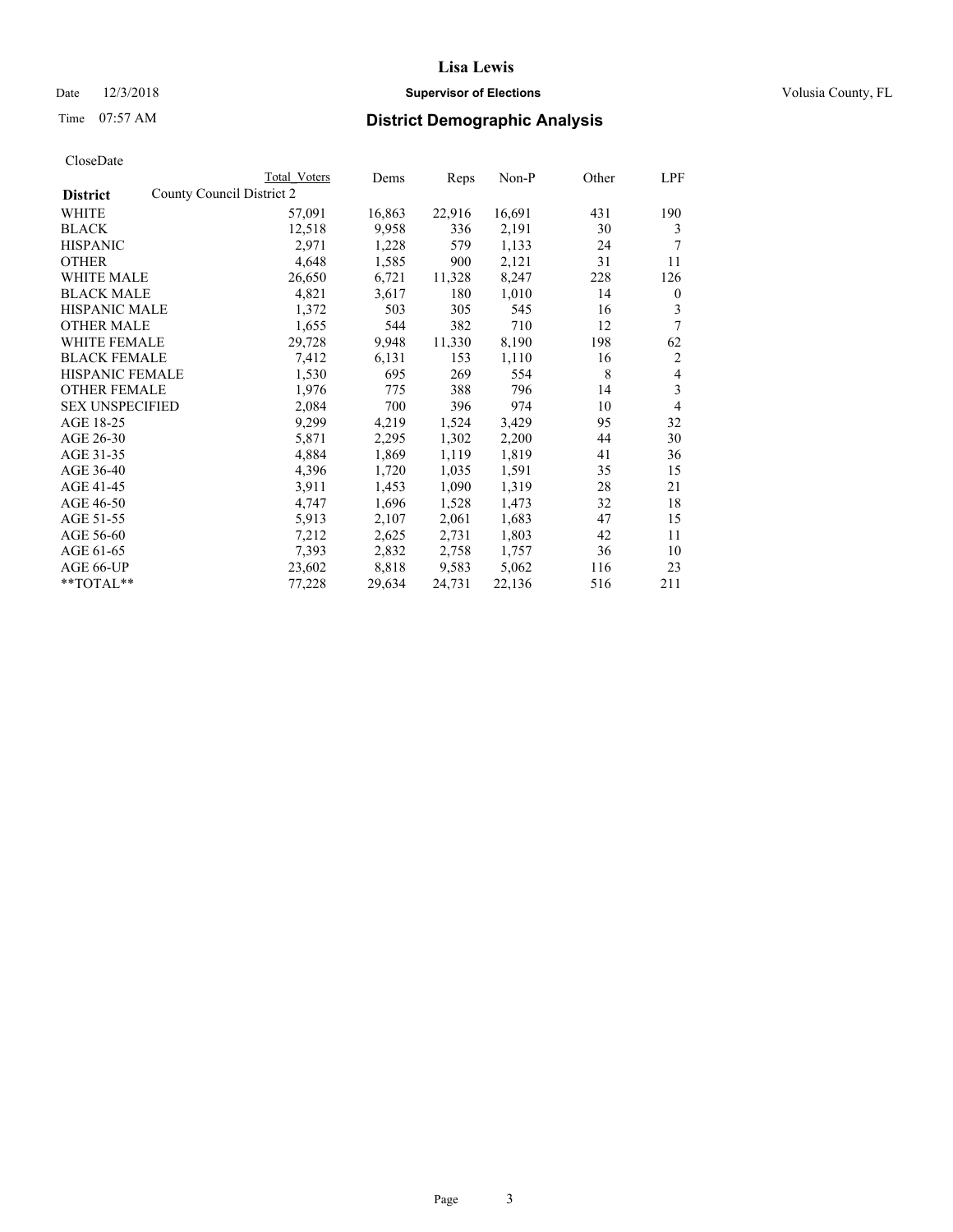# Lisa Lewis

Date 12/3/2018 **Supervisor of Elections** Volusia County, FL

Time 07:57 AM **District Demographic Analysis**

CloseDate

| | Total Voters | Dems | Reps | Non-P | Other | LPF |
|---|---|---|---|---|---|---|
| **District** County Council District 2 | | | | | | |
| WHITE | 57,091 | 16,863 | 22,916 | 16,691 | 431 | 190 |
| BLACK | 12,518 | 9,958 | 336 | 2,191 | 30 | 3 |
| HISPANIC | 2,971 | 1,228 | 579 | 1,133 | 24 | 7 |
| OTHER | 4,648 | 1,585 | 900 | 2,121 | 31 | 11 |
| WHITE MALE | 26,650 | 6,721 | 11,328 | 8,247 | 228 | 126 |
| BLACK MALE | 4,821 | 3,617 | 180 | 1,010 | 14 | 0 |
| HISPANIC MALE | 1,372 | 503 | 305 | 545 | 16 | 3 |
| OTHER MALE | 1,655 | 544 | 382 | 710 | 12 | 7 |
| WHITE FEMALE | 29,728 | 9,948 | 11,330 | 8,190 | 198 | 62 |
| BLACK FEMALE | 7,412 | 6,131 | 153 | 1,110 | 16 | 2 |
| HISPANIC FEMALE | 1,530 | 695 | 269 | 554 | 8 | 4 |
| OTHER FEMALE | 1,976 | 775 | 388 | 796 | 14 | 3 |
| SEX UNSPECIFIED | 2,084 | 700 | 396 | 974 | 10 | 4 |
| AGE 18-25 | 9,299 | 4,219 | 1,524 | 3,429 | 95 | 32 |
| AGE 26-30 | 5,871 | 2,295 | 1,302 | 2,200 | 44 | 30 |
| AGE 31-35 | 4,884 | 1,869 | 1,119 | 1,819 | 41 | 36 |
| AGE 36-40 | 4,396 | 1,720 | 1,035 | 1,591 | 35 | 15 |
| AGE 41-45 | 3,911 | 1,453 | 1,090 | 1,319 | 28 | 21 |
| AGE 46-50 | 4,747 | 1,696 | 1,528 | 1,473 | 32 | 18 |
| AGE 51-55 | 5,913 | 2,107 | 2,061 | 1,683 | 47 | 15 |
| AGE 56-60 | 7,212 | 2,625 | 2,731 | 1,803 | 42 | 11 |
| AGE 61-65 | 7,393 | 2,832 | 2,758 | 1,757 | 36 | 10 |
| AGE 66-UP | 23,602 | 8,818 | 9,583 | 5,062 | 116 | 23 |
| **TOTAL** | 77,228 | 29,634 | 24,731 | 22,136 | 516 | 211 |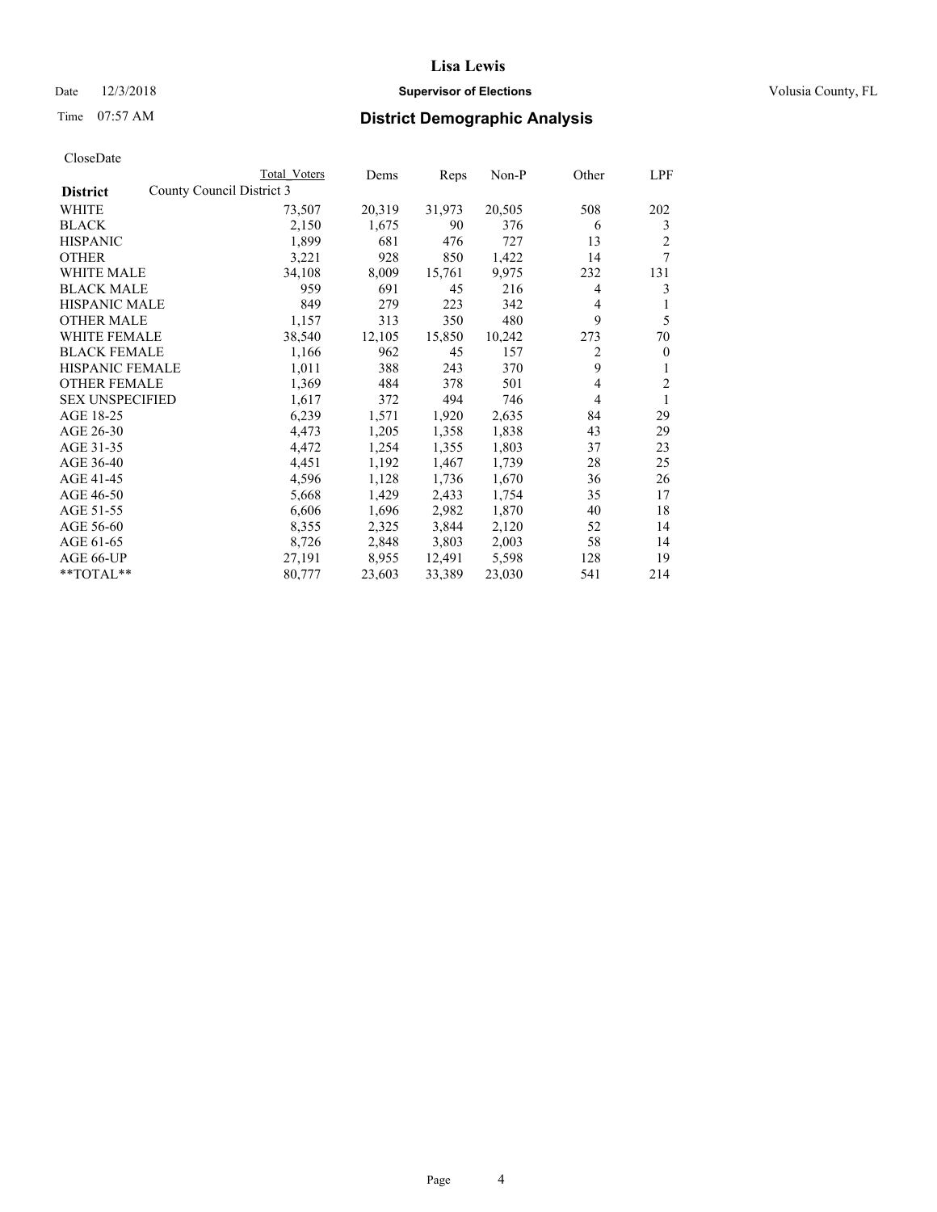# Lisa Lewis

Date 12/3/2018 **Supervisor of Elections** Volusia County, FL

Time 07:57 AM **District Demographic Analysis**

CloseDate

| District | Total Voters | Dems | Reps | Non-P | Other | LPF |
|---|---|---|---|---|---|---|
| County Council District 3 | | | | | | |
| WHITE | 73,507 | 20,319 | 31,973 | 20,505 | 508 | 202 |
| BLACK | 2,150 | 1,675 | 90 | 376 | 6 | 3 |
| HISPANIC | 1,899 | 681 | 476 | 727 | 13 | 2 |
| OTHER | 3,221 | 928 | 850 | 1,422 | 14 | 7 |
| WHITE MALE | 34,108 | 8,009 | 15,761 | 9,975 | 232 | 131 |
| BLACK MALE | 959 | 691 | 45 | 216 | 4 | 3 |
| HISPANIC MALE | 849 | 279 | 223 | 342 | 4 | 1 |
| OTHER MALE | 1,157 | 313 | 350 | 480 | 9 | 5 |
| WHITE FEMALE | 38,540 | 12,105 | 15,850 | 10,242 | 273 | 70 |
| BLACK FEMALE | 1,166 | 962 | 45 | 157 | 2 | 0 |
| HISPANIC FEMALE | 1,011 | 388 | 243 | 370 | 9 | 1 |
| OTHER FEMALE | 1,369 | 484 | 378 | 501 | 4 | 2 |
| SEX UNSPECIFIED | 1,617 | 372 | 494 | 746 | 4 | 1 |
| AGE 18-25 | 6,239 | 1,571 | 1,920 | 2,635 | 84 | 29 |
| AGE 26-30 | 4,473 | 1,205 | 1,358 | 1,838 | 43 | 29 |
| AGE 31-35 | 4,472 | 1,254 | 1,355 | 1,803 | 37 | 23 |
| AGE 36-40 | 4,451 | 1,192 | 1,467 | 1,739 | 28 | 25 |
| AGE 41-45 | 4,596 | 1,128 | 1,736 | 1,670 | 36 | 26 |
| AGE 46-50 | 5,668 | 1,429 | 2,433 | 1,754 | 35 | 17 |
| AGE 51-55 | 6,606 | 1,696 | 2,982 | 1,870 | 40 | 18 |
| AGE 56-60 | 8,355 | 2,325 | 3,844 | 2,120 | 52 | 14 |
| AGE 61-65 | 8,726 | 2,848 | 3,803 | 2,003 | 58 | 14 |
| AGE 66-UP | 27,191 | 8,955 | 12,491 | 5,598 | 128 | 19 |
| **TOTAL** | 80,777 | 23,603 | 33,389 | 23,030 | 541 | 214 |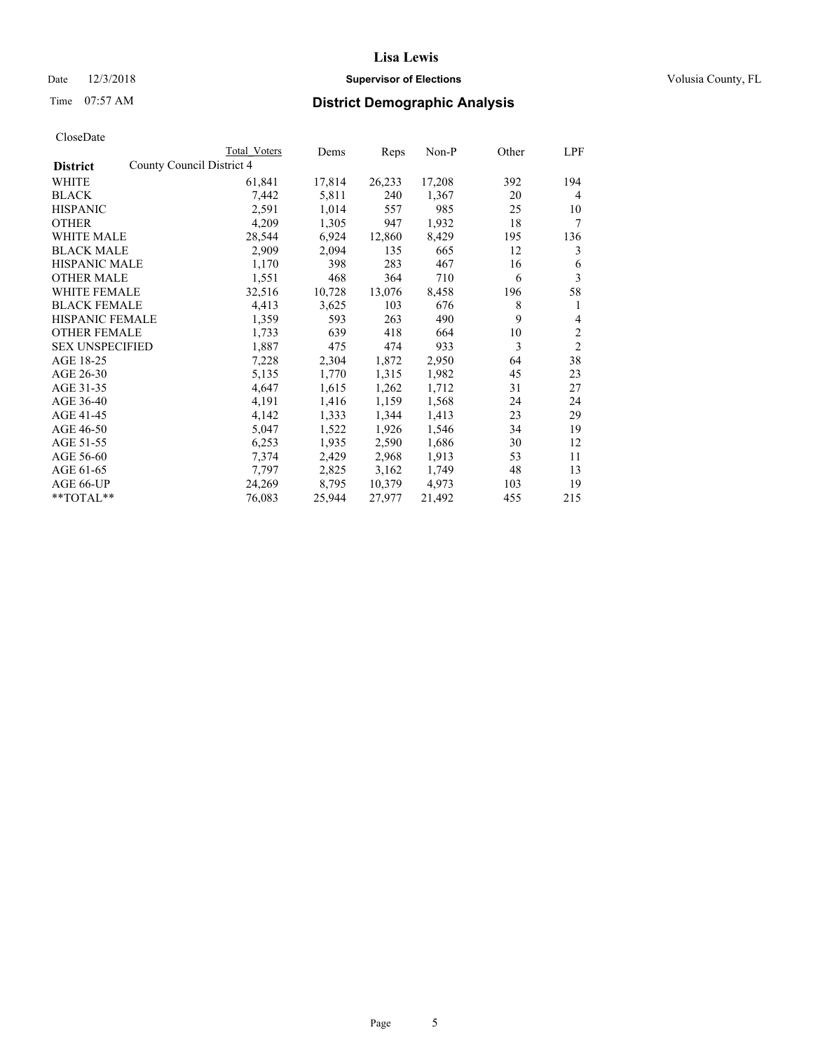**Lisa Lewis**

Date 12/3/2018 **Supervisor of Elections** Volusia County, FL

Time 07:57 AM **District Demographic Analysis**

CloseDate

| District | County Council District 4 | Total Voters | Dems | Reps | Non-P | Other | LPF |
|---|---|---|---|---|---|---|---|
| WHITE | | 61,841 | 17,814 | 26,233 | 17,208 | 392 | 194 |
| BLACK | | 7,442 | 5,811 | 240 | 1,367 | 20 | 4 |
| HISPANIC | | 2,591 | 1,014 | 557 | 985 | 25 | 10 |
| OTHER | | 4,209 | 1,305 | 947 | 1,932 | 18 | 7 |
| WHITE MALE | | 28,544 | 6,924 | 12,860 | 8,429 | 195 | 136 |
| BLACK MALE | | 2,909 | 2,094 | 135 | 665 | 12 | 3 |
| HISPANIC MALE | | 1,170 | 398 | 283 | 467 | 16 | 6 |
| OTHER MALE | | 1,551 | 468 | 364 | 710 | 6 | 3 |
| WHITE FEMALE | | 32,516 | 10,728 | 13,076 | 8,458 | 196 | 58 |
| BLACK FEMALE | | 4,413 | 3,625 | 103 | 676 | 8 | 1 |
| HISPANIC FEMALE | | 1,359 | 593 | 263 | 490 | 9 | 4 |
| OTHER FEMALE | | 1,733 | 639 | 418 | 664 | 10 | 2 |
| SEX UNSPECIFIED | | 1,887 | 475 | 474 | 933 | 3 | 2 |
| AGE 18-25 | | 7,228 | 2,304 | 1,872 | 2,950 | 64 | 38 |
| AGE 26-30 | | 5,135 | 1,770 | 1,315 | 1,982 | 45 | 23 |
| AGE 31-35 | | 4,647 | 1,615 | 1,262 | 1,712 | 31 | 27 |
| AGE 36-40 | | 4,191 | 1,416 | 1,159 | 1,568 | 24 | 24 |
| AGE 41-45 | | 4,142 | 1,333 | 1,344 | 1,413 | 23 | 29 |
| AGE 46-50 | | 5,047 | 1,522 | 1,926 | 1,546 | 34 | 19 |
| AGE 51-55 | | 6,253 | 1,935 | 2,590 | 1,686 | 30 | 12 |
| AGE 56-60 | | 7,374 | 2,429 | 2,968 | 1,913 | 53 | 11 |
| AGE 61-65 | | 7,797 | 2,825 | 3,162 | 1,749 | 48 | 13 |
| AGE 66-UP | | 24,269 | 8,795 | 10,379 | 4,973 | 103 | 19 |
| **TOTAL** | | 76,083 | 25,944 | 27,977 | 21,492 | 455 | 215 |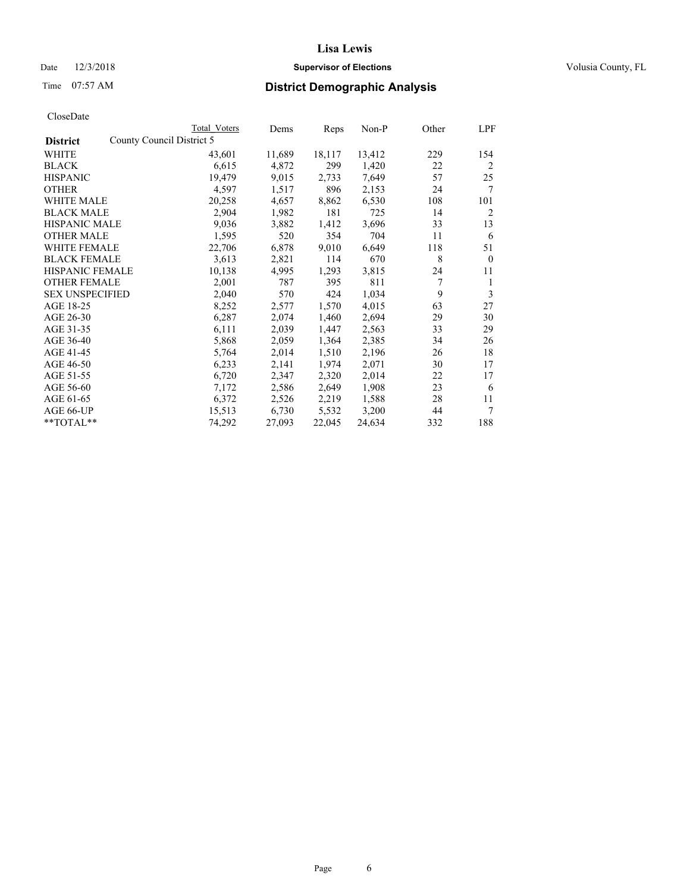# District Demographic Analysis

CloseDate

| District | Total Voters | Dems | Reps | Non-P | Other | LPF |
|---|---|---|---|---|---|---|
| County Council District 5 | | | | | | |
| WHITE | 43,601 | 11,689 | 18,117 | 13,412 | 229 | 154 |
| BLACK | 6,615 | 4,872 | 299 | 1,420 | 22 | 2 |
| HISPANIC | 19,479 | 9,015 | 2,733 | 7,649 | 57 | 25 |
| OTHER | 4,597 | 1,517 | 896 | 2,153 | 24 | 7 |
| WHITE MALE | 20,258 | 4,657 | 8,862 | 6,530 | 108 | 101 |
| BLACK MALE | 2,904 | 1,982 | 181 | 725 | 14 | 2 |
| HISPANIC MALE | 9,036 | 3,882 | 1,412 | 3,696 | 33 | 13 |
| OTHER MALE | 1,595 | 520 | 354 | 704 | 11 | 6 |
| WHITE FEMALE | 22,706 | 6,878 | 9,010 | 6,649 | 118 | 51 |
| BLACK FEMALE | 3,613 | 2,821 | 114 | 670 | 8 | 0 |
| HISPANIC FEMALE | 10,138 | 4,995 | 1,293 | 3,815 | 24 | 11 |
| OTHER FEMALE | 2,001 | 787 | 395 | 811 | 7 | 1 |
| SEX UNSPECIFIED | 2,040 | 570 | 424 | 1,034 | 9 | 3 |
| AGE 18-25 | 8,252 | 2,577 | 1,570 | 4,015 | 63 | 27 |
| AGE 26-30 | 6,287 | 2,074 | 1,460 | 2,694 | 29 | 30 |
| AGE 31-35 | 6,111 | 2,039 | 1,447 | 2,563 | 33 | 29 |
| AGE 36-40 | 5,868 | 2,059 | 1,364 | 2,385 | 34 | 26 |
| AGE 41-45 | 5,764 | 2,014 | 1,510 | 2,196 | 26 | 18 |
| AGE 46-50 | 6,233 | 2,141 | 1,974 | 2,071 | 30 | 17 |
| AGE 51-55 | 6,720 | 2,347 | 2,320 | 2,014 | 22 | 17 |
| AGE 56-60 | 7,172 | 2,586 | 2,649 | 1,908 | 23 | 6 |
| AGE 61-65 | 6,372 | 2,526 | 2,219 | 1,588 | 28 | 11 |
| AGE 66-UP | 15,513 | 6,730 | 5,532 | 3,200 | 44 | 7 |
| **TOTAL** | 74,292 | 27,093 | 22,045 | 24,634 | 332 | 188 |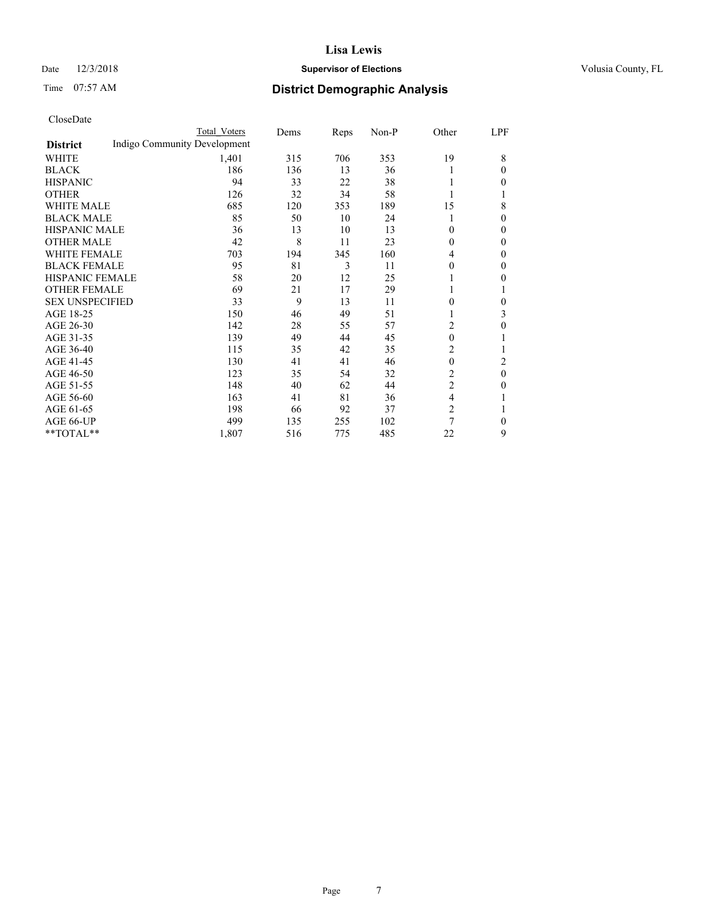CloseDate

| District | Total Voters | Dems | Reps | Non-P | Other | LPF |
|---|---|---|---|---|---|---|
| Indigo Community Development | | | | | | |
| WHITE | 1,401 | 315 | 706 | 353 | 19 | 8 |
| BLACK | 186 | 136 | 13 | 36 | 1 | 0 |
| HISPANIC | 94 | 33 | 22 | 38 | 1 | 0 |
| OTHER | 126 | 32 | 34 | 58 | 1 | 1 |
| WHITE MALE | 685 | 120 | 353 | 189 | 15 | 8 |
| BLACK MALE | 85 | 50 | 10 | 24 | 1 | 0 |
| HISPANIC MALE | 36 | 13 | 10 | 13 | 0 | 0 |
| OTHER MALE | 42 | 8 | 11 | 23 | 0 | 0 |
| WHITE FEMALE | 703 | 194 | 345 | 160 | 4 | 0 |
| BLACK FEMALE | 95 | 81 | 3 | 11 | 0 | 0 |
| HISPANIC FEMALE | 58 | 20 | 12 | 25 | 1 | 0 |
| OTHER FEMALE | 69 | 21 | 17 | 29 | 1 | 1 |
| SEX UNSPECIFIED | 33 | 9 | 13 | 11 | 0 | 0 |
| AGE 18-25 | 150 | 46 | 49 | 51 | 1 | 3 |
| AGE 26-30 | 142 | 28 | 55 | 57 | 2 | 0 |
| AGE 31-35 | 139 | 49 | 44 | 45 | 0 | 1 |
| AGE 36-40 | 115 | 35 | 42 | 35 | 2 | 1 |
| AGE 41-45 | 130 | 41 | 41 | 46 | 0 | 2 |
| AGE 46-50 | 123 | 35 | 54 | 32 | 2 | 0 |
| AGE 51-55 | 148 | 40 | 62 | 44 | 2 | 0 |
| AGE 56-60 | 163 | 41 | 81 | 36 | 4 | 1 |
| AGE 61-65 | 198 | 66 | 92 | 37 | 2 | 1 |
| AGE 66-UP | 499 | 135 | 255 | 102 | 7 | 0 |
| **TOTAL** | 1,807 | 516 | 775 | 485 | 22 | 9 |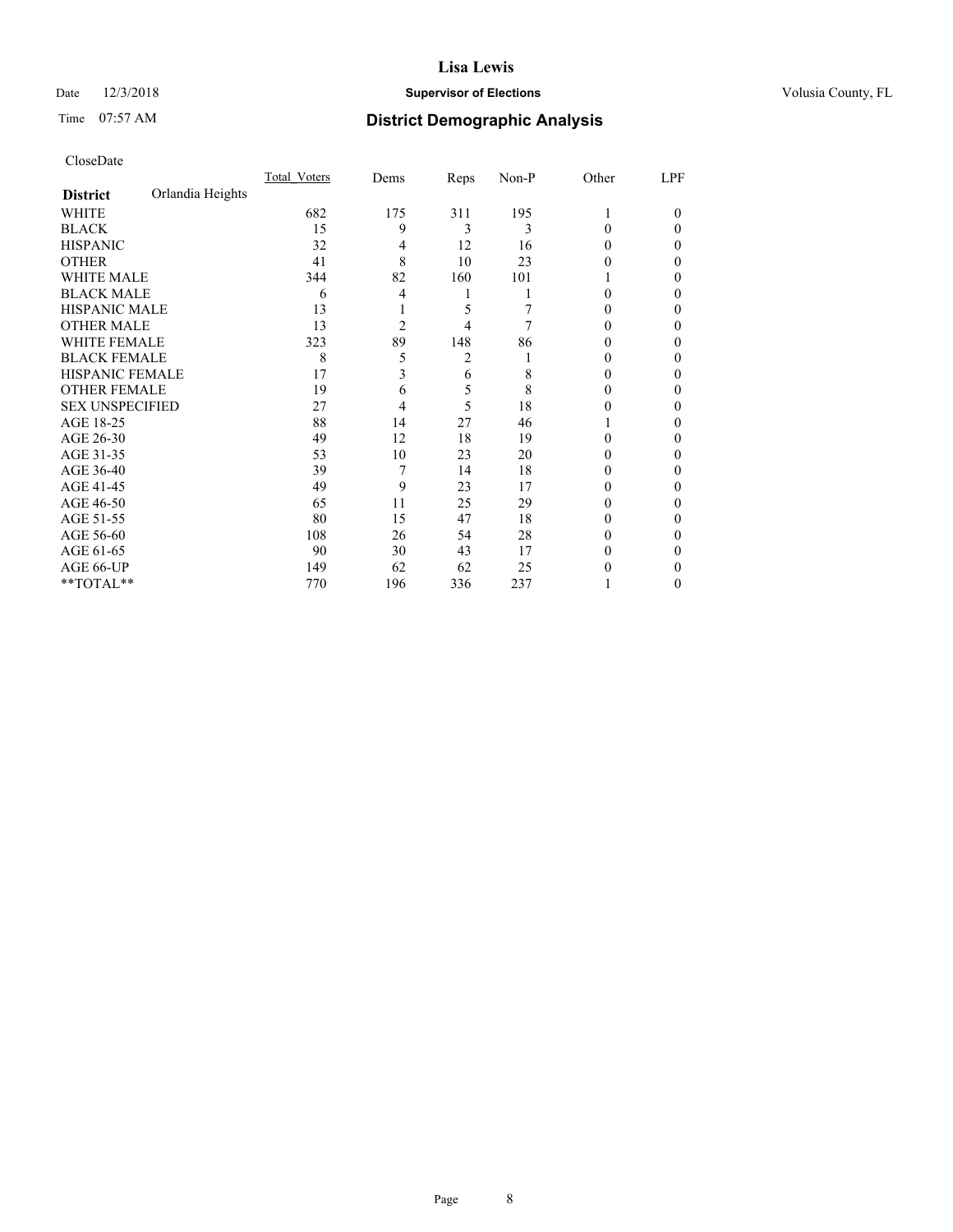# Lisa Lewis

Date 12/3/2018 **Supervisor of Elections** Volusia County, FL

Time 07:57 AM **District Demographic Analysis**

CloseDate

| District | Orlandia Heights | Total_Voters | Dems | Reps | Non-P | Other | LPF |
|---|---|---|---|---|---|---|---|
| WHITE | | 682 | 175 | 311 | 195 | 1 | 0 |
| BLACK | | 15 | 9 | 3 | 3 | 0 | 0 |
| HISPANIC | | 32 | 4 | 12 | 16 | 0 | 0 |
| OTHER | | 41 | 8 | 10 | 23 | 0 | 0 |
| WHITE MALE | | 344 | 82 | 160 | 101 | 1 | 0 |
| BLACK MALE | | 6 | 4 | 1 | 1 | 0 | 0 |
| HISPANIC MALE | | 13 | 1 | 5 | 7 | 0 | 0 |
| OTHER MALE | | 13 | 2 | 4 | 7 | 0 | 0 |
| WHITE FEMALE | | 323 | 89 | 148 | 86 | 0 | 0 |
| BLACK FEMALE | | 8 | 5 | 2 | 1 | 0 | 0 |
| HISPANIC FEMALE | | 17 | 3 | 6 | 8 | 0 | 0 |
| OTHER FEMALE | | 19 | 6 | 5 | 8 | 0 | 0 |
| SEX UNSPECIFIED | | 27 | 4 | 5 | 18 | 0 | 0 |
| AGE 18-25 | | 88 | 14 | 27 | 46 | 1 | 0 |
| AGE 26-30 | | 49 | 12 | 18 | 19 | 0 | 0 |
| AGE 31-35 | | 53 | 10 | 23 | 20 | 0 | 0 |
| AGE 36-40 | | 39 | 7 | 14 | 18 | 0 | 0 |
| AGE 41-45 | | 49 | 9 | 23 | 17 | 0 | 0 |
| AGE 46-50 | | 65 | 11 | 25 | 29 | 0 | 0 |
| AGE 51-55 | | 80 | 15 | 47 | 18 | 0 | 0 |
| AGE 56-60 | | 108 | 26 | 54 | 28 | 0 | 0 |
| AGE 61-65 | | 90 | 30 | 43 | 17 | 0 | 0 |
| AGE 66-UP | | 149 | 62 | 62 | 25 | 0 | 0 |
| **TOTAL** | | 770 | 196 | 336 | 237 | 1 | 0 |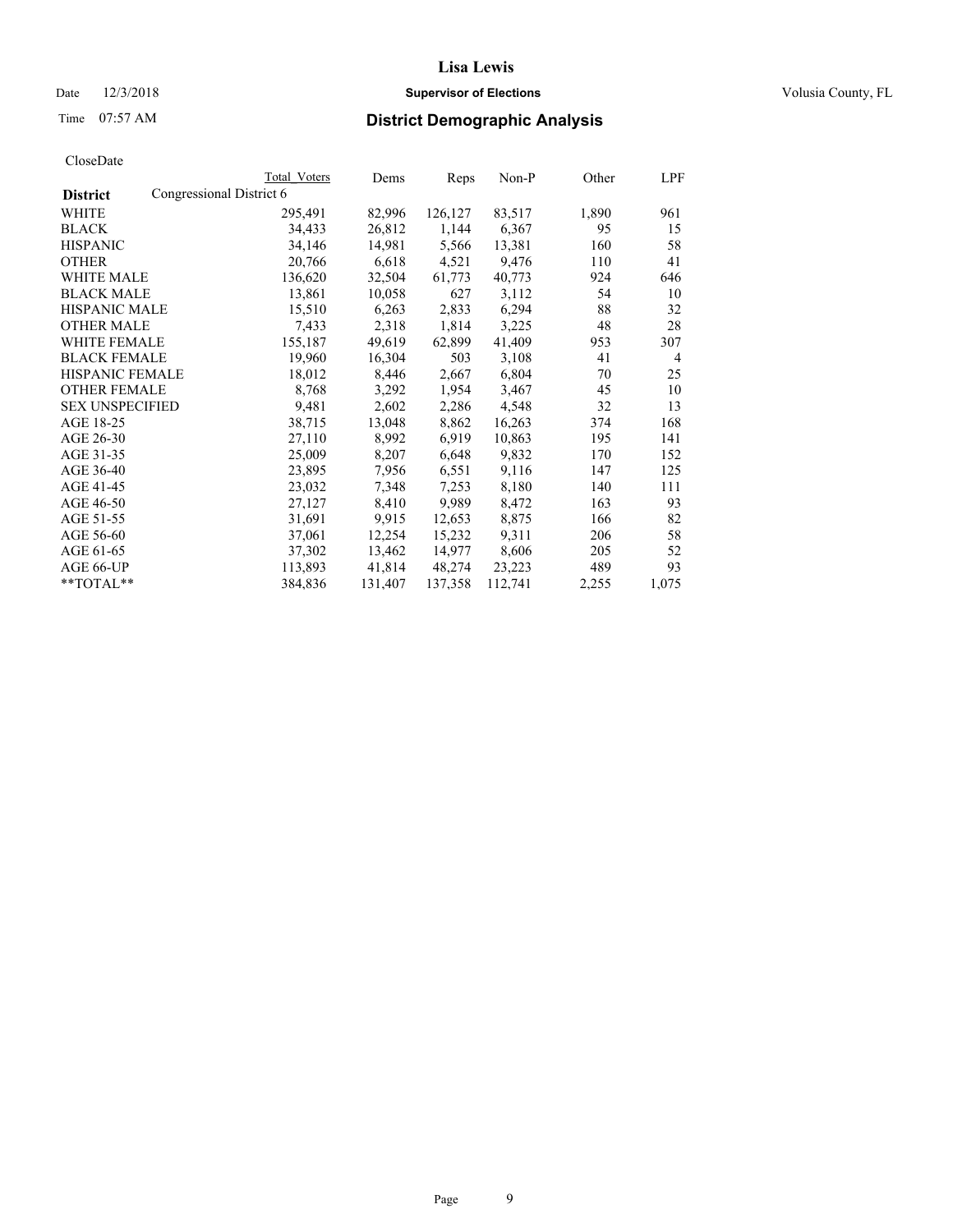# Lisa Lewis

Date 12/3/2018 **Supervisor of Elections** Volusia County, FL

Time 07:57 AM **District Demographic Analysis**

CloseDate

| District | Total Voters | Dems | Reps | Non-P | Other | LPF |
|---|---|---|---|---|---|---|
| Congressional District 6 | | | | | | |
| WHITE | 295,491 | 82,996 | 126,127 | 83,517 | 1,890 | 961 |
| BLACK | 34,433 | 26,812 | 1,144 | 6,367 | 95 | 15 |
| HISPANIC | 34,146 | 14,981 | 5,566 | 13,381 | 160 | 58 |
| OTHER | 20,766 | 6,618 | 4,521 | 9,476 | 110 | 41 |
| WHITE MALE | 136,620 | 32,504 | 61,773 | 40,773 | 924 | 646 |
| BLACK MALE | 13,861 | 10,058 | 627 | 3,112 | 54 | 10 |
| HISPANIC MALE | 15,510 | 6,263 | 2,833 | 6,294 | 88 | 32 |
| OTHER MALE | 7,433 | 2,318 | 1,814 | 3,225 | 48 | 28 |
| WHITE FEMALE | 155,187 | 49,619 | 62,899 | 41,409 | 953 | 307 |
| BLACK FEMALE | 19,960 | 16,304 | 503 | 3,108 | 41 | 4 |
| HISPANIC FEMALE | 18,012 | 8,446 | 2,667 | 6,804 | 70 | 25 |
| OTHER FEMALE | 8,768 | 3,292 | 1,954 | 3,467 | 45 | 10 |
| SEX UNSPECIFIED | 9,481 | 2,602 | 2,286 | 4,548 | 32 | 13 |
| AGE 18-25 | 38,715 | 13,048 | 8,862 | 16,263 | 374 | 168 |
| AGE 26-30 | 27,110 | 8,992 | 6,919 | 10,863 | 195 | 141 |
| AGE 31-35 | 25,009 | 8,207 | 6,648 | 9,832 | 170 | 152 |
| AGE 36-40 | 23,895 | 7,956 | 6,551 | 9,116 | 147 | 125 |
| AGE 41-45 | 23,032 | 7,348 | 7,253 | 8,180 | 140 | 111 |
| AGE 46-50 | 27,127 | 8,410 | 9,989 | 8,472 | 163 | 93 |
| AGE 51-55 | 31,691 | 9,915 | 12,653 | 8,875 | 166 | 82 |
| AGE 56-60 | 37,061 | 12,254 | 15,232 | 9,311 | 206 | 58 |
| AGE 61-65 | 37,302 | 13,462 | 14,977 | 8,606 | 205 | 52 |
| AGE 66-UP | 113,893 | 41,814 | 48,274 | 23,223 | 489 | 93 |
| **TOTAL** | 384,836 | 131,407 | 137,358 | 112,741 | 2,255 | 1,075 |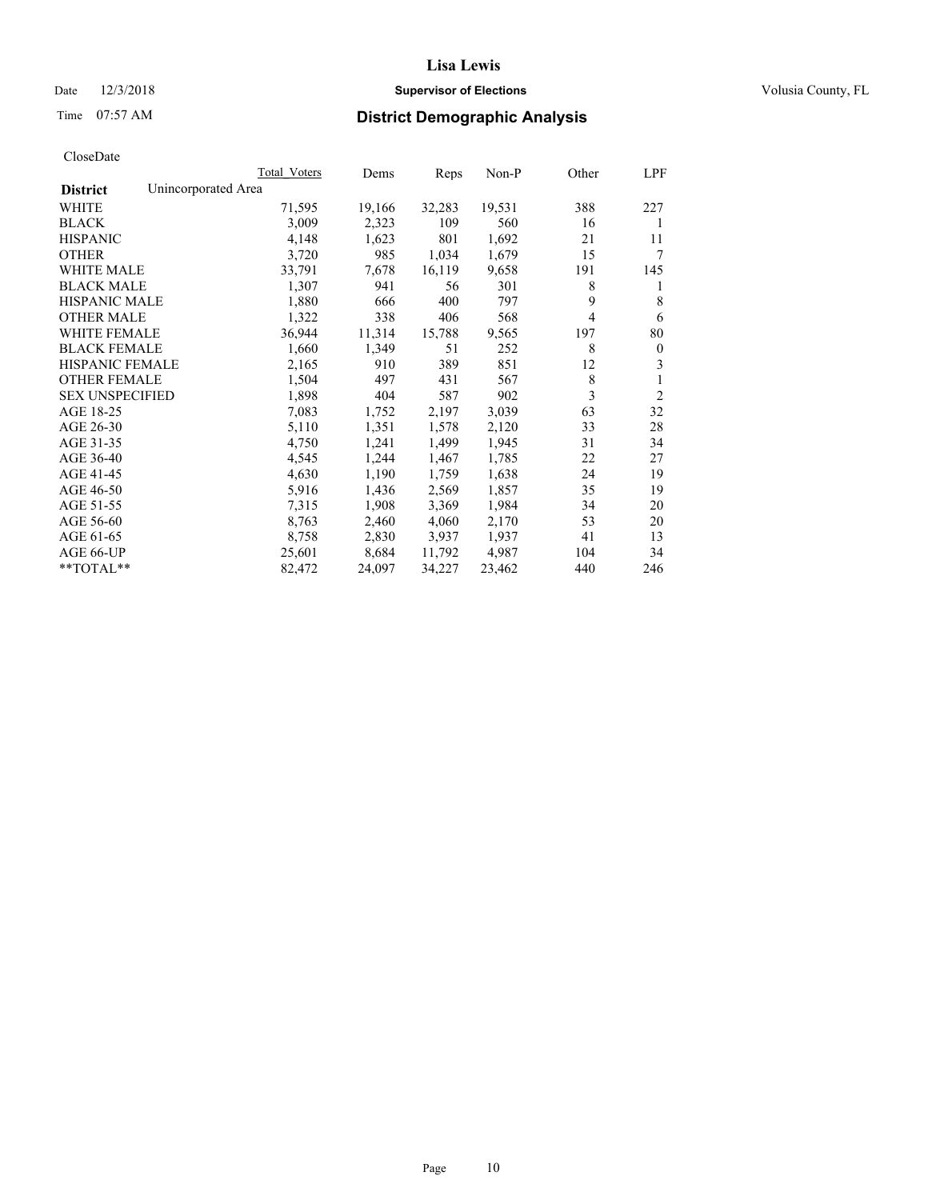# District Demographic Analysis

Lisa Lewis
Supervisor of Elections
Volusia County, FL

Date 12/3/2018
Time 07:57 AM

CloseDate

| District: Unincorporated Area | Total Voters | Dems | Reps | Non-P | Other | LPF |
|---|---|---|---|---|---|---|
| WHITE | 71,595 | 19,166 | 32,283 | 19,531 | 388 | 227 |
| BLACK | 3,009 | 2,323 | 109 | 560 | 16 | 1 |
| HISPANIC | 4,148 | 1,623 | 801 | 1,692 | 21 | 11 |
| OTHER | 3,720 | 985 | 1,034 | 1,679 | 15 | 7 |
| WHITE MALE | 33,791 | 7,678 | 16,119 | 9,658 | 191 | 145 |
| BLACK MALE | 1,307 | 941 | 56 | 301 | 8 | 1 |
| HISPANIC MALE | 1,880 | 666 | 400 | 797 | 9 | 8 |
| OTHER MALE | 1,322 | 338 | 406 | 568 | 4 | 6 |
| WHITE FEMALE | 36,944 | 11,314 | 15,788 | 9,565 | 197 | 80 |
| BLACK FEMALE | 1,660 | 1,349 | 51 | 252 | 8 | 0 |
| HISPANIC FEMALE | 2,165 | 910 | 389 | 851 | 12 | 3 |
| OTHER FEMALE | 1,504 | 497 | 431 | 567 | 8 | 1 |
| SEX UNSPECIFIED | 1,898 | 404 | 587 | 902 | 3 | 2 |
| AGE 18-25 | 7,083 | 1,752 | 2,197 | 3,039 | 63 | 32 |
| AGE 26-30 | 5,110 | 1,351 | 1,578 | 2,120 | 33 | 28 |
| AGE 31-35 | 4,750 | 1,241 | 1,499 | 1,945 | 31 | 34 |
| AGE 36-40 | 4,545 | 1,244 | 1,467 | 1,785 | 22 | 27 |
| AGE 41-45 | 4,630 | 1,190 | 1,759 | 1,638 | 24 | 19 |
| AGE 46-50 | 5,916 | 1,436 | 2,569 | 1,857 | 35 | 19 |
| AGE 51-55 | 7,315 | 1,908 | 3,369 | 1,984 | 34 | 20 |
| AGE 56-60 | 8,763 | 2,460 | 4,060 | 2,170 | 53 | 20 |
| AGE 61-65 | 8,758 | 2,830 | 3,937 | 1,937 | 41 | 13 |
| AGE 66-UP | 25,601 | 8,684 | 11,792 | 4,987 | 104 | 34 |
| **TOTAL** | 82,472 | 24,097 | 34,227 | 23,462 | 440 | 246 |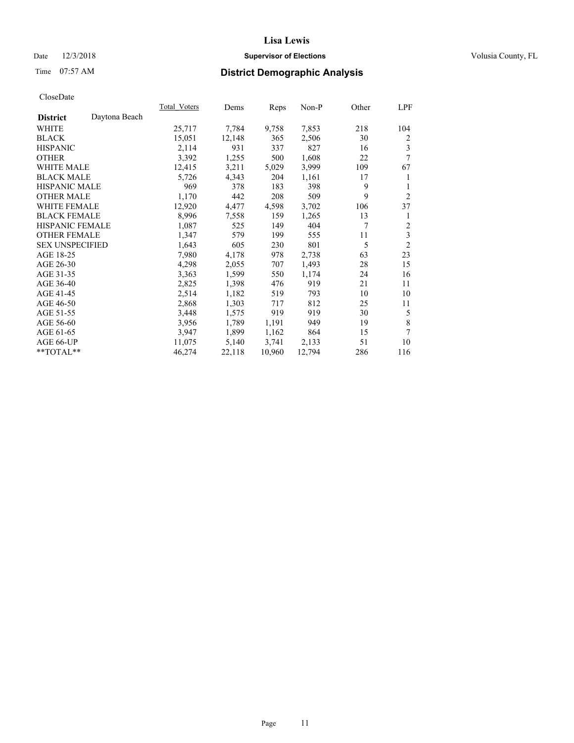# Lisa Lewis

Date 12/3/2018 **Supervisor of Elections** Volusia County, FL

Time 07:57 AM **District Demographic Analysis**

CloseDate

| **District** Daytona Beach | Total_Voters | Dems | Reps | Non-P | Other | LPF |
|---|---|---|---|---|---|---|
| WHITE | 25,717 | 7,784 | 9,758 | 7,853 | 218 | 104 |
| BLACK | 15,051 | 12,148 | 365 | 2,506 | 30 | 2 |
| HISPANIC | 2,114 | 931 | 337 | 827 | 16 | 3 |
| OTHER | 3,392 | 1,255 | 500 | 1,608 | 22 | 7 |
| WHITE MALE | 12,415 | 3,211 | 5,029 | 3,999 | 109 | 67 |
| BLACK MALE | 5,726 | 4,343 | 204 | 1,161 | 17 | 1 |
| HISPANIC MALE | 969 | 378 | 183 | 398 | 9 | 1 |
| OTHER MALE | 1,170 | 442 | 208 | 509 | 9 | 2 |
| WHITE FEMALE | 12,920 | 4,477 | 4,598 | 3,702 | 106 | 37 |
| BLACK FEMALE | 8,996 | 7,558 | 159 | 1,265 | 13 | 1 |
| HISPANIC FEMALE | 1,087 | 525 | 149 | 404 | 7 | 2 |
| OTHER FEMALE | 1,347 | 579 | 199 | 555 | 11 | 3 |
| SEX UNSPECIFIED | 1,643 | 605 | 230 | 801 | 5 | 2 |
| AGE 18-25 | 7,980 | 4,178 | 978 | 2,738 | 63 | 23 |
| AGE 26-30 | 4,298 | 2,055 | 707 | 1,493 | 28 | 15 |
| AGE 31-35 | 3,363 | 1,599 | 550 | 1,174 | 24 | 16 |
| AGE 36-40 | 2,825 | 1,398 | 476 | 919 | 21 | 11 |
| AGE 41-45 | 2,514 | 1,182 | 519 | 793 | 10 | 10 |
| AGE 46-50 | 2,868 | 1,303 | 717 | 812 | 25 | 11 |
| AGE 51-55 | 3,448 | 1,575 | 919 | 919 | 30 | 5 |
| AGE 56-60 | 3,956 | 1,789 | 1,191 | 949 | 19 | 8 |
| AGE 61-65 | 3,947 | 1,899 | 1,162 | 864 | 15 | 7 |
| AGE 66-UP | 11,075 | 5,140 | 3,741 | 2,133 | 51 | 10 |
| **TOTAL** | 46,274 | 22,118 | 10,960 | 12,794 | 286 | 116 |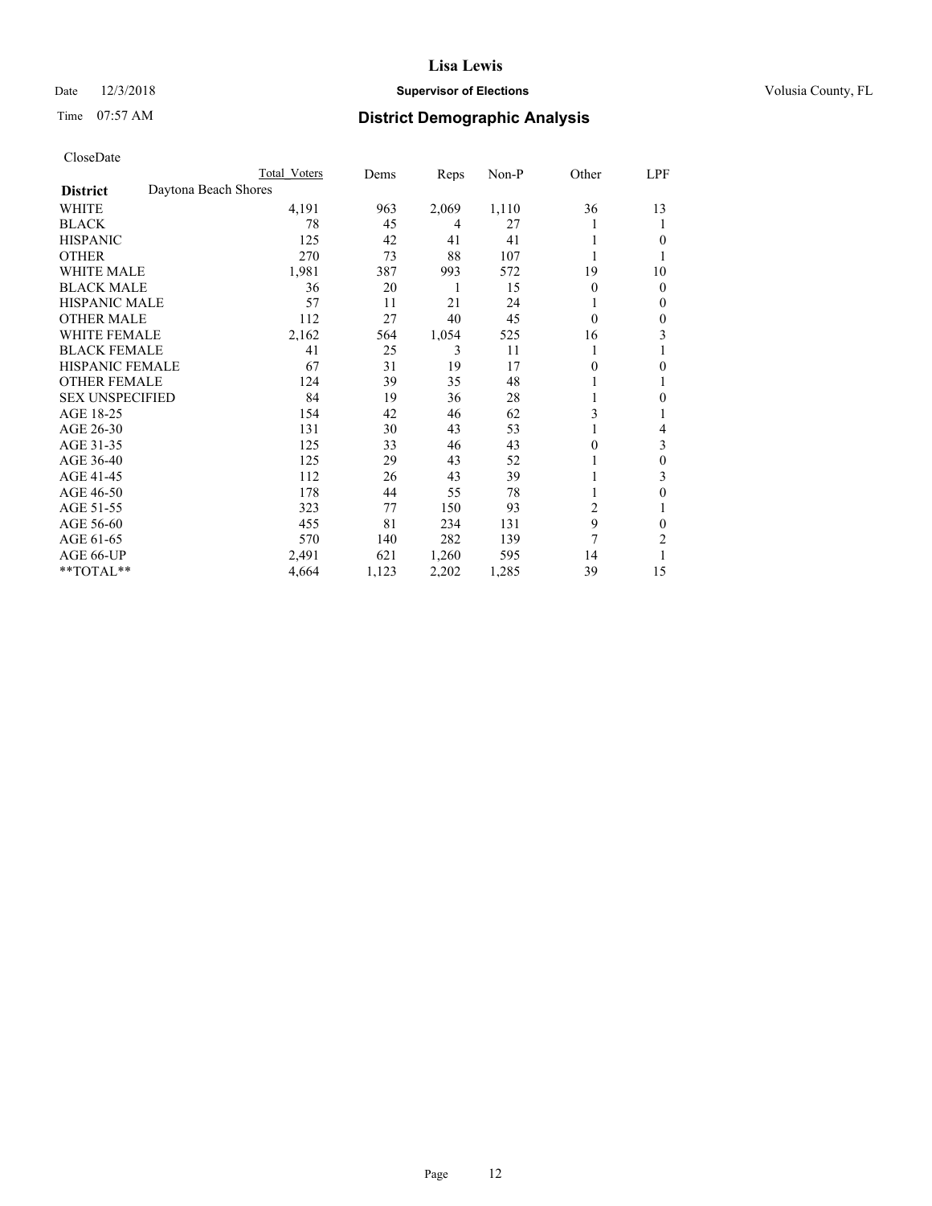**Lisa Lewis**

Date 12/3/2018 **Supervisor of Elections** Volusia County, FL

Time 07:57 AM **District Demographic Analysis**

CloseDate

| | Total Voters | Dems | Reps | Non-P | Other | LPF |
|---|---|---|---|---|---|---|
| **District** Daytona Beach Shores | | | | | | |
| WHITE | 4,191 | 963 | 2,069 | 1,110 | 36 | 13 |
| BLACK | 78 | 45 | 4 | 27 | 1 | 1 |
| HISPANIC | 125 | 42 | 41 | 41 | 1 | 0 |
| OTHER | 270 | 73 | 88 | 107 | 1 | 1 |
| WHITE MALE | 1,981 | 387 | 993 | 572 | 19 | 10 |
| BLACK MALE | 36 | 20 | 1 | 15 | 0 | 0 |
| HISPANIC MALE | 57 | 11 | 21 | 24 | 1 | 0 |
| OTHER MALE | 112 | 27 | 40 | 45 | 0 | 0 |
| WHITE FEMALE | 2,162 | 564 | 1,054 | 525 | 16 | 3 |
| BLACK FEMALE | 41 | 25 | 3 | 11 | 1 | 1 |
| HISPANIC FEMALE | 67 | 31 | 19 | 17 | 0 | 0 |
| OTHER FEMALE | 124 | 39 | 35 | 48 | 1 | 1 |
| SEX UNSPECIFIED | 84 | 19 | 36 | 28 | 1 | 0 |
| AGE 18-25 | 154 | 42 | 46 | 62 | 3 | 1 |
| AGE 26-30 | 131 | 30 | 43 | 53 | 1 | 4 |
| AGE 31-35 | 125 | 33 | 46 | 43 | 0 | 3 |
| AGE 36-40 | 125 | 29 | 43 | 52 | 1 | 0 |
| AGE 41-45 | 112 | 26 | 43 | 39 | 1 | 3 |
| AGE 46-50 | 178 | 44 | 55 | 78 | 1 | 0 |
| AGE 51-55 | 323 | 77 | 150 | 93 | 2 | 1 |
| AGE 56-60 | 455 | 81 | 234 | 131 | 9 | 0 |
| AGE 61-65 | 570 | 140 | 282 | 139 | 7 | 2 |
| AGE 66-UP | 2,491 | 621 | 1,260 | 595 | 14 | 1 |
| **TOTAL** | 4,664 | 1,123 | 2,202 | 1,285 | 39 | 15 |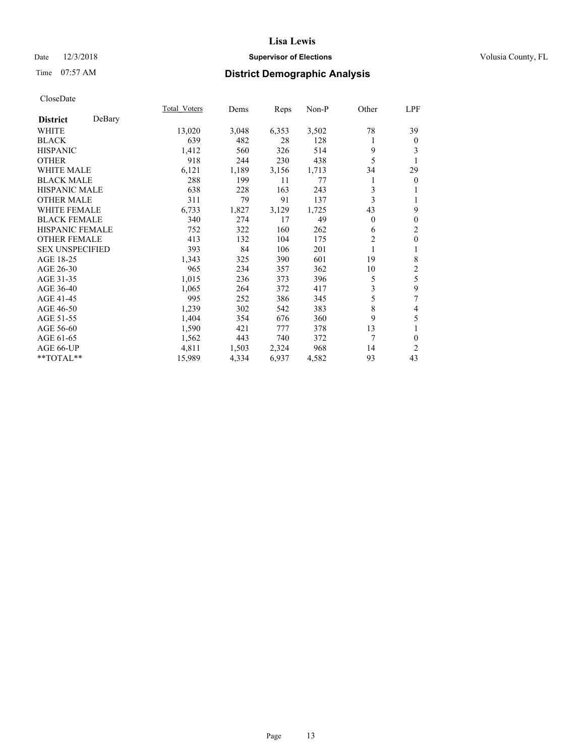**Lisa Lewis**

Date 12/3/2018 **Supervisor of Elections** Volusia County, FL

Time 07:57 AM **District Demographic Analysis**

CloseDate

| **District** DeBary | Total_Voters | Dems | Reps | Non-P | Other | LPF |
|---|---|---|---|---|---|---|
| WHITE | 13,020 | 3,048 | 6,353 | 3,502 | 78 | 39 |
| BLACK | 639 | 482 | 28 | 128 | 1 | 0 |
| HISPANIC | 1,412 | 560 | 326 | 514 | 9 | 3 |
| OTHER | 918 | 244 | 230 | 438 | 5 | 1 |
| WHITE MALE | 6,121 | 1,189 | 3,156 | 1,713 | 34 | 29 |
| BLACK MALE | 288 | 199 | 11 | 77 | 1 | 0 |
| HISPANIC MALE | 638 | 228 | 163 | 243 | 3 | 1 |
| OTHER MALE | 311 | 79 | 91 | 137 | 3 | 1 |
| WHITE FEMALE | 6,733 | 1,827 | 3,129 | 1,725 | 43 | 9 |
| BLACK FEMALE | 340 | 274 | 17 | 49 | 0 | 0 |
| HISPANIC FEMALE | 752 | 322 | 160 | 262 | 6 | 2 |
| OTHER FEMALE | 413 | 132 | 104 | 175 | 2 | 0 |
| SEX UNSPECIFIED | 393 | 84 | 106 | 201 | 1 | 1 |
| AGE 18-25 | 1,343 | 325 | 390 | 601 | 19 | 8 |
| AGE 26-30 | 965 | 234 | 357 | 362 | 10 | 2 |
| AGE 31-35 | 1,015 | 236 | 373 | 396 | 5 | 5 |
| AGE 36-40 | 1,065 | 264 | 372 | 417 | 3 | 9 |
| AGE 41-45 | 995 | 252 | 386 | 345 | 5 | 7 |
| AGE 46-50 | 1,239 | 302 | 542 | 383 | 8 | 4 |
| AGE 51-55 | 1,404 | 354 | 676 | 360 | 9 | 5 |
| AGE 56-60 | 1,590 | 421 | 777 | 378 | 13 | 1 |
| AGE 61-65 | 1,562 | 443 | 740 | 372 | 7 | 0 |
| AGE 66-UP | 4,811 | 1,503 | 2,324 | 968 | 14 | 2 |
| **TOTAL** | 15,989 | 4,334 | 6,937 | 4,582 | 93 | 43 |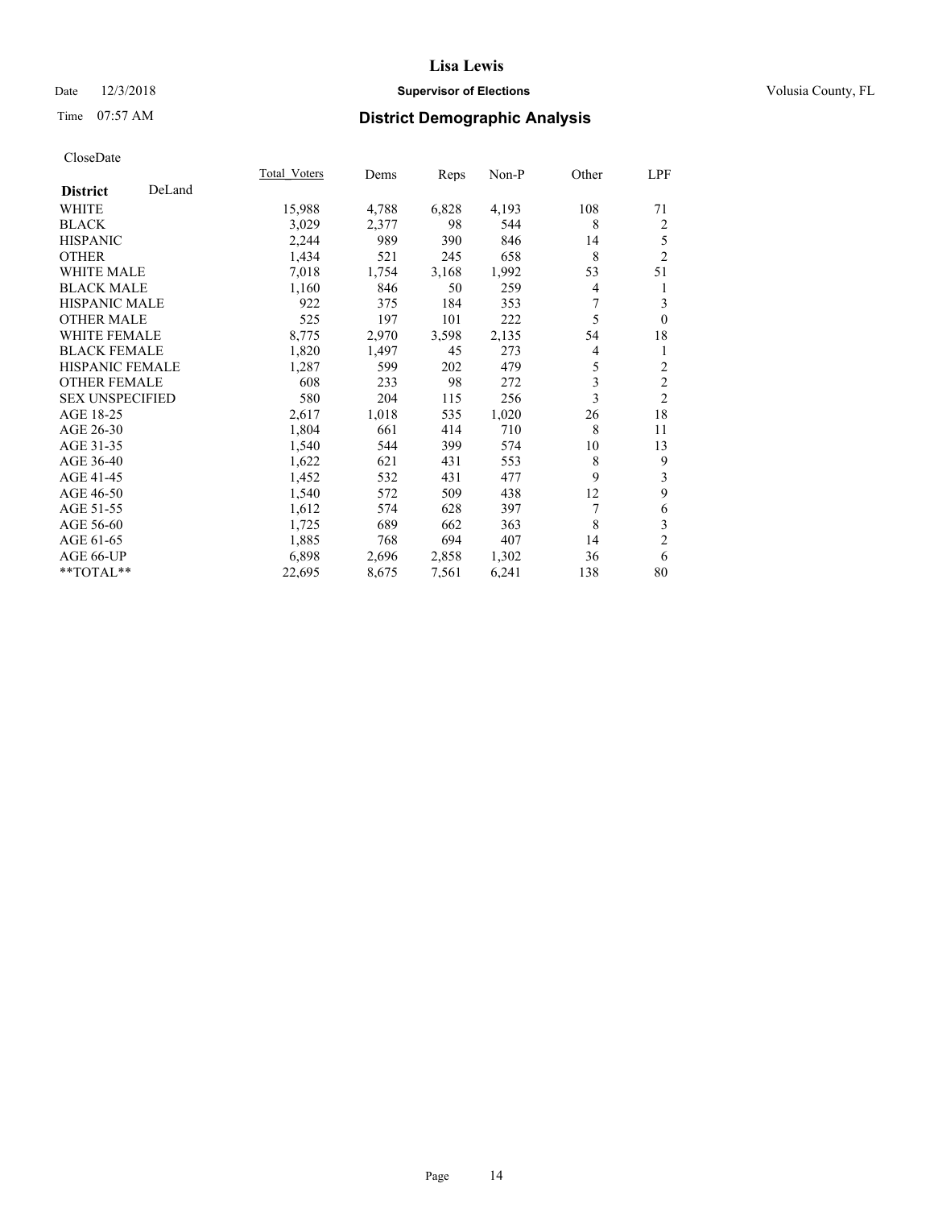**Lisa Lewis**

Date 12/3/2018 **Supervisor of Elections** Volusia County, FL

Time 07:57 AM **District Demographic Analysis**

CloseDate

| **District** DeLand | Total_Voters | Dems | Reps | Non-P | Other | LPF |
|---|---|---|---|---|---|---|
| WHITE | 15,988 | 4,788 | 6,828 | 4,193 | 108 | 71 |
| BLACK | 3,029 | 2,377 | 98 | 544 | 8 | 2 |
| HISPANIC | 2,244 | 989 | 390 | 846 | 14 | 5 |
| OTHER | 1,434 | 521 | 245 | 658 | 8 | 2 |
| WHITE MALE | 7,018 | 1,754 | 3,168 | 1,992 | 53 | 51 |
| BLACK MALE | 1,160 | 846 | 50 | 259 | 4 | 1 |
| HISPANIC MALE | 922 | 375 | 184 | 353 | 7 | 3 |
| OTHER MALE | 525 | 197 | 101 | 222 | 5 | 0 |
| WHITE FEMALE | 8,775 | 2,970 | 3,598 | 2,135 | 54 | 18 |
| BLACK FEMALE | 1,820 | 1,497 | 45 | 273 | 4 | 1 |
| HISPANIC FEMALE | 1,287 | 599 | 202 | 479 | 5 | 2 |
| OTHER FEMALE | 608 | 233 | 98 | 272 | 3 | 2 |
| SEX UNSPECIFIED | 580 | 204 | 115 | 256 | 3 | 2 |
| AGE 18-25 | 2,617 | 1,018 | 535 | 1,020 | 26 | 18 |
| AGE 26-30 | 1,804 | 661 | 414 | 710 | 8 | 11 |
| AGE 31-35 | 1,540 | 544 | 399 | 574 | 10 | 13 |
| AGE 36-40 | 1,622 | 621 | 431 | 553 | 8 | 9 |
| AGE 41-45 | 1,452 | 532 | 431 | 477 | 9 | 3 |
| AGE 46-50 | 1,540 | 572 | 509 | 438 | 12 | 9 |
| AGE 51-55 | 1,612 | 574 | 628 | 397 | 7 | 6 |
| AGE 56-60 | 1,725 | 689 | 662 | 363 | 8 | 3 |
| AGE 61-65 | 1,885 | 768 | 694 | 407 | 14 | 2 |
| AGE 66-UP | 6,898 | 2,696 | 2,858 | 1,302 | 36 | 6 |
| **TOTAL** | 22,695 | 8,675 | 7,561 | 6,241 | 138 | 80 |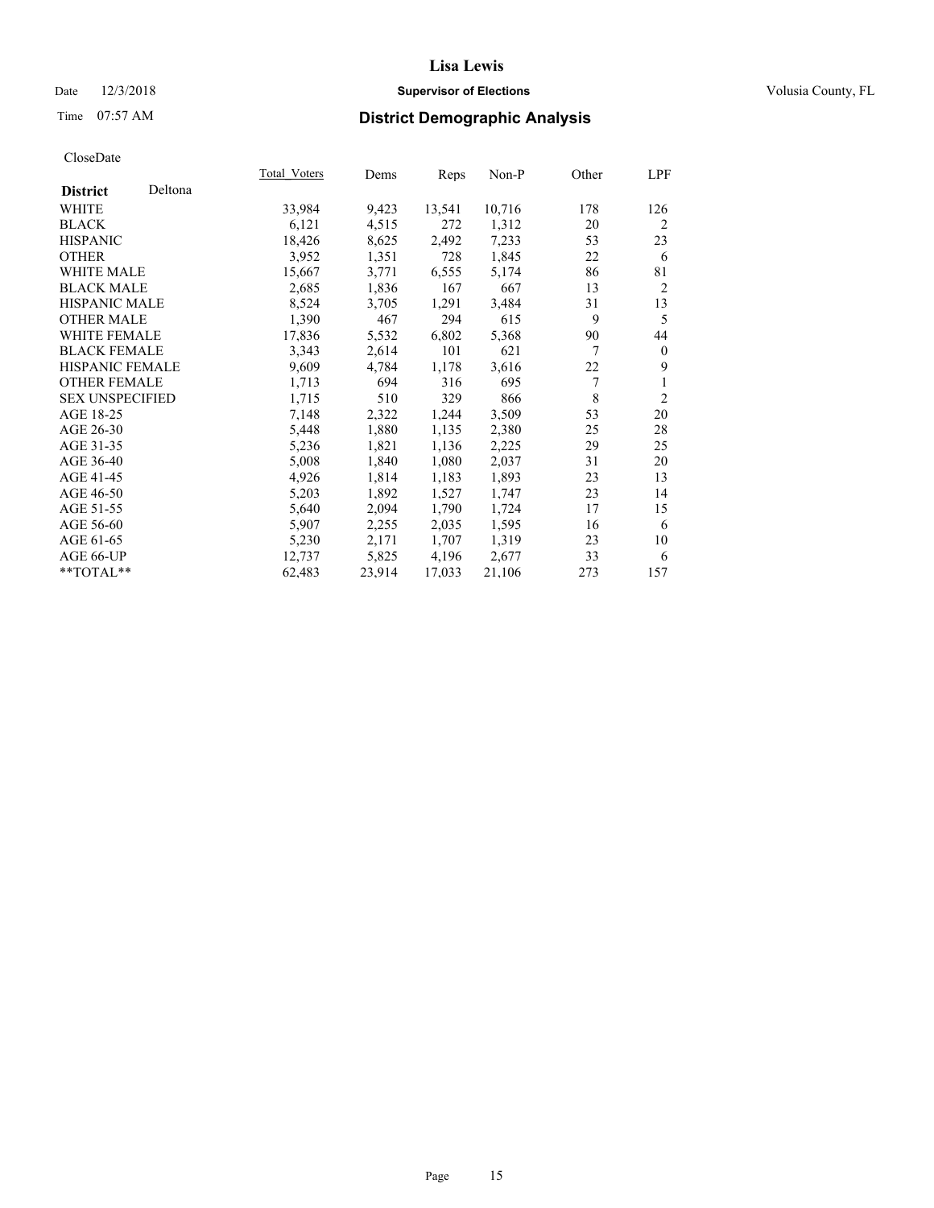# Lisa Lewis

Date 12/3/2018

**Supervisor of Elections**

Volusia County, FL

Time 07:57 AM

## District Demographic Analysis

CloseDate

| **District** Deltona | Total_Voters | Dems | Reps | Non-P | Other | LPF |
|---|---|---|---|---|---|---|
| WHITE | 33,984 | 9,423 | 13,541 | 10,716 | 178 | 126 |
| BLACK | 6,121 | 4,515 | 272 | 1,312 | 20 | 2 |
| HISPANIC | 18,426 | 8,625 | 2,492 | 7,233 | 53 | 23 |
| OTHER | 3,952 | 1,351 | 728 | 1,845 | 22 | 6 |
| WHITE MALE | 15,667 | 3,771 | 6,555 | 5,174 | 86 | 81 |
| BLACK MALE | 2,685 | 1,836 | 167 | 667 | 13 | 2 |
| HISPANIC MALE | 8,524 | 3,705 | 1,291 | 3,484 | 31 | 13 |
| OTHER MALE | 1,390 | 467 | 294 | 615 | 9 | 5 |
| WHITE FEMALE | 17,836 | 5,532 | 6,802 | 5,368 | 90 | 44 |
| BLACK FEMALE | 3,343 | 2,614 | 101 | 621 | 7 | 0 |
| HISPANIC FEMALE | 9,609 | 4,784 | 1,178 | 3,616 | 22 | 9 |
| OTHER FEMALE | 1,713 | 694 | 316 | 695 | 7 | 1 |
| SEX UNSPECIFIED | 1,715 | 510 | 329 | 866 | 8 | 2 |
| AGE 18-25 | 7,148 | 2,322 | 1,244 | 3,509 | 53 | 20 |
| AGE 26-30 | 5,448 | 1,880 | 1,135 | 2,380 | 25 | 28 |
| AGE 31-35 | 5,236 | 1,821 | 1,136 | 2,225 | 29 | 25 |
| AGE 36-40 | 5,008 | 1,840 | 1,080 | 2,037 | 31 | 20 |
| AGE 41-45 | 4,926 | 1,814 | 1,183 | 1,893 | 23 | 13 |
| AGE 46-50 | 5,203 | 1,892 | 1,527 | 1,747 | 23 | 14 |
| AGE 51-55 | 5,640 | 2,094 | 1,790 | 1,724 | 17 | 15 |
| AGE 56-60 | 5,907 | 2,255 | 2,035 | 1,595 | 16 | 6 |
| AGE 61-65 | 5,230 | 2,171 | 1,707 | 1,319 | 23 | 10 |
| AGE 66-UP | 12,737 | 5,825 | 4,196 | 2,677 | 33 | 6 |
| **TOTAL** | 62,483 | 23,914 | 17,033 | 21,106 | 273 | 157 |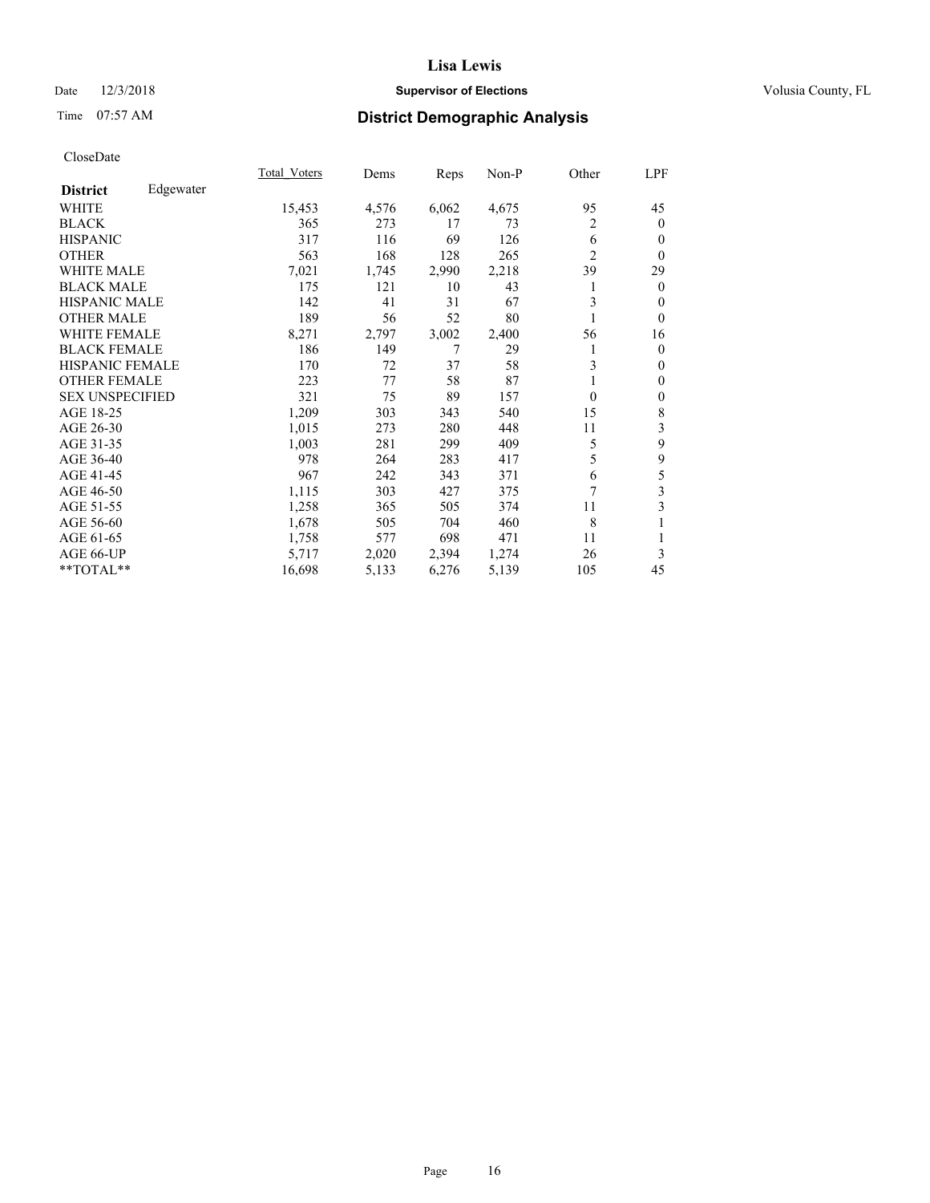# Lisa Lewis

Date 12/3/2018 **Supervisor of Elections** Volusia County, FL

Time 07:57 AM **District Demographic Analysis**

CloseDate

| **District** Edgewater | Total_Voters | Dems | Reps | Non-P | Other | LPF |
|---|---|---|---|---|---|---|
| WHITE | 15,453 | 4,576 | 6,062 | 4,675 | 95 | 45 |
| BLACK | 365 | 273 | 17 | 73 | 2 | 0 |
| HISPANIC | 317 | 116 | 69 | 126 | 6 | 0 |
| OTHER | 563 | 168 | 128 | 265 | 2 | 0 |
| WHITE MALE | 7,021 | 1,745 | 2,990 | 2,218 | 39 | 29 |
| BLACK MALE | 175 | 121 | 10 | 43 | 1 | 0 |
| HISPANIC MALE | 142 | 41 | 31 | 67 | 3 | 0 |
| OTHER MALE | 189 | 56 | 52 | 80 | 1 | 0 |
| WHITE FEMALE | 8,271 | 2,797 | 3,002 | 2,400 | 56 | 16 |
| BLACK FEMALE | 186 | 149 | 7 | 29 | 1 | 0 |
| HISPANIC FEMALE | 170 | 72 | 37 | 58 | 3 | 0 |
| OTHER FEMALE | 223 | 77 | 58 | 87 | 1 | 0 |
| SEX UNSPECIFIED | 321 | 75 | 89 | 157 | 0 | 0 |
| AGE 18-25 | 1,209 | 303 | 343 | 540 | 15 | 8 |
| AGE 26-30 | 1,015 | 273 | 280 | 448 | 11 | 3 |
| AGE 31-35 | 1,003 | 281 | 299 | 409 | 5 | 9 |
| AGE 36-40 | 978 | 264 | 283 | 417 | 5 | 9 |
| AGE 41-45 | 967 | 242 | 343 | 371 | 6 | 5 |
| AGE 46-50 | 1,115 | 303 | 427 | 375 | 7 | 3 |
| AGE 51-55 | 1,258 | 365 | 505 | 374 | 11 | 3 |
| AGE 56-60 | 1,678 | 505 | 704 | 460 | 8 | 1 |
| AGE 61-65 | 1,758 | 577 | 698 | 471 | 11 | 1 |
| AGE 66-UP | 5,717 | 2,020 | 2,394 | 1,274 | 26 | 3 |
| **TOTAL** | 16,698 | 5,133 | 6,276 | 5,139 | 105 | 45 |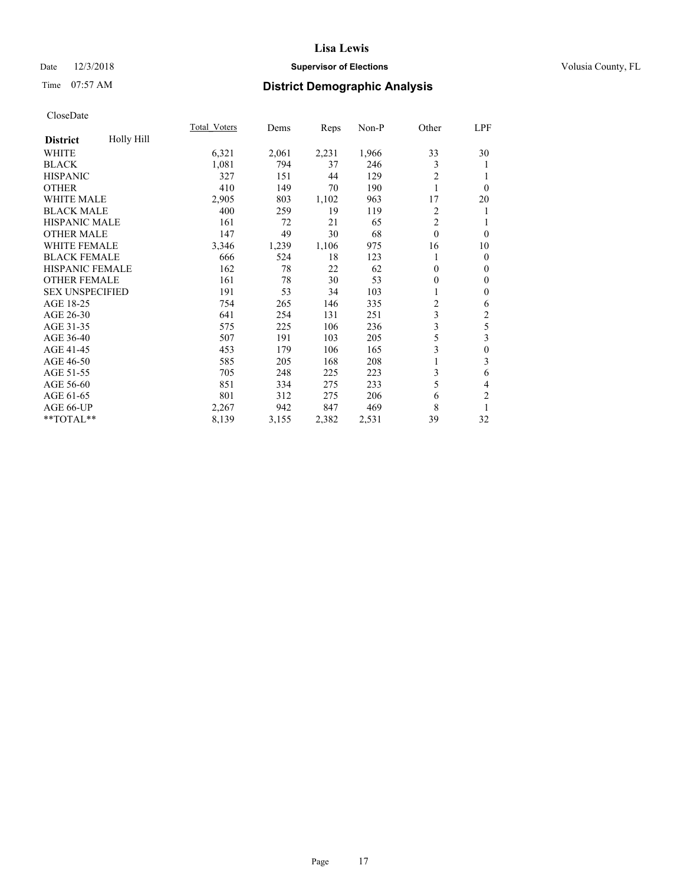# District Demographic Analysis

CloseDate

| District: Holly Hill | Total_Voters | Dems | Reps | Non-P | Other | LPF |
|---|---|---|---|---|---|---|
| WHITE | 6,321 | 2,061 | 2,231 | 1,966 | 33 | 30 |
| BLACK | 1,081 | 794 | 37 | 246 | 3 | 1 |
| HISPANIC | 327 | 151 | 44 | 129 | 2 | 1 |
| OTHER | 410 | 149 | 70 | 190 | 1 | 0 |
| WHITE MALE | 2,905 | 803 | 1,102 | 963 | 17 | 20 |
| BLACK MALE | 400 | 259 | 19 | 119 | 2 | 1 |
| HISPANIC MALE | 161 | 72 | 21 | 65 | 2 | 1 |
| OTHER MALE | 147 | 49 | 30 | 68 | 0 | 0 |
| WHITE FEMALE | 3,346 | 1,239 | 1,106 | 975 | 16 | 10 |
| BLACK FEMALE | 666 | 524 | 18 | 123 | 1 | 0 |
| HISPANIC FEMALE | 162 | 78 | 22 | 62 | 0 | 0 |
| OTHER FEMALE | 161 | 78 | 30 | 53 | 0 | 0 |
| SEX UNSPECIFIED | 191 | 53 | 34 | 103 | 1 | 0 |
| AGE 18-25 | 754 | 265 | 146 | 335 | 2 | 6 |
| AGE 26-30 | 641 | 254 | 131 | 251 | 3 | 2 |
| AGE 31-35 | 575 | 225 | 106 | 236 | 3 | 5 |
| AGE 36-40 | 507 | 191 | 103 | 205 | 5 | 3 |
| AGE 41-45 | 453 | 179 | 106 | 165 | 3 | 0 |
| AGE 46-50 | 585 | 205 | 168 | 208 | 1 | 3 |
| AGE 51-55 | 705 | 248 | 225 | 223 | 3 | 6 |
| AGE 56-60 | 851 | 334 | 275 | 233 | 5 | 4 |
| AGE 61-65 | 801 | 312 | 275 | 206 | 6 | 2 |
| AGE 66-UP | 2,267 | 942 | 847 | 469 | 8 | 1 |
| **TOTAL** | 8,139 | 3,155 | 2,382 | 2,531 | 39 | 32 |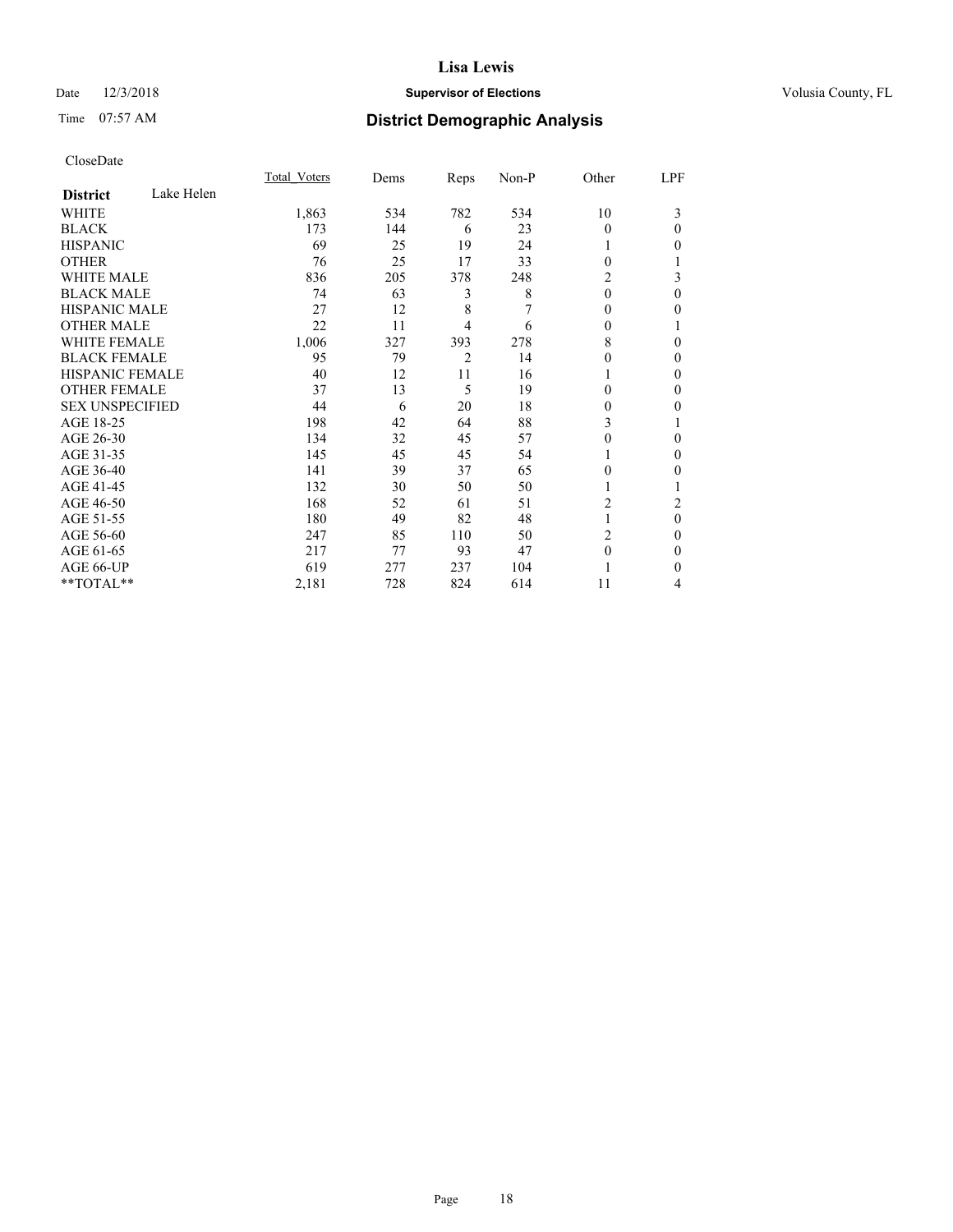# Lisa Lewis

Date 12/3/2018 **Supervisor of Elections** Volusia County, FL

Time 07:57 AM **District Demographic Analysis**

CloseDate

| | Total_Voters | Dems | Reps | Non-P | Other | LPF |
|---|---|---|---|---|---|---|
| **District** Lake Helen | | | | | | |
| WHITE | 1,863 | 534 | 782 | 534 | 10 | 3 |
| BLACK | 173 | 144 | 6 | 23 | 0 | 0 |
| HISPANIC | 69 | 25 | 19 | 24 | 1 | 0 |
| OTHER | 76 | 25 | 17 | 33 | 0 | 1 |
| WHITE MALE | 836 | 205 | 378 | 248 | 2 | 3 |
| BLACK MALE | 74 | 63 | 3 | 8 | 0 | 0 |
| HISPANIC MALE | 27 | 12 | 8 | 7 | 0 | 0 |
| OTHER MALE | 22 | 11 | 4 | 6 | 0 | 1 |
| WHITE FEMALE | 1,006 | 327 | 393 | 278 | 8 | 0 |
| BLACK FEMALE | 95 | 79 | 2 | 14 | 0 | 0 |
| HISPANIC FEMALE | 40 | 12 | 11 | 16 | 1 | 0 |
| OTHER FEMALE | 37 | 13 | 5 | 19 | 0 | 0 |
| SEX UNSPECIFIED | 44 | 6 | 20 | 18 | 0 | 0 |
| AGE 18-25 | 198 | 42 | 64 | 88 | 3 | 1 |
| AGE 26-30 | 134 | 32 | 45 | 57 | 0 | 0 |
| AGE 31-35 | 145 | 45 | 45 | 54 | 1 | 0 |
| AGE 36-40 | 141 | 39 | 37 | 65 | 0 | 0 |
| AGE 41-45 | 132 | 30 | 50 | 50 | 1 | 1 |
| AGE 46-50 | 168 | 52 | 61 | 51 | 2 | 2 |
| AGE 51-55 | 180 | 49 | 82 | 48 | 1 | 0 |
| AGE 56-60 | 247 | 85 | 110 | 50 | 2 | 0 |
| AGE 61-65 | 217 | 77 | 93 | 47 | 0 | 0 |
| AGE 66-UP | 619 | 277 | 237 | 104 | 1 | 0 |
| **TOTAL** | 2,181 | 728 | 824 | 614 | 11 | 4 |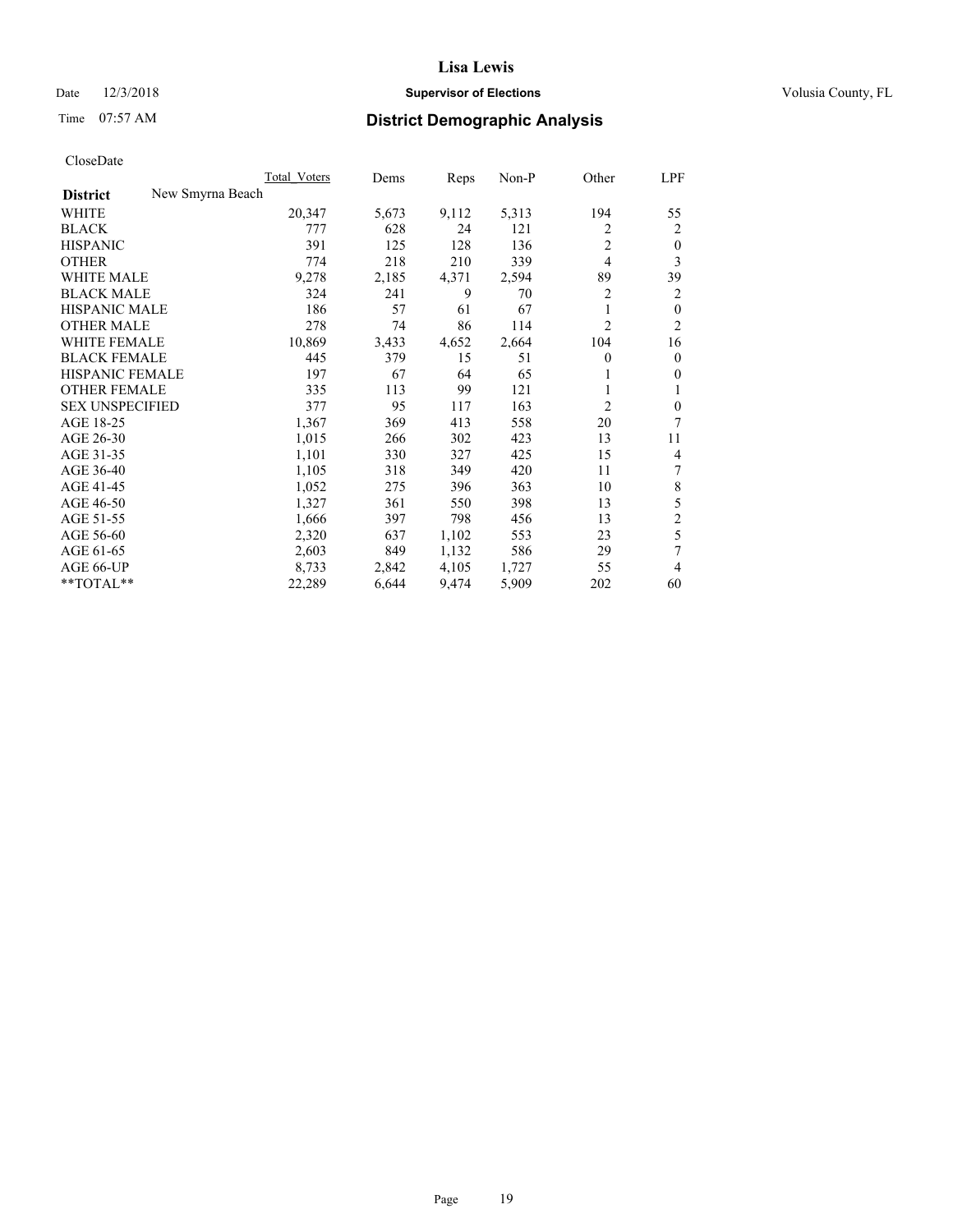# Lisa Lewis

Date 12/3/2018 **Supervisor of Elections** Volusia County, FL

Time 07:57 AM **District Demographic Analysis**

CloseDate

| | Total_Voters | Dems | Reps | Non-P | Other | LPF |
|---|---|---|---|---|---|---|
| **District** New Smyrna Beach | | | | | | |
| WHITE | 20,347 | 5,673 | 9,112 | 5,313 | 194 | 55 |
| BLACK | 777 | 628 | 24 | 121 | 2 | 2 |
| HISPANIC | 391 | 125 | 128 | 136 | 2 | 0 |
| OTHER | 774 | 218 | 210 | 339 | 4 | 3 |
| WHITE MALE | 9,278 | 2,185 | 4,371 | 2,594 | 89 | 39 |
| BLACK MALE | 324 | 241 | 9 | 70 | 2 | 2 |
| HISPANIC MALE | 186 | 57 | 61 | 67 | 1 | 0 |
| OTHER MALE | 278 | 74 | 86 | 114 | 2 | 2 |
| WHITE FEMALE | 10,869 | 3,433 | 4,652 | 2,664 | 104 | 16 |
| BLACK FEMALE | 445 | 379 | 15 | 51 | 0 | 0 |
| HISPANIC FEMALE | 197 | 67 | 64 | 65 | 1 | 0 |
| OTHER FEMALE | 335 | 113 | 99 | 121 | 1 | 1 |
| SEX UNSPECIFIED | 377 | 95 | 117 | 163 | 2 | 0 |
| AGE 18-25 | 1,367 | 369 | 413 | 558 | 20 | 7 |
| AGE 26-30 | 1,015 | 266 | 302 | 423 | 13 | 11 |
| AGE 31-35 | 1,101 | 330 | 327 | 425 | 15 | 4 |
| AGE 36-40 | 1,105 | 318 | 349 | 420 | 11 | 7 |
| AGE 41-45 | 1,052 | 275 | 396 | 363 | 10 | 8 |
| AGE 46-50 | 1,327 | 361 | 550 | 398 | 13 | 5 |
| AGE 51-55 | 1,666 | 397 | 798 | 456 | 13 | 2 |
| AGE 56-60 | 2,320 | 637 | 1,102 | 553 | 23 | 5 |
| AGE 61-65 | 2,603 | 849 | 1,132 | 586 | 29 | 7 |
| AGE 66-UP | 8,733 | 2,842 | 4,105 | 1,727 | 55 | 4 |
| **TOTAL** | 22,289 | 6,644 | 9,474 | 5,909 | 202 | 60 |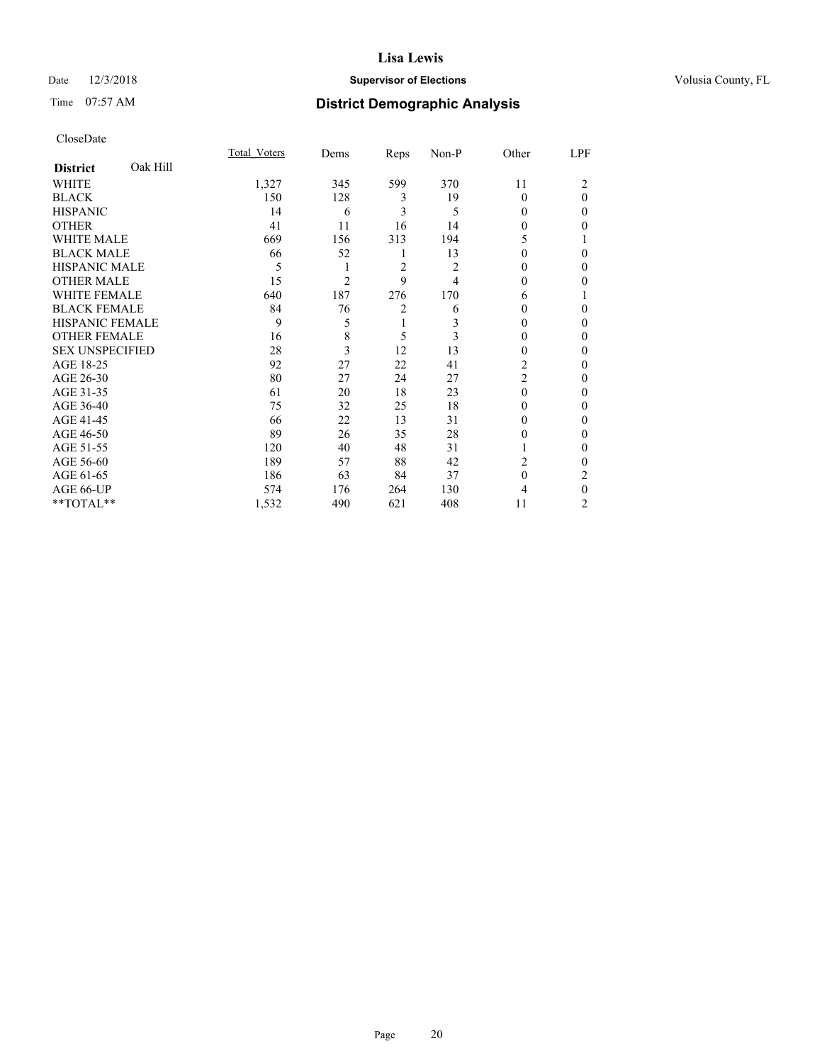# Lisa Lewis

Date 12/3/2018 **Supervisor of Elections** Volusia County, FL

Time 07:57 AM **District Demographic Analysis**

CloseDate

| **District** Oak Hill | Total_Voters | Dems | Reps | Non-P | Other | LPF |
|---|---|---|---|---|---|---|
| WHITE | 1,327 | 345 | 599 | 370 | 11 | 2 |
| BLACK | 150 | 128 | 3 | 19 | 0 | 0 |
| HISPANIC | 14 | 6 | 3 | 5 | 0 | 0 |
| OTHER | 41 | 11 | 16 | 14 | 0 | 0 |
| WHITE MALE | 669 | 156 | 313 | 194 | 5 | 1 |
| BLACK MALE | 66 | 52 | 1 | 13 | 0 | 0 |
| HISPANIC MALE | 5 | 1 | 2 | 2 | 0 | 0 |
| OTHER MALE | 15 | 2 | 9 | 4 | 0 | 0 |
| WHITE FEMALE | 640 | 187 | 276 | 170 | 6 | 1 |
| BLACK FEMALE | 84 | 76 | 2 | 6 | 0 | 0 |
| HISPANIC FEMALE | 9 | 5 | 1 | 3 | 0 | 0 |
| OTHER FEMALE | 16 | 8 | 5 | 3 | 0 | 0 |
| SEX UNSPECIFIED | 28 | 3 | 12 | 13 | 0 | 0 |
| AGE 18-25 | 92 | 27 | 22 | 41 | 2 | 0 |
| AGE 26-30 | 80 | 27 | 24 | 27 | 2 | 0 |
| AGE 31-35 | 61 | 20 | 18 | 23 | 0 | 0 |
| AGE 36-40 | 75 | 32 | 25 | 18 | 0 | 0 |
| AGE 41-45 | 66 | 22 | 13 | 31 | 0 | 0 |
| AGE 46-50 | 89 | 26 | 35 | 28 | 0 | 0 |
| AGE 51-55 | 120 | 40 | 48 | 31 | 1 | 0 |
| AGE 56-60 | 189 | 57 | 88 | 42 | 2 | 0 |
| AGE 61-65 | 186 | 63 | 84 | 37 | 0 | 2 |
| AGE 66-UP | 574 | 176 | 264 | 130 | 4 | 0 |
| **TOTAL** | 1,532 | 490 | 621 | 408 | 11 | 2 |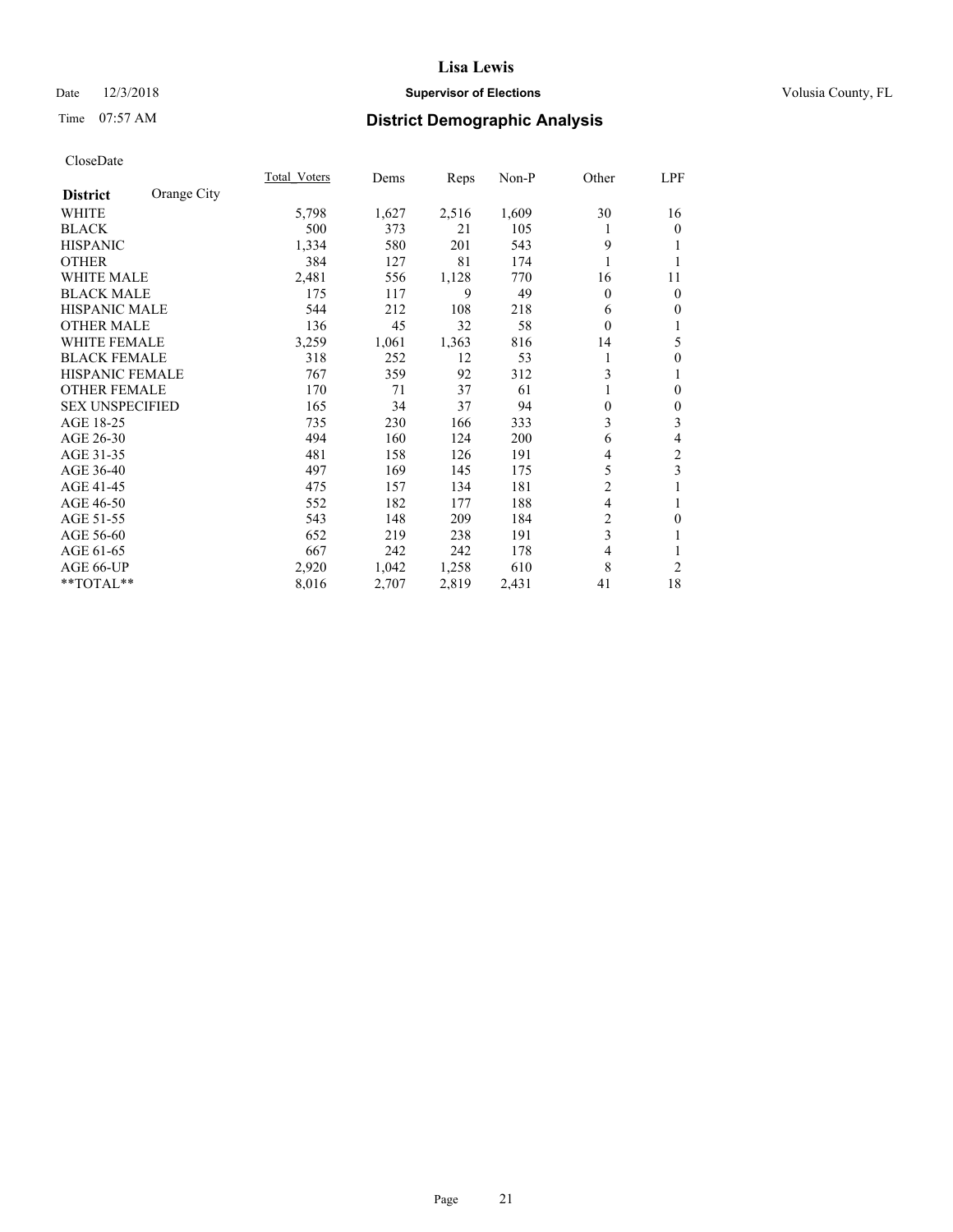# Lisa Lewis

Date 12/3/2018 **Supervisor of Elections** Volusia County, FL

Time 07:57 AM **District Demographic Analysis**

CloseDate

| **District** Orange City | Total_Voters | Dems | Reps | Non-P | Other | LPF |
|---|---|---|---|---|---|---|
| WHITE | 5,798 | 1,627 | 2,516 | 1,609 | 30 | 16 |
| BLACK | 500 | 373 | 21 | 105 | 1 | 0 |
| HISPANIC | 1,334 | 580 | 201 | 543 | 9 | 1 |
| OTHER | 384 | 127 | 81 | 174 | 1 | 1 |
| WHITE MALE | 2,481 | 556 | 1,128 | 770 | 16 | 11 |
| BLACK MALE | 175 | 117 | 9 | 49 | 0 | 0 |
| HISPANIC MALE | 544 | 212 | 108 | 218 | 6 | 0 |
| OTHER MALE | 136 | 45 | 32 | 58 | 0 | 1 |
| WHITE FEMALE | 3,259 | 1,061 | 1,363 | 816 | 14 | 5 |
| BLACK FEMALE | 318 | 252 | 12 | 53 | 1 | 0 |
| HISPANIC FEMALE | 767 | 359 | 92 | 312 | 3 | 1 |
| OTHER FEMALE | 170 | 71 | 37 | 61 | 1 | 0 |
| SEX UNSPECIFIED | 165 | 34 | 37 | 94 | 0 | 0 |
| AGE 18-25 | 735 | 230 | 166 | 333 | 3 | 3 |
| AGE 26-30 | 494 | 160 | 124 | 200 | 6 | 4 |
| AGE 31-35 | 481 | 158 | 126 | 191 | 4 | 2 |
| AGE 36-40 | 497 | 169 | 145 | 175 | 5 | 3 |
| AGE 41-45 | 475 | 157 | 134 | 181 | 2 | 1 |
| AGE 46-50 | 552 | 182 | 177 | 188 | 4 | 1 |
| AGE 51-55 | 543 | 148 | 209 | 184 | 2 | 0 |
| AGE 56-60 | 652 | 219 | 238 | 191 | 3 | 1 |
| AGE 61-65 | 667 | 242 | 242 | 178 | 4 | 1 |
| AGE 66-UP | 2,920 | 1,042 | 1,258 | 610 | 8 | 2 |
| **TOTAL** | 8,016 | 2,707 | 2,819 | 2,431 | 41 | 18 |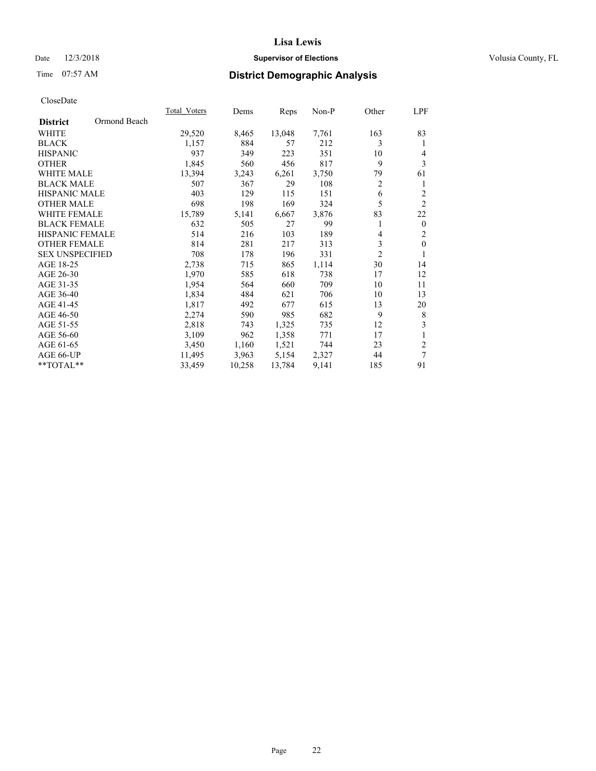# Lisa Lewis

Date 12/3/2018 **Supervisor of Elections** Volusia County, FL

Time 07:57 AM **District Demographic Analysis**

CloseDate

| **District** Ormond Beach | Total_Voters | Dems | Reps | Non-P | Other | LPF |
|---|---|---|---|---|---|---|
| WHITE | 29,520 | 8,465 | 13,048 | 7,761 | 163 | 83 |
| BLACK | 1,157 | 884 | 57 | 212 | 3 | 1 |
| HISPANIC | 937 | 349 | 223 | 351 | 10 | 4 |
| OTHER | 1,845 | 560 | 456 | 817 | 9 | 3 |
| WHITE MALE | 13,394 | 3,243 | 6,261 | 3,750 | 79 | 61 |
| BLACK MALE | 507 | 367 | 29 | 108 | 2 | 1 |
| HISPANIC MALE | 403 | 129 | 115 | 151 | 6 | 2 |
| OTHER MALE | 698 | 198 | 169 | 324 | 5 | 2 |
| WHITE FEMALE | 15,789 | 5,141 | 6,667 | 3,876 | 83 | 22 |
| BLACK FEMALE | 632 | 505 | 27 | 99 | 1 | 0 |
| HISPANIC FEMALE | 514 | 216 | 103 | 189 | 4 | 2 |
| OTHER FEMALE | 814 | 281 | 217 | 313 | 3 | 0 |
| SEX UNSPECIFIED | 708 | 178 | 196 | 331 | 2 | 1 |
| AGE 18-25 | 2,738 | 715 | 865 | 1,114 | 30 | 14 |
| AGE 26-30 | 1,970 | 585 | 618 | 738 | 17 | 12 |
| AGE 31-35 | 1,954 | 564 | 660 | 709 | 10 | 11 |
| AGE 36-40 | 1,834 | 484 | 621 | 706 | 10 | 13 |
| AGE 41-45 | 1,817 | 492 | 677 | 615 | 13 | 20 |
| AGE 46-50 | 2,274 | 590 | 985 | 682 | 9 | 8 |
| AGE 51-55 | 2,818 | 743 | 1,325 | 735 | 12 | 3 |
| AGE 56-60 | 3,109 | 962 | 1,358 | 771 | 17 | 1 |
| AGE 61-65 | 3,450 | 1,160 | 1,521 | 744 | 23 | 2 |
| AGE 66-UP | 11,495 | 3,963 | 5,154 | 2,327 | 44 | 7 |
| **TOTAL** | 33,459 | 10,258 | 13,784 | 9,141 | 185 | 91 |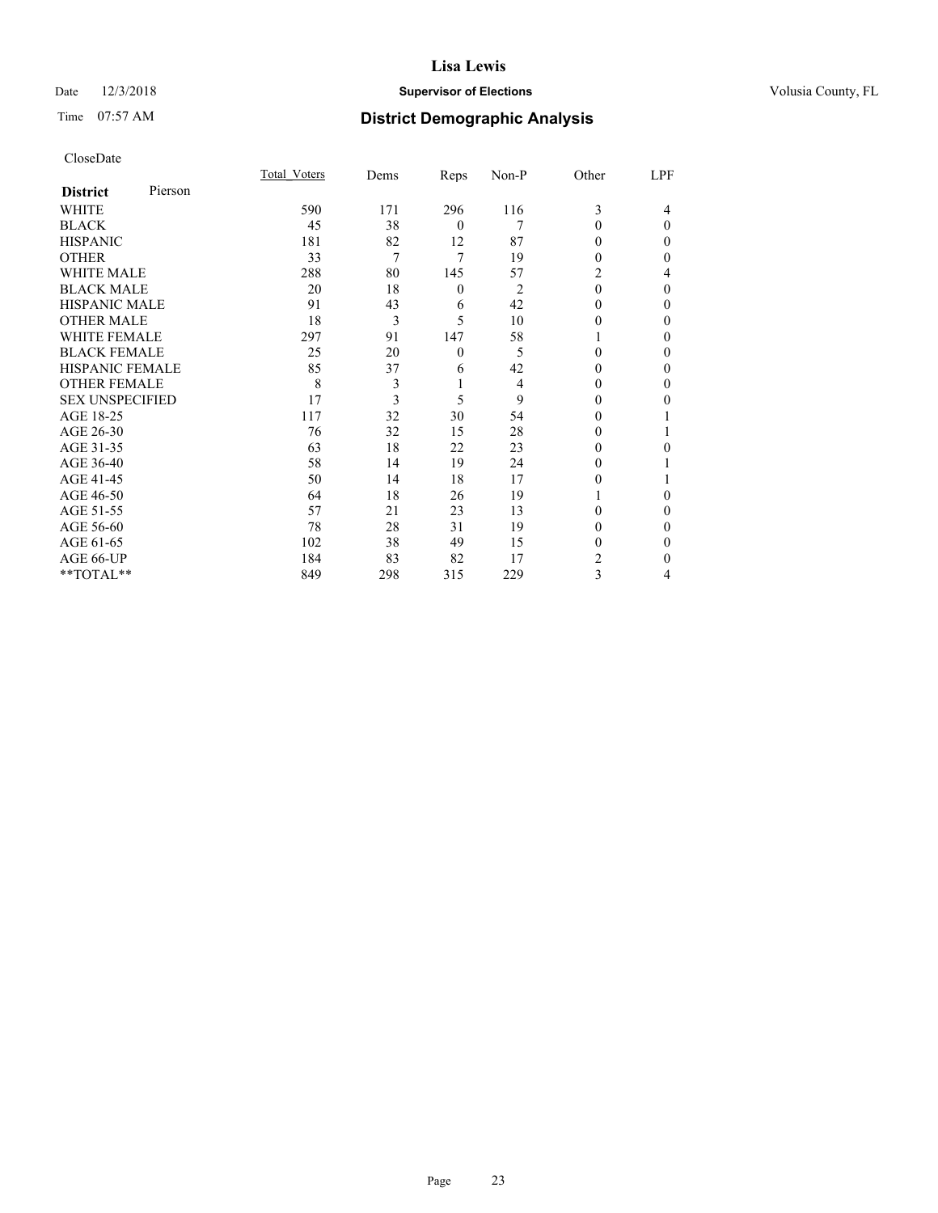# Lisa Lewis

Date 12/3/2018 **Supervisor of Elections** Volusia County, FL

Time 07:57 AM **District Demographic Analysis**

CloseDate

| **District** Pierson | Total_Voters | Dems | Reps | Non-P | Other | LPF |
|---|---|---|---|---|---|---|
| WHITE | 590 | 171 | 296 | 116 | 3 | 4 |
| BLACK | 45 | 38 | 0 | 7 | 0 | 0 |
| HISPANIC | 181 | 82 | 12 | 87 | 0 | 0 |
| OTHER | 33 | 7 | 7 | 19 | 0 | 0 |
| WHITE MALE | 288 | 80 | 145 | 57 | 2 | 4 |
| BLACK MALE | 20 | 18 | 0 | 2 | 0 | 0 |
| HISPANIC MALE | 91 | 43 | 6 | 42 | 0 | 0 |
| OTHER MALE | 18 | 3 | 5 | 10 | 0 | 0 |
| WHITE FEMALE | 297 | 91 | 147 | 58 | 1 | 0 |
| BLACK FEMALE | 25 | 20 | 0 | 5 | 0 | 0 |
| HISPANIC FEMALE | 85 | 37 | 6 | 42 | 0 | 0 |
| OTHER FEMALE | 8 | 3 | 1 | 4 | 0 | 0 |
| SEX UNSPECIFIED | 17 | 3 | 5 | 9 | 0 | 0 |
| AGE 18-25 | 117 | 32 | 30 | 54 | 0 | 1 |
| AGE 26-30 | 76 | 32 | 15 | 28 | 0 | 1 |
| AGE 31-35 | 63 | 18 | 22 | 23 | 0 | 0 |
| AGE 36-40 | 58 | 14 | 19 | 24 | 0 | 1 |
| AGE 41-45 | 50 | 14 | 18 | 17 | 0 | 1 |
| AGE 46-50 | 64 | 18 | 26 | 19 | 1 | 0 |
| AGE 51-55 | 57 | 21 | 23 | 13 | 0 | 0 |
| AGE 56-60 | 78 | 28 | 31 | 19 | 0 | 0 |
| AGE 61-65 | 102 | 38 | 49 | 15 | 0 | 0 |
| AGE 66-UP | 184 | 83 | 82 | 17 | 2 | 0 |
| **TOTAL** | 849 | 298 | 315 | 229 | 3 | 4 |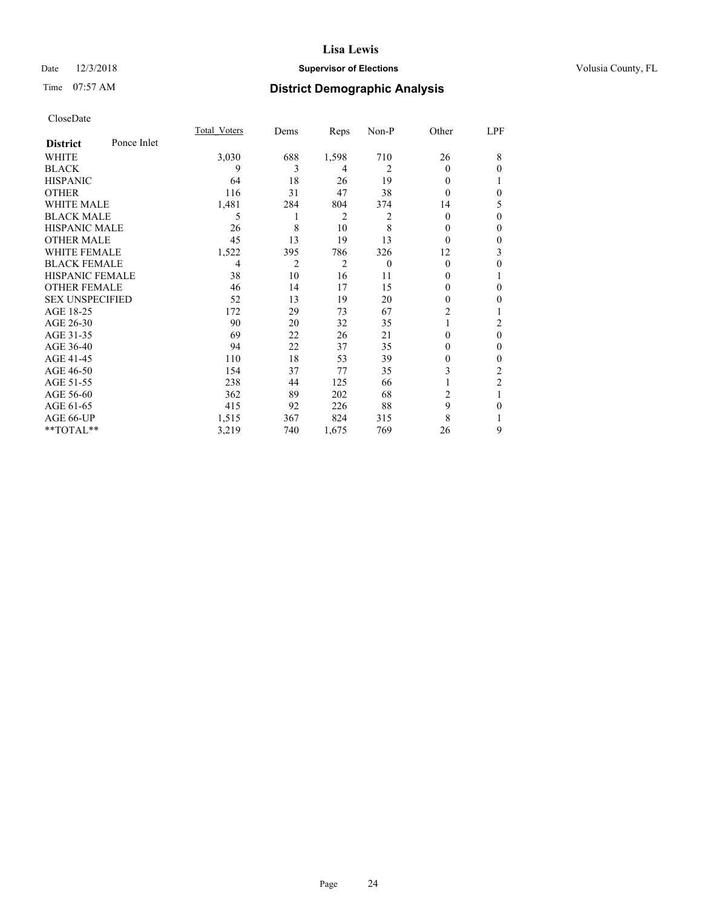Lisa Lewis

Date 12/3/2018 **Supervisor of Elections** Volusia County, FL

Time 07:57 AM

## District Demographic Analysis

CloseDate

| **District** Ponce Inlet | Total_Voters | Dems | Reps | Non-P | Other | LPF |
|---|---|---|---|---|---|---|
| WHITE | 3,030 | 688 | 1,598 | 710 | 26 | 8 |
| BLACK | 9 | 3 | 4 | 2 | 0 | 0 |
| HISPANIC | 64 | 18 | 26 | 19 | 0 | 1 |
| OTHER | 116 | 31 | 47 | 38 | 0 | 0 |
| WHITE MALE | 1,481 | 284 | 804 | 374 | 14 | 5 |
| BLACK MALE | 5 | 1 | 2 | 2 | 0 | 0 |
| HISPANIC MALE | 26 | 8 | 10 | 8 | 0 | 0 |
| OTHER MALE | 45 | 13 | 19 | 13 | 0 | 0 |
| WHITE FEMALE | 1,522 | 395 | 786 | 326 | 12 | 3 |
| BLACK FEMALE | 4 | 2 | 2 | 0 | 0 | 0 |
| HISPANIC FEMALE | 38 | 10 | 16 | 11 | 0 | 1 |
| OTHER FEMALE | 46 | 14 | 17 | 15 | 0 | 0 |
| SEX UNSPECIFIED | 52 | 13 | 19 | 20 | 0 | 0 |
| AGE 18-25 | 172 | 29 | 73 | 67 | 2 | 1 |
| AGE 26-30 | 90 | 20 | 32 | 35 | 1 | 2 |
| AGE 31-35 | 69 | 22 | 26 | 21 | 0 | 0 |
| AGE 36-40 | 94 | 22 | 37 | 35 | 0 | 0 |
| AGE 41-45 | 110 | 18 | 53 | 39 | 0 | 0 |
| AGE 46-50 | 154 | 37 | 77 | 35 | 3 | 2 |
| AGE 51-55 | 238 | 44 | 125 | 66 | 1 | 2 |
| AGE 56-60 | 362 | 89 | 202 | 68 | 2 | 1 |
| AGE 61-65 | 415 | 92 | 226 | 88 | 9 | 0 |
| AGE 66-UP | 1,515 | 367 | 824 | 315 | 8 | 1 |
| **TOTAL** | 3,219 | 740 | 1,675 | 769 | 26 | 9 |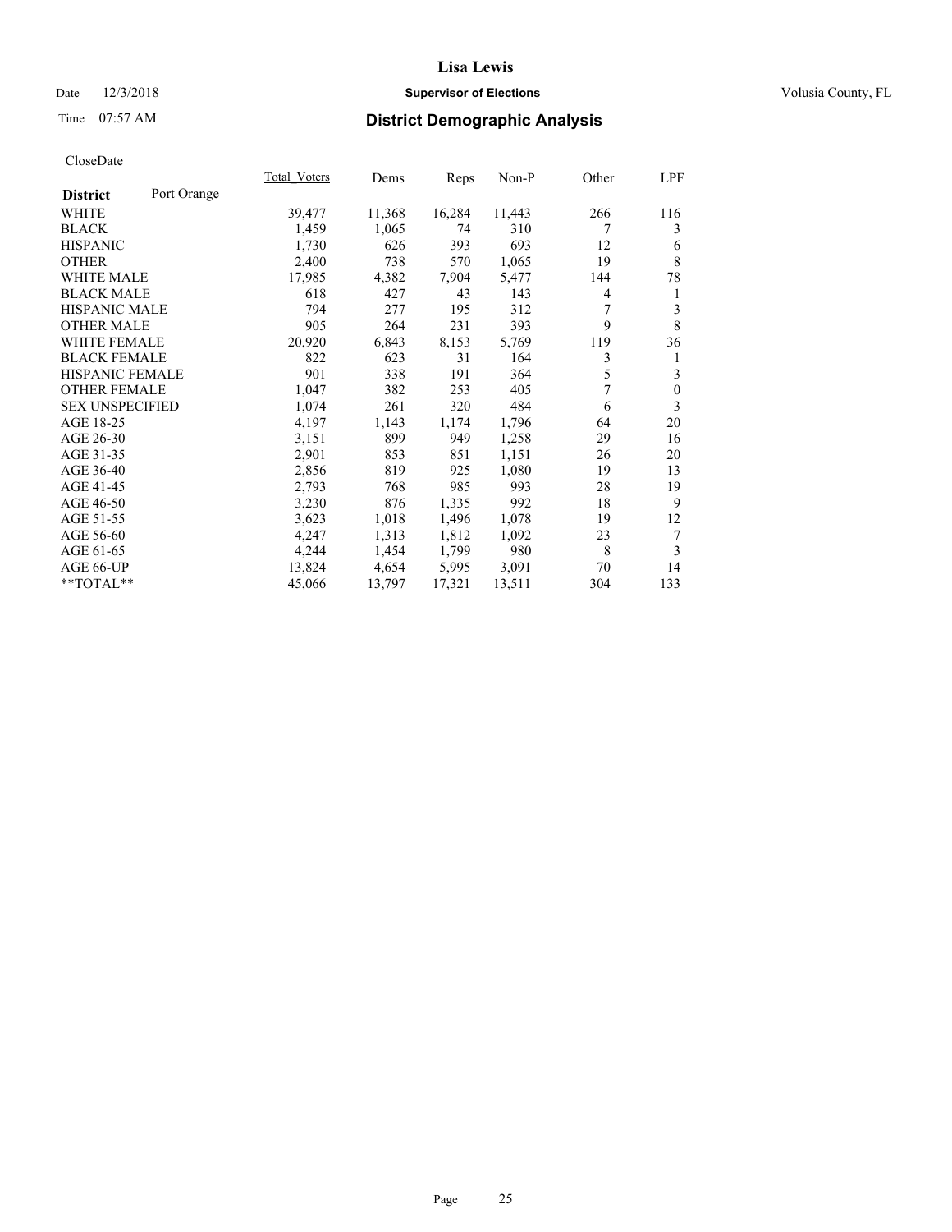Lisa Lewis

Date 12/3/2018 **Supervisor of Elections** Volusia County, FL

Time 07:57 AM **District Demographic Analysis**

CloseDate

| **District** Port Orange | Total_Voters | Dems | Reps | Non-P | Other | LPF |
|---|---|---|---|---|---|---|
| WHITE | 39,477 | 11,368 | 16,284 | 11,443 | 266 | 116 |
| BLACK | 1,459 | 1,065 | 74 | 310 | 7 | 3 |
| HISPANIC | 1,730 | 626 | 393 | 693 | 12 | 6 |
| OTHER | 2,400 | 738 | 570 | 1,065 | 19 | 8 |
| WHITE MALE | 17,985 | 4,382 | 7,904 | 5,477 | 144 | 78 |
| BLACK MALE | 618 | 427 | 43 | 143 | 4 | 1 |
| HISPANIC MALE | 794 | 277 | 195 | 312 | 7 | 3 |
| OTHER MALE | 905 | 264 | 231 | 393 | 9 | 8 |
| WHITE FEMALE | 20,920 | 6,843 | 8,153 | 5,769 | 119 | 36 |
| BLACK FEMALE | 822 | 623 | 31 | 164 | 3 | 1 |
| HISPANIC FEMALE | 901 | 338 | 191 | 364 | 5 | 3 |
| OTHER FEMALE | 1,047 | 382 | 253 | 405 | 7 | 0 |
| SEX UNSPECIFIED | 1,074 | 261 | 320 | 484 | 6 | 3 |
| AGE 18-25 | 4,197 | 1,143 | 1,174 | 1,796 | 64 | 20 |
| AGE 26-30 | 3,151 | 899 | 949 | 1,258 | 29 | 16 |
| AGE 31-35 | 2,901 | 853 | 851 | 1,151 | 26 | 20 |
| AGE 36-40 | 2,856 | 819 | 925 | 1,080 | 19 | 13 |
| AGE 41-45 | 2,793 | 768 | 985 | 993 | 28 | 19 |
| AGE 46-50 | 3,230 | 876 | 1,335 | 992 | 18 | 9 |
| AGE 51-55 | 3,623 | 1,018 | 1,496 | 1,078 | 19 | 12 |
| AGE 56-60 | 4,247 | 1,313 | 1,812 | 1,092 | 23 | 7 |
| AGE 61-65 | 4,244 | 1,454 | 1,799 | 980 | 8 | 3 |
| AGE 66-UP | 13,824 | 4,654 | 5,995 | 3,091 | 70 | 14 |
| **TOTAL** | 45,066 | 13,797 | 17,321 | 13,511 | 304 | 133 |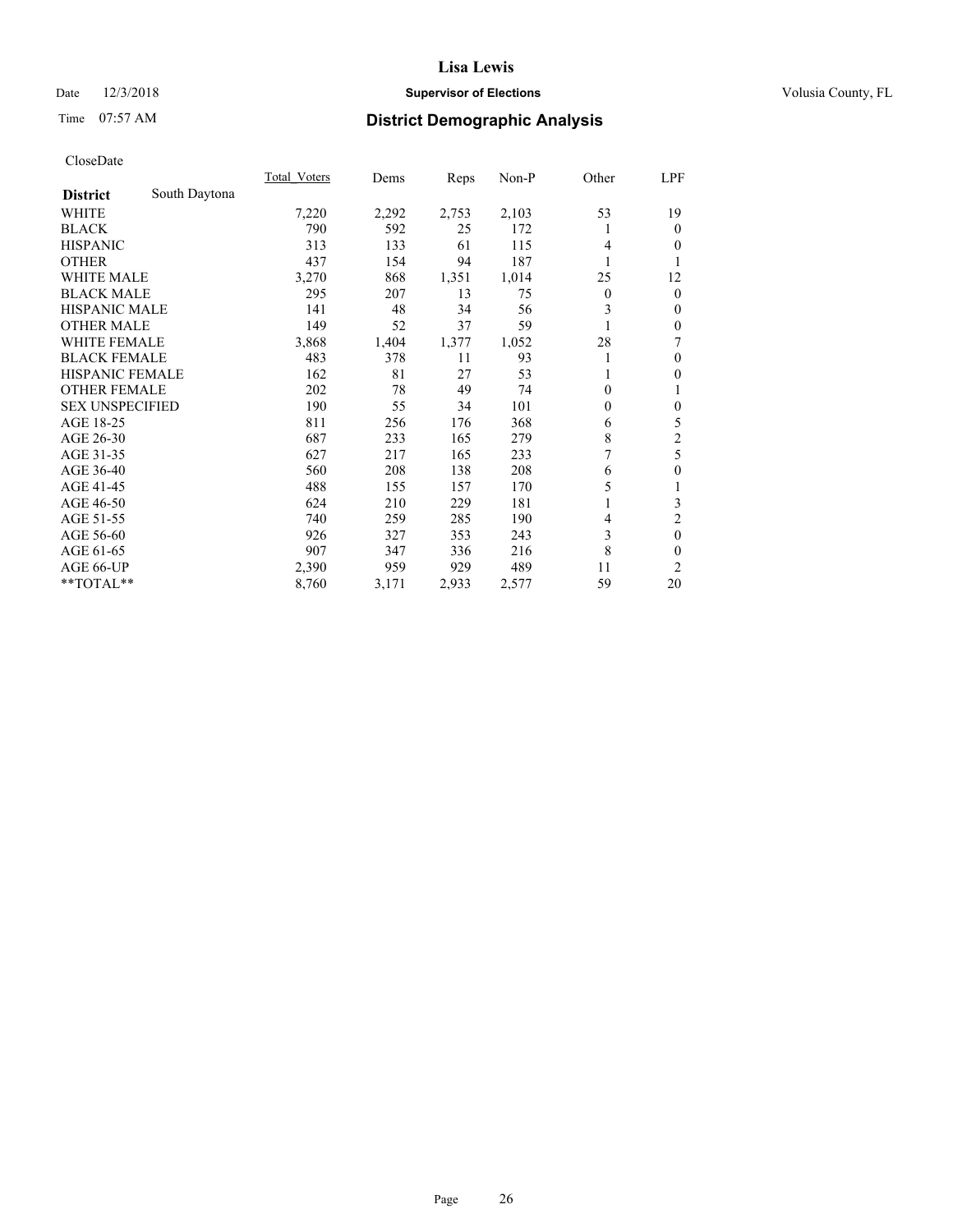Lisa Lewis

Date 12/3/2018 **Supervisor of Elections** Volusia County, FL

Time 07:57 AM **District Demographic Analysis**

CloseDate

| | Total_Voters | Dems | Reps | Non-P | Other | LPF |
|---|---|---|---|---|---|---|
| **District** South Daytona | | | | | | |
| WHITE | 7,220 | 2,292 | 2,753 | 2,103 | 53 | 19 |
| BLACK | 790 | 592 | 25 | 172 | 1 | 0 |
| HISPANIC | 313 | 133 | 61 | 115 | 4 | 0 |
| OTHER | 437 | 154 | 94 | 187 | 1 | 1 |
| WHITE MALE | 3,270 | 868 | 1,351 | 1,014 | 25 | 12 |
| BLACK MALE | 295 | 207 | 13 | 75 | 0 | 0 |
| HISPANIC MALE | 141 | 48 | 34 | 56 | 3 | 0 |
| OTHER MALE | 149 | 52 | 37 | 59 | 1 | 0 |
| WHITE FEMALE | 3,868 | 1,404 | 1,377 | 1,052 | 28 | 7 |
| BLACK FEMALE | 483 | 378 | 11 | 93 | 1 | 0 |
| HISPANIC FEMALE | 162 | 81 | 27 | 53 | 1 | 0 |
| OTHER FEMALE | 202 | 78 | 49 | 74 | 0 | 1 |
| SEX UNSPECIFIED | 190 | 55 | 34 | 101 | 0 | 0 |
| AGE 18-25 | 811 | 256 | 176 | 368 | 6 | 5 |
| AGE 26-30 | 687 | 233 | 165 | 279 | 8 | 2 |
| AGE 31-35 | 627 | 217 | 165 | 233 | 7 | 5 |
| AGE 36-40 | 560 | 208 | 138 | 208 | 6 | 0 |
| AGE 41-45 | 488 | 155 | 157 | 170 | 5 | 1 |
| AGE 46-50 | 624 | 210 | 229 | 181 | 1 | 3 |
| AGE 51-55 | 740 | 259 | 285 | 190 | 4 | 2 |
| AGE 56-60 | 926 | 327 | 353 | 243 | 3 | 0 |
| AGE 61-65 | 907 | 347 | 336 | 216 | 8 | 0 |
| AGE 66-UP | 2,390 | 959 | 929 | 489 | 11 | 2 |
| **TOTAL** | 8,760 | 3,171 | 2,933 | 2,577 | 59 | 20 |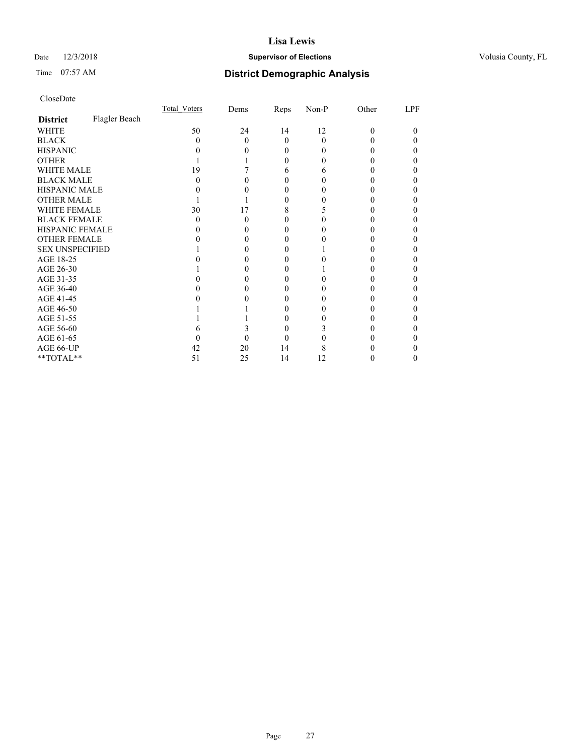# District Demographic Analysis

CloseDate

| District | Flagler Beach | Total_Voters | Dems | Reps | Non-P | Other | LPF |
|---|---|---|---|---|---|---|---|
| WHITE | | 50 | 24 | 14 | 12 | 0 | 0 |
| BLACK | | 0 | 0 | 0 | 0 | 0 | 0 |
| HISPANIC | | 0 | 0 | 0 | 0 | 0 | 0 |
| OTHER | | 1 | 1 | 0 | 0 | 0 | 0 |
| WHITE MALE | | 19 | 7 | 6 | 6 | 0 | 0 |
| BLACK MALE | | 0 | 0 | 0 | 0 | 0 | 0 |
| HISPANIC MALE | | 0 | 0 | 0 | 0 | 0 | 0 |
| OTHER MALE | | 1 | 1 | 0 | 0 | 0 | 0 |
| WHITE FEMALE | | 30 | 17 | 8 | 5 | 0 | 0 |
| BLACK FEMALE | | 0 | 0 | 0 | 0 | 0 | 0 |
| HISPANIC FEMALE | | 0 | 0 | 0 | 0 | 0 | 0 |
| OTHER FEMALE | | 0 | 0 | 0 | 0 | 0 | 0 |
| SEX UNSPECIFIED | | 1 | 0 | 0 | 1 | 0 | 0 |
| AGE 18-25 | | 0 | 0 | 0 | 0 | 0 | 0 |
| AGE 26-30 | | 1 | 0 | 0 | 1 | 0 | 0 |
| AGE 31-35 | | 0 | 0 | 0 | 0 | 0 | 0 |
| AGE 36-40 | | 0 | 0 | 0 | 0 | 0 | 0 |
| AGE 41-45 | | 0 | 0 | 0 | 0 | 0 | 0 |
| AGE 46-50 | | 1 | 1 | 0 | 0 | 0 | 0 |
| AGE 51-55 | | 1 | 1 | 0 | 0 | 0 | 0 |
| AGE 56-60 | | 6 | 3 | 0 | 3 | 0 | 0 |
| AGE 61-65 | | 0 | 0 | 0 | 0 | 0 | 0 |
| AGE 66-UP | | 42 | 20 | 14 | 8 | 0 | 0 |
| **TOTAL** | | 51 | 25 | 14 | 12 | 0 | 0 |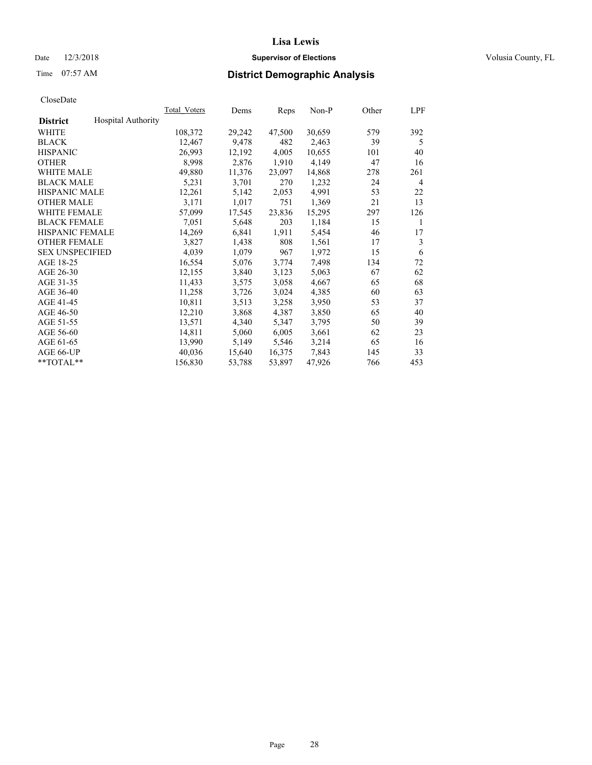# Lisa Lewis

Date 12/3/2018 **Supervisor of Elections** Volusia County, FL

Time 07:57 AM **District Demographic Analysis**

CloseDate

| **District** Hospital Authority | Total_Voters | Dems | Reps | Non-P | Other | LPF |
|---|---|---|---|---|---|---|
| WHITE | 108,372 | 29,242 | 47,500 | 30,659 | 579 | 392 |
| BLACK | 12,467 | 9,478 | 482 | 2,463 | 39 | 5 |
| HISPANIC | 26,993 | 12,192 | 4,005 | 10,655 | 101 | 40 |
| OTHER | 8,998 | 2,876 | 1,910 | 4,149 | 47 | 16 |
| WHITE MALE | 49,880 | 11,376 | 23,097 | 14,868 | 278 | 261 |
| BLACK MALE | 5,231 | 3,701 | 270 | 1,232 | 24 | 4 |
| HISPANIC MALE | 12,261 | 5,142 | 2,053 | 4,991 | 53 | 22 |
| OTHER MALE | 3,171 | 1,017 | 751 | 1,369 | 21 | 13 |
| WHITE FEMALE | 57,099 | 17,545 | 23,836 | 15,295 | 297 | 126 |
| BLACK FEMALE | 7,051 | 5,648 | 203 | 1,184 | 15 | 1 |
| HISPANIC FEMALE | 14,269 | 6,841 | 1,911 | 5,454 | 46 | 17 |
| OTHER FEMALE | 3,827 | 1,438 | 808 | 1,561 | 17 | 3 |
| SEX UNSPECIFIED | 4,039 | 1,079 | 967 | 1,972 | 15 | 6 |
| AGE 18-25 | 16,554 | 5,076 | 3,774 | 7,498 | 134 | 72 |
| AGE 26-30 | 12,155 | 3,840 | 3,123 | 5,063 | 67 | 62 |
| AGE 31-35 | 11,433 | 3,575 | 3,058 | 4,667 | 65 | 68 |
| AGE 36-40 | 11,258 | 3,726 | 3,024 | 4,385 | 60 | 63 |
| AGE 41-45 | 10,811 | 3,513 | 3,258 | 3,950 | 53 | 37 |
| AGE 46-50 | 12,210 | 3,868 | 4,387 | 3,850 | 65 | 40 |
| AGE 51-55 | 13,571 | 4,340 | 5,347 | 3,795 | 50 | 39 |
| AGE 56-60 | 14,811 | 5,060 | 6,005 | 3,661 | 62 | 23 |
| AGE 61-65 | 13,990 | 5,149 | 5,546 | 3,214 | 65 | 16 |
| AGE 66-UP | 40,036 | 15,640 | 16,375 | 7,843 | 145 | 33 |
| **TOTAL** | 156,830 | 53,788 | 53,897 | 47,926 | 766 | 453 |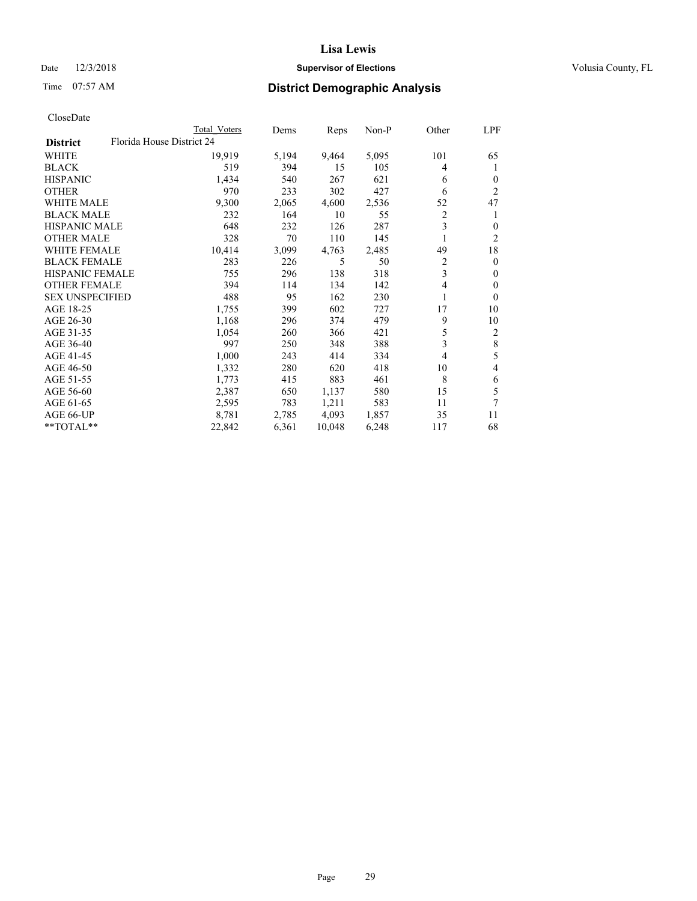# Lisa Lewis

Date 12/3/2018 **Supervisor of Elections** Volusia County, FL

Time 07:57 AM **District Demographic Analysis**

CloseDate

| District | Total Voters | Dems | Reps | Non-P | Other | LPF |
|---|---|---|---|---|---|---|
| Florida House District 24 | | | | | | |
| WHITE | 19,919 | 5,194 | 9,464 | 5,095 | 101 | 65 |
| BLACK | 519 | 394 | 15 | 105 | 4 | 1 |
| HISPANIC | 1,434 | 540 | 267 | 621 | 6 | 0 |
| OTHER | 970 | 233 | 302 | 427 | 6 | 2 |
| WHITE MALE | 9,300 | 2,065 | 4,600 | 2,536 | 52 | 47 |
| BLACK MALE | 232 | 164 | 10 | 55 | 2 | 1 |
| HISPANIC MALE | 648 | 232 | 126 | 287 | 3 | 0 |
| OTHER MALE | 328 | 70 | 110 | 145 | 1 | 2 |
| WHITE FEMALE | 10,414 | 3,099 | 4,763 | 2,485 | 49 | 18 |
| BLACK FEMALE | 283 | 226 | 5 | 50 | 2 | 0 |
| HISPANIC FEMALE | 755 | 296 | 138 | 318 | 3 | 0 |
| OTHER FEMALE | 394 | 114 | 134 | 142 | 4 | 0 |
| SEX UNSPECIFIED | 488 | 95 | 162 | 230 | 1 | 0 |
| AGE 18-25 | 1,755 | 399 | 602 | 727 | 17 | 10 |
| AGE 26-30 | 1,168 | 296 | 374 | 479 | 9 | 10 |
| AGE 31-35 | 1,054 | 260 | 366 | 421 | 5 | 2 |
| AGE 36-40 | 997 | 250 | 348 | 388 | 3 | 8 |
| AGE 41-45 | 1,000 | 243 | 414 | 334 | 4 | 5 |
| AGE 46-50 | 1,332 | 280 | 620 | 418 | 10 | 4 |
| AGE 51-55 | 1,773 | 415 | 883 | 461 | 8 | 6 |
| AGE 56-60 | 2,387 | 650 | 1,137 | 580 | 15 | 5 |
| AGE 61-65 | 2,595 | 783 | 1,211 | 583 | 11 | 7 |
| AGE 66-UP | 8,781 | 2,785 | 4,093 | 1,857 | 35 | 11 |
| **TOTAL** | 22,842 | 6,361 | 10,048 | 6,248 | 117 | 68 |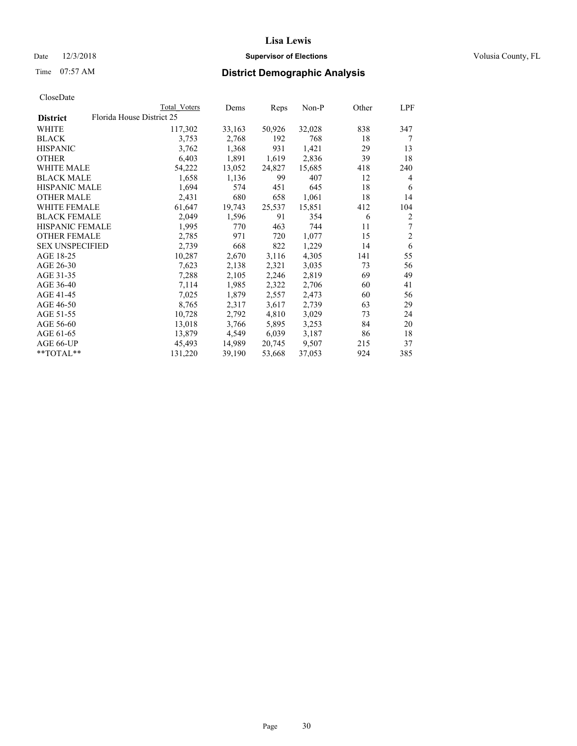Lisa Lewis

Date 12/3/2018 **Supervisor of Elections** Volusia County, FL

Time 07:57 AM **District Demographic Analysis**

CloseDate

| | Total Voters | Dems | Reps | Non-P | Other | LPF |
|---|---|---|---|---|---|---|
| **District** Florida House District 25 | | | | | | |
| WHITE | 117,302 | 33,163 | 50,926 | 32,028 | 838 | 347 |
| BLACK | 3,753 | 2,768 | 192 | 768 | 18 | 7 |
| HISPANIC | 3,762 | 1,368 | 931 | 1,421 | 29 | 13 |
| OTHER | 6,403 | 1,891 | 1,619 | 2,836 | 39 | 18 |
| WHITE MALE | 54,222 | 13,052 | 24,827 | 15,685 | 418 | 240 |
| BLACK MALE | 1,658 | 1,136 | 99 | 407 | 12 | 4 |
| HISPANIC MALE | 1,694 | 574 | 451 | 645 | 18 | 6 |
| OTHER MALE | 2,431 | 680 | 658 | 1,061 | 18 | 14 |
| WHITE FEMALE | 61,647 | 19,743 | 25,537 | 15,851 | 412 | 104 |
| BLACK FEMALE | 2,049 | 1,596 | 91 | 354 | 6 | 2 |
| HISPANIC FEMALE | 1,995 | 770 | 463 | 744 | 11 | 7 |
| OTHER FEMALE | 2,785 | 971 | 720 | 1,077 | 15 | 2 |
| SEX UNSPECIFIED | 2,739 | 668 | 822 | 1,229 | 14 | 6 |
| AGE 18-25 | 10,287 | 2,670 | 3,116 | 4,305 | 141 | 55 |
| AGE 26-30 | 7,623 | 2,138 | 2,321 | 3,035 | 73 | 56 |
| AGE 31-35 | 7,288 | 2,105 | 2,246 | 2,819 | 69 | 49 |
| AGE 36-40 | 7,114 | 1,985 | 2,322 | 2,706 | 60 | 41 |
| AGE 41-45 | 7,025 | 1,879 | 2,557 | 2,473 | 60 | 56 |
| AGE 46-50 | 8,765 | 2,317 | 3,617 | 2,739 | 63 | 29 |
| AGE 51-55 | 10,728 | 2,792 | 4,810 | 3,029 | 73 | 24 |
| AGE 56-60 | 13,018 | 3,766 | 5,895 | 3,253 | 84 | 20 |
| AGE 61-65 | 13,879 | 4,549 | 6,039 | 3,187 | 86 | 18 |
| AGE 66-UP | 45,493 | 14,989 | 20,745 | 9,507 | 215 | 37 |
| **TOTAL** | 131,220 | 39,190 | 53,668 | 37,053 | 924 | 385 |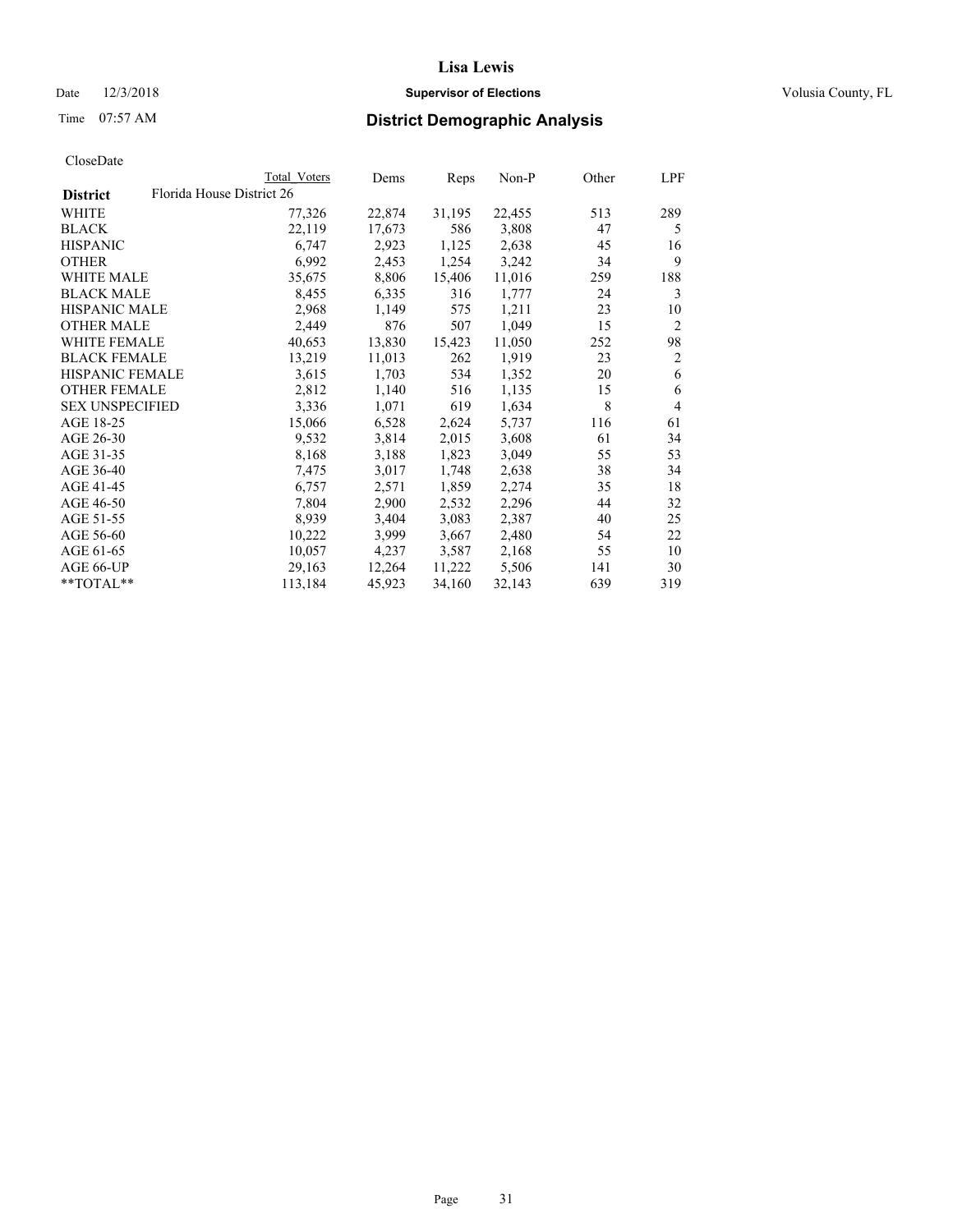# Lisa Lewis

Date 12/3/2018 **Supervisor of Elections** Volusia County, FL

Time 07:57 AM **District Demographic Analysis**

CloseDate

| | Total Voters | Dems | Reps | Non-P | Other | LPF |
|---|---|---|---|---|---|---|
| **District** Florida House District 26 | | | | | | |
| WHITE | 77,326 | 22,874 | 31,195 | 22,455 | 513 | 289 |
| BLACK | 22,119 | 17,673 | 586 | 3,808 | 47 | 5 |
| HISPANIC | 6,747 | 2,923 | 1,125 | 2,638 | 45 | 16 |
| OTHER | 6,992 | 2,453 | 1,254 | 3,242 | 34 | 9 |
| WHITE MALE | 35,675 | 8,806 | 15,406 | 11,016 | 259 | 188 |
| BLACK MALE | 8,455 | 6,335 | 316 | 1,777 | 24 | 3 |
| HISPANIC MALE | 2,968 | 1,149 | 575 | 1,211 | 23 | 10 |
| OTHER MALE | 2,449 | 876 | 507 | 1,049 | 15 | 2 |
| WHITE FEMALE | 40,653 | 13,830 | 15,423 | 11,050 | 252 | 98 |
| BLACK FEMALE | 13,219 | 11,013 | 262 | 1,919 | 23 | 2 |
| HISPANIC FEMALE | 3,615 | 1,703 | 534 | 1,352 | 20 | 6 |
| OTHER FEMALE | 2,812 | 1,140 | 516 | 1,135 | 15 | 6 |
| SEX UNSPECIFIED | 3,336 | 1,071 | 619 | 1,634 | 8 | 4 |
| AGE 18-25 | 15,066 | 6,528 | 2,624 | 5,737 | 116 | 61 |
| AGE 26-30 | 9,532 | 3,814 | 2,015 | 3,608 | 61 | 34 |
| AGE 31-35 | 8,168 | 3,188 | 1,823 | 3,049 | 55 | 53 |
| AGE 36-40 | 7,475 | 3,017 | 1,748 | 2,638 | 38 | 34 |
| AGE 41-45 | 6,757 | 2,571 | 1,859 | 2,274 | 35 | 18 |
| AGE 46-50 | 7,804 | 2,900 | 2,532 | 2,296 | 44 | 32 |
| AGE 51-55 | 8,939 | 3,404 | 3,083 | 2,387 | 40 | 25 |
| AGE 56-60 | 10,222 | 3,999 | 3,667 | 2,480 | 54 | 22 |
| AGE 61-65 | 10,057 | 4,237 | 3,587 | 2,168 | 55 | 10 |
| AGE 66-UP | 29,163 | 12,264 | 11,222 | 5,506 | 141 | 30 |
| **TOTAL** | 113,184 | 45,923 | 34,160 | 32,143 | 639 | 319 |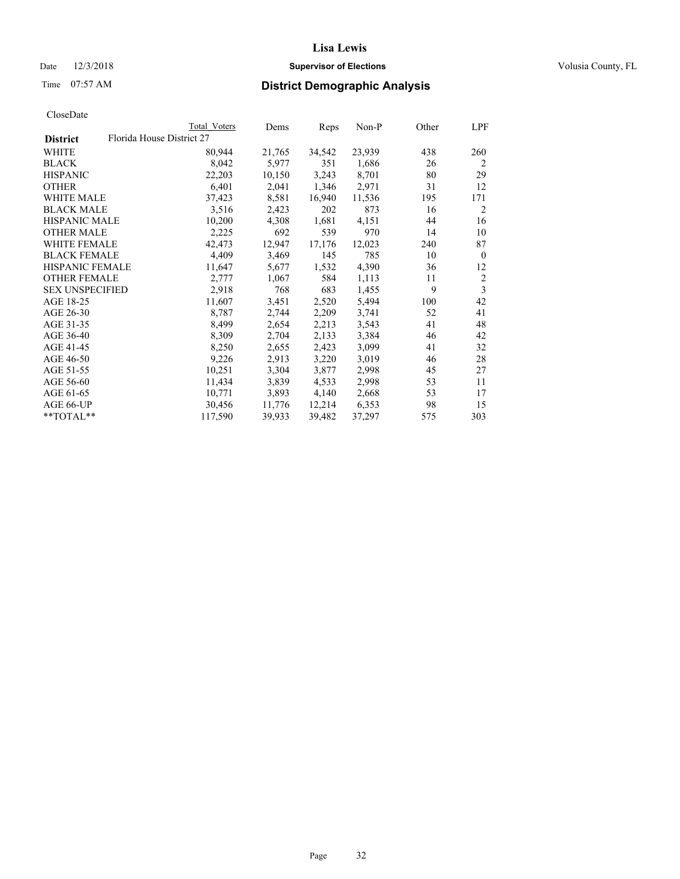# Lisa Lewis

Date 12/3/2018 **Supervisor of Elections** Volusia County, FL

Time 07:57 AM **District Demographic Analysis**

CloseDate

| | Total Voters | Dems | Reps | Non-P | Other | LPF |
|---|---|---|---|---|---|---|
| **District** Florida House District 27 | | | | | | |
| WHITE | 80,944 | 21,765 | 34,542 | 23,939 | 438 | 260 |
| BLACK | 8,042 | 5,977 | 351 | 1,686 | 26 | 2 |
| HISPANIC | 22,203 | 10,150 | 3,243 | 8,701 | 80 | 29 |
| OTHER | 6,401 | 2,041 | 1,346 | 2,971 | 31 | 12 |
| WHITE MALE | 37,423 | 8,581 | 16,940 | 11,536 | 195 | 171 |
| BLACK MALE | 3,516 | 2,423 | 202 | 873 | 16 | 2 |
| HISPANIC MALE | 10,200 | 4,308 | 1,681 | 4,151 | 44 | 16 |
| OTHER MALE | 2,225 | 692 | 539 | 970 | 14 | 10 |
| WHITE FEMALE | 42,473 | 12,947 | 17,176 | 12,023 | 240 | 87 |
| BLACK FEMALE | 4,409 | 3,469 | 145 | 785 | 10 | 0 |
| HISPANIC FEMALE | 11,647 | 5,677 | 1,532 | 4,390 | 36 | 12 |
| OTHER FEMALE | 2,777 | 1,067 | 584 | 1,113 | 11 | 2 |
| SEX UNSPECIFIED | 2,918 | 768 | 683 | 1,455 | 9 | 3 |
| AGE 18-25 | 11,607 | 3,451 | 2,520 | 5,494 | 100 | 42 |
| AGE 26-30 | 8,787 | 2,744 | 2,209 | 3,741 | 52 | 41 |
| AGE 31-35 | 8,499 | 2,654 | 2,213 | 3,543 | 41 | 48 |
| AGE 36-40 | 8,309 | 2,704 | 2,133 | 3,384 | 46 | 42 |
| AGE 41-45 | 8,250 | 2,655 | 2,423 | 3,099 | 41 | 32 |
| AGE 46-50 | 9,226 | 2,913 | 3,220 | 3,019 | 46 | 28 |
| AGE 51-55 | 10,251 | 3,304 | 3,877 | 2,998 | 45 | 27 |
| AGE 56-60 | 11,434 | 3,839 | 4,533 | 2,998 | 53 | 11 |
| AGE 61-65 | 10,771 | 3,893 | 4,140 | 2,668 | 53 | 17 |
| AGE 66-UP | 30,456 | 11,776 | 12,214 | 6,353 | 98 | 15 |
| **TOTAL** | 117,590 | 39,933 | 39,482 | 37,297 | 575 | 303 |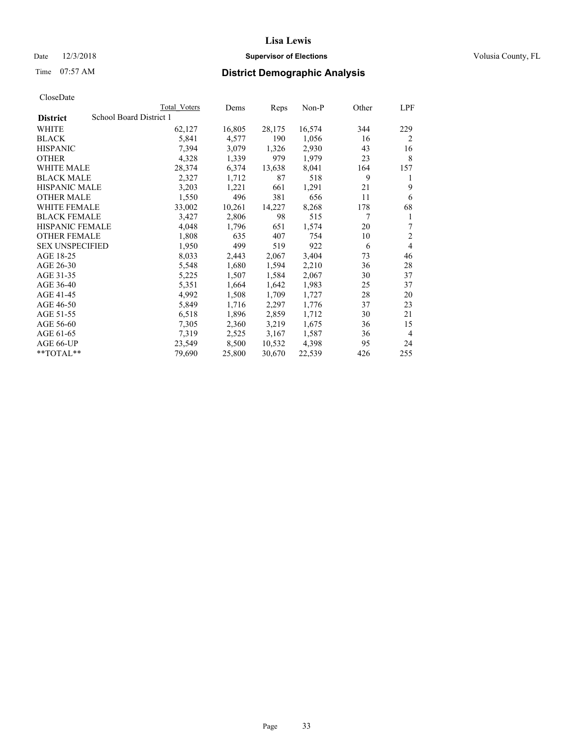# Lisa Lewis

Date 12/3/2018 **Supervisor of Elections** Volusia County, FL

Time 07:57 AM **District Demographic Analysis**

CloseDate

| **District** School Board District 1 | Total Voters | Dems | Reps | Non-P | Other | LPF |
|---|---|---|---|---|---|---|
| WHITE | 62,127 | 16,805 | 28,175 | 16,574 | 344 | 229 |
| BLACK | 5,841 | 4,577 | 190 | 1,056 | 16 | 2 |
| HISPANIC | 7,394 | 3,079 | 1,326 | 2,930 | 43 | 16 |
| OTHER | 4,328 | 1,339 | 979 | 1,979 | 23 | 8 |
| WHITE MALE | 28,374 | 6,374 | 13,638 | 8,041 | 164 | 157 |
| BLACK MALE | 2,327 | 1,712 | 87 | 518 | 9 | 1 |
| HISPANIC MALE | 3,203 | 1,221 | 661 | 1,291 | 21 | 9 |
| OTHER MALE | 1,550 | 496 | 381 | 656 | 11 | 6 |
| WHITE FEMALE | 33,002 | 10,261 | 14,227 | 8,268 | 178 | 68 |
| BLACK FEMALE | 3,427 | 2,806 | 98 | 515 | 7 | 1 |
| HISPANIC FEMALE | 4,048 | 1,796 | 651 | 1,574 | 20 | 7 |
| OTHER FEMALE | 1,808 | 635 | 407 | 754 | 10 | 2 |
| SEX UNSPECIFIED | 1,950 | 499 | 519 | 922 | 6 | 4 |
| AGE 18-25 | 8,033 | 2,443 | 2,067 | 3,404 | 73 | 46 |
| AGE 26-30 | 5,548 | 1,680 | 1,594 | 2,210 | 36 | 28 |
| AGE 31-35 | 5,225 | 1,507 | 1,584 | 2,067 | 30 | 37 |
| AGE 36-40 | 5,351 | 1,664 | 1,642 | 1,983 | 25 | 37 |
| AGE 41-45 | 4,992 | 1,508 | 1,709 | 1,727 | 28 | 20 |
| AGE 46-50 | 5,849 | 1,716 | 2,297 | 1,776 | 37 | 23 |
| AGE 51-55 | 6,518 | 1,896 | 2,859 | 1,712 | 30 | 21 |
| AGE 56-60 | 7,305 | 2,360 | 3,219 | 1,675 | 36 | 15 |
| AGE 61-65 | 7,319 | 2,525 | 3,167 | 1,587 | 36 | 4 |
| AGE 66-UP | 23,549 | 8,500 | 10,532 | 4,398 | 95 | 24 |
| **TOTAL** | 79,690 | 25,800 | 30,670 | 22,539 | 426 | 255 |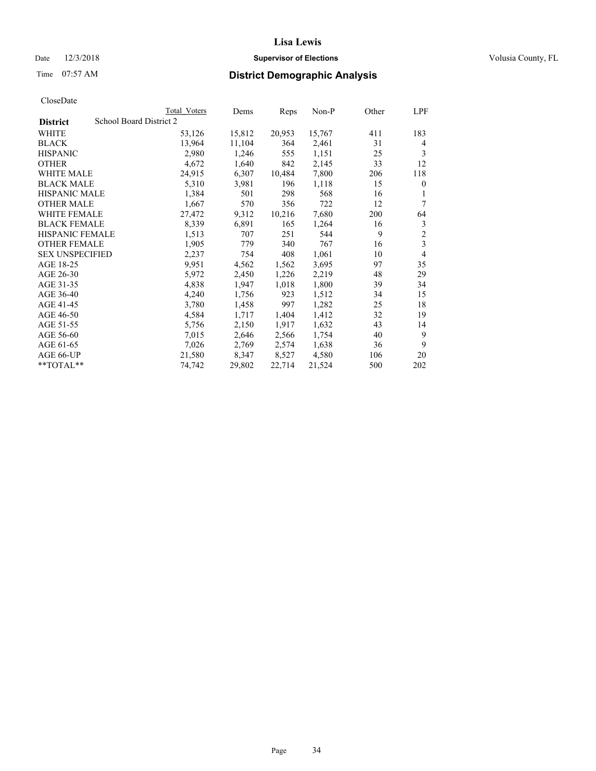**Lisa Lewis**

Date 12/3/2018 **Supervisor of Elections** Volusia County, FL

Time 07:57 AM **District Demographic Analysis**

CloseDate

| | Total Voters | Dems | Reps | Non-P | Other | LPF |
|---|---|---|---|---|---|---|
| **District** School Board District 2 | | | | | | |
| WHITE | 53,126 | 15,812 | 20,953 | 15,767 | 411 | 183 |
| BLACK | 13,964 | 11,104 | 364 | 2,461 | 31 | 4 |
| HISPANIC | 2,980 | 1,246 | 555 | 1,151 | 25 | 3 |
| OTHER | 4,672 | 1,640 | 842 | 2,145 | 33 | 12 |
| WHITE MALE | 24,915 | 6,307 | 10,484 | 7,800 | 206 | 118 |
| BLACK MALE | 5,310 | 3,981 | 196 | 1,118 | 15 | 0 |
| HISPANIC MALE | 1,384 | 501 | 298 | 568 | 16 | 1 |
| OTHER MALE | 1,667 | 570 | 356 | 722 | 12 | 7 |
| WHITE FEMALE | 27,472 | 9,312 | 10,216 | 7,680 | 200 | 64 |
| BLACK FEMALE | 8,339 | 6,891 | 165 | 1,264 | 16 | 3 |
| HISPANIC FEMALE | 1,513 | 707 | 251 | 544 | 9 | 2 |
| OTHER FEMALE | 1,905 | 779 | 340 | 767 | 16 | 3 |
| SEX UNSPECIFIED | 2,237 | 754 | 408 | 1,061 | 10 | 4 |
| AGE 18-25 | 9,951 | 4,562 | 1,562 | 3,695 | 97 | 35 |
| AGE 26-30 | 5,972 | 2,450 | 1,226 | 2,219 | 48 | 29 |
| AGE 31-35 | 4,838 | 1,947 | 1,018 | 1,800 | 39 | 34 |
| AGE 36-40 | 4,240 | 1,756 | 923 | 1,512 | 34 | 15 |
| AGE 41-45 | 3,780 | 1,458 | 997 | 1,282 | 25 | 18 |
| AGE 46-50 | 4,584 | 1,717 | 1,404 | 1,412 | 32 | 19 |
| AGE 51-55 | 5,756 | 2,150 | 1,917 | 1,632 | 43 | 14 |
| AGE 56-60 | 7,015 | 2,646 | 2,566 | 1,754 | 40 | 9 |
| AGE 61-65 | 7,026 | 2,769 | 2,574 | 1,638 | 36 | 9 |
| AGE 66-UP | 21,580 | 8,347 | 8,527 | 4,580 | 106 | 20 |
| **TOTAL** | 74,742 | 29,802 | 22,714 | 21,524 | 500 | 202 |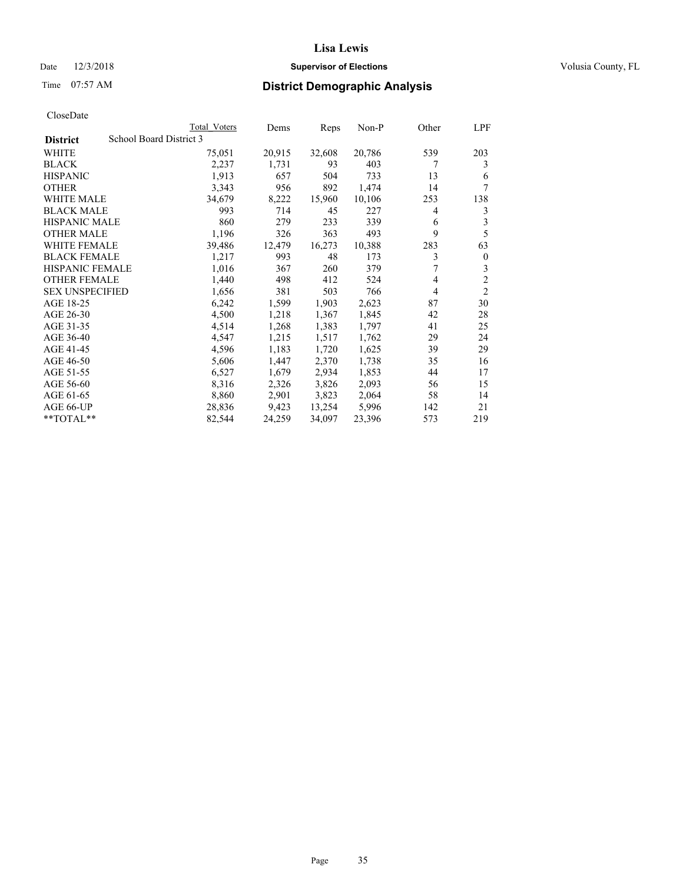# Lisa Lewis

Date 12/3/2018 **Supervisor of Elections** Volusia County, FL

Time 07:57 AM **District Demographic Analysis**

CloseDate

| | Total Voters | Dems | Reps | Non-P | Other | LPF |
|---|---|---|---|---|---|---|
| **District** School Board District 3 | | | | | | |
| WHITE | 75,051 | 20,915 | 32,608 | 20,786 | 539 | 203 |
| BLACK | 2,237 | 1,731 | 93 | 403 | 7 | 3 |
| HISPANIC | 1,913 | 657 | 504 | 733 | 13 | 6 |
| OTHER | 3,343 | 956 | 892 | 1,474 | 14 | 7 |
| WHITE MALE | 34,679 | 8,222 | 15,960 | 10,106 | 253 | 138 |
| BLACK MALE | 993 | 714 | 45 | 227 | 4 | 3 |
| HISPANIC MALE | 860 | 279 | 233 | 339 | 6 | 3 |
| OTHER MALE | 1,196 | 326 | 363 | 493 | 9 | 5 |
| WHITE FEMALE | 39,486 | 12,479 | 16,273 | 10,388 | 283 | 63 |
| BLACK FEMALE | 1,217 | 993 | 48 | 173 | 3 | 0 |
| HISPANIC FEMALE | 1,016 | 367 | 260 | 379 | 7 | 3 |
| OTHER FEMALE | 1,440 | 498 | 412 | 524 | 4 | 2 |
| SEX UNSPECIFIED | 1,656 | 381 | 503 | 766 | 4 | 2 |
| AGE 18-25 | 6,242 | 1,599 | 1,903 | 2,623 | 87 | 30 |
| AGE 26-30 | 4,500 | 1,218 | 1,367 | 1,845 | 42 | 28 |
| AGE 31-35 | 4,514 | 1,268 | 1,383 | 1,797 | 41 | 25 |
| AGE 36-40 | 4,547 | 1,215 | 1,517 | 1,762 | 29 | 24 |
| AGE 41-45 | 4,596 | 1,183 | 1,720 | 1,625 | 39 | 29 |
| AGE 46-50 | 5,606 | 1,447 | 2,370 | 1,738 | 35 | 16 |
| AGE 51-55 | 6,527 | 1,679 | 2,934 | 1,853 | 44 | 17 |
| AGE 56-60 | 8,316 | 2,326 | 3,826 | 2,093 | 56 | 15 |
| AGE 61-65 | 8,860 | 2,901 | 3,823 | 2,064 | 58 | 14 |
| AGE 66-UP | 28,836 | 9,423 | 13,254 | 5,996 | 142 | 21 |
| **TOTAL** | 82,544 | 24,259 | 34,097 | 23,396 | 573 | 219 |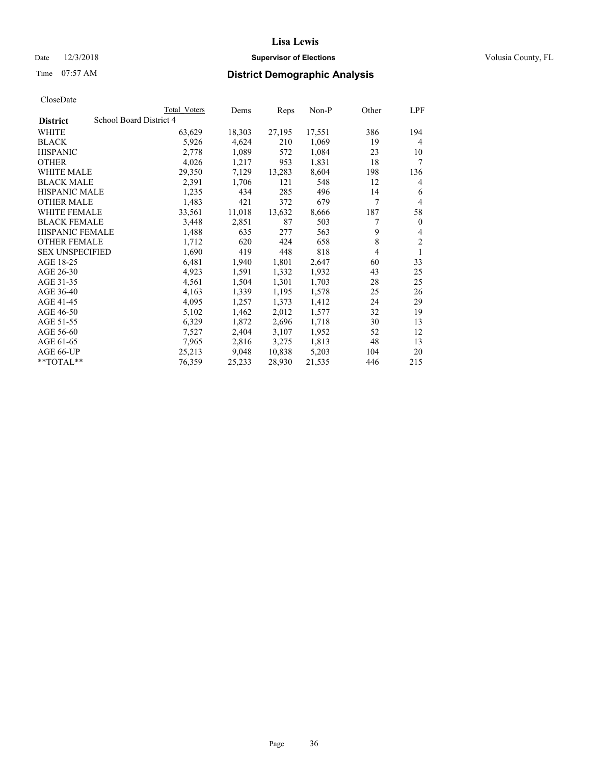# Lisa Lewis

Date 12/3/2018 **Supervisor of Elections** Volusia County, FL

Time 07:57 AM **District Demographic Analysis**

CloseDate

| District | School Board District 4 Total Voters | Dems | Reps | Non-P | Other | LPF |
|---|---|---|---|---|---|---|
| WHITE | 63,629 | 18,303 | 27,195 | 17,551 | 386 | 194 |
| BLACK | 5,926 | 4,624 | 210 | 1,069 | 19 | 4 |
| HISPANIC | 2,778 | 1,089 | 572 | 1,084 | 23 | 10 |
| OTHER | 4,026 | 1,217 | 953 | 1,831 | 18 | 7 |
| WHITE MALE | 29,350 | 7,129 | 13,283 | 8,604 | 198 | 136 |
| BLACK MALE | 2,391 | 1,706 | 121 | 548 | 12 | 4 |
| HISPANIC MALE | 1,235 | 434 | 285 | 496 | 14 | 6 |
| OTHER MALE | 1,483 | 421 | 372 | 679 | 7 | 4 |
| WHITE FEMALE | 33,561 | 11,018 | 13,632 | 8,666 | 187 | 58 |
| BLACK FEMALE | 3,448 | 2,851 | 87 | 503 | 7 | 0 |
| HISPANIC FEMALE | 1,488 | 635 | 277 | 563 | 9 | 4 |
| OTHER FEMALE | 1,712 | 620 | 424 | 658 | 8 | 2 |
| SEX UNSPECIFIED | 1,690 | 419 | 448 | 818 | 4 | 1 |
| AGE 18-25 | 6,481 | 1,940 | 1,801 | 2,647 | 60 | 33 |
| AGE 26-30 | 4,923 | 1,591 | 1,332 | 1,932 | 43 | 25 |
| AGE 31-35 | 4,561 | 1,504 | 1,301 | 1,703 | 28 | 25 |
| AGE 36-40 | 4,163 | 1,339 | 1,195 | 1,578 | 25 | 26 |
| AGE 41-45 | 4,095 | 1,257 | 1,373 | 1,412 | 24 | 29 |
| AGE 46-50 | 5,102 | 1,462 | 2,012 | 1,577 | 32 | 19 |
| AGE 51-55 | 6,329 | 1,872 | 2,696 | 1,718 | 30 | 13 |
| AGE 56-60 | 7,527 | 2,404 | 3,107 | 1,952 | 52 | 12 |
| AGE 61-65 | 7,965 | 2,816 | 3,275 | 1,813 | 48 | 13 |
| AGE 66-UP | 25,213 | 9,048 | 10,838 | 5,203 | 104 | 20 |
| **TOTAL** | 76,359 | 25,233 | 28,930 | 21,535 | 446 | 215 |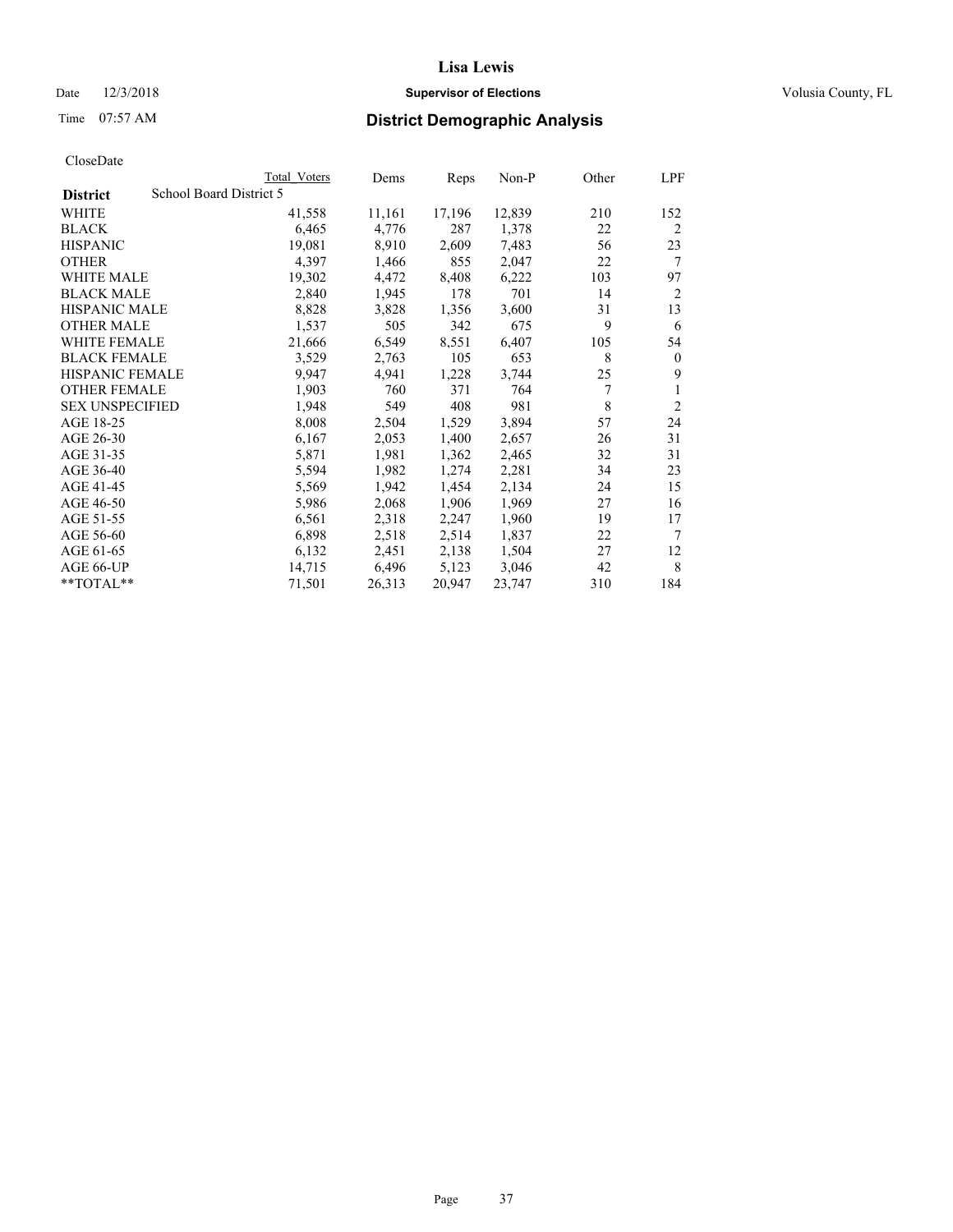# Lisa Lewis

Date 12/3/2018 **Supervisor of Elections** Volusia County, FL

Time 07:57 AM **District Demographic Analysis**

CloseDate

| District | Total Voters | Dems | Reps | Non-P | Other | LPF |
|---|---|---|---|---|---|---|
| School Board District 5 | | | | | | |
| WHITE | 41,558 | 11,161 | 17,196 | 12,839 | 210 | 152 |
| BLACK | 6,465 | 4,776 | 287 | 1,378 | 22 | 2 |
| HISPANIC | 19,081 | 8,910 | 2,609 | 7,483 | 56 | 23 |
| OTHER | 4,397 | 1,466 | 855 | 2,047 | 22 | 7 |
| WHITE MALE | 19,302 | 4,472 | 8,408 | 6,222 | 103 | 97 |
| BLACK MALE | 2,840 | 1,945 | 178 | 701 | 14 | 2 |
| HISPANIC MALE | 8,828 | 3,828 | 1,356 | 3,600 | 31 | 13 |
| OTHER MALE | 1,537 | 505 | 342 | 675 | 9 | 6 |
| WHITE FEMALE | 21,666 | 6,549 | 8,551 | 6,407 | 105 | 54 |
| BLACK FEMALE | 3,529 | 2,763 | 105 | 653 | 8 | 0 |
| HISPANIC FEMALE | 9,947 | 4,941 | 1,228 | 3,744 | 25 | 9 |
| OTHER FEMALE | 1,903 | 760 | 371 | 764 | 7 | 1 |
| SEX UNSPECIFIED | 1,948 | 549 | 408 | 981 | 8 | 2 |
| AGE 18-25 | 8,008 | 2,504 | 1,529 | 3,894 | 57 | 24 |
| AGE 26-30 | 6,167 | 2,053 | 1,400 | 2,657 | 26 | 31 |
| AGE 31-35 | 5,871 | 1,981 | 1,362 | 2,465 | 32 | 31 |
| AGE 36-40 | 5,594 | 1,982 | 1,274 | 2,281 | 34 | 23 |
| AGE 41-45 | 5,569 | 1,942 | 1,454 | 2,134 | 24 | 15 |
| AGE 46-50 | 5,986 | 2,068 | 1,906 | 1,969 | 27 | 16 |
| AGE 51-55 | 6,561 | 2,318 | 2,247 | 1,960 | 19 | 17 |
| AGE 56-60 | 6,898 | 2,518 | 2,514 | 1,837 | 22 | 7 |
| AGE 61-65 | 6,132 | 2,451 | 2,138 | 1,504 | 27 | 12 |
| AGE 66-UP | 14,715 | 6,496 | 5,123 | 3,046 | 42 | 8 |
| **TOTAL** | 71,501 | 26,313 | 20,947 | 23,747 | 310 | 184 |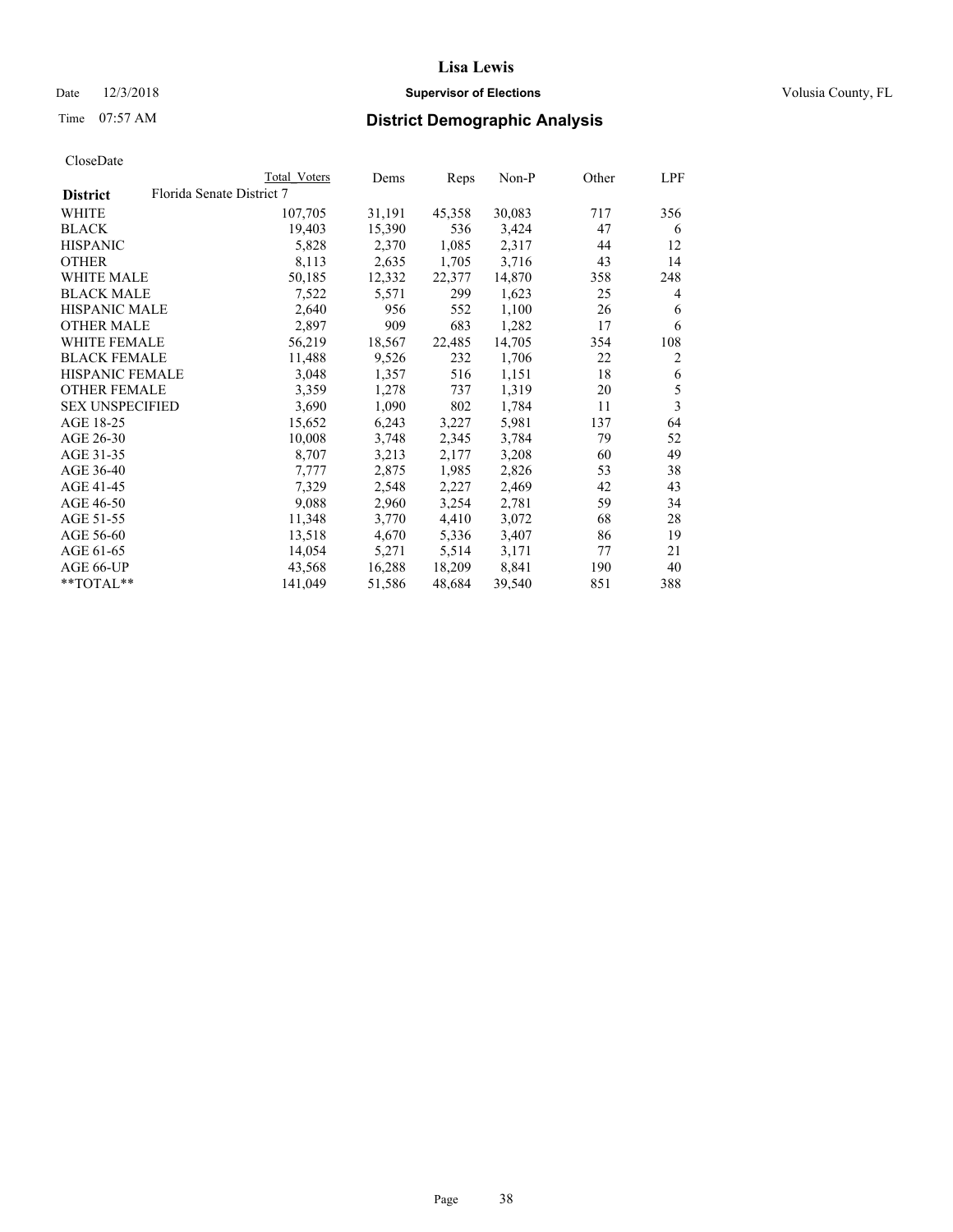# Lisa Lewis

Date 12/3/2018 **Supervisor of Elections** Volusia County, FL

Time 07:57 AM **District Demographic Analysis**

CloseDate

| District | Florida Senate District 7 | Total Voters | Dems | Reps | Non-P | Other | LPF |
|---|---|---|---|---|---|---|---|
| WHITE | | 107,705 | 31,191 | 45,358 | 30,083 | 717 | 356 |
| BLACK | | 19,403 | 15,390 | 536 | 3,424 | 47 | 6 |
| HISPANIC | | 5,828 | 2,370 | 1,085 | 2,317 | 44 | 12 |
| OTHER | | 8,113 | 2,635 | 1,705 | 3,716 | 43 | 14 |
| WHITE MALE | | 50,185 | 12,332 | 22,377 | 14,870 | 358 | 248 |
| BLACK MALE | | 7,522 | 5,571 | 299 | 1,623 | 25 | 4 |
| HISPANIC MALE | | 2,640 | 956 | 552 | 1,100 | 26 | 6 |
| OTHER MALE | | 2,897 | 909 | 683 | 1,282 | 17 | 6 |
| WHITE FEMALE | | 56,219 | 18,567 | 22,485 | 14,705 | 354 | 108 |
| BLACK FEMALE | | 11,488 | 9,526 | 232 | 1,706 | 22 | 2 |
| HISPANIC FEMALE | | 3,048 | 1,357 | 516 | 1,151 | 18 | 6 |
| OTHER FEMALE | | 3,359 | 1,278 | 737 | 1,319 | 20 | 5 |
| SEX UNSPECIFIED | | 3,690 | 1,090 | 802 | 1,784 | 11 | 3 |
| AGE 18-25 | | 15,652 | 6,243 | 3,227 | 5,981 | 137 | 64 |
| AGE 26-30 | | 10,008 | 3,748 | 2,345 | 3,784 | 79 | 52 |
| AGE 31-35 | | 8,707 | 3,213 | 2,177 | 3,208 | 60 | 49 |
| AGE 36-40 | | 7,777 | 2,875 | 1,985 | 2,826 | 53 | 38 |
| AGE 41-45 | | 7,329 | 2,548 | 2,227 | 2,469 | 42 | 43 |
| AGE 46-50 | | 9,088 | 2,960 | 3,254 | 2,781 | 59 | 34 |
| AGE 51-55 | | 11,348 | 3,770 | 4,410 | 3,072 | 68 | 28 |
| AGE 56-60 | | 13,518 | 4,670 | 5,336 | 3,407 | 86 | 19 |
| AGE 61-65 | | 14,054 | 5,271 | 5,514 | 3,171 | 77 | 21 |
| AGE 66-UP | | 43,568 | 16,288 | 18,209 | 8,841 | 190 | 40 |
| **TOTAL** | | 141,049 | 51,586 | 48,684 | 39,540 | 851 | 388 |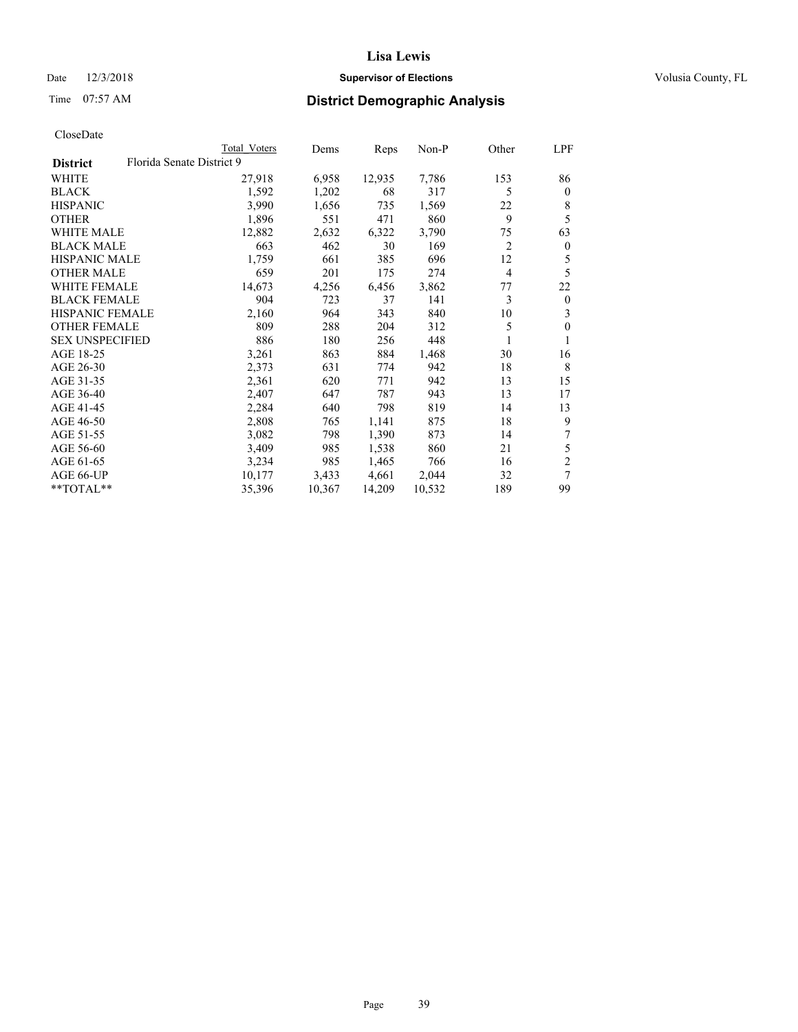# Lisa Lewis

Date 12/3/2018 **Supervisor of Elections** Volusia County, FL

Time 07:57 AM **District Demographic Analysis**

CloseDate

| District | Florida Senate District 9 | Total Voters | Dems | Reps | Non-P | Other | LPF |
|---|---|---|---|---|---|---|---|
| WHITE | | 27,918 | 6,958 | 12,935 | 7,786 | 153 | 86 |
| BLACK | | 1,592 | 1,202 | 68 | 317 | 5 | 0 |
| HISPANIC | | 3,990 | 1,656 | 735 | 1,569 | 22 | 8 |
| OTHER | | 1,896 | 551 | 471 | 860 | 9 | 5 |
| WHITE MALE | | 12,882 | 2,632 | 6,322 | 3,790 | 75 | 63 |
| BLACK MALE | | 663 | 462 | 30 | 169 | 2 | 0 |
| HISPANIC MALE | | 1,759 | 661 | 385 | 696 | 12 | 5 |
| OTHER MALE | | 659 | 201 | 175 | 274 | 4 | 5 |
| WHITE FEMALE | | 14,673 | 4,256 | 6,456 | 3,862 | 77 | 22 |
| BLACK FEMALE | | 904 | 723 | 37 | 141 | 3 | 0 |
| HISPANIC FEMALE | | 2,160 | 964 | 343 | 840 | 10 | 3 |
| OTHER FEMALE | | 809 | 288 | 204 | 312 | 5 | 0 |
| SEX UNSPECIFIED | | 886 | 180 | 256 | 448 | 1 | 1 |
| AGE 18-25 | | 3,261 | 863 | 884 | 1,468 | 30 | 16 |
| AGE 26-30 | | 2,373 | 631 | 774 | 942 | 18 | 8 |
| AGE 31-35 | | 2,361 | 620 | 771 | 942 | 13 | 15 |
| AGE 36-40 | | 2,407 | 647 | 787 | 943 | 13 | 17 |
| AGE 41-45 | | 2,284 | 640 | 798 | 819 | 14 | 13 |
| AGE 46-50 | | 2,808 | 765 | 1,141 | 875 | 18 | 9 |
| AGE 51-55 | | 3,082 | 798 | 1,390 | 873 | 14 | 7 |
| AGE 56-60 | | 3,409 | 985 | 1,538 | 860 | 21 | 5 |
| AGE 61-65 | | 3,234 | 985 | 1,465 | 766 | 16 | 2 |
| AGE 66-UP | | 10,177 | 3,433 | 4,661 | 2,044 | 32 | 7 |
| **TOTAL** | | 35,396 | 10,367 | 14,209 | 10,532 | 189 | 99 |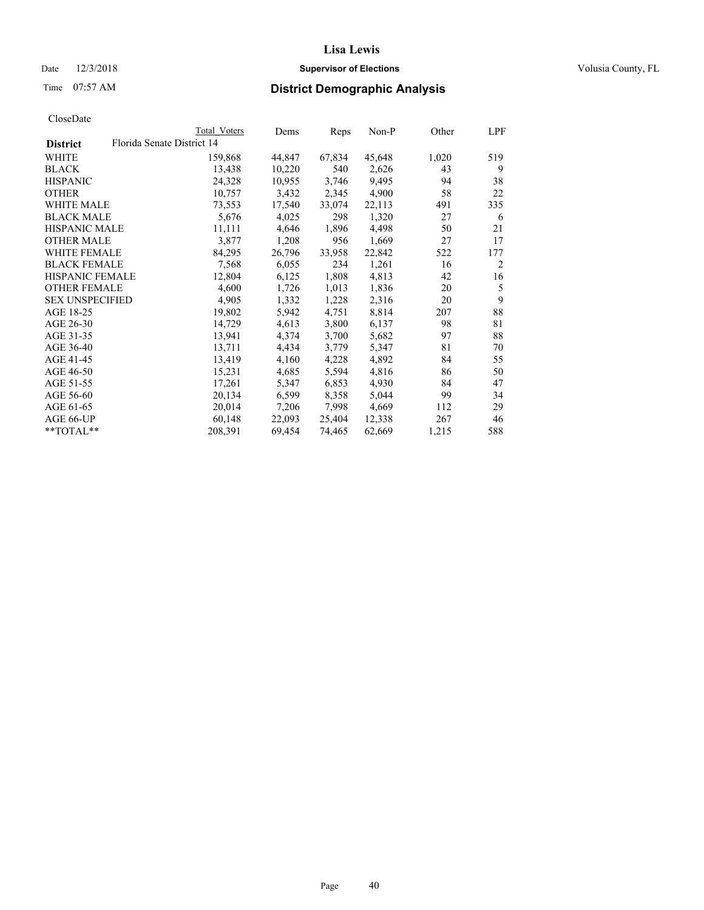# Lisa Lewis

Date 12/3/2018 **Supervisor of Elections** Volusia County, FL

Time 07:57 AM **District Demographic Analysis**

CloseDate

| | Total Voters | Dems | Reps | Non-P | Other | LPF |
|---|---|---|---|---|---|---|
| **District** Florida Senate District 14 | | | | | | |
| WHITE | 159,868 | 44,847 | 67,834 | 45,648 | 1,020 | 519 |
| BLACK | 13,438 | 10,220 | 540 | 2,626 | 43 | 9 |
| HISPANIC | 24,328 | 10,955 | 3,746 | 9,495 | 94 | 38 |
| OTHER | 10,757 | 3,432 | 2,345 | 4,900 | 58 | 22 |
| WHITE MALE | 73,553 | 17,540 | 33,074 | 22,113 | 491 | 335 |
| BLACK MALE | 5,676 | 4,025 | 298 | 1,320 | 27 | 6 |
| HISPANIC MALE | 11,111 | 4,646 | 1,896 | 4,498 | 50 | 21 |
| OTHER MALE | 3,877 | 1,208 | 956 | 1,669 | 27 | 17 |
| WHITE FEMALE | 84,295 | 26,796 | 33,958 | 22,842 | 522 | 177 |
| BLACK FEMALE | 7,568 | 6,055 | 234 | 1,261 | 16 | 2 |
| HISPANIC FEMALE | 12,804 | 6,125 | 1,808 | 4,813 | 42 | 16 |
| OTHER FEMALE | 4,600 | 1,726 | 1,013 | 1,836 | 20 | 5 |
| SEX UNSPECIFIED | 4,905 | 1,332 | 1,228 | 2,316 | 20 | 9 |
| AGE 18-25 | 19,802 | 5,942 | 4,751 | 8,814 | 207 | 88 |
| AGE 26-30 | 14,729 | 4,613 | 3,800 | 6,137 | 98 | 81 |
| AGE 31-35 | 13,941 | 4,374 | 3,700 | 5,682 | 97 | 88 |
| AGE 36-40 | 13,711 | 4,434 | 3,779 | 5,347 | 81 | 70 |
| AGE 41-45 | 13,419 | 4,160 | 4,228 | 4,892 | 84 | 55 |
| AGE 46-50 | 15,231 | 4,685 | 5,594 | 4,816 | 86 | 50 |
| AGE 51-55 | 17,261 | 5,347 | 6,853 | 4,930 | 84 | 47 |
| AGE 56-60 | 20,134 | 6,599 | 8,358 | 5,044 | 99 | 34 |
| AGE 61-65 | 20,014 | 7,206 | 7,998 | 4,669 | 112 | 29 |
| AGE 66-UP | 60,148 | 22,093 | 25,404 | 12,338 | 267 | 46 |
| **TOTAL** | 208,391 | 69,454 | 74,465 | 62,669 | 1,215 | 588 |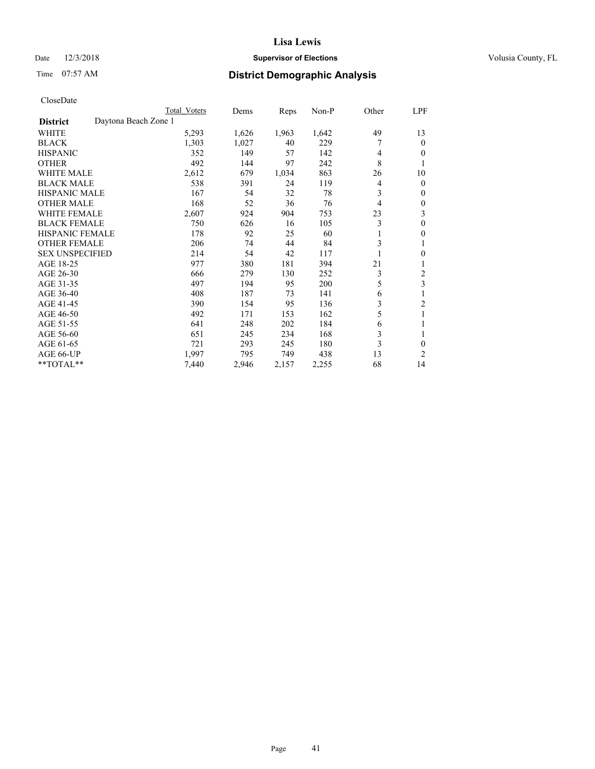# Lisa Lewis

Date 12/3/2018 **Supervisor of Elections** Volusia County, FL

Time 07:57 AM **District Demographic Analysis**

CloseDate

| | Total Voters | Dems | Reps | Non-P | Other | LPF |
|---|---|---|---|---|---|---|
| **District** Daytona Beach Zone 1 | | | | | | |
| WHITE | 5,293 | 1,626 | 1,963 | 1,642 | 49 | 13 |
| BLACK | 1,303 | 1,027 | 40 | 229 | 7 | 0 |
| HISPANIC | 352 | 149 | 57 | 142 | 4 | 0 |
| OTHER | 492 | 144 | 97 | 242 | 8 | 1 |
| WHITE MALE | 2,612 | 679 | 1,034 | 863 | 26 | 10 |
| BLACK MALE | 538 | 391 | 24 | 119 | 4 | 0 |
| HISPANIC MALE | 167 | 54 | 32 | 78 | 3 | 0 |
| OTHER MALE | 168 | 52 | 36 | 76 | 4 | 0 |
| WHITE FEMALE | 2,607 | 924 | 904 | 753 | 23 | 3 |
| BLACK FEMALE | 750 | 626 | 16 | 105 | 3 | 0 |
| HISPANIC FEMALE | 178 | 92 | 25 | 60 | 1 | 0 |
| OTHER FEMALE | 206 | 74 | 44 | 84 | 3 | 1 |
| SEX UNSPECIFIED | 214 | 54 | 42 | 117 | 1 | 0 |
| AGE 18-25 | 977 | 380 | 181 | 394 | 21 | 1 |
| AGE 26-30 | 666 | 279 | 130 | 252 | 3 | 2 |
| AGE 31-35 | 497 | 194 | 95 | 200 | 5 | 3 |
| AGE 36-40 | 408 | 187 | 73 | 141 | 6 | 1 |
| AGE 41-45 | 390 | 154 | 95 | 136 | 3 | 2 |
| AGE 46-50 | 492 | 171 | 153 | 162 | 5 | 1 |
| AGE 51-55 | 641 | 248 | 202 | 184 | 6 | 1 |
| AGE 56-60 | 651 | 245 | 234 | 168 | 3 | 1 |
| AGE 61-65 | 721 | 293 | 245 | 180 | 3 | 0 |
| AGE 66-UP | 1,997 | 795 | 749 | 438 | 13 | 2 |
| **TOTAL** | 7,440 | 2,946 | 2,157 | 2,255 | 68 | 14 |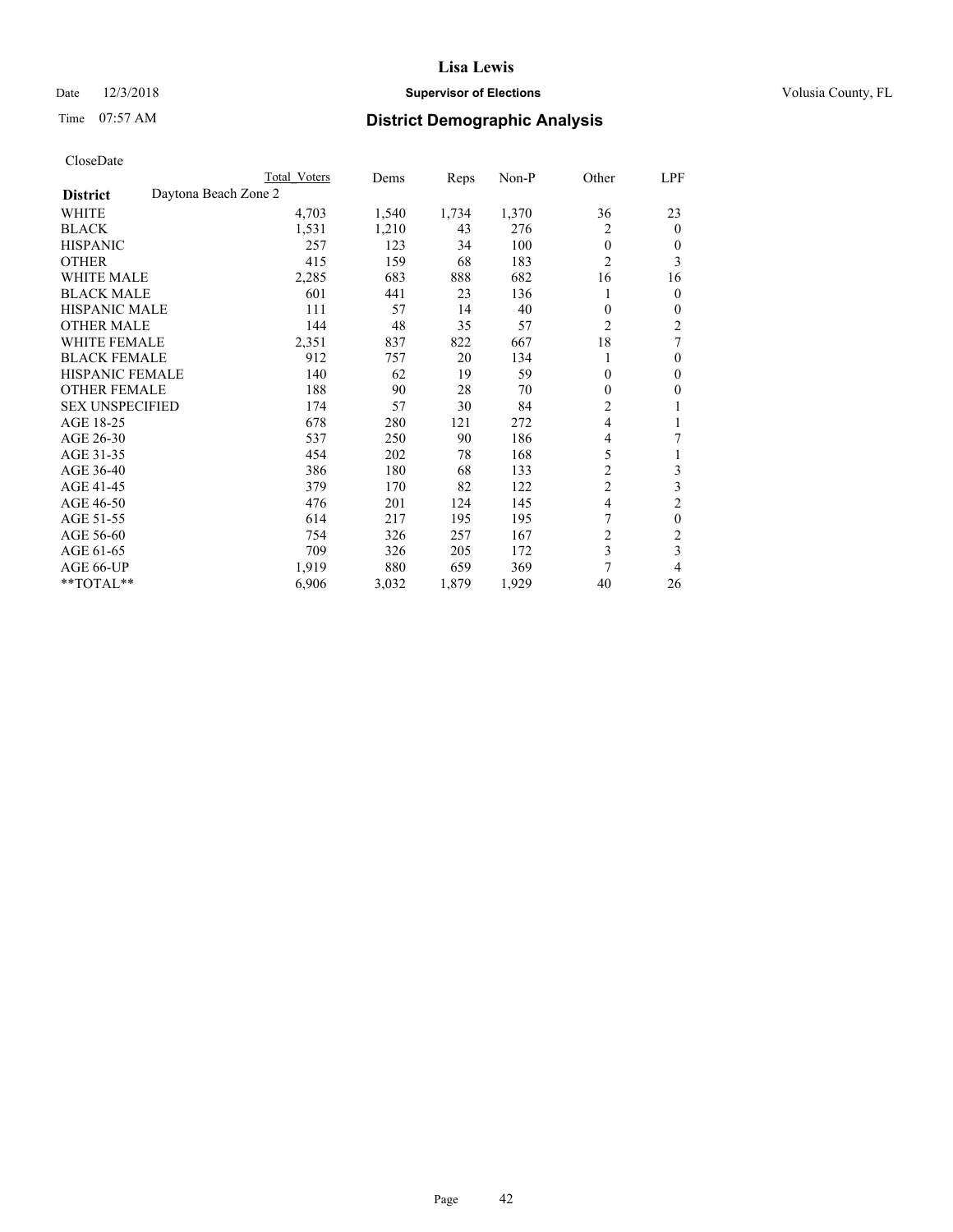# Lisa Lewis

Date 12/3/2018 **Supervisor of Elections** Volusia County, FL

Time 07:57 AM **District Demographic Analysis**

CloseDate

| | Total Voters | Dems | Reps | Non-P | Other | LPF |
|---|---|---|---|---|---|---|
| **District** Daytona Beach Zone 2 | | | | | | |
| WHITE | 4,703 | 1,540 | 1,734 | 1,370 | 36 | 23 |
| BLACK | 1,531 | 1,210 | 43 | 276 | 2 | 0 |
| HISPANIC | 257 | 123 | 34 | 100 | 0 | 0 |
| OTHER | 415 | 159 | 68 | 183 | 2 | 3 |
| WHITE MALE | 2,285 | 683 | 888 | 682 | 16 | 16 |
| BLACK MALE | 601 | 441 | 23 | 136 | 1 | 0 |
| HISPANIC MALE | 111 | 57 | 14 | 40 | 0 | 0 |
| OTHER MALE | 144 | 48 | 35 | 57 | 2 | 2 |
| WHITE FEMALE | 2,351 | 837 | 822 | 667 | 18 | 7 |
| BLACK FEMALE | 912 | 757 | 20 | 134 | 1 | 0 |
| HISPANIC FEMALE | 140 | 62 | 19 | 59 | 0 | 0 |
| OTHER FEMALE | 188 | 90 | 28 | 70 | 0 | 0 |
| SEX UNSPECIFIED | 174 | 57 | 30 | 84 | 2 | 1 |
| AGE 18-25 | 678 | 280 | 121 | 272 | 4 | 1 |
| AGE 26-30 | 537 | 250 | 90 | 186 | 4 | 7 |
| AGE 31-35 | 454 | 202 | 78 | 168 | 5 | 1 |
| AGE 36-40 | 386 | 180 | 68 | 133 | 2 | 3 |
| AGE 41-45 | 379 | 170 | 82 | 122 | 2 | 3 |
| AGE 46-50 | 476 | 201 | 124 | 145 | 4 | 2 |
| AGE 51-55 | 614 | 217 | 195 | 195 | 7 | 0 |
| AGE 56-60 | 754 | 326 | 257 | 167 | 2 | 2 |
| AGE 61-65 | 709 | 326 | 205 | 172 | 3 | 3 |
| AGE 66-UP | 1,919 | 880 | 659 | 369 | 7 | 4 |
| **TOTAL** | 6,906 | 3,032 | 1,879 | 1,929 | 40 | 26 |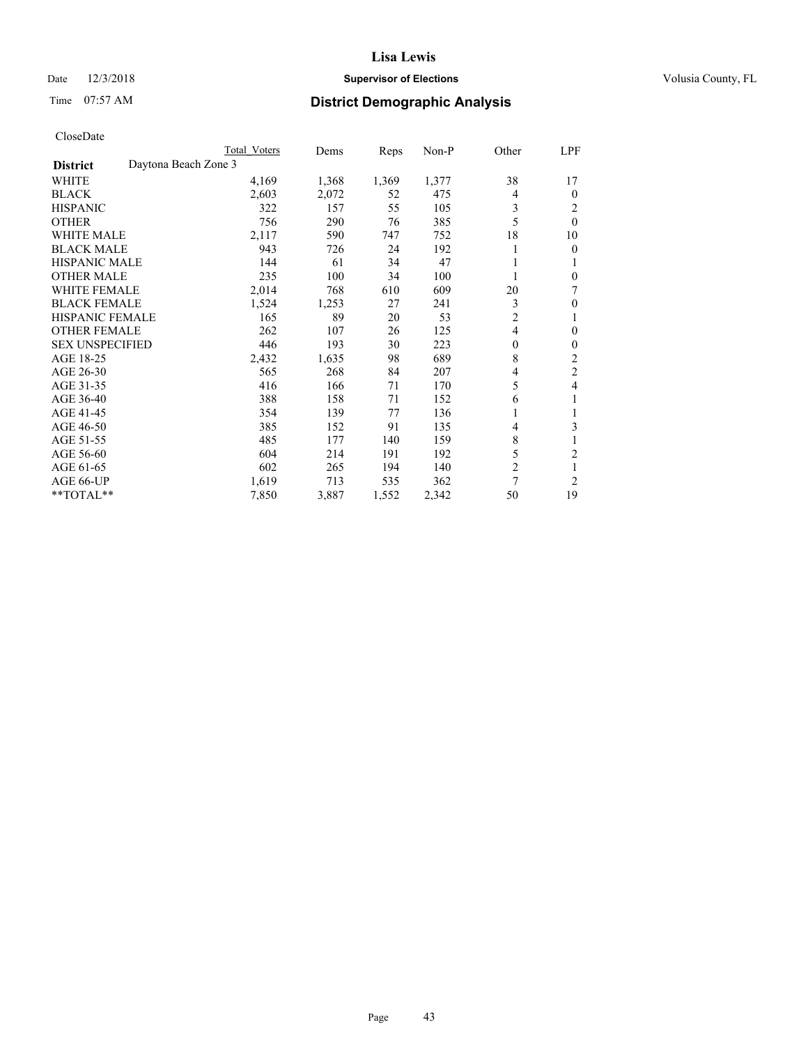**Lisa Lewis**

Date 12/3/2018 **Supervisor of Elections** Volusia County, FL

Time 07:57 AM

## District Demographic Analysis

CloseDate

| | Total Voters | Dems | Reps | Non-P | Other | LPF |
|---|---|---|---|---|---|---|
| **District** Daytona Beach Zone 3 | | | | | | |
| WHITE | 4,169 | 1,368 | 1,369 | 1,377 | 38 | 17 |
| BLACK | 2,603 | 2,072 | 52 | 475 | 4 | 0 |
| HISPANIC | 322 | 157 | 55 | 105 | 3 | 2 |
| OTHER | 756 | 290 | 76 | 385 | 5 | 0 |
| WHITE MALE | 2,117 | 590 | 747 | 752 | 18 | 10 |
| BLACK MALE | 943 | 726 | 24 | 192 | 1 | 0 |
| HISPANIC MALE | 144 | 61 | 34 | 47 | 1 | 1 |
| OTHER MALE | 235 | 100 | 34 | 100 | 1 | 0 |
| WHITE FEMALE | 2,014 | 768 | 610 | 609 | 20 | 7 |
| BLACK FEMALE | 1,524 | 1,253 | 27 | 241 | 3 | 0 |
| HISPANIC FEMALE | 165 | 89 | 20 | 53 | 2 | 1 |
| OTHER FEMALE | 262 | 107 | 26 | 125 | 4 | 0 |
| SEX UNSPECIFIED | 446 | 193 | 30 | 223 | 0 | 0 |
| AGE 18-25 | 2,432 | 1,635 | 98 | 689 | 8 | 2 |
| AGE 26-30 | 565 | 268 | 84 | 207 | 4 | 2 |
| AGE 31-35 | 416 | 166 | 71 | 170 | 5 | 4 |
| AGE 36-40 | 388 | 158 | 71 | 152 | 6 | 1 |
| AGE 41-45 | 354 | 139 | 77 | 136 | 1 | 1 |
| AGE 46-50 | 385 | 152 | 91 | 135 | 4 | 3 |
| AGE 51-55 | 485 | 177 | 140 | 159 | 8 | 1 |
| AGE 56-60 | 604 | 214 | 191 | 192 | 5 | 2 |
| AGE 61-65 | 602 | 265 | 194 | 140 | 2 | 1 |
| AGE 66-UP | 1,619 | 713 | 535 | 362 | 7 | 2 |
| **TOTAL** | 7,850 | 3,887 | 1,552 | 2,342 | 50 | 19 |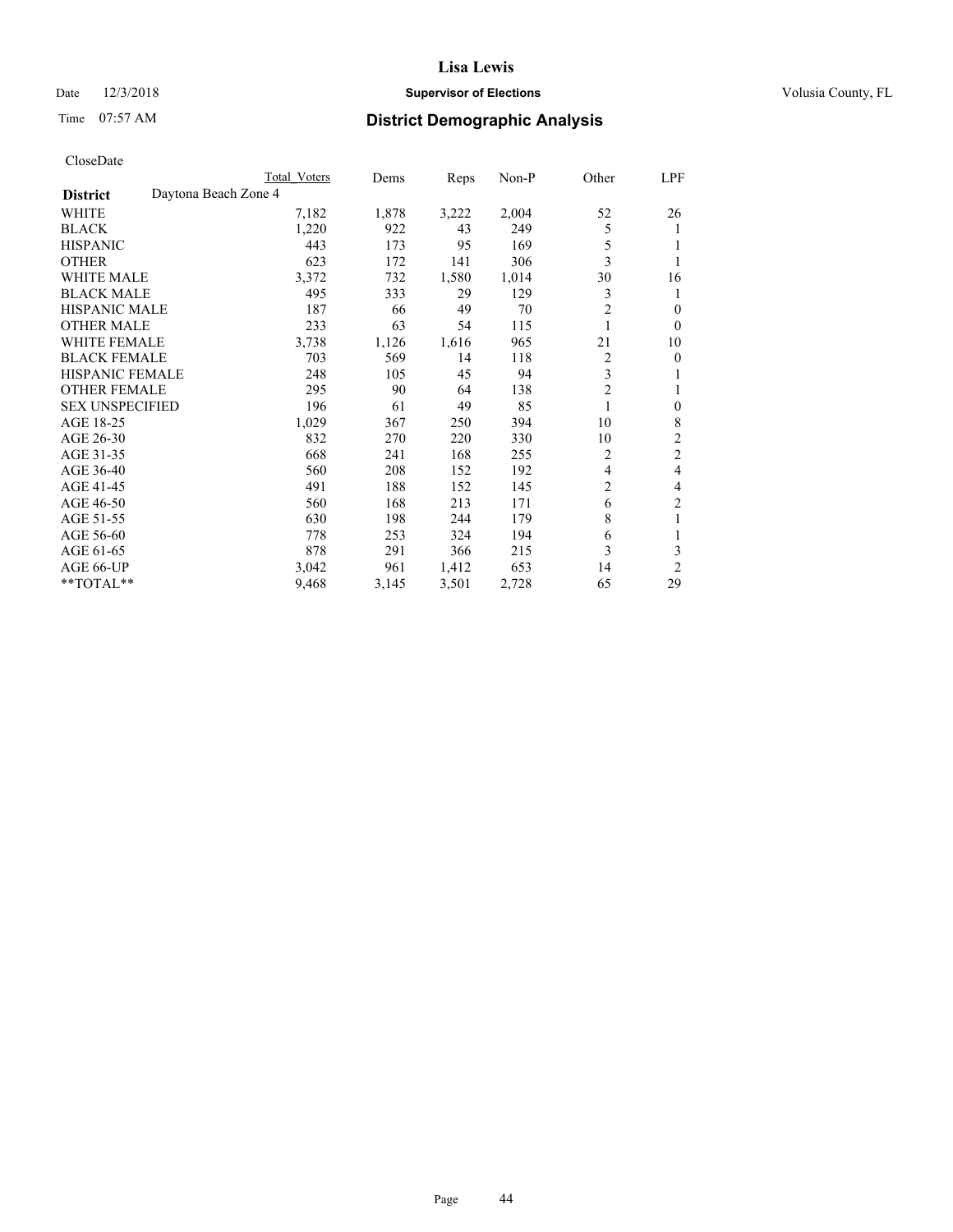# Lisa Lewis

Date 12/3/2018 **Supervisor of Elections** Volusia County, FL

Time 07:57 AM **District Demographic Analysis**

CloseDate

| **District** | Total Voters | Dems | Reps | Non-P | Other | LPF |
|---|---|---|---|---|---|---|
| Daytona Beach Zone 4 | | | | | | |
| WHITE | 7,182 | 1,878 | 3,222 | 2,004 | 52 | 26 |
| BLACK | 1,220 | 922 | 43 | 249 | 5 | 1 |
| HISPANIC | 443 | 173 | 95 | 169 | 5 | 1 |
| OTHER | 623 | 172 | 141 | 306 | 3 | 1 |
| WHITE MALE | 3,372 | 732 | 1,580 | 1,014 | 30 | 16 |
| BLACK MALE | 495 | 333 | 29 | 129 | 3 | 1 |
| HISPANIC MALE | 187 | 66 | 49 | 70 | 2 | 0 |
| OTHER MALE | 233 | 63 | 54 | 115 | 1 | 0 |
| WHITE FEMALE | 3,738 | 1,126 | 1,616 | 965 | 21 | 10 |
| BLACK FEMALE | 703 | 569 | 14 | 118 | 2 | 0 |
| HISPANIC FEMALE | 248 | 105 | 45 | 94 | 3 | 1 |
| OTHER FEMALE | 295 | 90 | 64 | 138 | 2 | 1 |
| SEX UNSPECIFIED | 196 | 61 | 49 | 85 | 1 | 0 |
| AGE 18-25 | 1,029 | 367 | 250 | 394 | 10 | 8 |
| AGE 26-30 | 832 | 270 | 220 | 330 | 10 | 2 |
| AGE 31-35 | 668 | 241 | 168 | 255 | 2 | 2 |
| AGE 36-40 | 560 | 208 | 152 | 192 | 4 | 4 |
| AGE 41-45 | 491 | 188 | 152 | 145 | 2 | 4 |
| AGE 46-50 | 560 | 168 | 213 | 171 | 6 | 2 |
| AGE 51-55 | 630 | 198 | 244 | 179 | 8 | 1 |
| AGE 56-60 | 778 | 253 | 324 | 194 | 6 | 1 |
| AGE 61-65 | 878 | 291 | 366 | 215 | 3 | 3 |
| AGE 66-UP | 3,042 | 961 | 1,412 | 653 | 14 | 2 |
| **TOTAL** | 9,468 | 3,145 | 3,501 | 2,728 | 65 | 29 |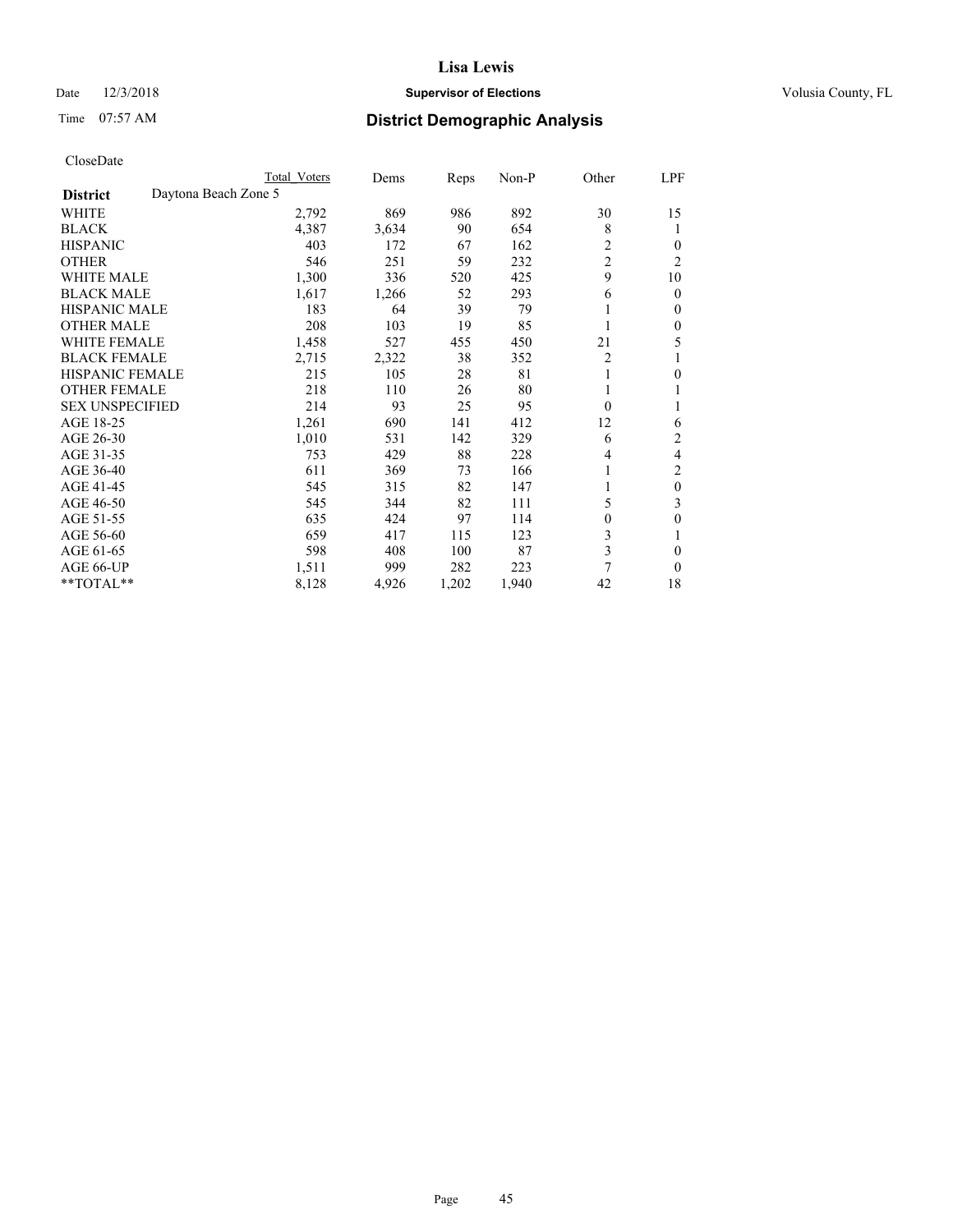# Lisa Lewis

Date 12/3/2018 **Supervisor of Elections** Volusia County, FL

Time 07:57 AM **District Demographic Analysis**

CloseDate

| | Total Voters | Dems | Reps | Non-P | Other | LPF |
|---|---|---|---|---|---|---|
| **District** Daytona Beach Zone 5 | | | | | | |
| WHITE | 2,792 | 869 | 986 | 892 | 30 | 15 |
| BLACK | 4,387 | 3,634 | 90 | 654 | 8 | 1 |
| HISPANIC | 403 | 172 | 67 | 162 | 2 | 0 |
| OTHER | 546 | 251 | 59 | 232 | 2 | 2 |
| WHITE MALE | 1,300 | 336 | 520 | 425 | 9 | 10 |
| BLACK MALE | 1,617 | 1,266 | 52 | 293 | 6 | 0 |
| HISPANIC MALE | 183 | 64 | 39 | 79 | 1 | 0 |
| OTHER MALE | 208 | 103 | 19 | 85 | 1 | 0 |
| WHITE FEMALE | 1,458 | 527 | 455 | 450 | 21 | 5 |
| BLACK FEMALE | 2,715 | 2,322 | 38 | 352 | 2 | 1 |
| HISPANIC FEMALE | 215 | 105 | 28 | 81 | 1 | 0 |
| OTHER FEMALE | 218 | 110 | 26 | 80 | 1 | 1 |
| SEX UNSPECIFIED | 214 | 93 | 25 | 95 | 0 | 1 |
| AGE 18-25 | 1,261 | 690 | 141 | 412 | 12 | 6 |
| AGE 26-30 | 1,010 | 531 | 142 | 329 | 6 | 2 |
| AGE 31-35 | 753 | 429 | 88 | 228 | 4 | 4 |
| AGE 36-40 | 611 | 369 | 73 | 166 | 1 | 2 |
| AGE 41-45 | 545 | 315 | 82 | 147 | 1 | 0 |
| AGE 46-50 | 545 | 344 | 82 | 111 | 5 | 3 |
| AGE 51-55 | 635 | 424 | 97 | 114 | 0 | 0 |
| AGE 56-60 | 659 | 417 | 115 | 123 | 3 | 1 |
| AGE 61-65 | 598 | 408 | 100 | 87 | 3 | 0 |
| AGE 66-UP | 1,511 | 999 | 282 | 223 | 7 | 0 |
| **TOTAL** | 8,128 | 4,926 | 1,202 | 1,940 | 42 | 18 |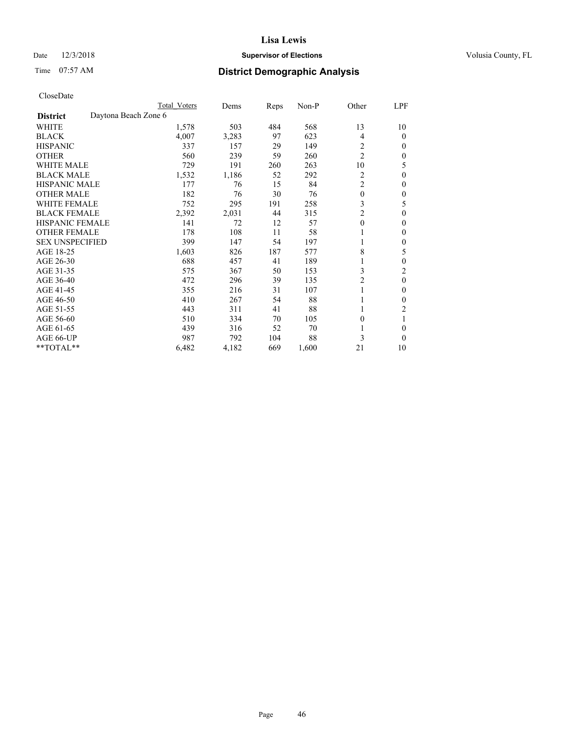CloseDate

| District | Daytona Beach Zone 6 | Total Voters | Dems | Reps | Non-P | Other | LPF |
|---|---|---|---|---|---|---|---|
| WHITE | | 1,578 | 503 | 484 | 568 | 13 | 10 |
| BLACK | | 4,007 | 3,283 | 97 | 623 | 4 | 0 |
| HISPANIC | | 337 | 157 | 29 | 149 | 2 | 0 |
| OTHER | | 560 | 239 | 59 | 260 | 2 | 0 |
| WHITE MALE | | 729 | 191 | 260 | 263 | 10 | 5 |
| BLACK MALE | | 1,532 | 1,186 | 52 | 292 | 2 | 0 |
| HISPANIC MALE | | 177 | 76 | 15 | 84 | 2 | 0 |
| OTHER MALE | | 182 | 76 | 30 | 76 | 0 | 0 |
| WHITE FEMALE | | 752 | 295 | 191 | 258 | 3 | 5 |
| BLACK FEMALE | | 2,392 | 2,031 | 44 | 315 | 2 | 0 |
| HISPANIC FEMALE | | 141 | 72 | 12 | 57 | 0 | 0 |
| OTHER FEMALE | | 178 | 108 | 11 | 58 | 1 | 0 |
| SEX UNSPECIFIED | | 399 | 147 | 54 | 197 | 1 | 0 |
| AGE 18-25 | | 1,603 | 826 | 187 | 577 | 8 | 5 |
| AGE 26-30 | | 688 | 457 | 41 | 189 | 1 | 0 |
| AGE 31-35 | | 575 | 367 | 50 | 153 | 3 | 2 |
| AGE 36-40 | | 472 | 296 | 39 | 135 | 2 | 0 |
| AGE 41-45 | | 355 | 216 | 31 | 107 | 1 | 0 |
| AGE 46-50 | | 410 | 267 | 54 | 88 | 1 | 0 |
| AGE 51-55 | | 443 | 311 | 41 | 88 | 1 | 2 |
| AGE 56-60 | | 510 | 334 | 70 | 105 | 0 | 1 |
| AGE 61-65 | | 439 | 316 | 52 | 70 | 1 | 0 |
| AGE 66-UP | | 987 | 792 | 104 | 88 | 3 | 0 |
| **TOTAL** | | 6,482 | 4,182 | 669 | 1,600 | 21 | 10 |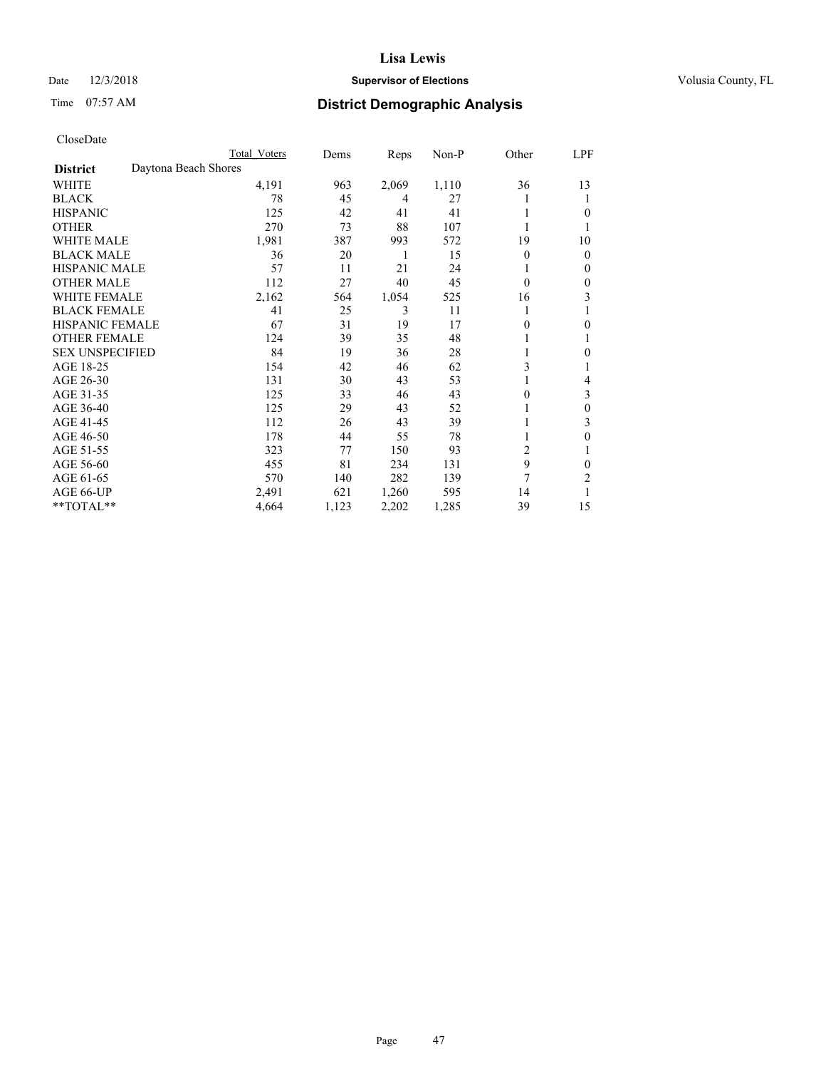# Lisa Lewis

Date 12/3/2018 **Supervisor of Elections** Volusia County, FL

Time 07:57 AM **District Demographic Analysis**

CloseDate

| | Total Voters | Dems | Reps | Non-P | Other | LPF |
|---|---|---|---|---|---|---|
| **District** Daytona Beach Shores | | | | | | |
| WHITE | 4,191 | 963 | 2,069 | 1,110 | 36 | 13 |
| BLACK | 78 | 45 | 4 | 27 | 1 | 1 |
| HISPANIC | 125 | 42 | 41 | 41 | 1 | 0 |
| OTHER | 270 | 73 | 88 | 107 | 1 | 1 |
| WHITE MALE | 1,981 | 387 | 993 | 572 | 19 | 10 |
| BLACK MALE | 36 | 20 | 1 | 15 | 0 | 0 |
| HISPANIC MALE | 57 | 11 | 21 | 24 | 1 | 0 |
| OTHER MALE | 112 | 27 | 40 | 45 | 0 | 0 |
| WHITE FEMALE | 2,162 | 564 | 1,054 | 525 | 16 | 3 |
| BLACK FEMALE | 41 | 25 | 3 | 11 | 1 | 1 |
| HISPANIC FEMALE | 67 | 31 | 19 | 17 | 0 | 0 |
| OTHER FEMALE | 124 | 39 | 35 | 48 | 1 | 1 |
| SEX UNSPECIFIED | 84 | 19 | 36 | 28 | 1 | 0 |
| AGE 18-25 | 154 | 42 | 46 | 62 | 3 | 1 |
| AGE 26-30 | 131 | 30 | 43 | 53 | 1 | 4 |
| AGE 31-35 | 125 | 33 | 46 | 43 | 0 | 3 |
| AGE 36-40 | 125 | 29 | 43 | 52 | 1 | 0 |
| AGE 41-45 | 112 | 26 | 43 | 39 | 1 | 3 |
| AGE 46-50 | 178 | 44 | 55 | 78 | 1 | 0 |
| AGE 51-55 | 323 | 77 | 150 | 93 | 2 | 1 |
| AGE 56-60 | 455 | 81 | 234 | 131 | 9 | 0 |
| AGE 61-65 | 570 | 140 | 282 | 139 | 7 | 2 |
| AGE 66-UP | 2,491 | 621 | 1,260 | 595 | 14 | 1 |
| **TOTAL** | 4,664 | 1,123 | 2,202 | 1,285 | 39 | 15 |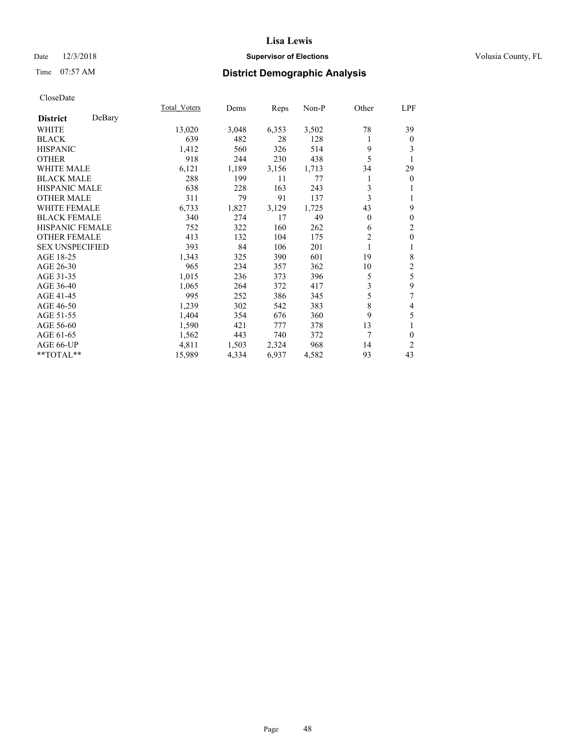Date 12/3/2018

Time 07:57 AM

# Lisa Lewis

**Supervisor of Elections**

Volusia County, FL

## District Demographic Analysis

CloseDate

| **District** DeBary | Total_Voters | Dems | Reps | Non-P | Other | LPF |
|---|---|---|---|---|---|---|
| WHITE | 13,020 | 3,048 | 6,353 | 3,502 | 78 | 39 |
| BLACK | 639 | 482 | 28 | 128 | 1 | 0 |
| HISPANIC | 1,412 | 560 | 326 | 514 | 9 | 3 |
| OTHER | 918 | 244 | 230 | 438 | 5 | 1 |
| WHITE MALE | 6,121 | 1,189 | 3,156 | 1,713 | 34 | 29 |
| BLACK MALE | 288 | 199 | 11 | 77 | 1 | 0 |
| HISPANIC MALE | 638 | 228 | 163 | 243 | 3 | 1 |
| OTHER MALE | 311 | 79 | 91 | 137 | 3 | 1 |
| WHITE FEMALE | 6,733 | 1,827 | 3,129 | 1,725 | 43 | 9 |
| BLACK FEMALE | 340 | 274 | 17 | 49 | 0 | 0 |
| HISPANIC FEMALE | 752 | 322 | 160 | 262 | 6 | 2 |
| OTHER FEMALE | 413 | 132 | 104 | 175 | 2 | 0 |
| SEX UNSPECIFIED | 393 | 84 | 106 | 201 | 1 | 1 |
| AGE 18-25 | 1,343 | 325 | 390 | 601 | 19 | 8 |
| AGE 26-30 | 965 | 234 | 357 | 362 | 10 | 2 |
| AGE 31-35 | 1,015 | 236 | 373 | 396 | 5 | 5 |
| AGE 36-40 | 1,065 | 264 | 372 | 417 | 3 | 9 |
| AGE 41-45 | 995 | 252 | 386 | 345 | 5 | 7 |
| AGE 46-50 | 1,239 | 302 | 542 | 383 | 8 | 4 |
| AGE 51-55 | 1,404 | 354 | 676 | 360 | 9 | 5 |
| AGE 56-60 | 1,590 | 421 | 777 | 378 | 13 | 1 |
| AGE 61-65 | 1,562 | 443 | 740 | 372 | 7 | 0 |
| AGE 66-UP | 4,811 | 1,503 | 2,324 | 968 | 14 | 2 |
| **TOTAL** | 15,989 | 4,334 | 6,937 | 4,582 | 93 | 43 |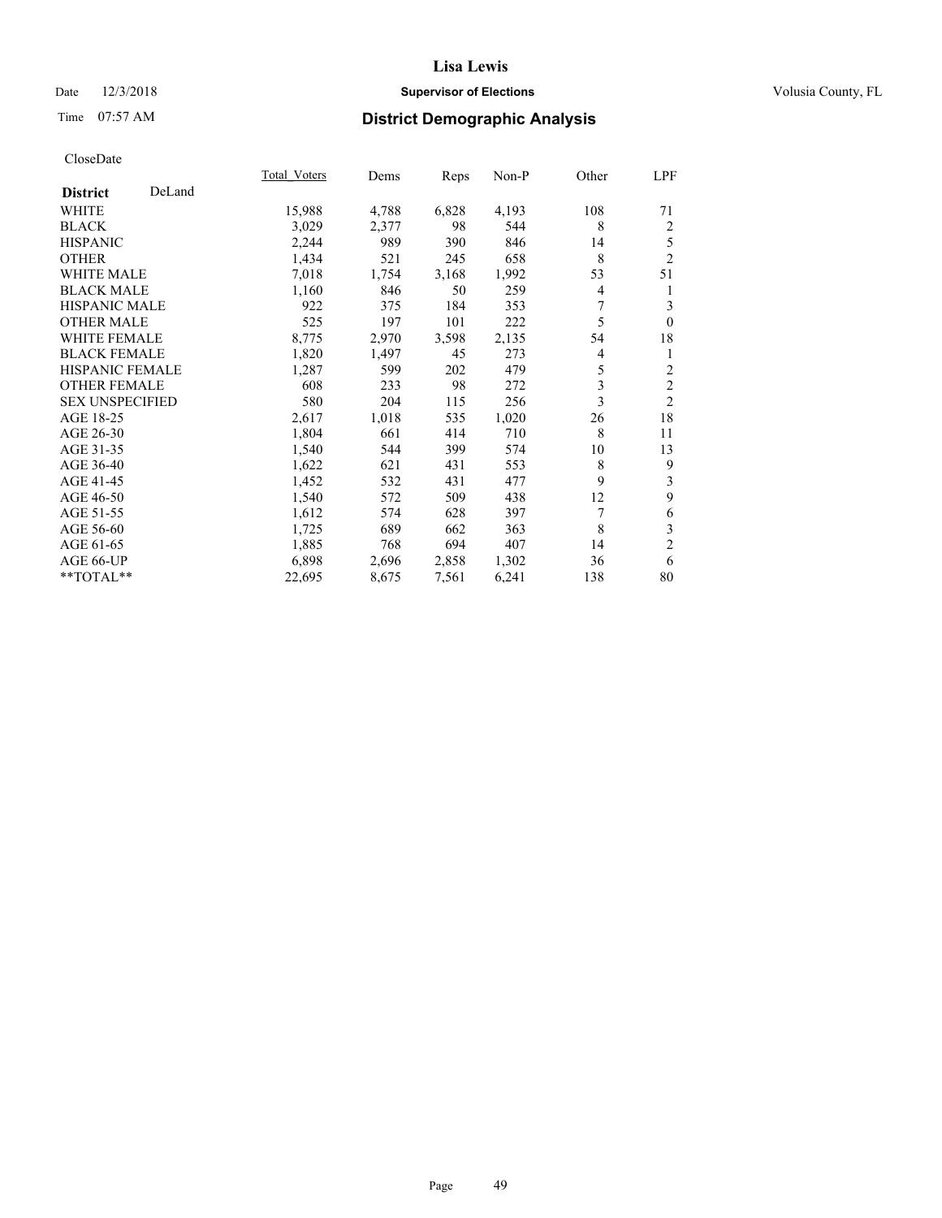# Lisa Lewis

Date 12/3/2018 **Supervisor of Elections** Volusia County, FL

Time 07:57 AM **District Demographic Analysis**

CloseDate

| **District** DeLand | Total_Voters | Dems | Reps | Non-P | Other | LPF |
|---|---|---|---|---|---|---|
| WHITE | 15,988 | 4,788 | 6,828 | 4,193 | 108 | 71 |
| BLACK | 3,029 | 2,377 | 98 | 544 | 8 | 2 |
| HISPANIC | 2,244 | 989 | 390 | 846 | 14 | 5 |
| OTHER | 1,434 | 521 | 245 | 658 | 8 | 2 |
| WHITE MALE | 7,018 | 1,754 | 3,168 | 1,992 | 53 | 51 |
| BLACK MALE | 1,160 | 846 | 50 | 259 | 4 | 1 |
| HISPANIC MALE | 922 | 375 | 184 | 353 | 7 | 3 |
| OTHER MALE | 525 | 197 | 101 | 222 | 5 | 0 |
| WHITE FEMALE | 8,775 | 2,970 | 3,598 | 2,135 | 54 | 18 |
| BLACK FEMALE | 1,820 | 1,497 | 45 | 273 | 4 | 1 |
| HISPANIC FEMALE | 1,287 | 599 | 202 | 479 | 5 | 2 |
| OTHER FEMALE | 608 | 233 | 98 | 272 | 3 | 2 |
| SEX UNSPECIFIED | 580 | 204 | 115 | 256 | 3 | 2 |
| AGE 18-25 | 2,617 | 1,018 | 535 | 1,020 | 26 | 18 |
| AGE 26-30 | 1,804 | 661 | 414 | 710 | 8 | 11 |
| AGE 31-35 | 1,540 | 544 | 399 | 574 | 10 | 13 |
| AGE 36-40 | 1,622 | 621 | 431 | 553 | 8 | 9 |
| AGE 41-45 | 1,452 | 532 | 431 | 477 | 9 | 3 |
| AGE 46-50 | 1,540 | 572 | 509 | 438 | 12 | 9 |
| AGE 51-55 | 1,612 | 574 | 628 | 397 | 7 | 6 |
| AGE 56-60 | 1,725 | 689 | 662 | 363 | 8 | 3 |
| AGE 61-65 | 1,885 | 768 | 694 | 407 | 14 | 2 |
| AGE 66-UP | 6,898 | 2,696 | 2,858 | 1,302 | 36 | 6 |
| **TOTAL** | 22,695 | 8,675 | 7,561 | 6,241 | 138 | 80 |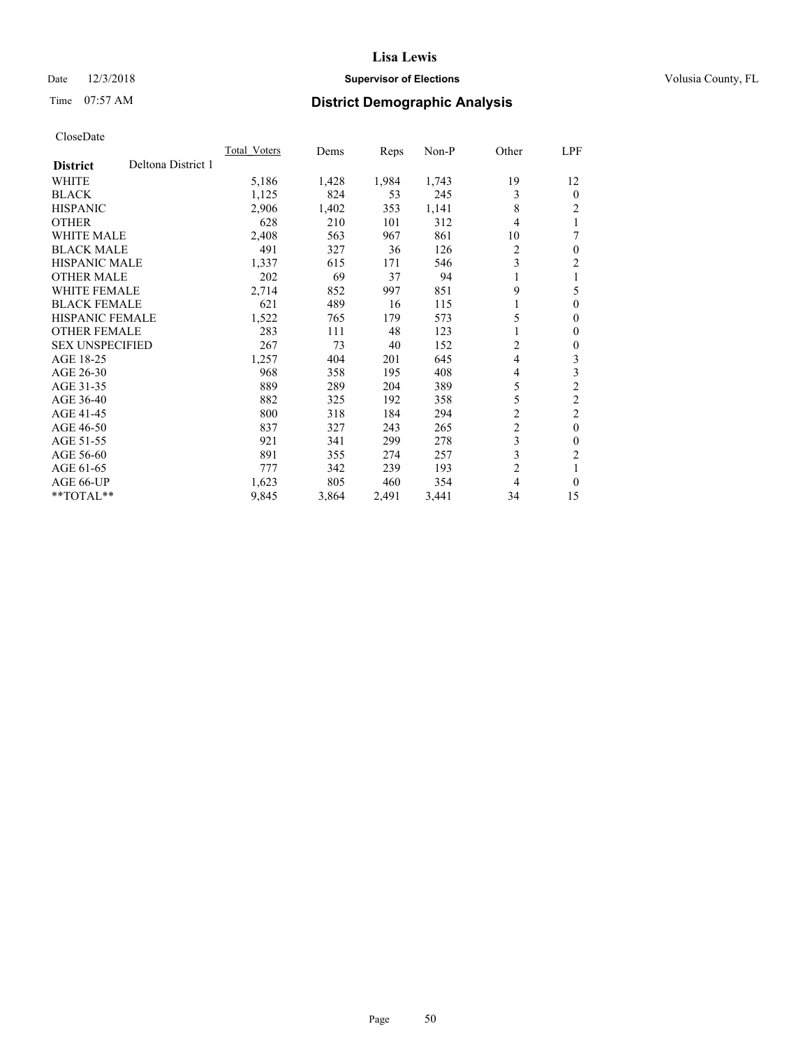# Lisa Lewis

Date 12/3/2018 **Supervisor of Elections** Volusia County, FL

Time 07:57 AM **District Demographic Analysis**

CloseDate

| District | Deltona District 1 | Total_Voters | Dems | Reps | Non-P | Other | LPF |
|---|---|---|---|---|---|---|---|
| WHITE | | 5,186 | 1,428 | 1,984 | 1,743 | 19 | 12 |
| BLACK | | 1,125 | 824 | 53 | 245 | 3 | 0 |
| HISPANIC | | 2,906 | 1,402 | 353 | 1,141 | 8 | 2 |
| OTHER | | 628 | 210 | 101 | 312 | 4 | 1 |
| WHITE MALE | | 2,408 | 563 | 967 | 861 | 10 | 7 |
| BLACK MALE | | 491 | 327 | 36 | 126 | 2 | 0 |
| HISPANIC MALE | | 1,337 | 615 | 171 | 546 | 3 | 2 |
| OTHER MALE | | 202 | 69 | 37 | 94 | 1 | 1 |
| WHITE FEMALE | | 2,714 | 852 | 997 | 851 | 9 | 5 |
| BLACK FEMALE | | 621 | 489 | 16 | 115 | 1 | 0 |
| HISPANIC FEMALE | | 1,522 | 765 | 179 | 573 | 5 | 0 |
| OTHER FEMALE | | 283 | 111 | 48 | 123 | 1 | 0 |
| SEX UNSPECIFIED | | 267 | 73 | 40 | 152 | 2 | 0 |
| AGE 18-25 | | 1,257 | 404 | 201 | 645 | 4 | 3 |
| AGE 26-30 | | 968 | 358 | 195 | 408 | 4 | 3 |
| AGE 31-35 | | 889 | 289 | 204 | 389 | 5 | 2 |
| AGE 36-40 | | 882 | 325 | 192 | 358 | 5 | 2 |
| AGE 41-45 | | 800 | 318 | 184 | 294 | 2 | 2 |
| AGE 46-50 | | 837 | 327 | 243 | 265 | 2 | 0 |
| AGE 51-55 | | 921 | 341 | 299 | 278 | 3 | 0 |
| AGE 56-60 | | 891 | 355 | 274 | 257 | 3 | 2 |
| AGE 61-65 | | 777 | 342 | 239 | 193 | 2 | 1 |
| AGE 66-UP | | 1,623 | 805 | 460 | 354 | 4 | 0 |
| **TOTAL** | | 9,845 | 3,864 | 2,491 | 3,441 | 34 | 15 |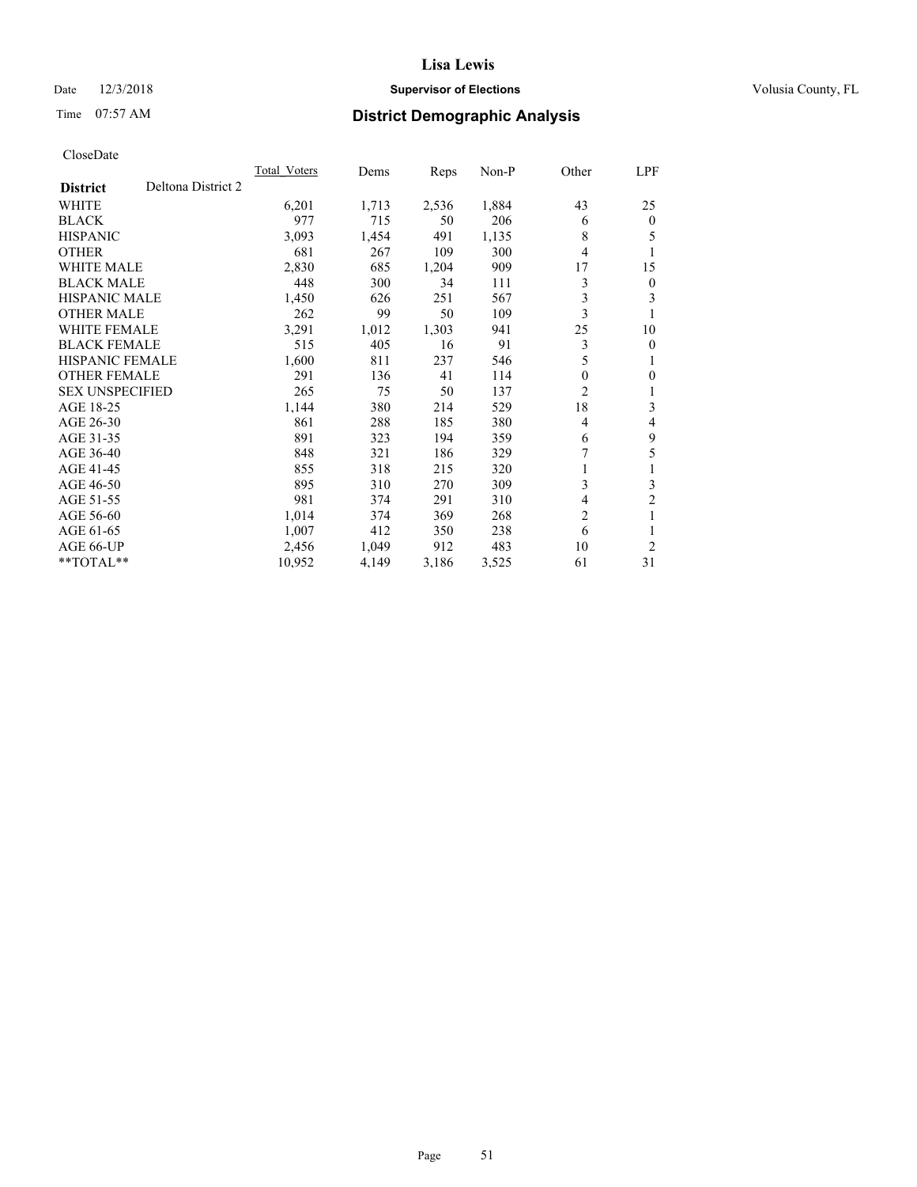# Lisa Lewis

Date 12/3/2018

**Supervisor of Elections**

Volusia County, FL

Time 07:57 AM

## District Demographic Analysis

CloseDate

| **District** Deltona District 2 | Total_Voters | Dems | Reps | Non-P | Other | LPF |
|---|---|---|---|---|---|---|
| WHITE | 6,201 | 1,713 | 2,536 | 1,884 | 43 | 25 |
| BLACK | 977 | 715 | 50 | 206 | 6 | 0 |
| HISPANIC | 3,093 | 1,454 | 491 | 1,135 | 8 | 5 |
| OTHER | 681 | 267 | 109 | 300 | 4 | 1 |
| WHITE MALE | 2,830 | 685 | 1,204 | 909 | 17 | 15 |
| BLACK MALE | 448 | 300 | 34 | 111 | 3 | 0 |
| HISPANIC MALE | 1,450 | 626 | 251 | 567 | 3 | 3 |
| OTHER MALE | 262 | 99 | 50 | 109 | 3 | 1 |
| WHITE FEMALE | 3,291 | 1,012 | 1,303 | 941 | 25 | 10 |
| BLACK FEMALE | 515 | 405 | 16 | 91 | 3 | 0 |
| HISPANIC FEMALE | 1,600 | 811 | 237 | 546 | 5 | 1 |
| OTHER FEMALE | 291 | 136 | 41 | 114 | 0 | 0 |
| SEX UNSPECIFIED | 265 | 75 | 50 | 137 | 2 | 1 |
| AGE 18-25 | 1,144 | 380 | 214 | 529 | 18 | 3 |
| AGE 26-30 | 861 | 288 | 185 | 380 | 4 | 4 |
| AGE 31-35 | 891 | 323 | 194 | 359 | 6 | 9 |
| AGE 36-40 | 848 | 321 | 186 | 329 | 7 | 5 |
| AGE 41-45 | 855 | 318 | 215 | 320 | 1 | 1 |
| AGE 46-50 | 895 | 310 | 270 | 309 | 3 | 3 |
| AGE 51-55 | 981 | 374 | 291 | 310 | 4 | 2 |
| AGE 56-60 | 1,014 | 374 | 369 | 268 | 2 | 1 |
| AGE 61-65 | 1,007 | 412 | 350 | 238 | 6 | 1 |
| AGE 66-UP | 2,456 | 1,049 | 912 | 483 | 10 | 2 |
| **TOTAL** | 10,952 | 4,149 | 3,186 | 3,525 | 61 | 31 |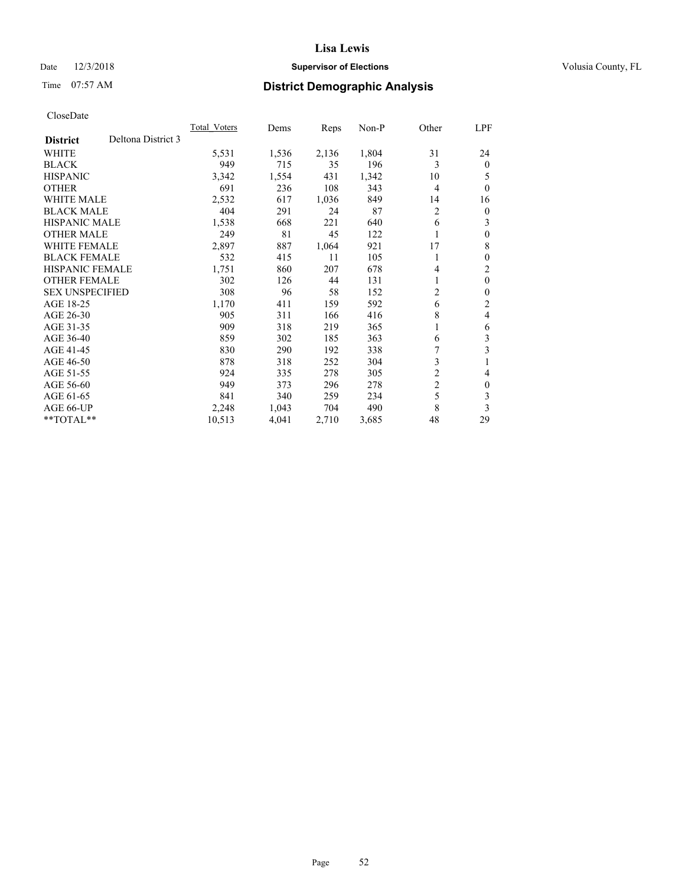# Lisa Lewis

Date 12/3/2018 **Supervisor of Elections** Volusia County, FL

Time 07:57 AM **District Demographic Analysis**

CloseDate

| | Total_Voters | Dems | Reps | Non-P | Other | LPF |
|---|---|---|---|---|---|---|
| **District** Deltona District 3 | | | | | | |
| WHITE | 5,531 | 1,536 | 2,136 | 1,804 | 31 | 24 |
| BLACK | 949 | 715 | 35 | 196 | 3 | 0 |
| HISPANIC | 3,342 | 1,554 | 431 | 1,342 | 10 | 5 |
| OTHER | 691 | 236 | 108 | 343 | 4 | 0 |
| WHITE MALE | 2,532 | 617 | 1,036 | 849 | 14 | 16 |
| BLACK MALE | 404 | 291 | 24 | 87 | 2 | 0 |
| HISPANIC MALE | 1,538 | 668 | 221 | 640 | 6 | 3 |
| OTHER MALE | 249 | 81 | 45 | 122 | 1 | 0 |
| WHITE FEMALE | 2,897 | 887 | 1,064 | 921 | 17 | 8 |
| BLACK FEMALE | 532 | 415 | 11 | 105 | 1 | 0 |
| HISPANIC FEMALE | 1,751 | 860 | 207 | 678 | 4 | 2 |
| OTHER FEMALE | 302 | 126 | 44 | 131 | 1 | 0 |
| SEX UNSPECIFIED | 308 | 96 | 58 | 152 | 2 | 0 |
| AGE 18-25 | 1,170 | 411 | 159 | 592 | 6 | 2 |
| AGE 26-30 | 905 | 311 | 166 | 416 | 8 | 4 |
| AGE 31-35 | 909 | 318 | 219 | 365 | 1 | 6 |
| AGE 36-40 | 859 | 302 | 185 | 363 | 6 | 3 |
| AGE 41-45 | 830 | 290 | 192 | 338 | 7 | 3 |
| AGE 46-50 | 878 | 318 | 252 | 304 | 3 | 1 |
| AGE 51-55 | 924 | 335 | 278 | 305 | 2 | 4 |
| AGE 56-60 | 949 | 373 | 296 | 278 | 2 | 0 |
| AGE 61-65 | 841 | 340 | 259 | 234 | 5 | 3 |
| AGE 66-UP | 2,248 | 1,043 | 704 | 490 | 8 | 3 |
| **TOTAL** | 10,513 | 4,041 | 2,710 | 3,685 | 48 | 29 |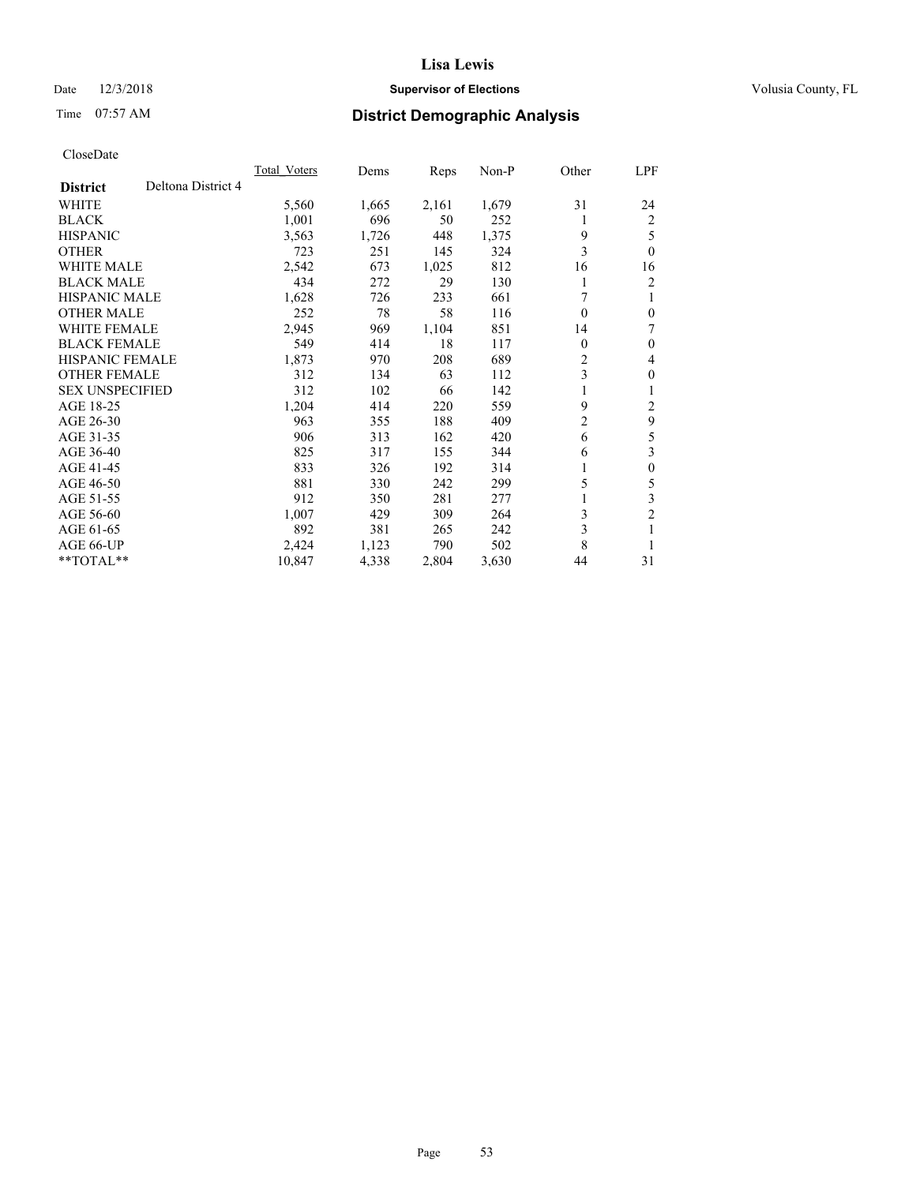# Lisa Lewis

Date 12/3/2018 **Supervisor of Elections** Volusia County, FL

Time 07:57 AM **District Demographic Analysis**

CloseDate

| **District** Deltona District 4 | Total_Voters | Dems | Reps | Non-P | Other | LPF |
|---|---|---|---|---|---|---|
| WHITE | 5,560 | 1,665 | 2,161 | 1,679 | 31 | 24 |
| BLACK | 1,001 | 696 | 50 | 252 | 1 | 2 |
| HISPANIC | 3,563 | 1,726 | 448 | 1,375 | 9 | 5 |
| OTHER | 723 | 251 | 145 | 324 | 3 | 0 |
| WHITE MALE | 2,542 | 673 | 1,025 | 812 | 16 | 16 |
| BLACK MALE | 434 | 272 | 29 | 130 | 1 | 2 |
| HISPANIC MALE | 1,628 | 726 | 233 | 661 | 7 | 1 |
| OTHER MALE | 252 | 78 | 58 | 116 | 0 | 0 |
| WHITE FEMALE | 2,945 | 969 | 1,104 | 851 | 14 | 7 |
| BLACK FEMALE | 549 | 414 | 18 | 117 | 0 | 0 |
| HISPANIC FEMALE | 1,873 | 970 | 208 | 689 | 2 | 4 |
| OTHER FEMALE | 312 | 134 | 63 | 112 | 3 | 0 |
| SEX UNSPECIFIED | 312 | 102 | 66 | 142 | 1 | 1 |
| AGE 18-25 | 1,204 | 414 | 220 | 559 | 9 | 2 |
| AGE 26-30 | 963 | 355 | 188 | 409 | 2 | 9 |
| AGE 31-35 | 906 | 313 | 162 | 420 | 6 | 5 |
| AGE 36-40 | 825 | 317 | 155 | 344 | 6 | 3 |
| AGE 41-45 | 833 | 326 | 192 | 314 | 1 | 0 |
| AGE 46-50 | 881 | 330 | 242 | 299 | 5 | 5 |
| AGE 51-55 | 912 | 350 | 281 | 277 | 1 | 3 |
| AGE 56-60 | 1,007 | 429 | 309 | 264 | 3 | 2 |
| AGE 61-65 | 892 | 381 | 265 | 242 | 3 | 1 |
| AGE 66-UP | 2,424 | 1,123 | 790 | 502 | 8 | 1 |
| **TOTAL** | 10,847 | 4,338 | 2,804 | 3,630 | 44 | 31 |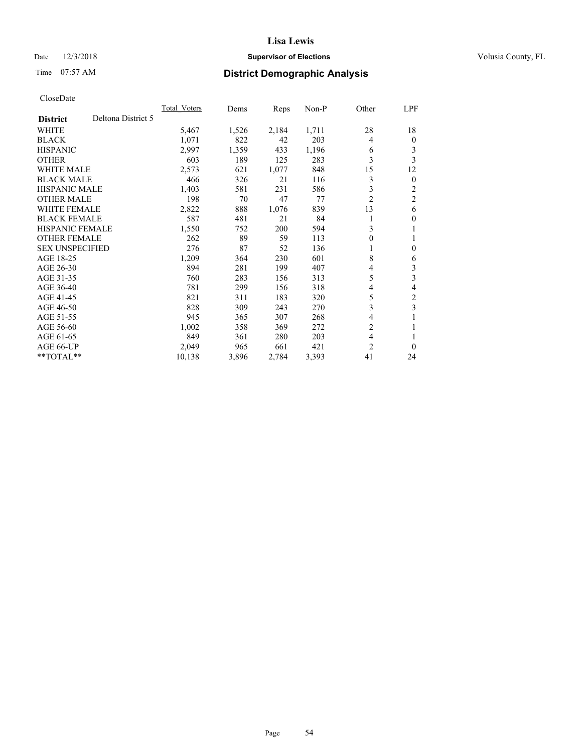# Lisa Lewis

Date 12/3/2018 **Supervisor of Elections** Volusia County, FL

Time 07:57 AM **District Demographic Analysis**

CloseDate

| **District** Deltona District 5 | Total_Voters | Dems | Reps | Non-P | Other | LPF |
|---|---|---|---|---|---|---|
| WHITE | 5,467 | 1,526 | 2,184 | 1,711 | 28 | 18 |
| BLACK | 1,071 | 822 | 42 | 203 | 4 | 0 |
| HISPANIC | 2,997 | 1,359 | 433 | 1,196 | 6 | 3 |
| OTHER | 603 | 189 | 125 | 283 | 3 | 3 |
| WHITE MALE | 2,573 | 621 | 1,077 | 848 | 15 | 12 |
| BLACK MALE | 466 | 326 | 21 | 116 | 3 | 0 |
| HISPANIC MALE | 1,403 | 581 | 231 | 586 | 3 | 2 |
| OTHER MALE | 198 | 70 | 47 | 77 | 2 | 2 |
| WHITE FEMALE | 2,822 | 888 | 1,076 | 839 | 13 | 6 |
| BLACK FEMALE | 587 | 481 | 21 | 84 | 1 | 0 |
| HISPANIC FEMALE | 1,550 | 752 | 200 | 594 | 3 | 1 |
| OTHER FEMALE | 262 | 89 | 59 | 113 | 0 | 1 |
| SEX UNSPECIFIED | 276 | 87 | 52 | 136 | 1 | 0 |
| AGE 18-25 | 1,209 | 364 | 230 | 601 | 8 | 6 |
| AGE 26-30 | 894 | 281 | 199 | 407 | 4 | 3 |
| AGE 31-35 | 760 | 283 | 156 | 313 | 5 | 3 |
| AGE 36-40 | 781 | 299 | 156 | 318 | 4 | 4 |
| AGE 41-45 | 821 | 311 | 183 | 320 | 5 | 2 |
| AGE 46-50 | 828 | 309 | 243 | 270 | 3 | 3 |
| AGE 51-55 | 945 | 365 | 307 | 268 | 4 | 1 |
| AGE 56-60 | 1,002 | 358 | 369 | 272 | 2 | 1 |
| AGE 61-65 | 849 | 361 | 280 | 203 | 4 | 1 |
| AGE 66-UP | 2,049 | 965 | 661 | 421 | 2 | 0 |
| **TOTAL** | 10,138 | 3,896 | 2,784 | 3,393 | 41 | 24 |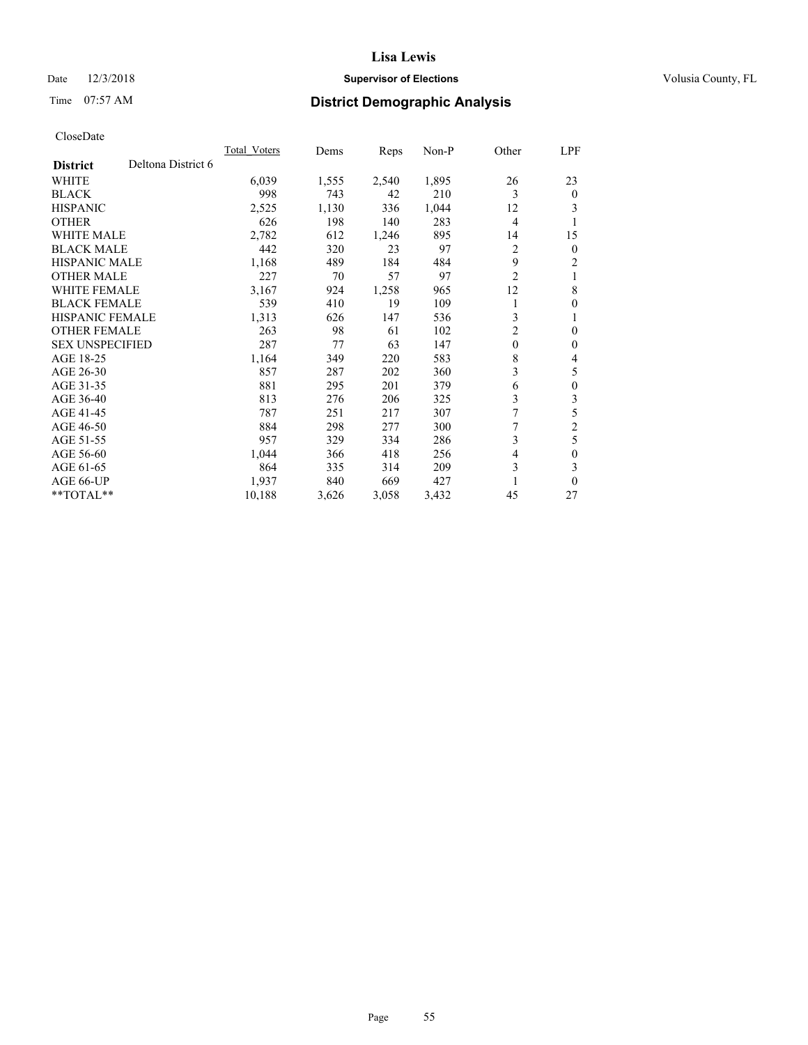# Lisa Lewis

Date 12/3/2018 **Supervisor of Elections** Volusia County, FL

Time 07:57 AM **District Demographic Analysis**

CloseDate

| **District** | Deltona District 6 | Total_Voters | Dems | Reps | Non-P | Other | LPF |
|---|---|---|---|---|---|---|---|
| WHITE | | 6,039 | 1,555 | 2,540 | 1,895 | 26 | 23 |
| BLACK | | 998 | 743 | 42 | 210 | 3 | 0 |
| HISPANIC | | 2,525 | 1,130 | 336 | 1,044 | 12 | 3 |
| OTHER | | 626 | 198 | 140 | 283 | 4 | 1 |
| WHITE MALE | | 2,782 | 612 | 1,246 | 895 | 14 | 15 |
| BLACK MALE | | 442 | 320 | 23 | 97 | 2 | 0 |
| HISPANIC MALE | | 1,168 | 489 | 184 | 484 | 9 | 2 |
| OTHER MALE | | 227 | 70 | 57 | 97 | 2 | 1 |
| WHITE FEMALE | | 3,167 | 924 | 1,258 | 965 | 12 | 8 |
| BLACK FEMALE | | 539 | 410 | 19 | 109 | 1 | 0 |
| HISPANIC FEMALE | | 1,313 | 626 | 147 | 536 | 3 | 1 |
| OTHER FEMALE | | 263 | 98 | 61 | 102 | 2 | 0 |
| SEX UNSPECIFIED | | 287 | 77 | 63 | 147 | 0 | 0 |
| AGE 18-25 | | 1,164 | 349 | 220 | 583 | 8 | 4 |
| AGE 26-30 | | 857 | 287 | 202 | 360 | 3 | 5 |
| AGE 31-35 | | 881 | 295 | 201 | 379 | 6 | 0 |
| AGE 36-40 | | 813 | 276 | 206 | 325 | 3 | 3 |
| AGE 41-45 | | 787 | 251 | 217 | 307 | 7 | 5 |
| AGE 46-50 | | 884 | 298 | 277 | 300 | 7 | 2 |
| AGE 51-55 | | 957 | 329 | 334 | 286 | 3 | 5 |
| AGE 56-60 | | 1,044 | 366 | 418 | 256 | 4 | 0 |
| AGE 61-65 | | 864 | 335 | 314 | 209 | 3 | 3 |
| AGE 66-UP | | 1,937 | 840 | 669 | 427 | 1 | 0 |
| **TOTAL** | | 10,188 | 3,626 | 3,058 | 3,432 | 45 | 27 |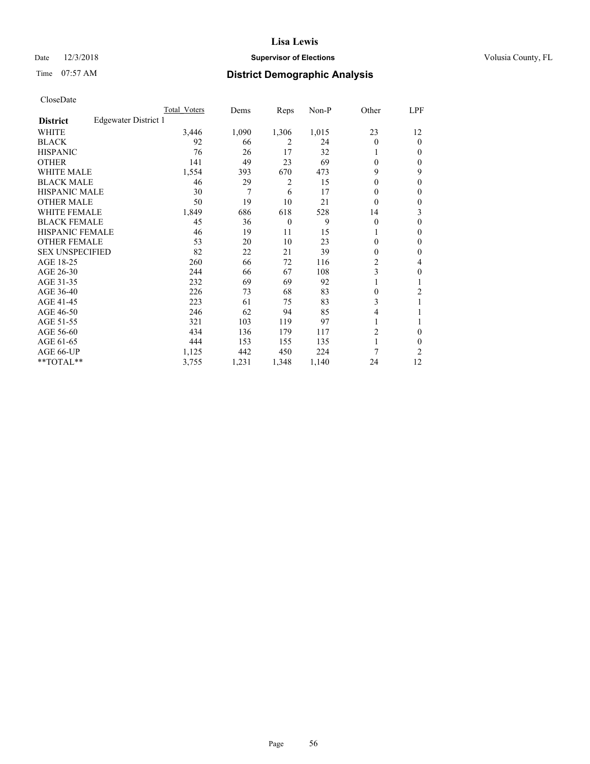# District Demographic Analysis

CloseDate

| | Total_Voters | Dems | Reps | Non-P | Other | LPF |
|---|---|---|---|---|---|---|
| **District** Edgewater District 1 | | | | | | |
| WHITE | 3,446 | 1,090 | 1,306 | 1,015 | 23 | 12 |
| BLACK | 92 | 66 | 2 | 24 | 0 | 0 |
| HISPANIC | 76 | 26 | 17 | 32 | 1 | 0 |
| OTHER | 141 | 49 | 23 | 69 | 0 | 0 |
| WHITE MALE | 1,554 | 393 | 670 | 473 | 9 | 9 |
| BLACK MALE | 46 | 29 | 2 | 15 | 0 | 0 |
| HISPANIC MALE | 30 | 7 | 6 | 17 | 0 | 0 |
| OTHER MALE | 50 | 19 | 10 | 21 | 0 | 0 |
| WHITE FEMALE | 1,849 | 686 | 618 | 528 | 14 | 3 |
| BLACK FEMALE | 45 | 36 | 0 | 9 | 0 | 0 |
| HISPANIC FEMALE | 46 | 19 | 11 | 15 | 1 | 0 |
| OTHER FEMALE | 53 | 20 | 10 | 23 | 0 | 0 |
| SEX UNSPECIFIED | 82 | 22 | 21 | 39 | 0 | 0 |
| AGE 18-25 | 260 | 66 | 72 | 116 | 2 | 4 |
| AGE 26-30 | 244 | 66 | 67 | 108 | 3 | 0 |
| AGE 31-35 | 232 | 69 | 69 | 92 | 1 | 1 |
| AGE 36-40 | 226 | 73 | 68 | 83 | 0 | 2 |
| AGE 41-45 | 223 | 61 | 75 | 83 | 3 | 1 |
| AGE 46-50 | 246 | 62 | 94 | 85 | 4 | 1 |
| AGE 51-55 | 321 | 103 | 119 | 97 | 1 | 1 |
| AGE 56-60 | 434 | 136 | 179 | 117 | 2 | 0 |
| AGE 61-65 | 444 | 153 | 155 | 135 | 1 | 0 |
| AGE 66-UP | 1,125 | 442 | 450 | 224 | 7 | 2 |
| **TOTAL** | 3,755 | 1,231 | 1,348 | 1,140 | 24 | 12 |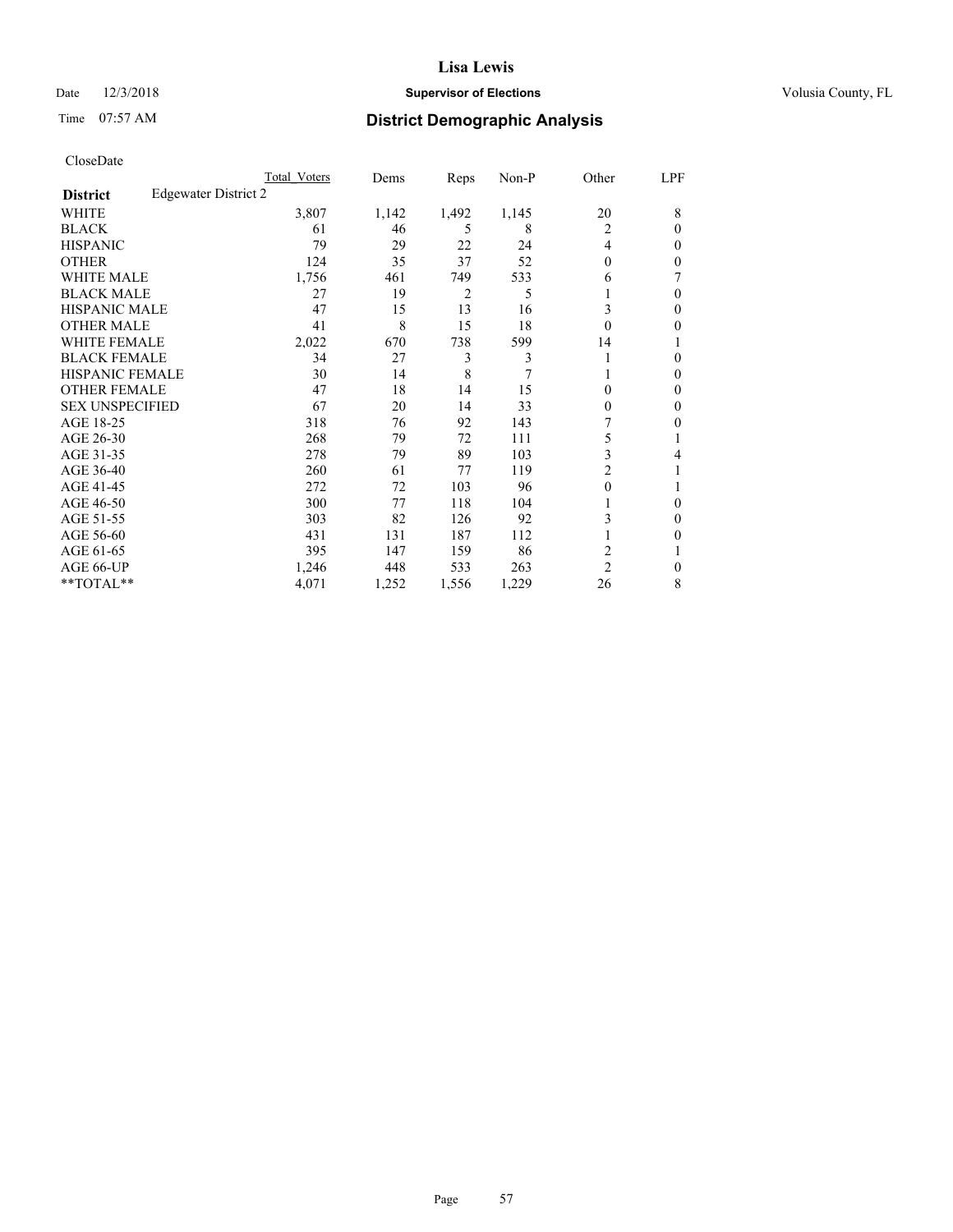**Lisa Lewis**

Date 12/3/2018 **Supervisor of Elections** Volusia County, FL

Time 07:57 AM **District Demographic Analysis**

CloseDate

| District | Edgewater District 2 | Total Voters | Dems | Reps | Non-P | Other | LPF |
|---|---|---|---|---|---|---|---|
| WHITE | | 3,807 | 1,142 | 1,492 | 1,145 | 20 | 8 |
| BLACK | | 61 | 46 | 5 | 8 | 2 | 0 |
| HISPANIC | | 79 | 29 | 22 | 24 | 4 | 0 |
| OTHER | | 124 | 35 | 37 | 52 | 0 | 0 |
| WHITE MALE | | 1,756 | 461 | 749 | 533 | 6 | 7 |
| BLACK MALE | | 27 | 19 | 2 | 5 | 1 | 0 |
| HISPANIC MALE | | 47 | 15 | 13 | 16 | 3 | 0 |
| OTHER MALE | | 41 | 8 | 15 | 18 | 0 | 0 |
| WHITE FEMALE | | 2,022 | 670 | 738 | 599 | 14 | 1 |
| BLACK FEMALE | | 34 | 27 | 3 | 3 | 1 | 0 |
| HISPANIC FEMALE | | 30 | 14 | 8 | 7 | 1 | 0 |
| OTHER FEMALE | | 47 | 18 | 14 | 15 | 0 | 0 |
| SEX UNSPECIFIED | | 67 | 20 | 14 | 33 | 0 | 0 |
| AGE 18-25 | | 318 | 76 | 92 | 143 | 7 | 0 |
| AGE 26-30 | | 268 | 79 | 72 | 111 | 5 | 1 |
| AGE 31-35 | | 278 | 79 | 89 | 103 | 3 | 4 |
| AGE 36-40 | | 260 | 61 | 77 | 119 | 2 | 1 |
| AGE 41-45 | | 272 | 72 | 103 | 96 | 0 | 1 |
| AGE 46-50 | | 300 | 77 | 118 | 104 | 1 | 0 |
| AGE 51-55 | | 303 | 82 | 126 | 92 | 3 | 0 |
| AGE 56-60 | | 431 | 131 | 187 | 112 | 1 | 0 |
| AGE 61-65 | | 395 | 147 | 159 | 86 | 2 | 1 |
| AGE 66-UP | | 1,246 | 448 | 533 | 263 | 2 | 0 |
| **TOTAL** | | 4,071 | 1,252 | 1,556 | 1,229 | 26 | 8 |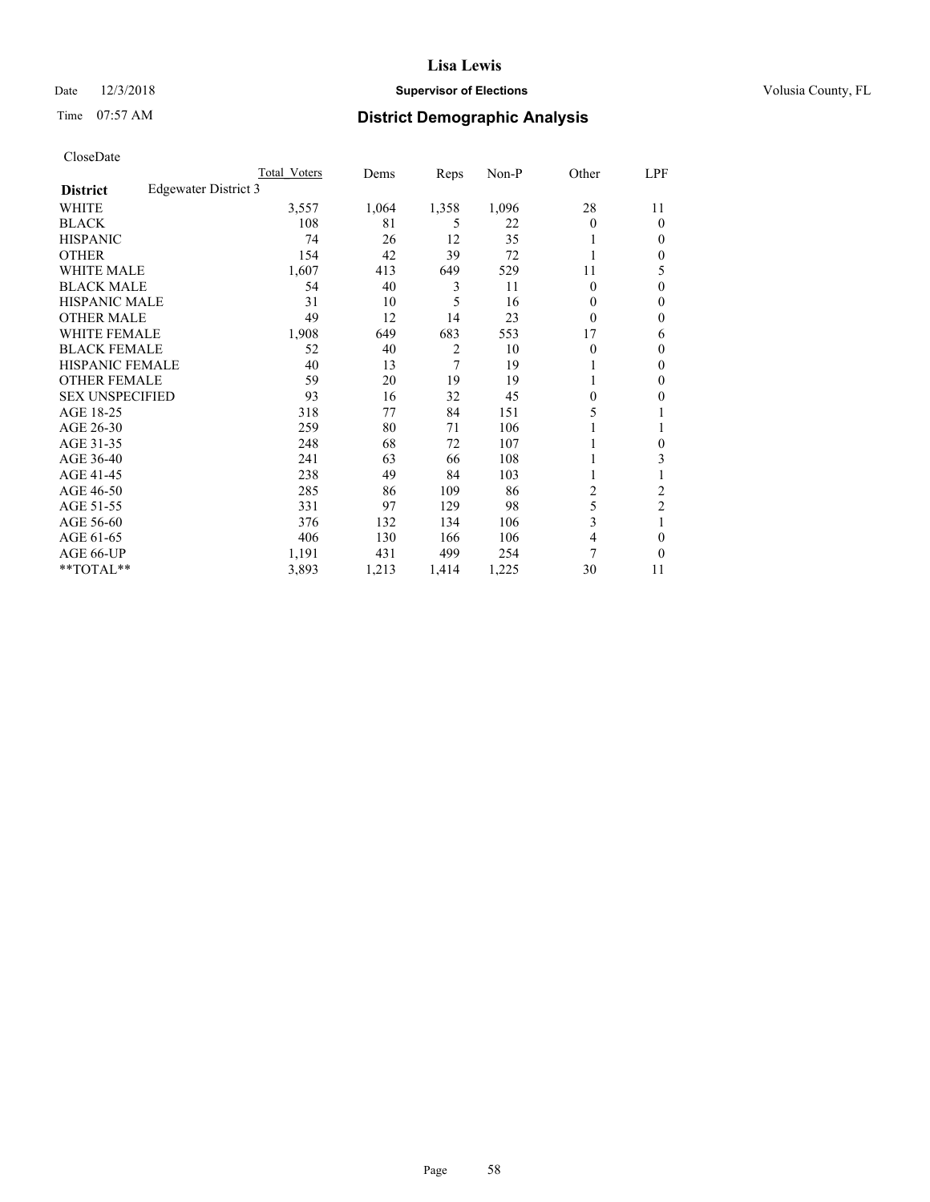# Lisa Lewis

Date 12/3/2018 **Supervisor of Elections** Volusia County, FL

Time 07:57 AM **District Demographic Analysis**

CloseDate

| | Total Voters | Dems | Reps | Non-P | Other | LPF |
|---|---|---|---|---|---|---|
| **District** Edgewater District 3 | | | | | | |
| WHITE | 3,557 | 1,064 | 1,358 | 1,096 | 28 | 11 |
| BLACK | 108 | 81 | 5 | 22 | 0 | 0 |
| HISPANIC | 74 | 26 | 12 | 35 | 1 | 0 |
| OTHER | 154 | 42 | 39 | 72 | 1 | 0 |
| WHITE MALE | 1,607 | 413 | 649 | 529 | 11 | 5 |
| BLACK MALE | 54 | 40 | 3 | 11 | 0 | 0 |
| HISPANIC MALE | 31 | 10 | 5 | 16 | 0 | 0 |
| OTHER MALE | 49 | 12 | 14 | 23 | 0 | 0 |
| WHITE FEMALE | 1,908 | 649 | 683 | 553 | 17 | 6 |
| BLACK FEMALE | 52 | 40 | 2 | 10 | 0 | 0 |
| HISPANIC FEMALE | 40 | 13 | 7 | 19 | 1 | 0 |
| OTHER FEMALE | 59 | 20 | 19 | 19 | 1 | 0 |
| SEX UNSPECIFIED | 93 | 16 | 32 | 45 | 0 | 0 |
| AGE 18-25 | 318 | 77 | 84 | 151 | 5 | 1 |
| AGE 26-30 | 259 | 80 | 71 | 106 | 1 | 1 |
| AGE 31-35 | 248 | 68 | 72 | 107 | 1 | 0 |
| AGE 36-40 | 241 | 63 | 66 | 108 | 1 | 3 |
| AGE 41-45 | 238 | 49 | 84 | 103 | 1 | 1 |
| AGE 46-50 | 285 | 86 | 109 | 86 | 2 | 2 |
| AGE 51-55 | 331 | 97 | 129 | 98 | 5 | 2 |
| AGE 56-60 | 376 | 132 | 134 | 106 | 3 | 1 |
| AGE 61-65 | 406 | 130 | 166 | 106 | 4 | 0 |
| AGE 66-UP | 1,191 | 431 | 499 | 254 | 7 | 0 |
| **TOTAL** | 3,893 | 1,213 | 1,414 | 1,225 | 30 | 11 |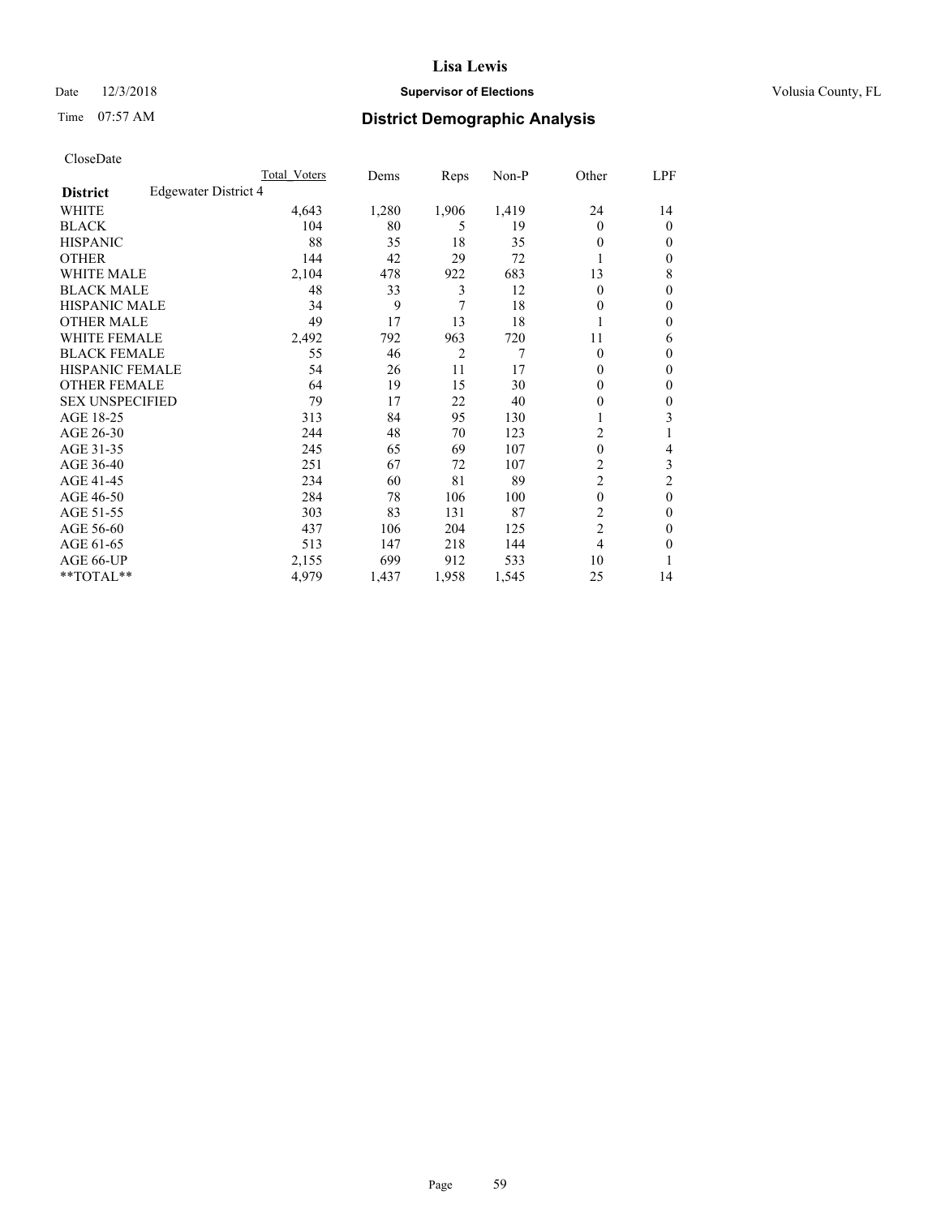# Lisa Lewis

Date 12/3/2018 **Supervisor of Elections** Volusia County, FL

Time 07:57 AM **District Demographic Analysis**

CloseDate

| | Total Voters | Dems | Reps | Non-P | Other | LPF |
|---|---|---|---|---|---|---|
| **District** Edgewater District 4 | | | | | | |
| WHITE | 4,643 | 1,280 | 1,906 | 1,419 | 24 | 14 |
| BLACK | 104 | 80 | 5 | 19 | 0 | 0 |
| HISPANIC | 88 | 35 | 18 | 35 | 0 | 0 |
| OTHER | 144 | 42 | 29 | 72 | 1 | 0 |
| WHITE MALE | 2,104 | 478 | 922 | 683 | 13 | 8 |
| BLACK MALE | 48 | 33 | 3 | 12 | 0 | 0 |
| HISPANIC MALE | 34 | 9 | 7 | 18 | 0 | 0 |
| OTHER MALE | 49 | 17 | 13 | 18 | 1 | 0 |
| WHITE FEMALE | 2,492 | 792 | 963 | 720 | 11 | 6 |
| BLACK FEMALE | 55 | 46 | 2 | 7 | 0 | 0 |
| HISPANIC FEMALE | 54 | 26 | 11 | 17 | 0 | 0 |
| OTHER FEMALE | 64 | 19 | 15 | 30 | 0 | 0 |
| SEX UNSPECIFIED | 79 | 17 | 22 | 40 | 0 | 0 |
| AGE 18-25 | 313 | 84 | 95 | 130 | 1 | 3 |
| AGE 26-30 | 244 | 48 | 70 | 123 | 2 | 1 |
| AGE 31-35 | 245 | 65 | 69 | 107 | 0 | 4 |
| AGE 36-40 | 251 | 67 | 72 | 107 | 2 | 3 |
| AGE 41-45 | 234 | 60 | 81 | 89 | 2 | 2 |
| AGE 46-50 | 284 | 78 | 106 | 100 | 0 | 0 |
| AGE 51-55 | 303 | 83 | 131 | 87 | 2 | 0 |
| AGE 56-60 | 437 | 106 | 204 | 125 | 2 | 0 |
| AGE 61-65 | 513 | 147 | 218 | 144 | 4 | 0 |
| AGE 66-UP | 2,155 | 699 | 912 | 533 | 10 | 1 |
| **TOTAL** | 4,979 | 1,437 | 1,958 | 1,545 | 25 | 14 |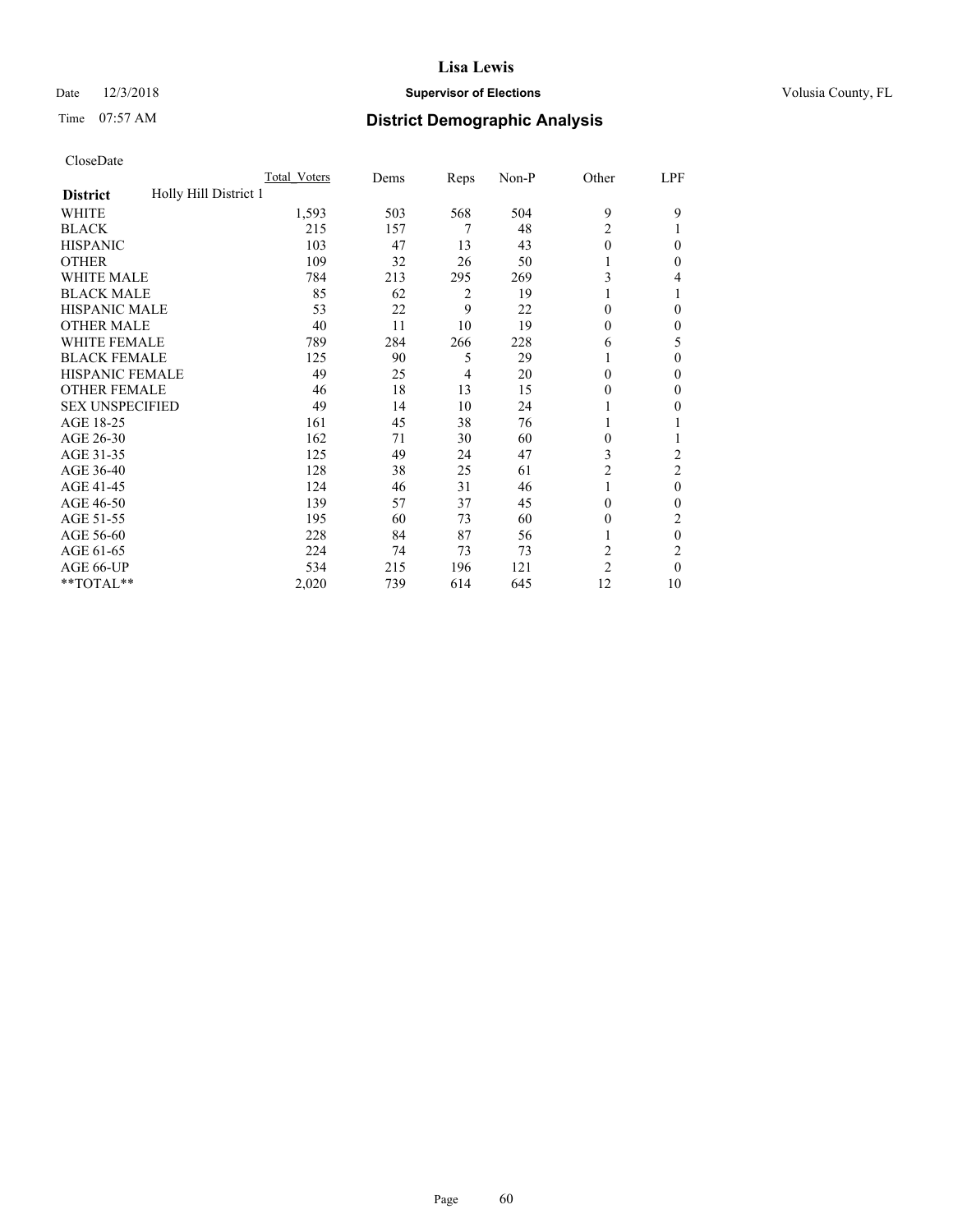# Lisa Lewis

Date 12/3/2018 **Supervisor of Elections** Volusia County, FL

Time 07:57 AM **District Demographic Analysis**

CloseDate

| District | Holly Hill District 1 | Total_Voters | Dems | Reps | Non-P | Other | LPF |
|---|---|---|---|---|---|---|---|
| WHITE | | 1,593 | 503 | 568 | 504 | 9 | 9 |
| BLACK | | 215 | 157 | 7 | 48 | 2 | 1 |
| HISPANIC | | 103 | 47 | 13 | 43 | 0 | 0 |
| OTHER | | 109 | 32 | 26 | 50 | 1 | 0 |
| WHITE MALE | | 784 | 213 | 295 | 269 | 3 | 4 |
| BLACK MALE | | 85 | 62 | 2 | 19 | 1 | 1 |
| HISPANIC MALE | | 53 | 22 | 9 | 22 | 0 | 0 |
| OTHER MALE | | 40 | 11 | 10 | 19 | 0 | 0 |
| WHITE FEMALE | | 789 | 284 | 266 | 228 | 6 | 5 |
| BLACK FEMALE | | 125 | 90 | 5 | 29 | 1 | 0 |
| HISPANIC FEMALE | | 49 | 25 | 4 | 20 | 0 | 0 |
| OTHER FEMALE | | 46 | 18 | 13 | 15 | 0 | 0 |
| SEX UNSPECIFIED | | 49 | 14 | 10 | 24 | 1 | 0 |
| AGE 18-25 | | 161 | 45 | 38 | 76 | 1 | 1 |
| AGE 26-30 | | 162 | 71 | 30 | 60 | 0 | 1 |
| AGE 31-35 | | 125 | 49 | 24 | 47 | 3 | 2 |
| AGE 36-40 | | 128 | 38 | 25 | 61 | 2 | 2 |
| AGE 41-45 | | 124 | 46 | 31 | 46 | 1 | 0 |
| AGE 46-50 | | 139 | 57 | 37 | 45 | 0 | 0 |
| AGE 51-55 | | 195 | 60 | 73 | 60 | 0 | 2 |
| AGE 56-60 | | 228 | 84 | 87 | 56 | 1 | 0 |
| AGE 61-65 | | 224 | 74 | 73 | 73 | 2 | 2 |
| AGE 66-UP | | 534 | 215 | 196 | 121 | 2 | 0 |
| **TOTAL** | | 2,020 | 739 | 614 | 645 | 12 | 10 |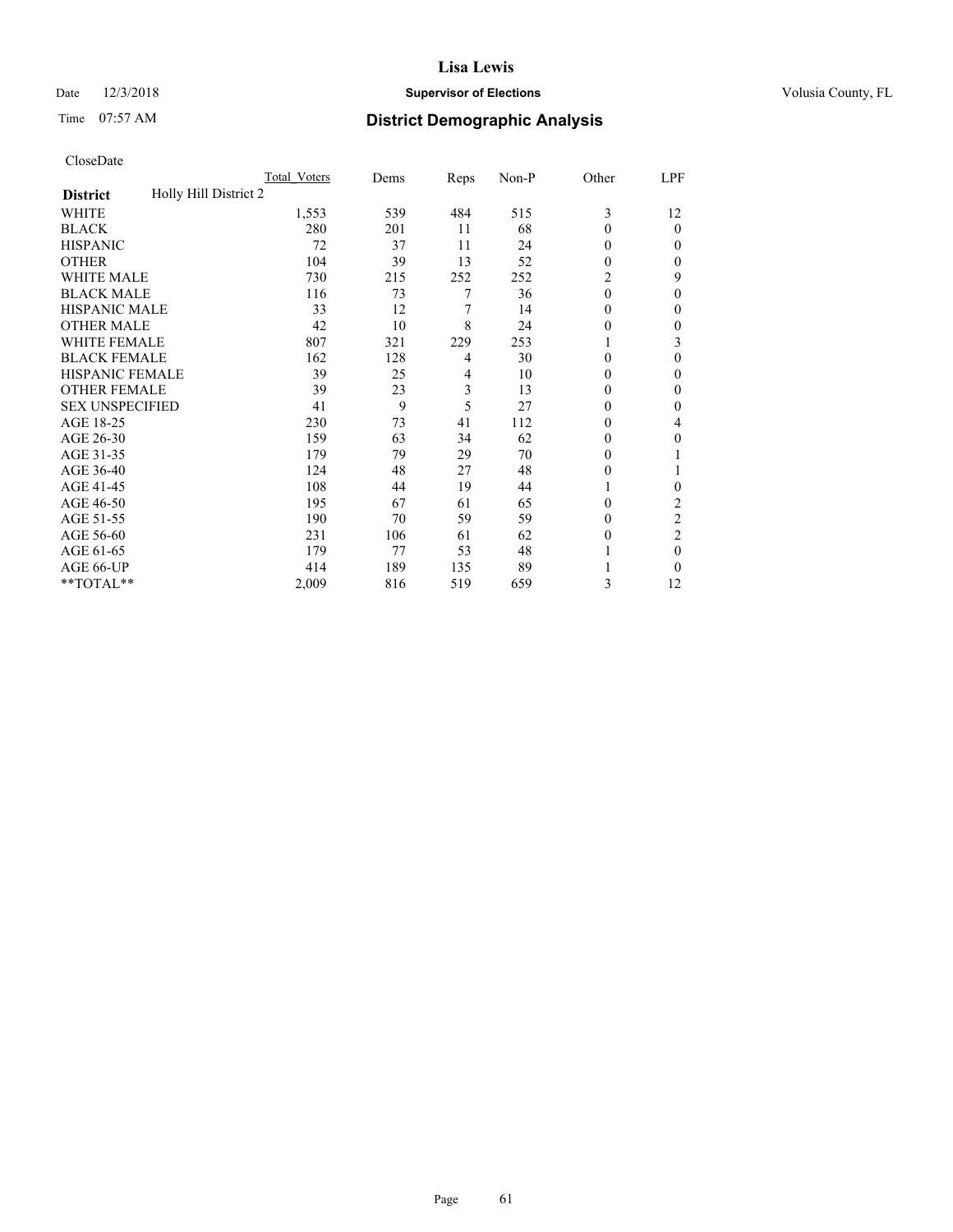# Lisa Lewis

Date 12/3/2018 **Supervisor of Elections** Volusia County, FL

Time 07:57 AM **District Demographic Analysis**

CloseDate

| | Total_Voters | Dems | Reps | Non-P | Other | LPF |
|---|---|---|---|---|---|---|
| **District** Holly Hill District 2 | | | | | | |
| WHITE | 1,553 | 539 | 484 | 515 | 3 | 12 |
| BLACK | 280 | 201 | 11 | 68 | 0 | 0 |
| HISPANIC | 72 | 37 | 11 | 24 | 0 | 0 |
| OTHER | 104 | 39 | 13 | 52 | 0 | 0 |
| WHITE MALE | 730 | 215 | 252 | 252 | 2 | 9 |
| BLACK MALE | 116 | 73 | 7 | 36 | 0 | 0 |
| HISPANIC MALE | 33 | 12 | 7 | 14 | 0 | 0 |
| OTHER MALE | 42 | 10 | 8 | 24 | 0 | 0 |
| WHITE FEMALE | 807 | 321 | 229 | 253 | 1 | 3 |
| BLACK FEMALE | 162 | 128 | 4 | 30 | 0 | 0 |
| HISPANIC FEMALE | 39 | 25 | 4 | 10 | 0 | 0 |
| OTHER FEMALE | 39 | 23 | 3 | 13 | 0 | 0 |
| SEX UNSPECIFIED | 41 | 9 | 5 | 27 | 0 | 0 |
| AGE 18-25 | 230 | 73 | 41 | 112 | 0 | 4 |
| AGE 26-30 | 159 | 63 | 34 | 62 | 0 | 0 |
| AGE 31-35 | 179 | 79 | 29 | 70 | 0 | 1 |
| AGE 36-40 | 124 | 48 | 27 | 48 | 0 | 1 |
| AGE 41-45 | 108 | 44 | 19 | 44 | 1 | 0 |
| AGE 46-50 | 195 | 67 | 61 | 65 | 0 | 2 |
| AGE 51-55 | 190 | 70 | 59 | 59 | 0 | 2 |
| AGE 56-60 | 231 | 106 | 61 | 62 | 0 | 2 |
| AGE 61-65 | 179 | 77 | 53 | 48 | 1 | 0 |
| AGE 66-UP | 414 | 189 | 135 | 89 | 1 | 0 |
| **TOTAL** | 2,009 | 816 | 519 | 659 | 3 | 12 |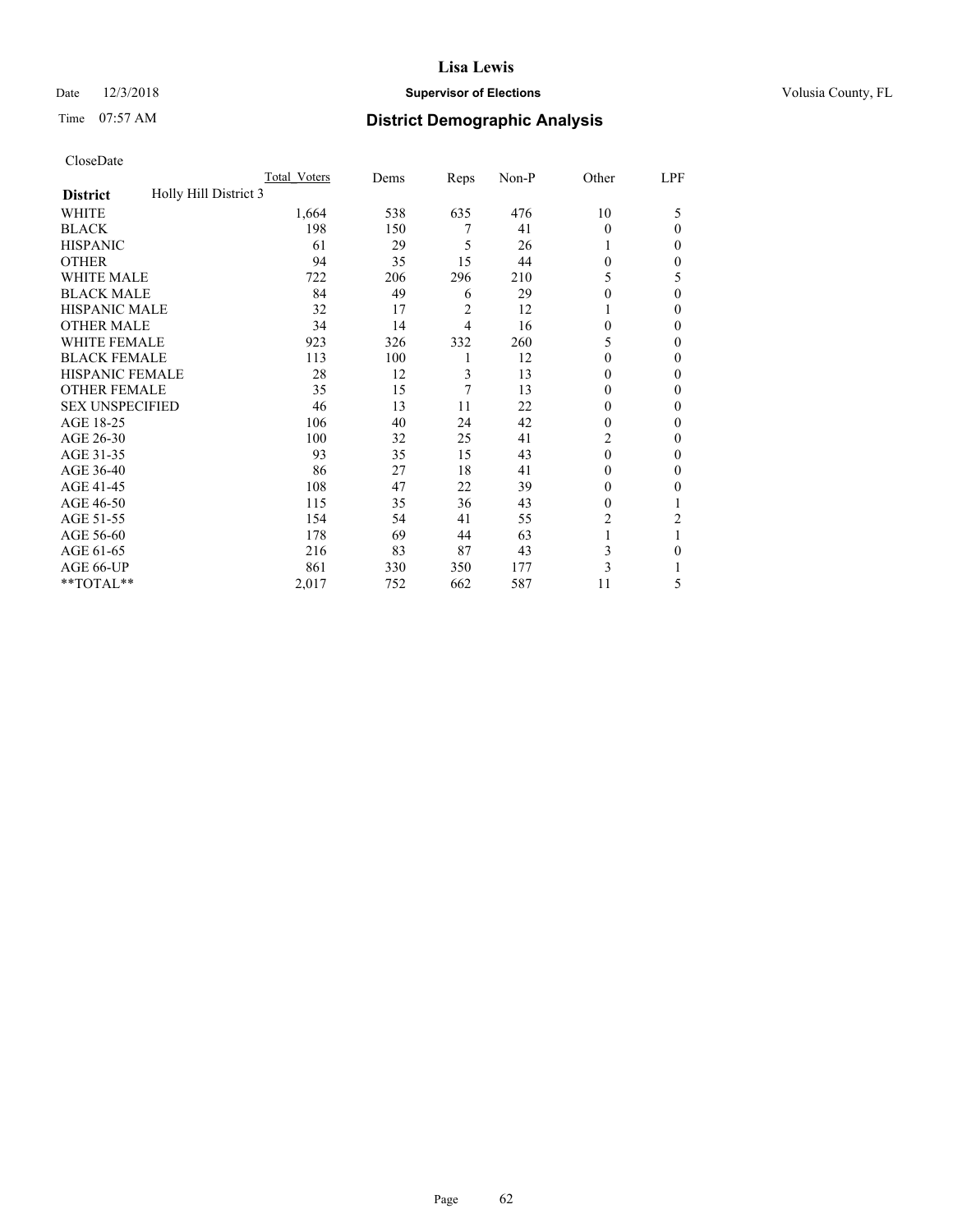Date 12/3/2018

Time 07:57 AM

**Lisa Lewis**

**Supervisor of Elections**

**District Demographic Analysis**

Volusia County, FL

CloseDate

| | Total_Voters | Dems | Reps | Non-P | Other | LPF |
|---|---|---|---|---|---|---|
| **District** Holly Hill District 3 | | | | | | |
| WHITE | 1,664 | 538 | 635 | 476 | 10 | 5 |
| BLACK | 198 | 150 | 7 | 41 | 0 | 0 |
| HISPANIC | 61 | 29 | 5 | 26 | 1 | 0 |
| OTHER | 94 | 35 | 15 | 44 | 0 | 0 |
| WHITE MALE | 722 | 206 | 296 | 210 | 5 | 5 |
| BLACK MALE | 84 | 49 | 6 | 29 | 0 | 0 |
| HISPANIC MALE | 32 | 17 | 2 | 12 | 1 | 0 |
| OTHER MALE | 34 | 14 | 4 | 16 | 0 | 0 |
| WHITE FEMALE | 923 | 326 | 332 | 260 | 5 | 0 |
| BLACK FEMALE | 113 | 100 | 1 | 12 | 0 | 0 |
| HISPANIC FEMALE | 28 | 12 | 3 | 13 | 0 | 0 |
| OTHER FEMALE | 35 | 15 | 7 | 13 | 0 | 0 |
| SEX UNSPECIFIED | 46 | 13 | 11 | 22 | 0 | 0 |
| AGE 18-25 | 106 | 40 | 24 | 42 | 0 | 0 |
| AGE 26-30 | 100 | 32 | 25 | 41 | 2 | 0 |
| AGE 31-35 | 93 | 35 | 15 | 43 | 0 | 0 |
| AGE 36-40 | 86 | 27 | 18 | 41 | 0 | 0 |
| AGE 41-45 | 108 | 47 | 22 | 39 | 0 | 0 |
| AGE 46-50 | 115 | 35 | 36 | 43 | 0 | 1 |
| AGE 51-55 | 154 | 54 | 41 | 55 | 2 | 2 |
| AGE 56-60 | 178 | 69 | 44 | 63 | 1 | 1 |
| AGE 61-65 | 216 | 83 | 87 | 43 | 3 | 0 |
| AGE 66-UP | 861 | 330 | 350 | 177 | 3 | 1 |
| **TOTAL** | 2,017 | 752 | 662 | 587 | 11 | 5 |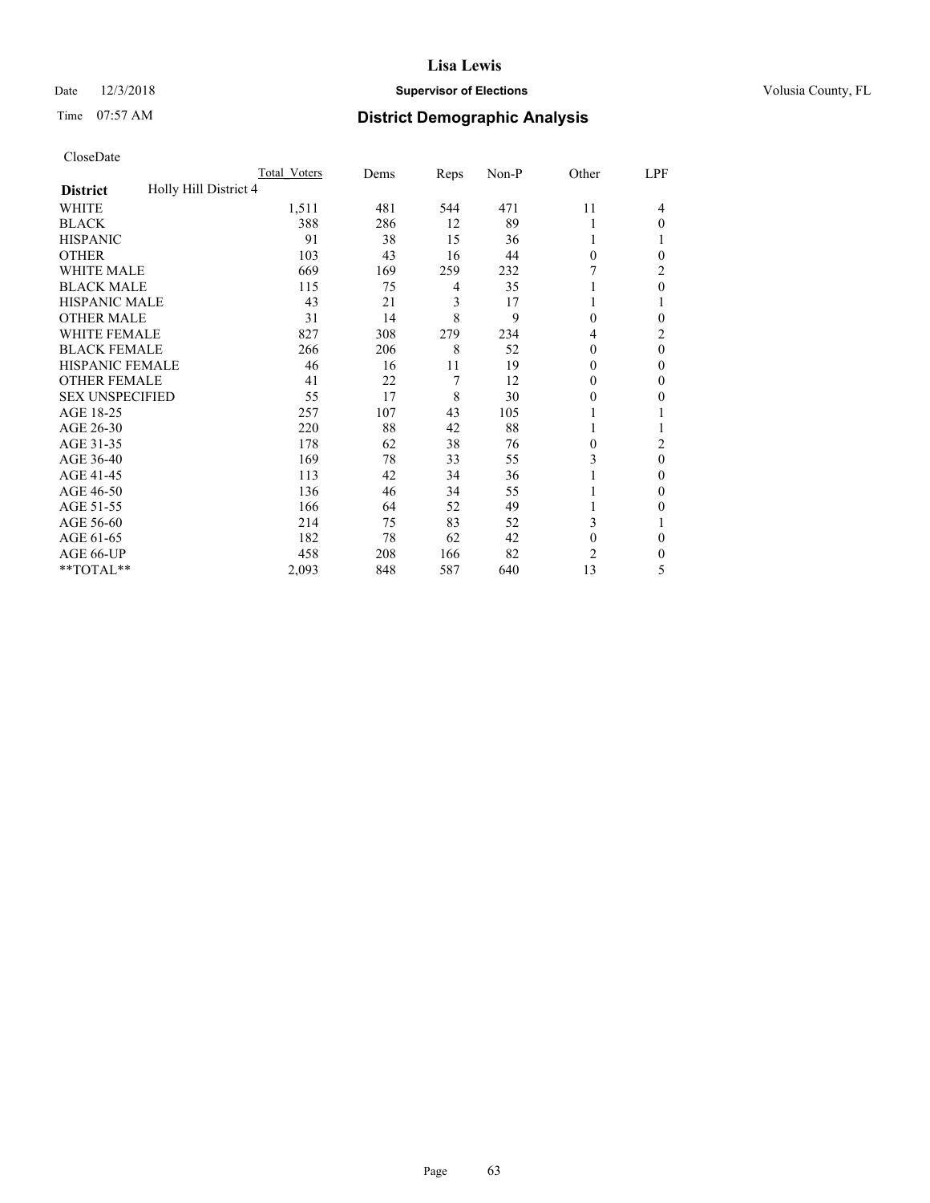# Lisa Lewis

Date 12/3/2018 **Supervisor of Elections** Volusia County, FL

Time 07:57 AM **District Demographic Analysis**

CloseDate

| | Total_Voters | Dems | Reps | Non-P | Other | LPF |
|---|---|---|---|---|---|---|
| **District** Holly Hill District 4 | | | | | | |
| WHITE | 1,511 | 481 | 544 | 471 | 11 | 4 |
| BLACK | 388 | 286 | 12 | 89 | 1 | 0 |
| HISPANIC | 91 | 38 | 15 | 36 | 1 | 1 |
| OTHER | 103 | 43 | 16 | 44 | 0 | 0 |
| WHITE MALE | 669 | 169 | 259 | 232 | 7 | 2 |
| BLACK MALE | 115 | 75 | 4 | 35 | 1 | 0 |
| HISPANIC MALE | 43 | 21 | 3 | 17 | 1 | 1 |
| OTHER MALE | 31 | 14 | 8 | 9 | 0 | 0 |
| WHITE FEMALE | 827 | 308 | 279 | 234 | 4 | 2 |
| BLACK FEMALE | 266 | 206 | 8 | 52 | 0 | 0 |
| HISPANIC FEMALE | 46 | 16 | 11 | 19 | 0 | 0 |
| OTHER FEMALE | 41 | 22 | 7 | 12 | 0 | 0 |
| SEX UNSPECIFIED | 55 | 17 | 8 | 30 | 0 | 0 |
| AGE 18-25 | 257 | 107 | 43 | 105 | 1 | 1 |
| AGE 26-30 | 220 | 88 | 42 | 88 | 1 | 1 |
| AGE 31-35 | 178 | 62 | 38 | 76 | 0 | 2 |
| AGE 36-40 | 169 | 78 | 33 | 55 | 3 | 0 |
| AGE 41-45 | 113 | 42 | 34 | 36 | 1 | 0 |
| AGE 46-50 | 136 | 46 | 34 | 55 | 1 | 0 |
| AGE 51-55 | 166 | 64 | 52 | 49 | 1 | 0 |
| AGE 56-60 | 214 | 75 | 83 | 52 | 3 | 1 |
| AGE 61-65 | 182 | 78 | 62 | 42 | 0 | 0 |
| AGE 66-UP | 458 | 208 | 166 | 82 | 2 | 0 |
| **TOTAL** | 2,093 | 848 | 587 | 640 | 13 | 5 |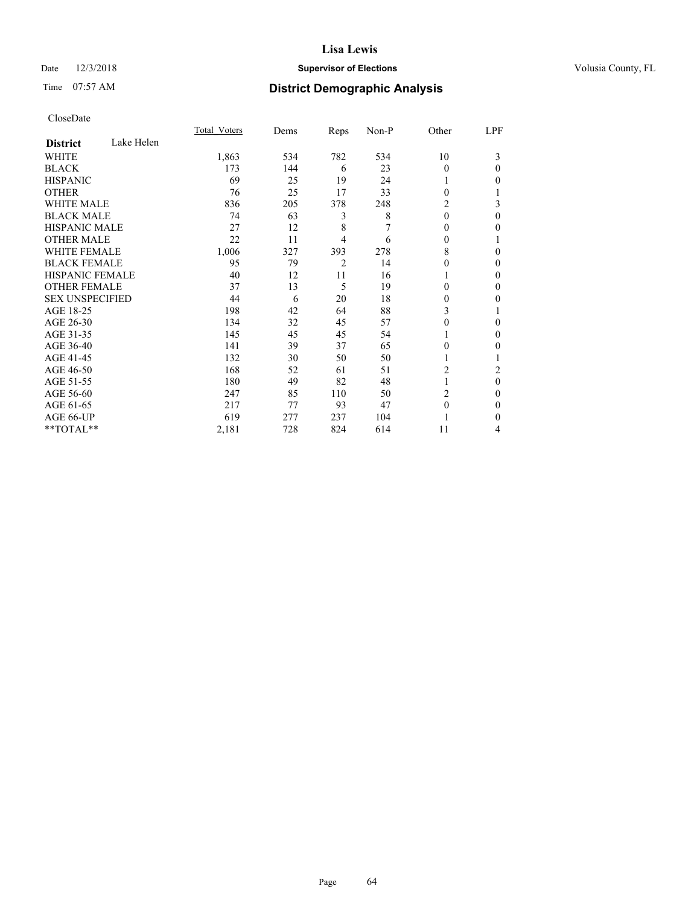**Lisa Lewis**

Date 12/3/2018 **Supervisor of Elections** Volusia County, FL

Time 07:57 AM **District Demographic Analysis**

CloseDate

| **District** Lake Helen | Total Voters | Dems | Reps | Non-P | Other | LPF |
|---|---|---|---|---|---|---|
| WHITE | 1,863 | 534 | 782 | 534 | 10 | 3 |
| BLACK | 173 | 144 | 6 | 23 | 0 | 0 |
| HISPANIC | 69 | 25 | 19 | 24 | 1 | 0 |
| OTHER | 76 | 25 | 17 | 33 | 0 | 1 |
| WHITE MALE | 836 | 205 | 378 | 248 | 2 | 3 |
| BLACK MALE | 74 | 63 | 3 | 8 | 0 | 0 |
| HISPANIC MALE | 27 | 12 | 8 | 7 | 0 | 0 |
| OTHER MALE | 22 | 11 | 4 | 6 | 0 | 1 |
| WHITE FEMALE | 1,006 | 327 | 393 | 278 | 8 | 0 |
| BLACK FEMALE | 95 | 79 | 2 | 14 | 0 | 0 |
| HISPANIC FEMALE | 40 | 12 | 11 | 16 | 1 | 0 |
| OTHER FEMALE | 37 | 13 | 5 | 19 | 0 | 0 |
| SEX UNSPECIFIED | 44 | 6 | 20 | 18 | 0 | 0 |
| AGE 18-25 | 198 | 42 | 64 | 88 | 3 | 1 |
| AGE 26-30 | 134 | 32 | 45 | 57 | 0 | 0 |
| AGE 31-35 | 145 | 45 | 45 | 54 | 1 | 0 |
| AGE 36-40 | 141 | 39 | 37 | 65 | 0 | 0 |
| AGE 41-45 | 132 | 30 | 50 | 50 | 1 | 1 |
| AGE 46-50 | 168 | 52 | 61 | 51 | 2 | 2 |
| AGE 51-55 | 180 | 49 | 82 | 48 | 1 | 0 |
| AGE 56-60 | 247 | 85 | 110 | 50 | 2 | 0 |
| AGE 61-65 | 217 | 77 | 93 | 47 | 0 | 0 |
| AGE 66-UP | 619 | 277 | 237 | 104 | 1 | 0 |
| **TOTAL** | 2,181 | 728 | 824 | 614 | 11 | 4 |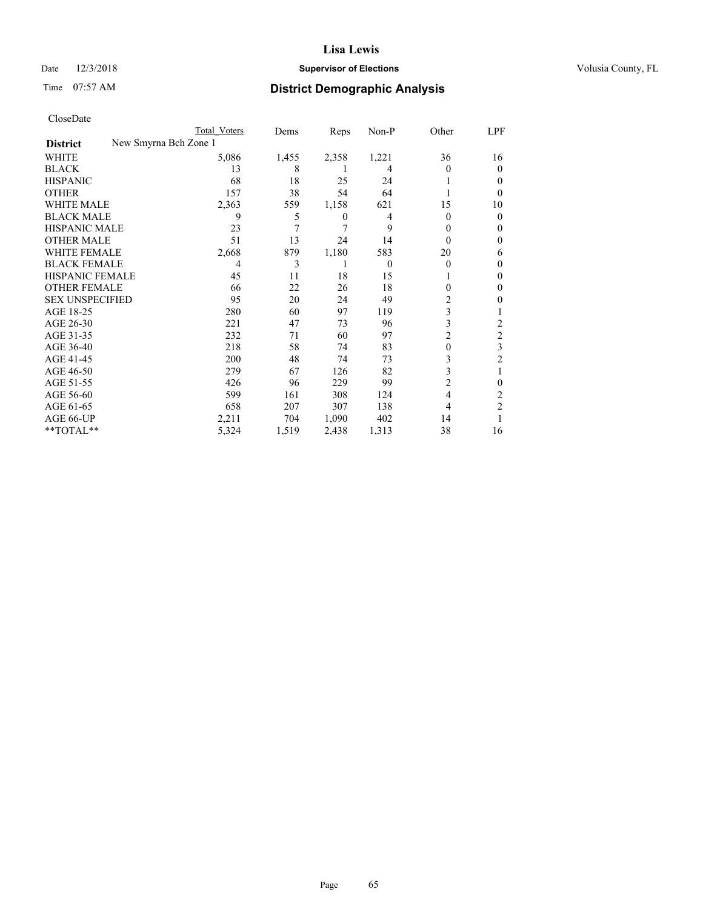# Lisa Lewis

Date 12/3/2018 **Supervisor of Elections** Volusia County, FL

Time 07:57 AM **District Demographic Analysis**

CloseDate

| | Total Voters | Dems | Reps | Non-P | Other | LPF |
|---|---|---|---|---|---|---|
| **District** New Smyrna Bch Zone 1 | | | | | | |
| WHITE | 5,086 | 1,455 | 2,358 | 1,221 | 36 | 16 |
| BLACK | 13 | 8 | 1 | 4 | 0 | 0 |
| HISPANIC | 68 | 18 | 25 | 24 | 1 | 0 |
| OTHER | 157 | 38 | 54 | 64 | 1 | 0 |
| WHITE MALE | 2,363 | 559 | 1,158 | 621 | 15 | 10 |
| BLACK MALE | 9 | 5 | 0 | 4 | 0 | 0 |
| HISPANIC MALE | 23 | 7 | 7 | 9 | 0 | 0 |
| OTHER MALE | 51 | 13 | 24 | 14 | 0 | 0 |
| WHITE FEMALE | 2,668 | 879 | 1,180 | 583 | 20 | 6 |
| BLACK FEMALE | 4 | 3 | 1 | 0 | 0 | 0 |
| HISPANIC FEMALE | 45 | 11 | 18 | 15 | 1 | 0 |
| OTHER FEMALE | 66 | 22 | 26 | 18 | 0 | 0 |
| SEX UNSPECIFIED | 95 | 20 | 24 | 49 | 2 | 0 |
| AGE 18-25 | 280 | 60 | 97 | 119 | 3 | 1 |
| AGE 26-30 | 221 | 47 | 73 | 96 | 3 | 2 |
| AGE 31-35 | 232 | 71 | 60 | 97 | 2 | 2 |
| AGE 36-40 | 218 | 58 | 74 | 83 | 0 | 3 |
| AGE 41-45 | 200 | 48 | 74 | 73 | 3 | 2 |
| AGE 46-50 | 279 | 67 | 126 | 82 | 3 | 1 |
| AGE 51-55 | 426 | 96 | 229 | 99 | 2 | 0 |
| AGE 56-60 | 599 | 161 | 308 | 124 | 4 | 2 |
| AGE 61-65 | 658 | 207 | 307 | 138 | 4 | 2 |
| AGE 66-UP | 2,211 | 704 | 1,090 | 402 | 14 | 1 |
| **TOTAL** | 5,324 | 1,519 | 2,438 | 1,313 | 38 | 16 |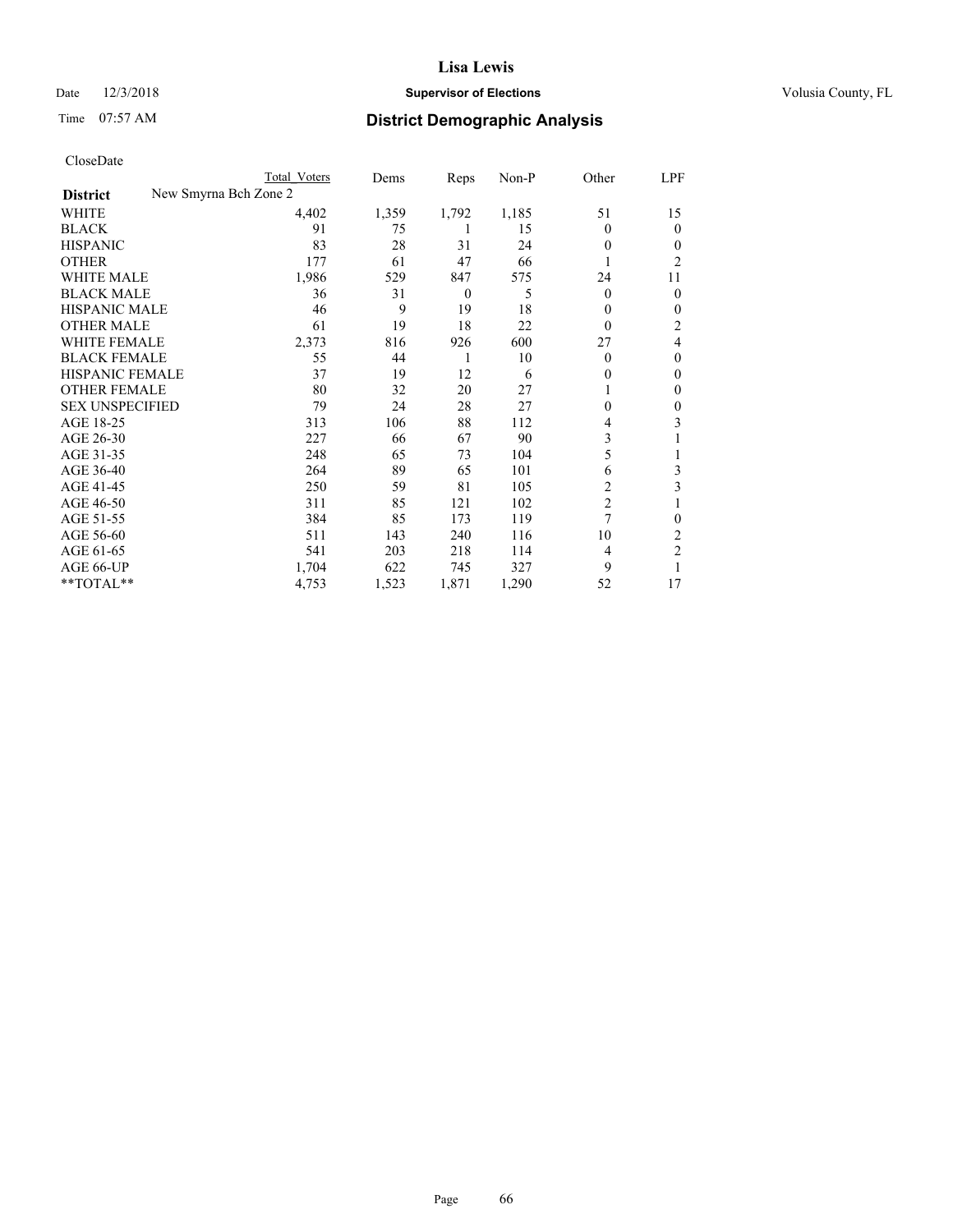# Lisa Lewis

Date 12/3/2018 **Supervisor of Elections** Volusia County, FL

Time 07:57 AM **District Demographic Analysis**

CloseDate

| | Total Voters | Dems | Reps | Non-P | Other | LPF |
|---|---|---|---|---|---|---|
| **District** New Smyrna Bch Zone 2 | | | | | | |
| WHITE | 4,402 | 1,359 | 1,792 | 1,185 | 51 | 15 |
| BLACK | 91 | 75 | 1 | 15 | 0 | 0 |
| HISPANIC | 83 | 28 | 31 | 24 | 0 | 0 |
| OTHER | 177 | 61 | 47 | 66 | 1 | 2 |
| WHITE MALE | 1,986 | 529 | 847 | 575 | 24 | 11 |
| BLACK MALE | 36 | 31 | 0 | 5 | 0 | 0 |
| HISPANIC MALE | 46 | 9 | 19 | 18 | 0 | 0 |
| OTHER MALE | 61 | 19 | 18 | 22 | 0 | 2 |
| WHITE FEMALE | 2,373 | 816 | 926 | 600 | 27 | 4 |
| BLACK FEMALE | 55 | 44 | 1 | 10 | 0 | 0 |
| HISPANIC FEMALE | 37 | 19 | 12 | 6 | 0 | 0 |
| OTHER FEMALE | 80 | 32 | 20 | 27 | 1 | 0 |
| SEX UNSPECIFIED | 79 | 24 | 28 | 27 | 0 | 0 |
| AGE 18-25 | 313 | 106 | 88 | 112 | 4 | 3 |
| AGE 26-30 | 227 | 66 | 67 | 90 | 3 | 1 |
| AGE 31-35 | 248 | 65 | 73 | 104 | 5 | 1 |
| AGE 36-40 | 264 | 89 | 65 | 101 | 6 | 3 |
| AGE 41-45 | 250 | 59 | 81 | 105 | 2 | 3 |
| AGE 46-50 | 311 | 85 | 121 | 102 | 2 | 1 |
| AGE 51-55 | 384 | 85 | 173 | 119 | 7 | 0 |
| AGE 56-60 | 511 | 143 | 240 | 116 | 10 | 2 |
| AGE 61-65 | 541 | 203 | 218 | 114 | 4 | 2 |
| AGE 66-UP | 1,704 | 622 | 745 | 327 | 9 | 1 |
| **TOTAL** | 4,753 | 1,523 | 1,871 | 1,290 | 52 | 17 |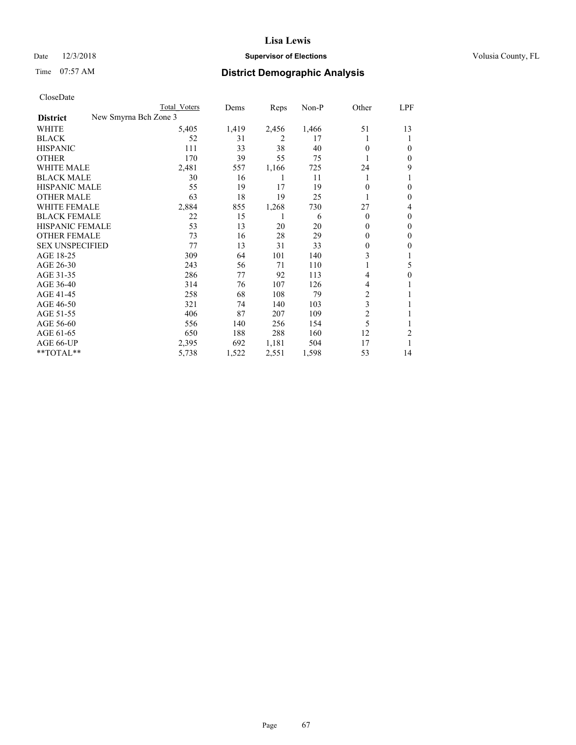**Lisa Lewis**

Date 12/3/2018 **Supervisor of Elections** Volusia County, FL

Time 07:57 AM **District Demographic Analysis**

CloseDate

| | Total Voters | Dems | Reps | Non-P | Other | LPF |
|---|---|---|---|---|---|---|
| **District** New Smyrna Bch Zone 3 | | | | | | |
| WHITE | 5,405 | 1,419 | 2,456 | 1,466 | 51 | 13 |
| BLACK | 52 | 31 | 2 | 17 | 1 | 1 |
| HISPANIC | 111 | 33 | 38 | 40 | 0 | 0 |
| OTHER | 170 | 39 | 55 | 75 | 1 | 0 |
| WHITE MALE | 2,481 | 557 | 1,166 | 725 | 24 | 9 |
| BLACK MALE | 30 | 16 | 1 | 11 | 1 | 1 |
| HISPANIC MALE | 55 | 19 | 17 | 19 | 0 | 0 |
| OTHER MALE | 63 | 18 | 19 | 25 | 1 | 0 |
| WHITE FEMALE | 2,884 | 855 | 1,268 | 730 | 27 | 4 |
| BLACK FEMALE | 22 | 15 | 1 | 6 | 0 | 0 |
| HISPANIC FEMALE | 53 | 13 | 20 | 20 | 0 | 0 |
| OTHER FEMALE | 73 | 16 | 28 | 29 | 0 | 0 |
| SEX UNSPECIFIED | 77 | 13 | 31 | 33 | 0 | 0 |
| AGE 18-25 | 309 | 64 | 101 | 140 | 3 | 1 |
| AGE 26-30 | 243 | 56 | 71 | 110 | 1 | 5 |
| AGE 31-35 | 286 | 77 | 92 | 113 | 4 | 0 |
| AGE 36-40 | 314 | 76 | 107 | 126 | 4 | 1 |
| AGE 41-45 | 258 | 68 | 108 | 79 | 2 | 1 |
| AGE 46-50 | 321 | 74 | 140 | 103 | 3 | 1 |
| AGE 51-55 | 406 | 87 | 207 | 109 | 2 | 1 |
| AGE 56-60 | 556 | 140 | 256 | 154 | 5 | 1 |
| AGE 61-65 | 650 | 188 | 288 | 160 | 12 | 2 |
| AGE 66-UP | 2,395 | 692 | 1,181 | 504 | 17 | 1 |
| **TOTAL** | 5,738 | 1,522 | 2,551 | 1,598 | 53 | 14 |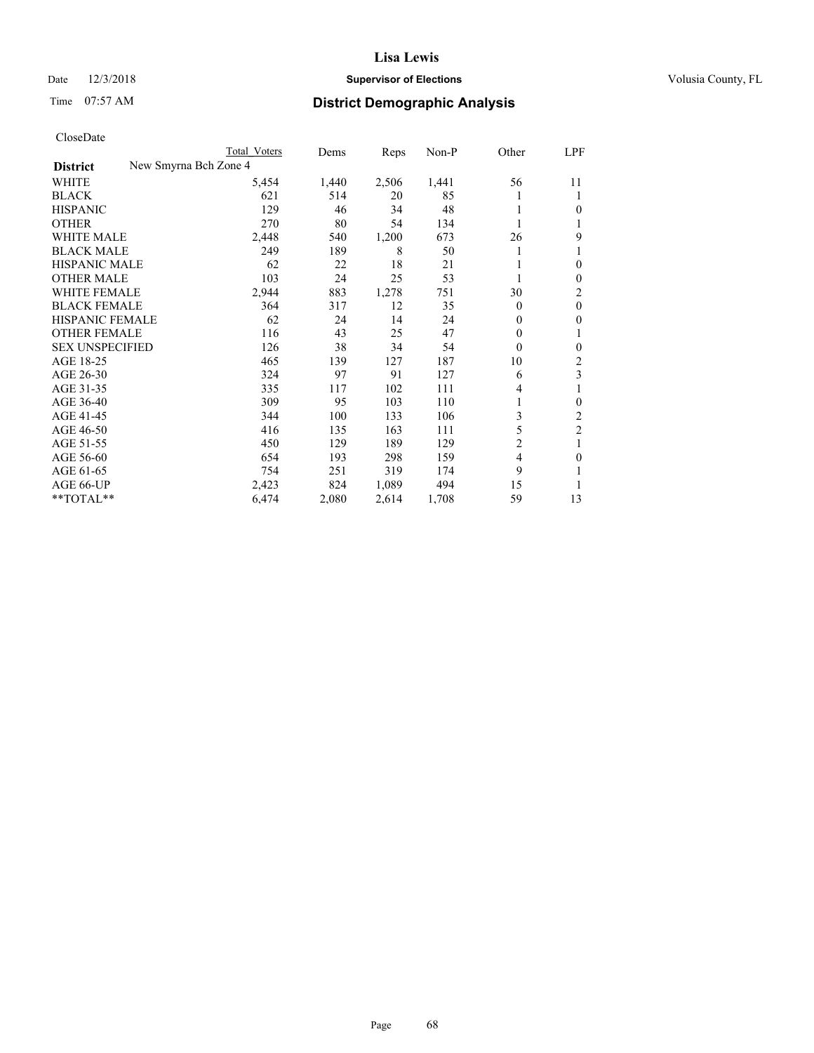**Lisa Lewis**

Date 12/3/2018 **Supervisor of Elections** Volusia County, FL

Time 07:57 AM **District Demographic Analysis**

CloseDate

| District | Total Voters | Dems | Reps | Non-P | Other | LPF |
|---|---|---|---|---|---|---|
| New Smyrna Bch Zone 4 | | | | | | |
| WHITE | 5,454 | 1,440 | 2,506 | 1,441 | 56 | 11 |
| BLACK | 621 | 514 | 20 | 85 | 1 | 1 |
| HISPANIC | 129 | 46 | 34 | 48 | 1 | 0 |
| OTHER | 270 | 80 | 54 | 134 | 1 | 1 |
| WHITE MALE | 2,448 | 540 | 1,200 | 673 | 26 | 9 |
| BLACK MALE | 249 | 189 | 8 | 50 | 1 | 1 |
| HISPANIC MALE | 62 | 22 | 18 | 21 | 1 | 0 |
| OTHER MALE | 103 | 24 | 25 | 53 | 1 | 0 |
| WHITE FEMALE | 2,944 | 883 | 1,278 | 751 | 30 | 2 |
| BLACK FEMALE | 364 | 317 | 12 | 35 | 0 | 0 |
| HISPANIC FEMALE | 62 | 24 | 14 | 24 | 0 | 0 |
| OTHER FEMALE | 116 | 43 | 25 | 47 | 0 | 1 |
| SEX UNSPECIFIED | 126 | 38 | 34 | 54 | 0 | 0 |
| AGE 18-25 | 465 | 139 | 127 | 187 | 10 | 2 |
| AGE 26-30 | 324 | 97 | 91 | 127 | 6 | 3 |
| AGE 31-35 | 335 | 117 | 102 | 111 | 4 | 1 |
| AGE 36-40 | 309 | 95 | 103 | 110 | 1 | 0 |
| AGE 41-45 | 344 | 100 | 133 | 106 | 3 | 2 |
| AGE 46-50 | 416 | 135 | 163 | 111 | 5 | 2 |
| AGE 51-55 | 450 | 129 | 189 | 129 | 2 | 1 |
| AGE 56-60 | 654 | 193 | 298 | 159 | 4 | 0 |
| AGE 61-65 | 754 | 251 | 319 | 174 | 9 | 1 |
| AGE 66-UP | 2,423 | 824 | 1,089 | 494 | 15 | 1 |
| **TOTAL** | 6,474 | 2,080 | 2,614 | 1,708 | 59 | 13 |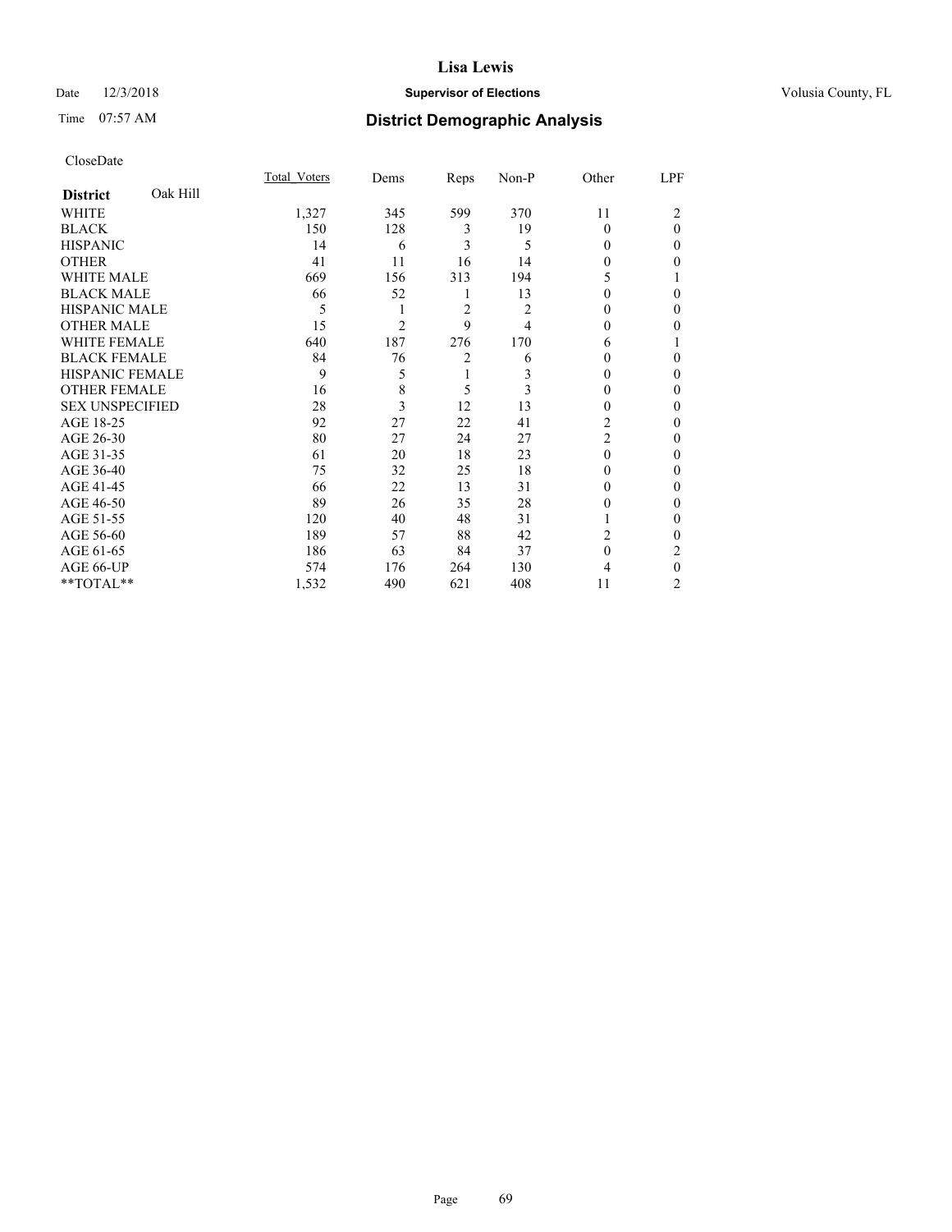**Lisa Lewis**

Date 12/3/2018 **Supervisor of Elections** Volusia County, FL

Time 07:57 AM

## District Demographic Analysis

CloseDate

| District: Oak Hill | Total_Voters | Dems | Reps | Non-P | Other | LPF |
|---|---|---|---|---|---|---|
| WHITE | 1,327 | 345 | 599 | 370 | 11 | 2 |
| BLACK | 150 | 128 | 3 | 19 | 0 | 0 |
| HISPANIC | 14 | 6 | 3 | 5 | 0 | 0 |
| OTHER | 41 | 11 | 16 | 14 | 0 | 0 |
| WHITE MALE | 669 | 156 | 313 | 194 | 5 | 1 |
| BLACK MALE | 66 | 52 | 1 | 13 | 0 | 0 |
| HISPANIC MALE | 5 | 1 | 2 | 2 | 0 | 0 |
| OTHER MALE | 15 | 2 | 9 | 4 | 0 | 0 |
| WHITE FEMALE | 640 | 187 | 276 | 170 | 6 | 1 |
| BLACK FEMALE | 84 | 76 | 2 | 6 | 0 | 0 |
| HISPANIC FEMALE | 9 | 5 | 1 | 3 | 0 | 0 |
| OTHER FEMALE | 16 | 8 | 5 | 3 | 0 | 0 |
| SEX UNSPECIFIED | 28 | 3 | 12 | 13 | 0 | 0 |
| AGE 18-25 | 92 | 27 | 22 | 41 | 2 | 0 |
| AGE 26-30 | 80 | 27 | 24 | 27 | 2 | 0 |
| AGE 31-35 | 61 | 20 | 18 | 23 | 0 | 0 |
| AGE 36-40 | 75 | 32 | 25 | 18 | 0 | 0 |
| AGE 41-45 | 66 | 22 | 13 | 31 | 0 | 0 |
| AGE 46-50 | 89 | 26 | 35 | 28 | 0 | 0 |
| AGE 51-55 | 120 | 40 | 48 | 31 | 1 | 0 |
| AGE 56-60 | 189 | 57 | 88 | 42 | 2 | 0 |
| AGE 61-65 | 186 | 63 | 84 | 37 | 0 | 2 |
| AGE 66-UP | 574 | 176 | 264 | 130 | 4 | 0 |
| **TOTAL** | 1,532 | 490 | 621 | 408 | 11 | 2 |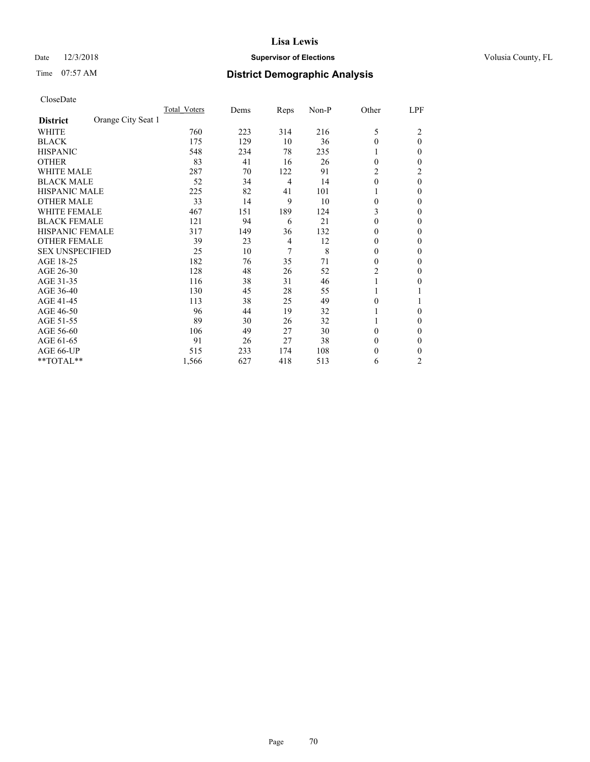# Lisa Lewis

Date 12/3/2018 **Supervisor of Elections** Volusia County, FL

Time 07:57 AM **District Demographic Analysis**

CloseDate

| District | Orange City Seat 1 | Total Voters | Dems | Reps | Non-P | Other | LPF |
|---|---|---|---|---|---|---|---|
| WHITE | | 760 | 223 | 314 | 216 | 5 | 2 |
| BLACK | | 175 | 129 | 10 | 36 | 0 | 0 |
| HISPANIC | | 548 | 234 | 78 | 235 | 1 | 0 |
| OTHER | | 83 | 41 | 16 | 26 | 0 | 0 |
| WHITE MALE | | 287 | 70 | 122 | 91 | 2 | 2 |
| BLACK MALE | | 52 | 34 | 4 | 14 | 0 | 0 |
| HISPANIC MALE | | 225 | 82 | 41 | 101 | 1 | 0 |
| OTHER MALE | | 33 | 14 | 9 | 10 | 0 | 0 |
| WHITE FEMALE | | 467 | 151 | 189 | 124 | 3 | 0 |
| BLACK FEMALE | | 121 | 94 | 6 | 21 | 0 | 0 |
| HISPANIC FEMALE | | 317 | 149 | 36 | 132 | 0 | 0 |
| OTHER FEMALE | | 39 | 23 | 4 | 12 | 0 | 0 |
| SEX UNSPECIFIED | | 25 | 10 | 7 | 8 | 0 | 0 |
| AGE 18-25 | | 182 | 76 | 35 | 71 | 0 | 0 |
| AGE 26-30 | | 128 | 48 | 26 | 52 | 2 | 0 |
| AGE 31-35 | | 116 | 38 | 31 | 46 | 1 | 0 |
| AGE 36-40 | | 130 | 45 | 28 | 55 | 1 | 1 |
| AGE 41-45 | | 113 | 38 | 25 | 49 | 0 | 1 |
| AGE 46-50 | | 96 | 44 | 19 | 32 | 1 | 0 |
| AGE 51-55 | | 89 | 30 | 26 | 32 | 1 | 0 |
| AGE 56-60 | | 106 | 49 | 27 | 30 | 0 | 0 |
| AGE 61-65 | | 91 | 26 | 27 | 38 | 0 | 0 |
| AGE 66-UP | | 515 | 233 | 174 | 108 | 0 | 0 |
| **TOTAL** | | 1,566 | 627 | 418 | 513 | 6 | 2 |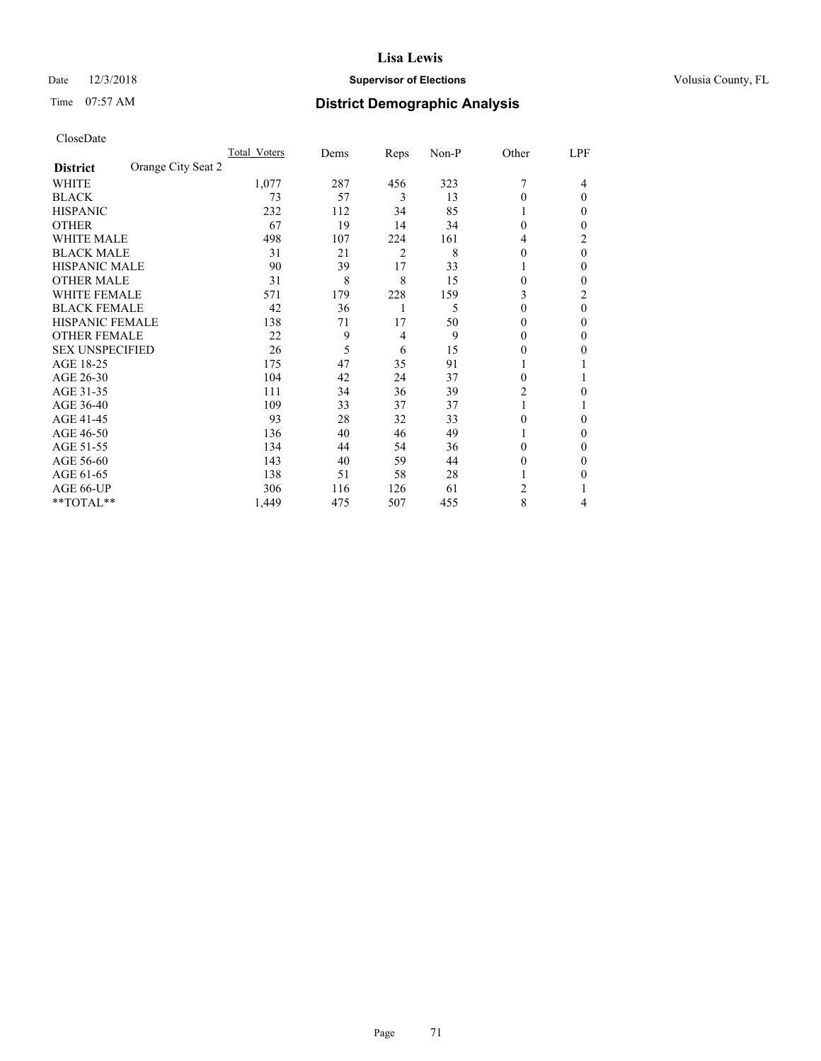# Lisa Lewis

Date 12/3/2018 **Supervisor of Elections** Volusia County, FL

Time 07:57 AM **District Demographic Analysis**

CloseDate

| District | Orange City Seat 2 | Total_Voters | Dems | Reps | Non-P | Other | LPF |
|---|---|---|---|---|---|---|---|
| WHITE | | 1,077 | 287 | 456 | 323 | 7 | 4 |
| BLACK | | 73 | 57 | 3 | 13 | 0 | 0 |
| HISPANIC | | 232 | 112 | 34 | 85 | 1 | 0 |
| OTHER | | 67 | 19 | 14 | 34 | 0 | 0 |
| WHITE MALE | | 498 | 107 | 224 | 161 | 4 | 2 |
| BLACK MALE | | 31 | 21 | 2 | 8 | 0 | 0 |
| HISPANIC MALE | | 90 | 39 | 17 | 33 | 1 | 0 |
| OTHER MALE | | 31 | 8 | 8 | 15 | 0 | 0 |
| WHITE FEMALE | | 571 | 179 | 228 | 159 | 3 | 2 |
| BLACK FEMALE | | 42 | 36 | 1 | 5 | 0 | 0 |
| HISPANIC FEMALE | | 138 | 71 | 17 | 50 | 0 | 0 |
| OTHER FEMALE | | 22 | 9 | 4 | 9 | 0 | 0 |
| SEX UNSPECIFIED | | 26 | 5 | 6 | 15 | 0 | 0 |
| AGE 18-25 | | 175 | 47 | 35 | 91 | 1 | 1 |
| AGE 26-30 | | 104 | 42 | 24 | 37 | 0 | 1 |
| AGE 31-35 | | 111 | 34 | 36 | 39 | 2 | 0 |
| AGE 36-40 | | 109 | 33 | 37 | 37 | 1 | 1 |
| AGE 41-45 | | 93 | 28 | 32 | 33 | 0 | 0 |
| AGE 46-50 | | 136 | 40 | 46 | 49 | 1 | 0 |
| AGE 51-55 | | 134 | 44 | 54 | 36 | 0 | 0 |
| AGE 56-60 | | 143 | 40 | 59 | 44 | 0 | 0 |
| AGE 61-65 | | 138 | 51 | 58 | 28 | 1 | 0 |
| AGE 66-UP | | 306 | 116 | 126 | 61 | 2 | 1 |
| **TOTAL** | | 1,449 | 475 | 507 | 455 | 8 | 4 |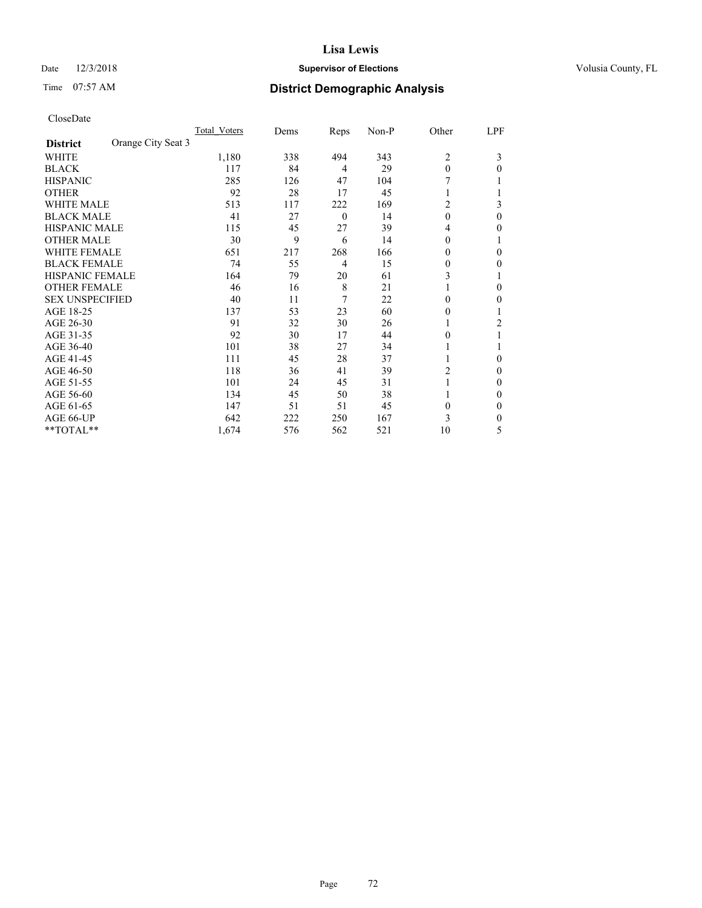# Lisa Lewis

Date 12/3/2018 **Supervisor of Elections** Volusia County, FL

Time 07:57 AM **District Demographic Analysis**

CloseDate

| **District** Orange City Seat 3 | Total Voters | Dems | Reps | Non-P | Other | LPF |
|---|---|---|---|---|---|---|
| WHITE | 1,180 | 338 | 494 | 343 | 2 | 3 |
| BLACK | 117 | 84 | 4 | 29 | 0 | 0 |
| HISPANIC | 285 | 126 | 47 | 104 | 7 | 1 |
| OTHER | 92 | 28 | 17 | 45 | 1 | 1 |
| WHITE MALE | 513 | 117 | 222 | 169 | 2 | 3 |
| BLACK MALE | 41 | 27 | 0 | 14 | 0 | 0 |
| HISPANIC MALE | 115 | 45 | 27 | 39 | 4 | 0 |
| OTHER MALE | 30 | 9 | 6 | 14 | 0 | 1 |
| WHITE FEMALE | 651 | 217 | 268 | 166 | 0 | 0 |
| BLACK FEMALE | 74 | 55 | 4 | 15 | 0 | 0 |
| HISPANIC FEMALE | 164 | 79 | 20 | 61 | 3 | 1 |
| OTHER FEMALE | 46 | 16 | 8 | 21 | 1 | 0 |
| SEX UNSPECIFIED | 40 | 11 | 7 | 22 | 0 | 0 |
| AGE 18-25 | 137 | 53 | 23 | 60 | 0 | 1 |
| AGE 26-30 | 91 | 32 | 30 | 26 | 1 | 2 |
| AGE 31-35 | 92 | 30 | 17 | 44 | 0 | 1 |
| AGE 36-40 | 101 | 38 | 27 | 34 | 1 | 1 |
| AGE 41-45 | 111 | 45 | 28 | 37 | 1 | 0 |
| AGE 46-50 | 118 | 36 | 41 | 39 | 2 | 0 |
| AGE 51-55 | 101 | 24 | 45 | 31 | 1 | 0 |
| AGE 56-60 | 134 | 45 | 50 | 38 | 1 | 0 |
| AGE 61-65 | 147 | 51 | 51 | 45 | 0 | 0 |
| AGE 66-UP | 642 | 222 | 250 | 167 | 3 | 0 |
| **TOTAL** | 1,674 | 576 | 562 | 521 | 10 | 5 |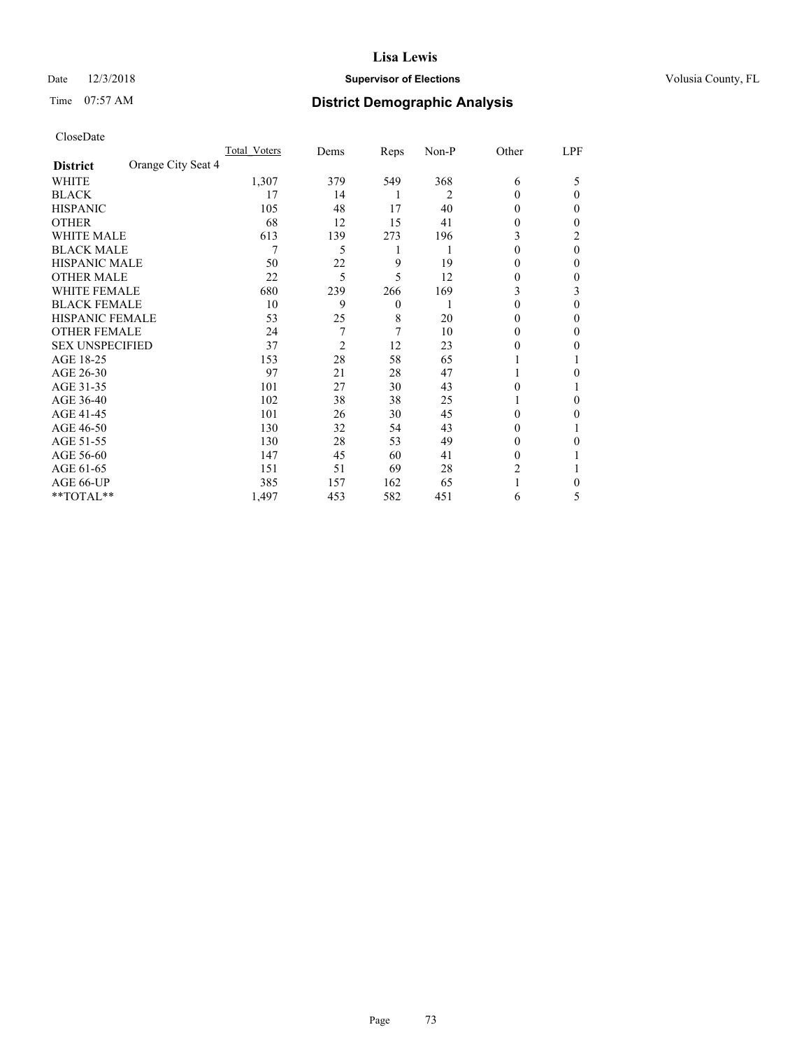# Lisa Lewis

Date 12/3/2018 **Supervisor of Elections** Volusia County, FL

Time 07:57 AM **District Demographic Analysis**

CloseDate

| | Total_Voters | Dems | Reps | Non-P | Other | LPF |
|---|---|---|---|---|---|---|
| **District** Orange City Seat 4 | | | | | | |
| WHITE | 1,307 | 379 | 549 | 368 | 6 | 5 |
| BLACK | 17 | 14 | 1 | 2 | 0 | 0 |
| HISPANIC | 105 | 48 | 17 | 40 | 0 | 0 |
| OTHER | 68 | 12 | 15 | 41 | 0 | 0 |
| WHITE MALE | 613 | 139 | 273 | 196 | 3 | 2 |
| BLACK MALE | 7 | 5 | 1 | 1 | 0 | 0 |
| HISPANIC MALE | 50 | 22 | 9 | 19 | 0 | 0 |
| OTHER MALE | 22 | 5 | 5 | 12 | 0 | 0 |
| WHITE FEMALE | 680 | 239 | 266 | 169 | 3 | 3 |
| BLACK FEMALE | 10 | 9 | 0 | 1 | 0 | 0 |
| HISPANIC FEMALE | 53 | 25 | 8 | 20 | 0 | 0 |
| OTHER FEMALE | 24 | 7 | 7 | 10 | 0 | 0 |
| SEX UNSPECIFIED | 37 | 2 | 12 | 23 | 0 | 0 |
| AGE 18-25 | 153 | 28 | 58 | 65 | 1 | 1 |
| AGE 26-30 | 97 | 21 | 28 | 47 | 1 | 0 |
| AGE 31-35 | 101 | 27 | 30 | 43 | 0 | 1 |
| AGE 36-40 | 102 | 38 | 38 | 25 | 1 | 0 |
| AGE 41-45 | 101 | 26 | 30 | 45 | 0 | 0 |
| AGE 46-50 | 130 | 32 | 54 | 43 | 0 | 1 |
| AGE 51-55 | 130 | 28 | 53 | 49 | 0 | 0 |
| AGE 56-60 | 147 | 45 | 60 | 41 | 0 | 1 |
| AGE 61-65 | 151 | 51 | 69 | 28 | 2 | 1 |
| AGE 66-UP | 385 | 157 | 162 | 65 | 1 | 0 |
| **TOTAL** | 1,497 | 453 | 582 | 451 | 6 | 5 |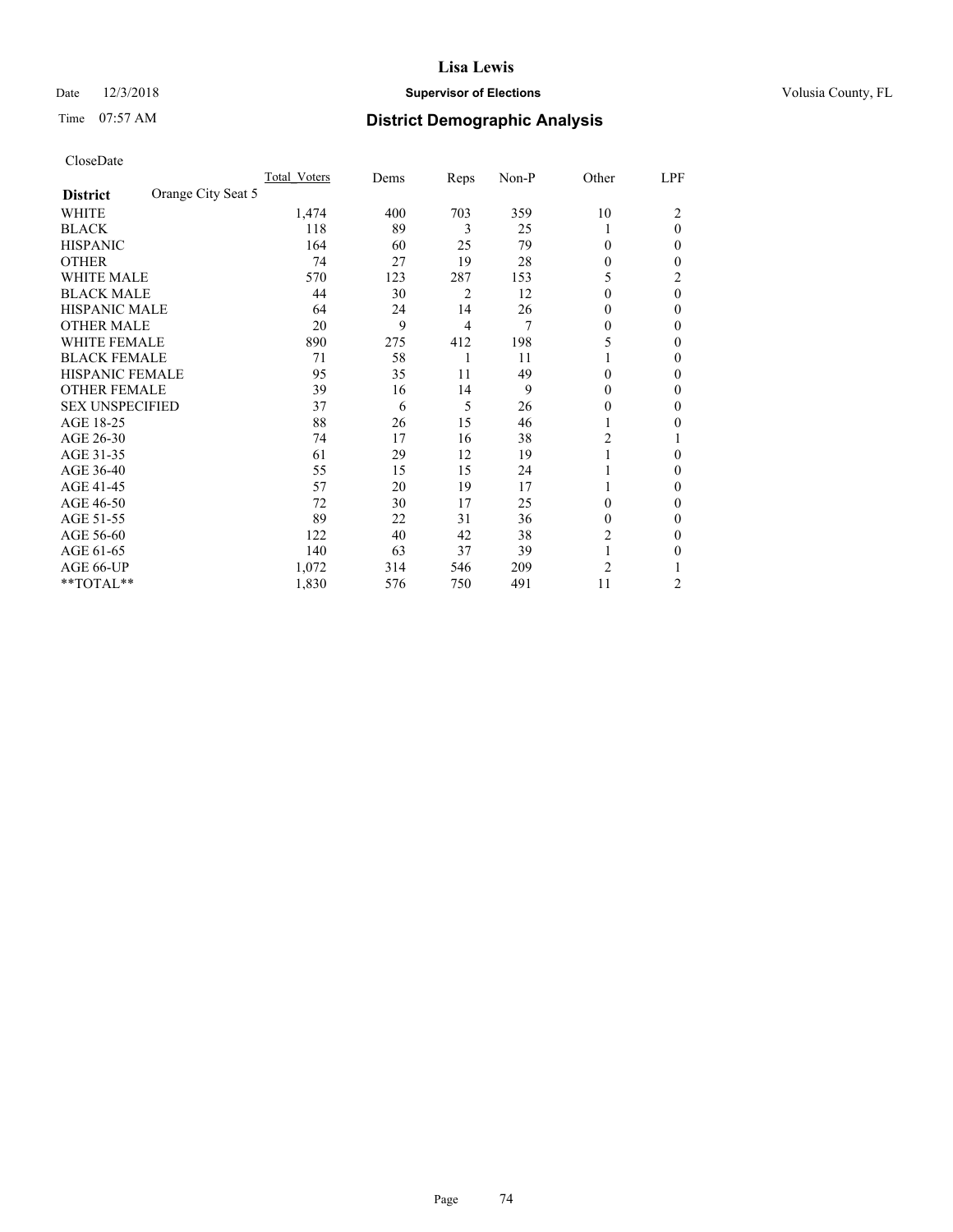Date 12/3/2018

Time 07:57 AM

# Lisa Lewis

## Supervisor of Elections

Volusia County, FL

## District Demographic Analysis

CloseDate

| District: Orange City Seat 5 | Total_Voters | Dems | Reps | Non-P | Other | LPF |
|---|---|---|---|---|---|---|
| WHITE | 1,474 | 400 | 703 | 359 | 10 | 2 |
| BLACK | 118 | 89 | 3 | 25 | 1 | 0 |
| HISPANIC | 164 | 60 | 25 | 79 | 0 | 0 |
| OTHER | 74 | 27 | 19 | 28 | 0 | 0 |
| WHITE MALE | 570 | 123 | 287 | 153 | 5 | 2 |
| BLACK MALE | 44 | 30 | 2 | 12 | 0 | 0 |
| HISPANIC MALE | 64 | 24 | 14 | 26 | 0 | 0 |
| OTHER MALE | 20 | 9 | 4 | 7 | 0 | 0 |
| WHITE FEMALE | 890 | 275 | 412 | 198 | 5 | 0 |
| BLACK FEMALE | 71 | 58 | 1 | 11 | 1 | 0 |
| HISPANIC FEMALE | 95 | 35 | 11 | 49 | 0 | 0 |
| OTHER FEMALE | 39 | 16 | 14 | 9 | 0 | 0 |
| SEX UNSPECIFIED | 37 | 6 | 5 | 26 | 0 | 0 |
| AGE 18-25 | 88 | 26 | 15 | 46 | 1 | 0 |
| AGE 26-30 | 74 | 17 | 16 | 38 | 2 | 1 |
| AGE 31-35 | 61 | 29 | 12 | 19 | 1 | 0 |
| AGE 36-40 | 55 | 15 | 15 | 24 | 1 | 0 |
| AGE 41-45 | 57 | 20 | 19 | 17 | 1 | 0 |
| AGE 46-50 | 72 | 30 | 17 | 25 | 0 | 0 |
| AGE 51-55 | 89 | 22 | 31 | 36 | 0 | 0 |
| AGE 56-60 | 122 | 40 | 42 | 38 | 2 | 0 |
| AGE 61-65 | 140 | 63 | 37 | 39 | 1 | 0 |
| AGE 66-UP | 1,072 | 314 | 546 | 209 | 2 | 1 |
| **TOTAL** | 1,830 | 576 | 750 | 491 | 11 | 2 |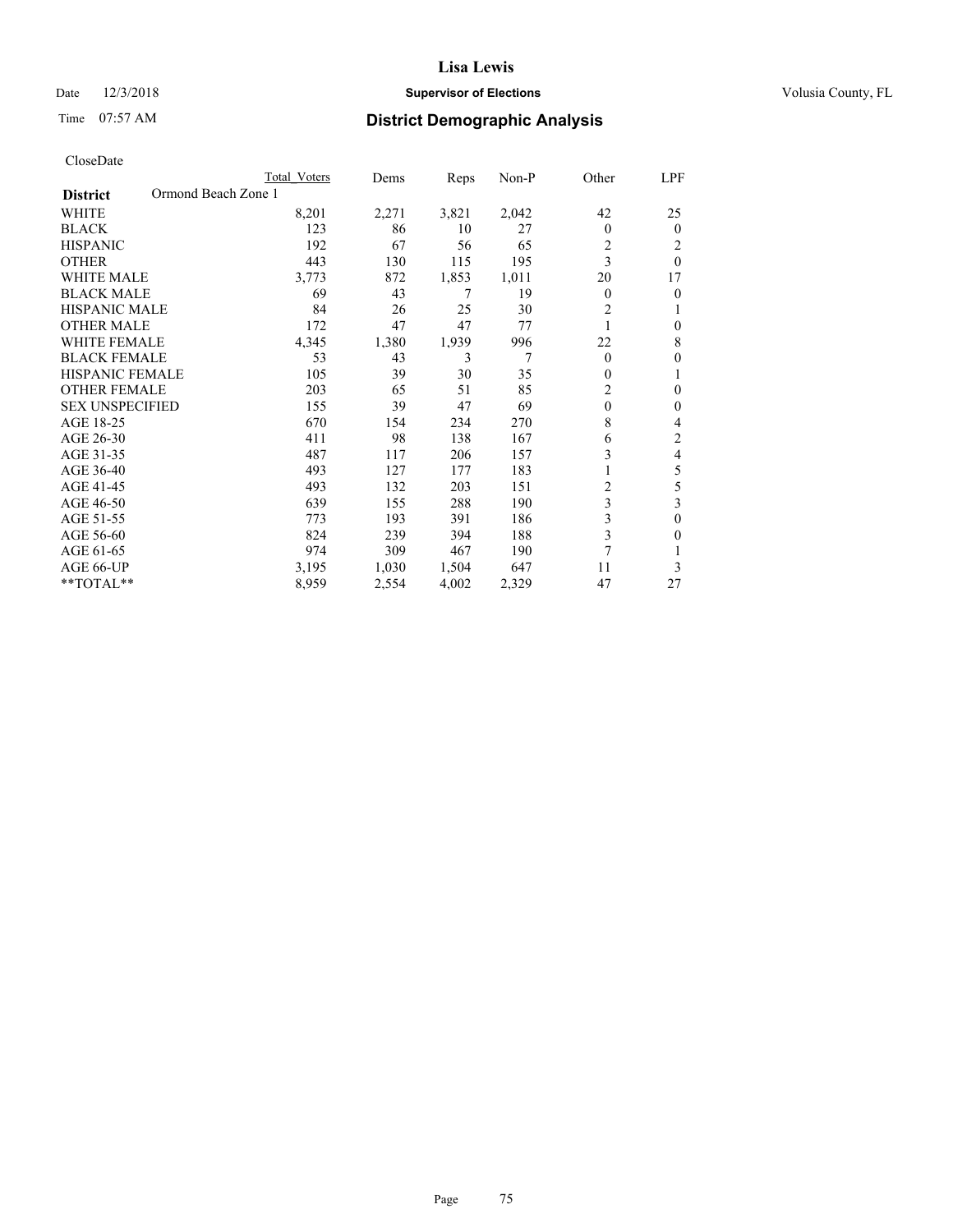# Lisa Lewis

Date 12/3/2018 **Supervisor of Elections** Volusia County, FL

Time 07:57 AM **District Demographic Analysis**

CloseDate

| **District** Ormond Beach Zone 1 | Total Voters | Dems | Reps | Non-P | Other | LPF |
|---|---|---|---|---|---|---|
| WHITE | 8,201 | 2,271 | 3,821 | 2,042 | 42 | 25 |
| BLACK | 123 | 86 | 10 | 27 | 0 | 0 |
| HISPANIC | 192 | 67 | 56 | 65 | 2 | 2 |
| OTHER | 443 | 130 | 115 | 195 | 3 | 0 |
| WHITE MALE | 3,773 | 872 | 1,853 | 1,011 | 20 | 17 |
| BLACK MALE | 69 | 43 | 7 | 19 | 0 | 0 |
| HISPANIC MALE | 84 | 26 | 25 | 30 | 2 | 1 |
| OTHER MALE | 172 | 47 | 47 | 77 | 1 | 0 |
| WHITE FEMALE | 4,345 | 1,380 | 1,939 | 996 | 22 | 8 |
| BLACK FEMALE | 53 | 43 | 3 | 7 | 0 | 0 |
| HISPANIC FEMALE | 105 | 39 | 30 | 35 | 0 | 1 |
| OTHER FEMALE | 203 | 65 | 51 | 85 | 2 | 0 |
| SEX UNSPECIFIED | 155 | 39 | 47 | 69 | 0 | 0 |
| AGE 18-25 | 670 | 154 | 234 | 270 | 8 | 4 |
| AGE 26-30 | 411 | 98 | 138 | 167 | 6 | 2 |
| AGE 31-35 | 487 | 117 | 206 | 157 | 3 | 4 |
| AGE 36-40 | 493 | 127 | 177 | 183 | 1 | 5 |
| AGE 41-45 | 493 | 132 | 203 | 151 | 2 | 5 |
| AGE 46-50 | 639 | 155 | 288 | 190 | 3 | 3 |
| AGE 51-55 | 773 | 193 | 391 | 186 | 3 | 0 |
| AGE 56-60 | 824 | 239 | 394 | 188 | 3 | 0 |
| AGE 61-65 | 974 | 309 | 467 | 190 | 7 | 1 |
| AGE 66-UP | 3,195 | 1,030 | 1,504 | 647 | 11 | 3 |
| **TOTAL** | 8,959 | 2,554 | 4,002 | 2,329 | 47 | 27 |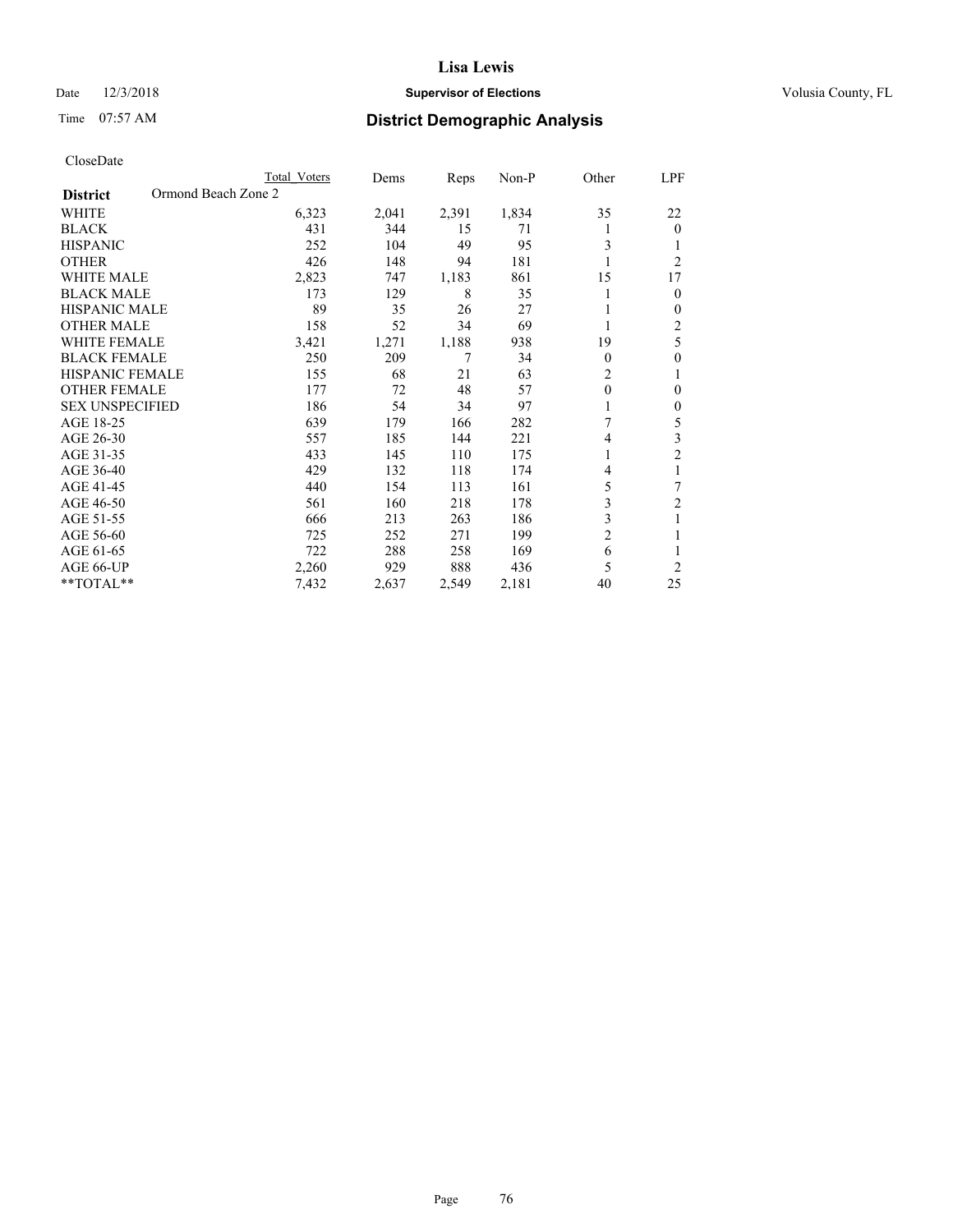# Lisa Lewis

Date 12/3/2018 **Supervisor of Elections** Volusia County, FL

Time 07:57 AM **District Demographic Analysis**

CloseDate

| District | Total Voters | Dems | Reps | Non-P | Other | LPF |
|---|---|---|---|---|---|---|
| **District** Ormond Beach Zone 2 | | | | | | |
| WHITE | 6,323 | 2,041 | 2,391 | 1,834 | 35 | 22 |
| BLACK | 431 | 344 | 15 | 71 | 1 | 0 |
| HISPANIC | 252 | 104 | 49 | 95 | 3 | 1 |
| OTHER | 426 | 148 | 94 | 181 | 1 | 2 |
| WHITE MALE | 2,823 | 747 | 1,183 | 861 | 15 | 17 |
| BLACK MALE | 173 | 129 | 8 | 35 | 1 | 0 |
| HISPANIC MALE | 89 | 35 | 26 | 27 | 1 | 0 |
| OTHER MALE | 158 | 52 | 34 | 69 | 1 | 2 |
| WHITE FEMALE | 3,421 | 1,271 | 1,188 | 938 | 19 | 5 |
| BLACK FEMALE | 250 | 209 | 7 | 34 | 0 | 0 |
| HISPANIC FEMALE | 155 | 68 | 21 | 63 | 2 | 1 |
| OTHER FEMALE | 177 | 72 | 48 | 57 | 0 | 0 |
| SEX UNSPECIFIED | 186 | 54 | 34 | 97 | 1 | 0 |
| AGE 18-25 | 639 | 179 | 166 | 282 | 7 | 5 |
| AGE 26-30 | 557 | 185 | 144 | 221 | 4 | 3 |
| AGE 31-35 | 433 | 145 | 110 | 175 | 1 | 2 |
| AGE 36-40 | 429 | 132 | 118 | 174 | 4 | 1 |
| AGE 41-45 | 440 | 154 | 113 | 161 | 5 | 7 |
| AGE 46-50 | 561 | 160 | 218 | 178 | 3 | 2 |
| AGE 51-55 | 666 | 213 | 263 | 186 | 3 | 1 |
| AGE 56-60 | 725 | 252 | 271 | 199 | 2 | 1 |
| AGE 61-65 | 722 | 288 | 258 | 169 | 6 | 1 |
| AGE 66-UP | 2,260 | 929 | 888 | 436 | 5 | 2 |
| **TOTAL** | 7,432 | 2,637 | 2,549 | 2,181 | 40 | 25 |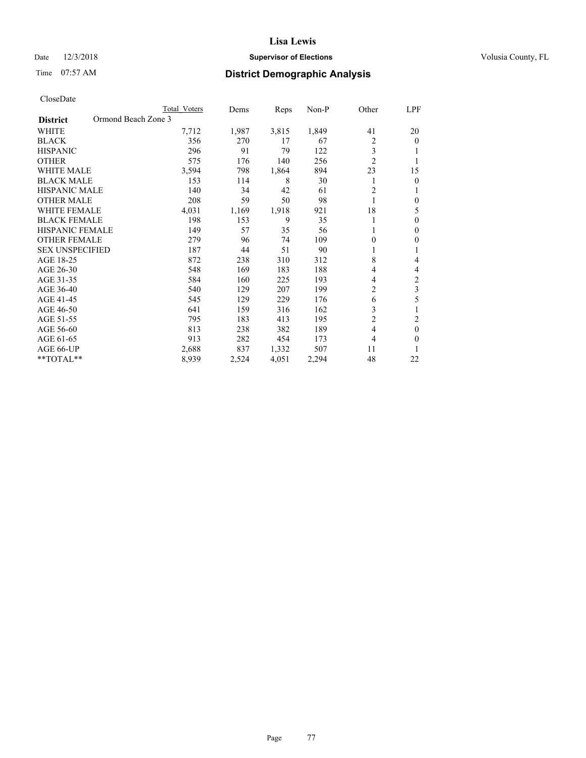CloseDate

| District | Ormond Beach Zone 3 | Total Voters | Dems | Reps | Non-P | Other | LPF |
|---|---|---|---|---|---|---|---|
| WHITE | | 7,712 | 1,987 | 3,815 | 1,849 | 41 | 20 |
| BLACK | | 356 | 270 | 17 | 67 | 2 | 0 |
| HISPANIC | | 296 | 91 | 79 | 122 | 3 | 1 |
| OTHER | | 575 | 176 | 140 | 256 | 2 | 1 |
| WHITE MALE | | 3,594 | 798 | 1,864 | 894 | 23 | 15 |
| BLACK MALE | | 153 | 114 | 8 | 30 | 1 | 0 |
| HISPANIC MALE | | 140 | 34 | 42 | 61 | 2 | 1 |
| OTHER MALE | | 208 | 59 | 50 | 98 | 1 | 0 |
| WHITE FEMALE | | 4,031 | 1,169 | 1,918 | 921 | 18 | 5 |
| BLACK FEMALE | | 198 | 153 | 9 | 35 | 1 | 0 |
| HISPANIC FEMALE | | 149 | 57 | 35 | 56 | 1 | 0 |
| OTHER FEMALE | | 279 | 96 | 74 | 109 | 0 | 0 |
| SEX UNSPECIFIED | | 187 | 44 | 51 | 90 | 1 | 1 |
| AGE 18-25 | | 872 | 238 | 310 | 312 | 8 | 4 |
| AGE 26-30 | | 548 | 169 | 183 | 188 | 4 | 4 |
| AGE 31-35 | | 584 | 160 | 225 | 193 | 4 | 2 |
| AGE 36-40 | | 540 | 129 | 207 | 199 | 2 | 3 |
| AGE 41-45 | | 545 | 129 | 229 | 176 | 6 | 5 |
| AGE 46-50 | | 641 | 159 | 316 | 162 | 3 | 1 |
| AGE 51-55 | | 795 | 183 | 413 | 195 | 2 | 2 |
| AGE 56-60 | | 813 | 238 | 382 | 189 | 4 | 0 |
| AGE 61-65 | | 913 | 282 | 454 | 173 | 4 | 0 |
| AGE 66-UP | | 2,688 | 837 | 1,332 | 507 | 11 | 1 |
| **TOTAL** | | 8,939 | 2,524 | 4,051 | 2,294 | 48 | 22 |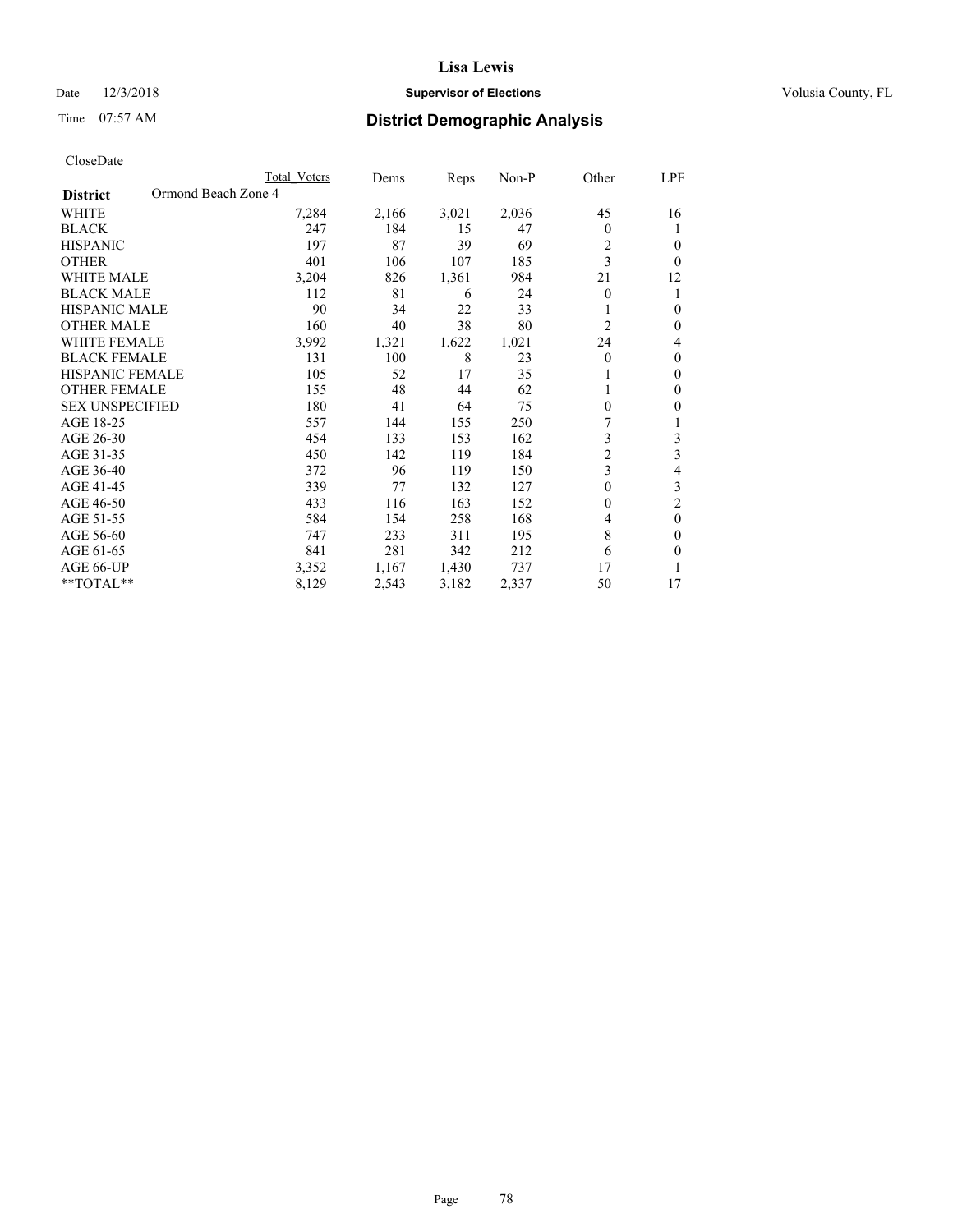# Lisa Lewis

Date 12/3/2018 **Supervisor of Elections** Volusia County, FL

Time 07:57 AM **District Demographic Analysis**

CloseDate

| District | Ormond Beach Zone 4 | Total Voters | Dems | Reps | Non-P | Other | LPF |
|---|---|---|---|---|---|---|---|
| WHITE | | 7,284 | 2,166 | 3,021 | 2,036 | 45 | 16 |
| BLACK | | 247 | 184 | 15 | 47 | 0 | 1 |
| HISPANIC | | 197 | 87 | 39 | 69 | 2 | 0 |
| OTHER | | 401 | 106 | 107 | 185 | 3 | 0 |
| WHITE MALE | | 3,204 | 826 | 1,361 | 984 | 21 | 12 |
| BLACK MALE | | 112 | 81 | 6 | 24 | 0 | 1 |
| HISPANIC MALE | | 90 | 34 | 22 | 33 | 1 | 0 |
| OTHER MALE | | 160 | 40 | 38 | 80 | 2 | 0 |
| WHITE FEMALE | | 3,992 | 1,321 | 1,622 | 1,021 | 24 | 4 |
| BLACK FEMALE | | 131 | 100 | 8 | 23 | 0 | 0 |
| HISPANIC FEMALE | | 105 | 52 | 17 | 35 | 1 | 0 |
| OTHER FEMALE | | 155 | 48 | 44 | 62 | 1 | 0 |
| SEX UNSPECIFIED | | 180 | 41 | 64 | 75 | 0 | 0 |
| AGE 18-25 | | 557 | 144 | 155 | 250 | 7 | 1 |
| AGE 26-30 | | 454 | 133 | 153 | 162 | 3 | 3 |
| AGE 31-35 | | 450 | 142 | 119 | 184 | 2 | 3 |
| AGE 36-40 | | 372 | 96 | 119 | 150 | 3 | 4 |
| AGE 41-45 | | 339 | 77 | 132 | 127 | 0 | 3 |
| AGE 46-50 | | 433 | 116 | 163 | 152 | 0 | 2 |
| AGE 51-55 | | 584 | 154 | 258 | 168 | 4 | 0 |
| AGE 56-60 | | 747 | 233 | 311 | 195 | 8 | 0 |
| AGE 61-65 | | 841 | 281 | 342 | 212 | 6 | 0 |
| AGE 66-UP | | 3,352 | 1,167 | 1,430 | 737 | 17 | 1 |
| **TOTAL** | | 8,129 | 2,543 | 3,182 | 2,337 | 50 | 17 |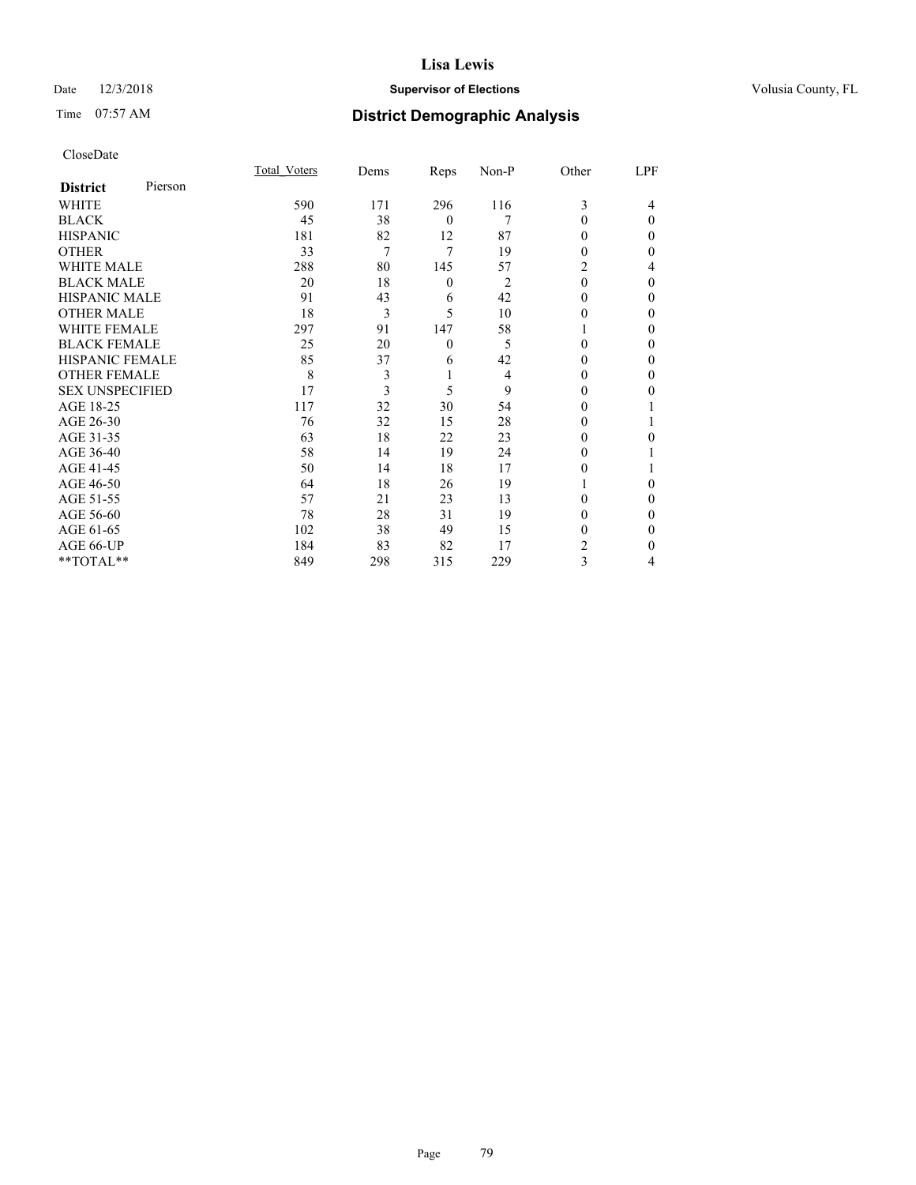# Lisa Lewis

Date 12/3/2018 **Supervisor of Elections** Volusia County, FL

Time 07:57 AM

## District Demographic Analysis

CloseDate

| **District** Pierson | Total_Voters | Dems | Reps | Non-P | Other | LPF |
|---|---|---|---|---|---|---|
| WHITE | 590 | 171 | 296 | 116 | 3 | 4 |
| BLACK | 45 | 38 | 0 | 7 | 0 | 0 |
| HISPANIC | 181 | 82 | 12 | 87 | 0 | 0 |
| OTHER | 33 | 7 | 7 | 19 | 0 | 0 |
| WHITE MALE | 288 | 80 | 145 | 57 | 2 | 4 |
| BLACK MALE | 20 | 18 | 0 | 2 | 0 | 0 |
| HISPANIC MALE | 91 | 43 | 6 | 42 | 0 | 0 |
| OTHER MALE | 18 | 3 | 5 | 10 | 0 | 0 |
| WHITE FEMALE | 297 | 91 | 147 | 58 | 1 | 0 |
| BLACK FEMALE | 25 | 20 | 0 | 5 | 0 | 0 |
| HISPANIC FEMALE | 85 | 37 | 6 | 42 | 0 | 0 |
| OTHER FEMALE | 8 | 3 | 1 | 4 | 0 | 0 |
| SEX UNSPECIFIED | 17 | 3 | 5 | 9 | 0 | 0 |
| AGE 18-25 | 117 | 32 | 30 | 54 | 0 | 1 |
| AGE 26-30 | 76 | 32 | 15 | 28 | 0 | 1 |
| AGE 31-35 | 63 | 18 | 22 | 23 | 0 | 0 |
| AGE 36-40 | 58 | 14 | 19 | 24 | 0 | 1 |
| AGE 41-45 | 50 | 14 | 18 | 17 | 0 | 1 |
| AGE 46-50 | 64 | 18 | 26 | 19 | 1 | 0 |
| AGE 51-55 | 57 | 21 | 23 | 13 | 0 | 0 |
| AGE 56-60 | 78 | 28 | 31 | 19 | 0 | 0 |
| AGE 61-65 | 102 | 38 | 49 | 15 | 0 | 0 |
| AGE 66-UP | 184 | 83 | 82 | 17 | 2 | 0 |
| **TOTAL** | 849 | 298 | 315 | 229 | 3 | 4 |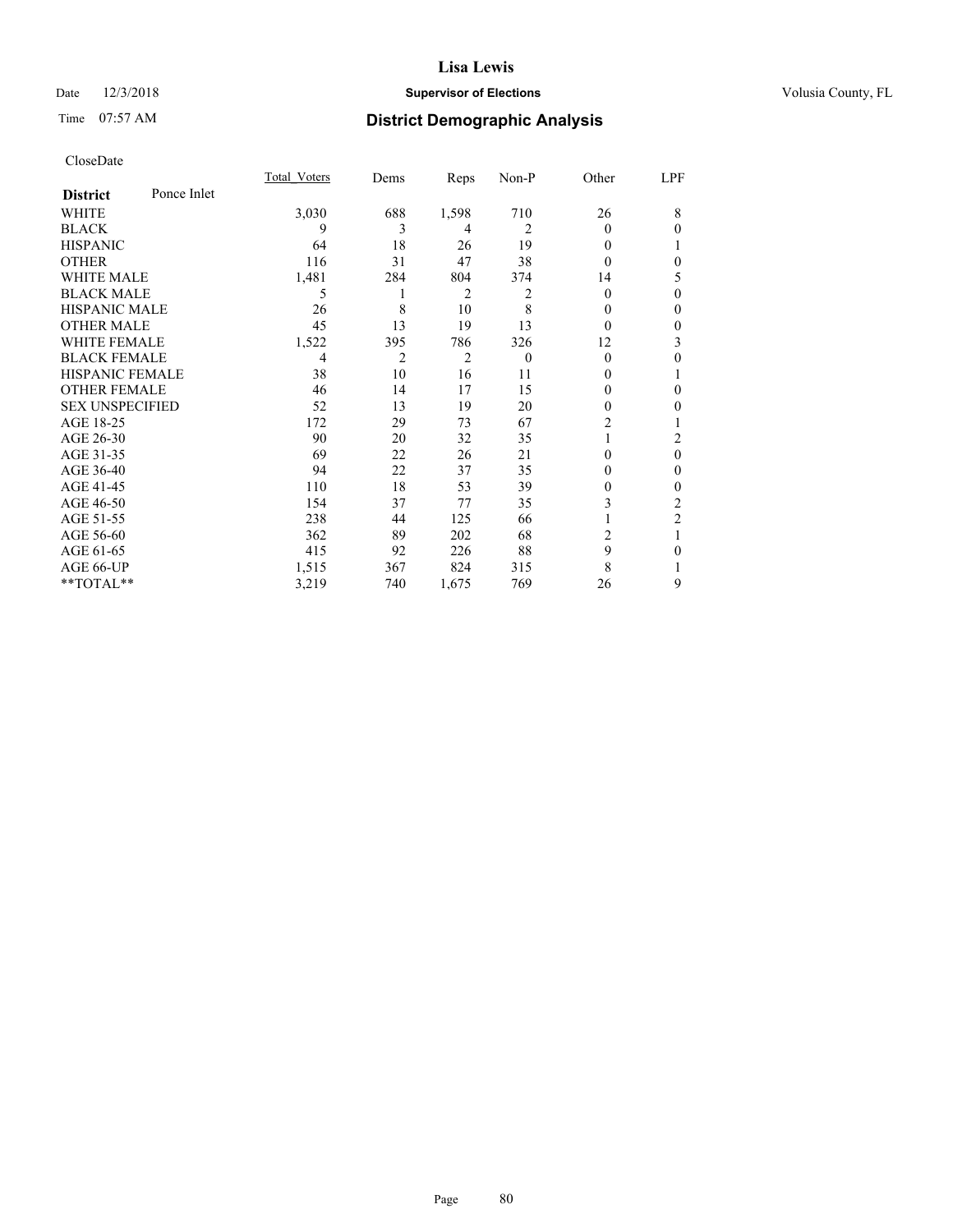**Lisa Lewis**

Date 12/3/2018 **Supervisor of Elections** Volusia County, FL

Time 07:57 AM

## District Demographic Analysis

CloseDate

| District: Ponce Inlet | Total_Voters | Dems | Reps | Non-P | Other | LPF |
|---|---|---|---|---|---|---|
| WHITE | 3,030 | 688 | 1,598 | 710 | 26 | 8 |
| BLACK | 9 | 3 | 4 | 2 | 0 | 0 |
| HISPANIC | 64 | 18 | 26 | 19 | 0 | 1 |
| OTHER | 116 | 31 | 47 | 38 | 0 | 0 |
| WHITE MALE | 1,481 | 284 | 804 | 374 | 14 | 5 |
| BLACK MALE | 5 | 1 | 2 | 2 | 0 | 0 |
| HISPANIC MALE | 26 | 8 | 10 | 8 | 0 | 0 |
| OTHER MALE | 45 | 13 | 19 | 13 | 0 | 0 |
| WHITE FEMALE | 1,522 | 395 | 786 | 326 | 12 | 3 |
| BLACK FEMALE | 4 | 2 | 2 | 0 | 0 | 0 |
| HISPANIC FEMALE | 38 | 10 | 16 | 11 | 0 | 1 |
| OTHER FEMALE | 46 | 14 | 17 | 15 | 0 | 0 |
| SEX UNSPECIFIED | 52 | 13 | 19 | 20 | 0 | 0 |
| AGE 18-25 | 172 | 29 | 73 | 67 | 2 | 1 |
| AGE 26-30 | 90 | 20 | 32 | 35 | 1 | 2 |
| AGE 31-35 | 69 | 22 | 26 | 21 | 0 | 0 |
| AGE 36-40 | 94 | 22 | 37 | 35 | 0 | 0 |
| AGE 41-45 | 110 | 18 | 53 | 39 | 0 | 0 |
| AGE 46-50 | 154 | 37 | 77 | 35 | 3 | 2 |
| AGE 51-55 | 238 | 44 | 125 | 66 | 1 | 2 |
| AGE 56-60 | 362 | 89 | 202 | 68 | 2 | 1 |
| AGE 61-65 | 415 | 92 | 226 | 88 | 9 | 0 |
| AGE 66-UP | 1,515 | 367 | 824 | 315 | 8 | 1 |
| **TOTAL** | 3,219 | 740 | 1,675 | 769 | 26 | 9 |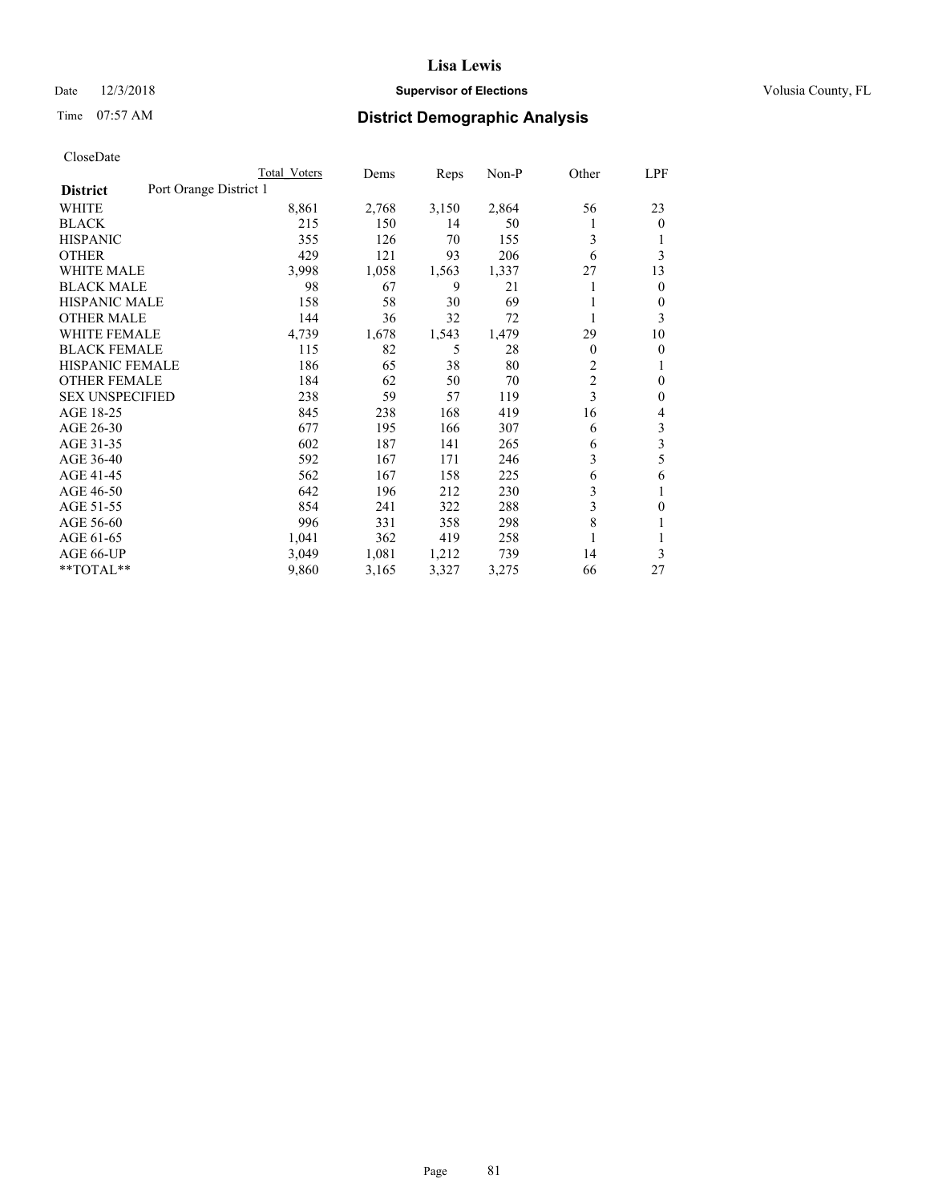# District Demographic Analysis

CloseDate

| District | Port Orange District 1 | Total Voters | Dems | Reps | Non-P | Other | LPF |
|---|---|---|---|---|---|---|---|
| WHITE | | 8,861 | 2,768 | 3,150 | 2,864 | 56 | 23 |
| BLACK | | 215 | 150 | 14 | 50 | 1 | 0 |
| HISPANIC | | 355 | 126 | 70 | 155 | 3 | 1 |
| OTHER | | 429 | 121 | 93 | 206 | 6 | 3 |
| WHITE MALE | | 3,998 | 1,058 | 1,563 | 1,337 | 27 | 13 |
| BLACK MALE | | 98 | 67 | 9 | 21 | 1 | 0 |
| HISPANIC MALE | | 158 | 58 | 30 | 69 | 1 | 0 |
| OTHER MALE | | 144 | 36 | 32 | 72 | 1 | 3 |
| WHITE FEMALE | | 4,739 | 1,678 | 1,543 | 1,479 | 29 | 10 |
| BLACK FEMALE | | 115 | 82 | 5 | 28 | 0 | 0 |
| HISPANIC FEMALE | | 186 | 65 | 38 | 80 | 2 | 1 |
| OTHER FEMALE | | 184 | 62 | 50 | 70 | 2 | 0 |
| SEX UNSPECIFIED | | 238 | 59 | 57 | 119 | 3 | 0 |
| AGE 18-25 | | 845 | 238 | 168 | 419 | 16 | 4 |
| AGE 26-30 | | 677 | 195 | 166 | 307 | 6 | 3 |
| AGE 31-35 | | 602 | 187 | 141 | 265 | 6 | 3 |
| AGE 36-40 | | 592 | 167 | 171 | 246 | 3 | 5 |
| AGE 41-45 | | 562 | 167 | 158 | 225 | 6 | 6 |
| AGE 46-50 | | 642 | 196 | 212 | 230 | 3 | 1 |
| AGE 51-55 | | 854 | 241 | 322 | 288 | 3 | 0 |
| AGE 56-60 | | 996 | 331 | 358 | 298 | 8 | 1 |
| AGE 61-65 | | 1,041 | 362 | 419 | 258 | 1 | 1 |
| AGE 66-UP | | 3,049 | 1,081 | 1,212 | 739 | 14 | 3 |
| **TOTAL** | | 9,860 | 3,165 | 3,327 | 3,275 | 66 | 27 |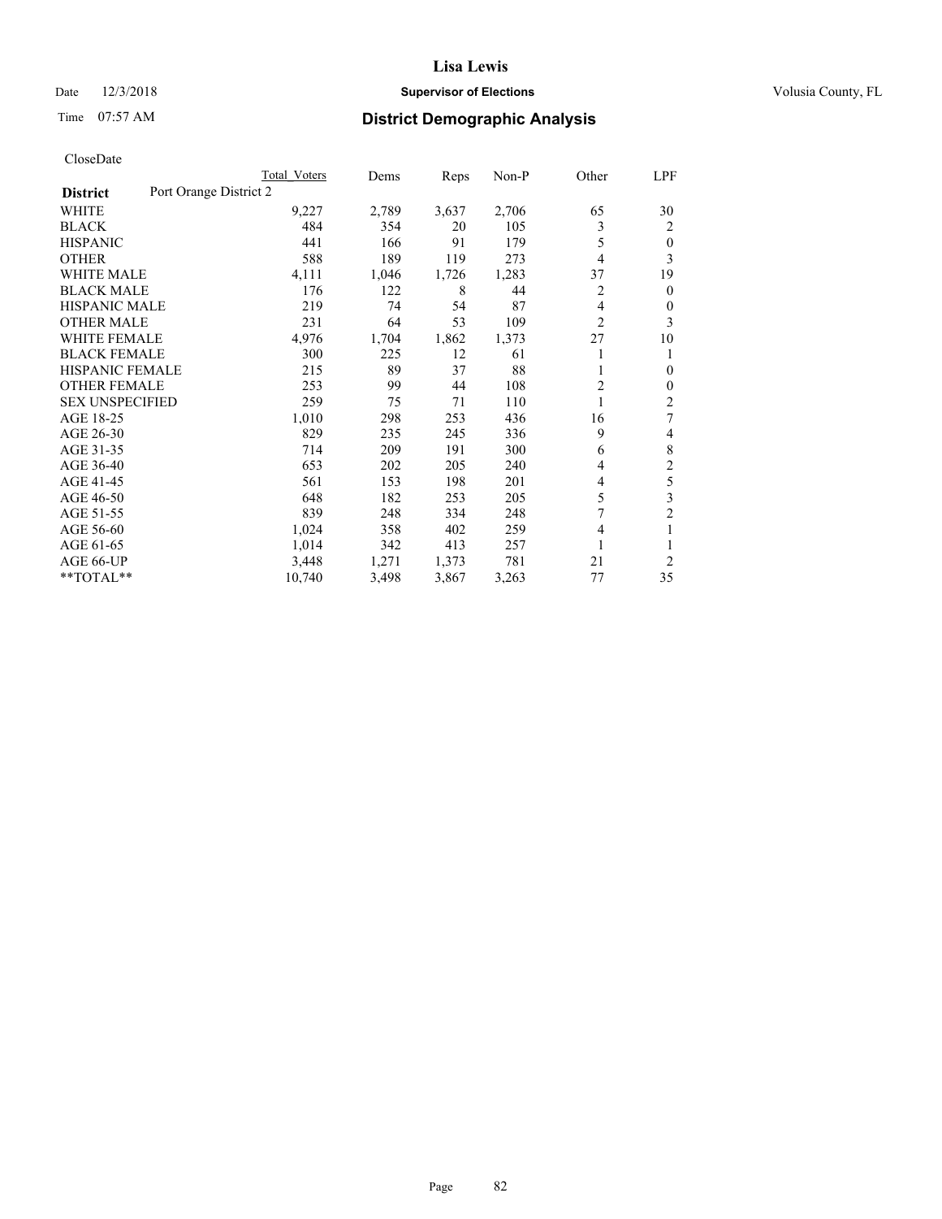CloseDate

| District | Port Orange District 2 | Total Voters | Dems | Reps | Non-P | Other | LPF |
|---|---|---|---|---|---|---|---|
| WHITE | | 9,227 | 2,789 | 3,637 | 2,706 | 65 | 30 |
| BLACK | | 484 | 354 | 20 | 105 | 3 | 2 |
| HISPANIC | | 441 | 166 | 91 | 179 | 5 | 0 |
| OTHER | | 588 | 189 | 119 | 273 | 4 | 3 |
| WHITE MALE | | 4,111 | 1,046 | 1,726 | 1,283 | 37 | 19 |
| BLACK MALE | | 176 | 122 | 8 | 44 | 2 | 0 |
| HISPANIC MALE | | 219 | 74 | 54 | 87 | 4 | 0 |
| OTHER MALE | | 231 | 64 | 53 | 109 | 2 | 3 |
| WHITE FEMALE | | 4,976 | 1,704 | 1,862 | 1,373 | 27 | 10 |
| BLACK FEMALE | | 300 | 225 | 12 | 61 | 1 | 1 |
| HISPANIC FEMALE | | 215 | 89 | 37 | 88 | 1 | 0 |
| OTHER FEMALE | | 253 | 99 | 44 | 108 | 2 | 0 |
| SEX UNSPECIFIED | | 259 | 75 | 71 | 110 | 1 | 2 |
| AGE 18-25 | | 1,010 | 298 | 253 | 436 | 16 | 7 |
| AGE 26-30 | | 829 | 235 | 245 | 336 | 9 | 4 |
| AGE 31-35 | | 714 | 209 | 191 | 300 | 6 | 8 |
| AGE 36-40 | | 653 | 202 | 205 | 240 | 4 | 2 |
| AGE 41-45 | | 561 | 153 | 198 | 201 | 4 | 5 |
| AGE 46-50 | | 648 | 182 | 253 | 205 | 5 | 3 |
| AGE 51-55 | | 839 | 248 | 334 | 248 | 7 | 2 |
| AGE 56-60 | | 1,024 | 358 | 402 | 259 | 4 | 1 |
| AGE 61-65 | | 1,014 | 342 | 413 | 257 | 1 | 1 |
| AGE 66-UP | | 3,448 | 1,271 | 1,373 | 781 | 21 | 2 |
| **TOTAL** | | 10,740 | 3,498 | 3,867 | 3,263 | 77 | 35 |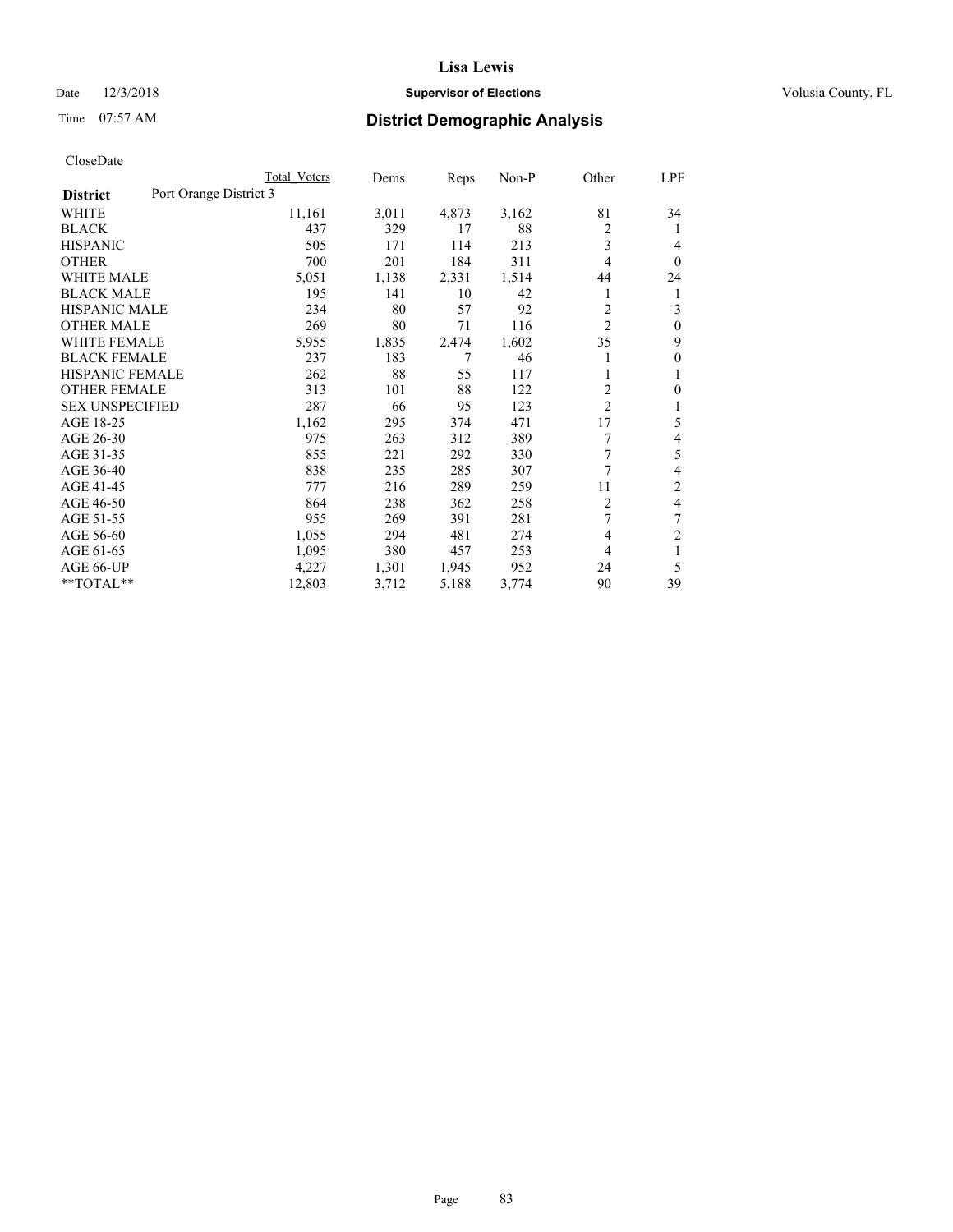# Lisa Lewis

Date 12/3/2018 **Supervisor of Elections** Volusia County, FL

Time 07:57 AM **District Demographic Analysis**

CloseDate

| District | Total Voters | Dems | Reps | Non-P | Other | LPF |
|---|---|---|---|---|---|---|
| Port Orange District 3 | | | | | | |
| WHITE | 11,161 | 3,011 | 4,873 | 3,162 | 81 | 34 |
| BLACK | 437 | 329 | 17 | 88 | 2 | 1 |
| HISPANIC | 505 | 171 | 114 | 213 | 3 | 4 |
| OTHER | 700 | 201 | 184 | 311 | 4 | 0 |
| WHITE MALE | 5,051 | 1,138 | 2,331 | 1,514 | 44 | 24 |
| BLACK MALE | 195 | 141 | 10 | 42 | 1 | 1 |
| HISPANIC MALE | 234 | 80 | 57 | 92 | 2 | 3 |
| OTHER MALE | 269 | 80 | 71 | 116 | 2 | 0 |
| WHITE FEMALE | 5,955 | 1,835 | 2,474 | 1,602 | 35 | 9 |
| BLACK FEMALE | 237 | 183 | 7 | 46 | 1 | 0 |
| HISPANIC FEMALE | 262 | 88 | 55 | 117 | 1 | 1 |
| OTHER FEMALE | 313 | 101 | 88 | 122 | 2 | 0 |
| SEX UNSPECIFIED | 287 | 66 | 95 | 123 | 2 | 1 |
| AGE 18-25 | 1,162 | 295 | 374 | 471 | 17 | 5 |
| AGE 26-30 | 975 | 263 | 312 | 389 | 7 | 4 |
| AGE 31-35 | 855 | 221 | 292 | 330 | 7 | 5 |
| AGE 36-40 | 838 | 235 | 285 | 307 | 7 | 4 |
| AGE 41-45 | 777 | 216 | 289 | 259 | 11 | 2 |
| AGE 46-50 | 864 | 238 | 362 | 258 | 2 | 4 |
| AGE 51-55 | 955 | 269 | 391 | 281 | 7 | 7 |
| AGE 56-60 | 1,055 | 294 | 481 | 274 | 4 | 2 |
| AGE 61-65 | 1,095 | 380 | 457 | 253 | 4 | 1 |
| AGE 66-UP | 4,227 | 1,301 | 1,945 | 952 | 24 | 5 |
| **TOTAL** | 12,803 | 3,712 | 5,188 | 3,774 | 90 | 39 |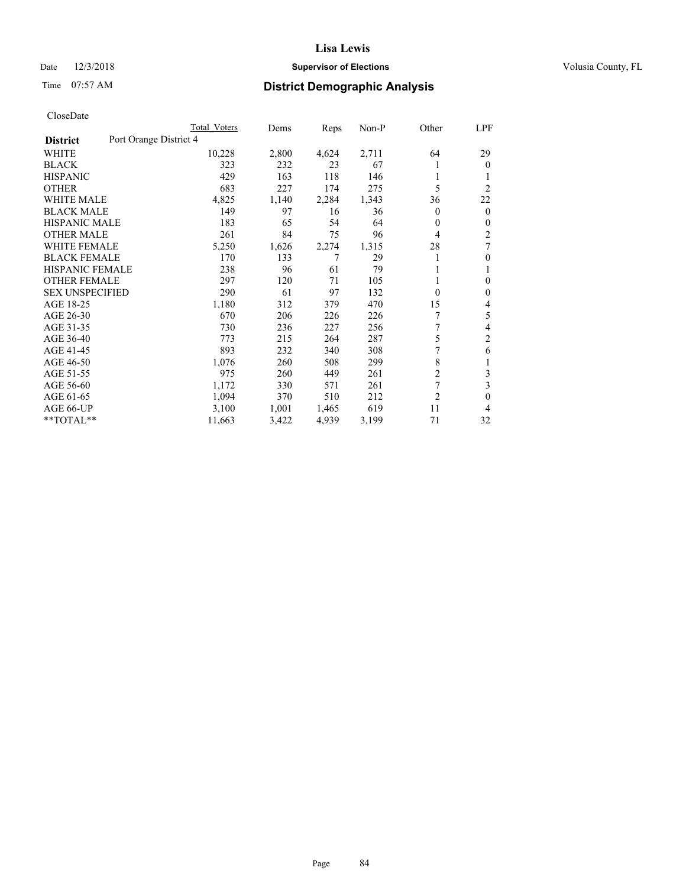# Lisa Lewis

Date 12/3/2018 **Supervisor of Elections** Volusia County, FL

Time 07:57 AM **District Demographic Analysis**

CloseDate

| **District** Port Orange District 4 | Total Voters | Dems | Reps | Non-P | Other | LPF |
|---|---|---|---|---|---|---|
| WHITE | 10,228 | 2,800 | 4,624 | 2,711 | 64 | 29 |
| BLACK | 323 | 232 | 23 | 67 | 1 | 0 |
| HISPANIC | 429 | 163 | 118 | 146 | 1 | 1 |
| OTHER | 683 | 227 | 174 | 275 | 5 | 2 |
| WHITE MALE | 4,825 | 1,140 | 2,284 | 1,343 | 36 | 22 |
| BLACK MALE | 149 | 97 | 16 | 36 | 0 | 0 |
| HISPANIC MALE | 183 | 65 | 54 | 64 | 0 | 0 |
| OTHER MALE | 261 | 84 | 75 | 96 | 4 | 2 |
| WHITE FEMALE | 5,250 | 1,626 | 2,274 | 1,315 | 28 | 7 |
| BLACK FEMALE | 170 | 133 | 7 | 29 | 1 | 0 |
| HISPANIC FEMALE | 238 | 96 | 61 | 79 | 1 | 1 |
| OTHER FEMALE | 297 | 120 | 71 | 105 | 1 | 0 |
| SEX UNSPECIFIED | 290 | 61 | 97 | 132 | 0 | 0 |
| AGE 18-25 | 1,180 | 312 | 379 | 470 | 15 | 4 |
| AGE 26-30 | 670 | 206 | 226 | 226 | 7 | 5 |
| AGE 31-35 | 730 | 236 | 227 | 256 | 7 | 4 |
| AGE 36-40 | 773 | 215 | 264 | 287 | 5 | 2 |
| AGE 41-45 | 893 | 232 | 340 | 308 | 7 | 6 |
| AGE 46-50 | 1,076 | 260 | 508 | 299 | 8 | 1 |
| AGE 51-55 | 975 | 260 | 449 | 261 | 2 | 3 |
| AGE 56-60 | 1,172 | 330 | 571 | 261 | 7 | 3 |
| AGE 61-65 | 1,094 | 370 | 510 | 212 | 2 | 0 |
| AGE 66-UP | 3,100 | 1,001 | 1,465 | 619 | 11 | 4 |
| **TOTAL** | 11,663 | 3,422 | 4,939 | 3,199 | 71 | 32 |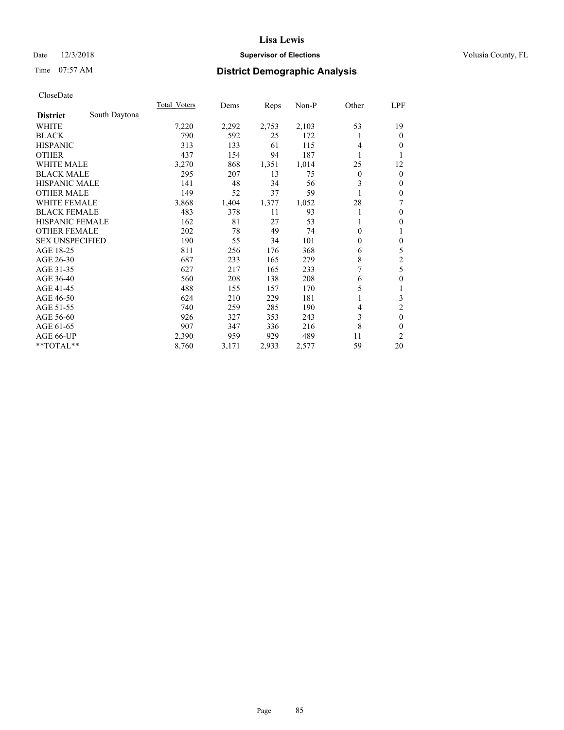# Lisa Lewis

Date 12/3/2018 **Supervisor of Elections** Volusia County, FL

Time 07:57 AM **District Demographic Analysis**

CloseDate

| **District** South Daytona | Total_Voters | Dems | Reps | Non-P | Other | LPF |
|---|---|---|---|---|---|---|
| WHITE | 7,220 | 2,292 | 2,753 | 2,103 | 53 | 19 |
| BLACK | 790 | 592 | 25 | 172 | 1 | 0 |
| HISPANIC | 313 | 133 | 61 | 115 | 4 | 0 |
| OTHER | 437 | 154 | 94 | 187 | 1 | 1 |
| WHITE MALE | 3,270 | 868 | 1,351 | 1,014 | 25 | 12 |
| BLACK MALE | 295 | 207 | 13 | 75 | 0 | 0 |
| HISPANIC MALE | 141 | 48 | 34 | 56 | 3 | 0 |
| OTHER MALE | 149 | 52 | 37 | 59 | 1 | 0 |
| WHITE FEMALE | 3,868 | 1,404 | 1,377 | 1,052 | 28 | 7 |
| BLACK FEMALE | 483 | 378 | 11 | 93 | 1 | 0 |
| HISPANIC FEMALE | 162 | 81 | 27 | 53 | 1 | 0 |
| OTHER FEMALE | 202 | 78 | 49 | 74 | 0 | 1 |
| SEX UNSPECIFIED | 190 | 55 | 34 | 101 | 0 | 0 |
| AGE 18-25 | 811 | 256 | 176 | 368 | 6 | 5 |
| AGE 26-30 | 687 | 233 | 165 | 279 | 8 | 2 |
| AGE 31-35 | 627 | 217 | 165 | 233 | 7 | 5 |
| AGE 36-40 | 560 | 208 | 138 | 208 | 6 | 0 |
| AGE 41-45 | 488 | 155 | 157 | 170 | 5 | 1 |
| AGE 46-50 | 624 | 210 | 229 | 181 | 1 | 3 |
| AGE 51-55 | 740 | 259 | 285 | 190 | 4 | 2 |
| AGE 56-60 | 926 | 327 | 353 | 243 | 3 | 0 |
| AGE 61-65 | 907 | 347 | 336 | 216 | 8 | 0 |
| AGE 66-UP | 2,390 | 959 | 929 | 489 | 11 | 2 |
| **TOTAL** | 8,760 | 3,171 | 2,933 | 2,577 | 59 | 20 |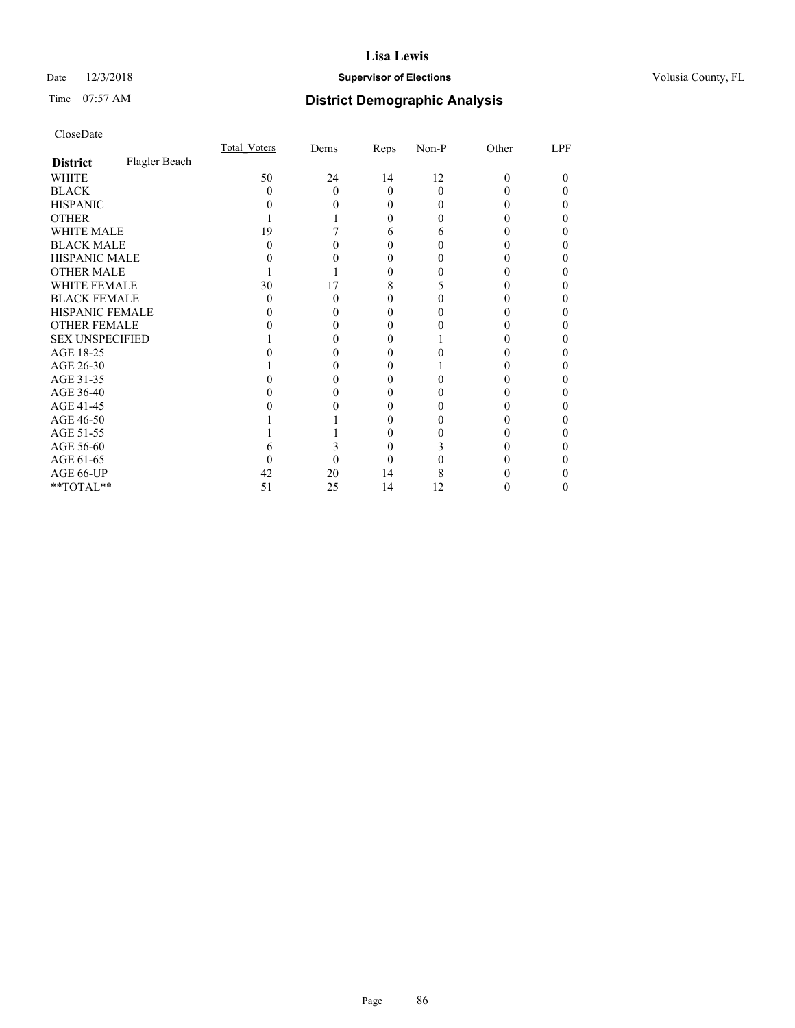# Lisa Lewis

Date 12/3/2018 **Supervisor of Elections** Volusia County, FL

Time 07:57 AM **District Demographic Analysis**

CloseDate

| **District** Flagler Beach | Total_Voters | Dems | Reps | Non-P | Other | LPF |
|---|---|---|---|---|---|---|
| WHITE | 50 | 24 | 14 | 12 | 0 | 0 |
| BLACK | 0 | 0 | 0 | 0 | 0 | 0 |
| HISPANIC | 0 | 0 | 0 | 0 | 0 | 0 |
| OTHER | 1 | 1 | 0 | 0 | 0 | 0 |
| WHITE MALE | 19 | 7 | 6 | 6 | 0 | 0 |
| BLACK MALE | 0 | 0 | 0 | 0 | 0 | 0 |
| HISPANIC MALE | 0 | 0 | 0 | 0 | 0 | 0 |
| OTHER MALE | 1 | 1 | 0 | 0 | 0 | 0 |
| WHITE FEMALE | 30 | 17 | 8 | 5 | 0 | 0 |
| BLACK FEMALE | 0 | 0 | 0 | 0 | 0 | 0 |
| HISPANIC FEMALE | 0 | 0 | 0 | 0 | 0 | 0 |
| OTHER FEMALE | 0 | 0 | 0 | 0 | 0 | 0 |
| SEX UNSPECIFIED | 1 | 0 | 0 | 1 | 0 | 0 |
| AGE 18-25 | 0 | 0 | 0 | 0 | 0 | 0 |
| AGE 26-30 | 1 | 0 | 0 | 1 | 0 | 0 |
| AGE 31-35 | 0 | 0 | 0 | 0 | 0 | 0 |
| AGE 36-40 | 0 | 0 | 0 | 0 | 0 | 0 |
| AGE 41-45 | 0 | 0 | 0 | 0 | 0 | 0 |
| AGE 46-50 | 1 | 1 | 0 | 0 | 0 | 0 |
| AGE 51-55 | 1 | 1 | 0 | 0 | 0 | 0 |
| AGE 56-60 | 6 | 3 | 0 | 3 | 0 | 0 |
| AGE 61-65 | 0 | 0 | 0 | 0 | 0 | 0 |
| AGE 66-UP | 42 | 20 | 14 | 8 | 0 | 0 |
| **TOTAL** | 51 | 25 | 14 | 12 | 0 | 0 |